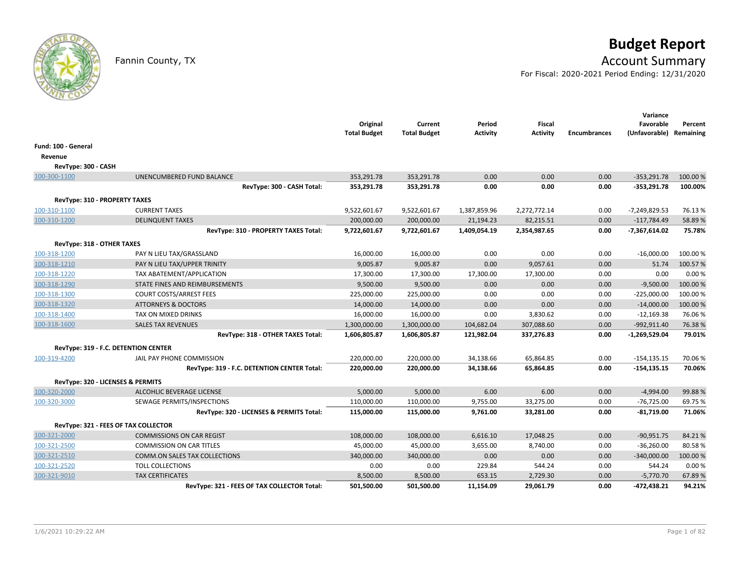# Budget Report

Fannin County, TX

## Account Summary

For Fiscal: 2020-2021 Period Ending: 12/31/2020

| | | Original Total Budget | Current Total Budget | Period Activity | Fiscal Activity | Encumbrances | Variance Favorable (Unfavorable) | Percent Remaining |
|---|---|---|---|---|---|---|---|---|
| **Fund: 100 - General** | | | | | | | | |
| **Revenue** | | | | | | | | |
| **RevType: 300 - CASH** | | | | | | | | |
| 100-300-1100 | UNENCUMBERED FUND BALANCE | 353,291.78 | 353,291.78 | 0.00 | 0.00 | 0.00 | -353,291.78 | 100.00 % |
| | **RevType: 300 - CASH Total:** | **353,291.78** | **353,291.78** | **0.00** | **0.00** | **0.00** | **-353,291.78** | **100.00%** |
| **RevType: 310 - PROPERTY TAXES** | | | | | | | | |
| 100-310-1100 | CURRENT TAXES | 9,522,601.67 | 9,522,601.67 | 1,387,859.96 | 2,272,772.14 | 0.00 | -7,249,829.53 | 76.13 % |
| 100-310-1200 | DELINQUENT TAXES | 200,000.00 | 200,000.00 | 21,194.23 | 82,215.51 | 0.00 | -117,784.49 | 58.89 % |
| | **RevType: 310 - PROPERTY TAXES Total:** | **9,722,601.67** | **9,722,601.67** | **1,409,054.19** | **2,354,987.65** | **0.00** | **-7,367,614.02** | **75.78%** |
| **RevType: 318 - OTHER TAXES** | | | | | | | | |
| 100-318-1200 | PAY N LIEU TAX/GRASSLAND | 16,000.00 | 16,000.00 | 0.00 | 0.00 | 0.00 | -16,000.00 | 100.00 % |
| 100-318-1210 | PAY N LIEU TAX/UPPER TRINITY | 9,005.87 | 9,005.87 | 0.00 | 9,057.61 | 0.00 | 51.74 | 100.57 % |
| 100-318-1220 | TAX ABATEMENT/APPLICATION | 17,300.00 | 17,300.00 | 17,300.00 | 17,300.00 | 0.00 | 0.00 | 0.00 % |
| 100-318-1290 | STATE FINES AND REIMBURSEMENTS | 9,500.00 | 9,500.00 | 0.00 | 0.00 | 0.00 | -9,500.00 | 100.00 % |
| 100-318-1300 | COURT COSTS/ARREST FEES | 225,000.00 | 225,000.00 | 0.00 | 0.00 | 0.00 | -225,000.00 | 100.00 % |
| 100-318-1320 | ATTORNEYS & DOCTORS | 14,000.00 | 14,000.00 | 0.00 | 0.00 | 0.00 | -14,000.00 | 100.00 % |
| 100-318-1400 | TAX ON MIXED DRINKS | 16,000.00 | 16,000.00 | 0.00 | 3,830.62 | 0.00 | -12,169.38 | 76.06 % |
| 100-318-1600 | SALES TAX REVENUES | 1,300,000.00 | 1,300,000.00 | 104,682.04 | 307,088.60 | 0.00 | -992,911.40 | 76.38 % |
| | **RevType: 318 - OTHER TAXES Total:** | **1,606,805.87** | **1,606,805.87** | **121,982.04** | **337,276.83** | **0.00** | **-1,269,529.04** | **79.01%** |
| **RevType: 319 - F.C. DETENTION CENTER** | | | | | | | | |
| 100-319-4200 | JAIL PAY PHONE COMMISSION | 220,000.00 | 220,000.00 | 34,138.66 | 65,864.85 | 0.00 | -154,135.15 | 70.06 % |
| | **RevType: 319 - F.C. DETENTION CENTER Total:** | **220,000.00** | **220,000.00** | **34,138.66** | **65,864.85** | **0.00** | **-154,135.15** | **70.06%** |
| **RevType: 320 - LICENSES & PERMITS** | | | | | | | | |
| 100-320-2000 | ALCOHLIC BEVERAGE LICENSE | 5,000.00 | 5,000.00 | 6.00 | 6.00 | 0.00 | -4,994.00 | 99.88 % |
| 100-320-3000 | SEWAGE PERMITS/INSPECTIONS | 110,000.00 | 110,000.00 | 9,755.00 | 33,275.00 | 0.00 | -76,725.00 | 69.75 % |
| | **RevType: 320 - LICENSES & PERMITS Total:** | **115,000.00** | **115,000.00** | **9,761.00** | **33,281.00** | **0.00** | **-81,719.00** | **71.06%** |
| **RevType: 321 - FEES OF TAX COLLECTOR** | | | | | | | | |
| 100-321-2000 | COMMISSIONS ON CAR REGIST | 108,000.00 | 108,000.00 | 6,616.10 | 17,048.25 | 0.00 | -90,951.75 | 84.21 % |
| 100-321-2500 | COMMISSION ON CAR TITLES | 45,000.00 | 45,000.00 | 3,655.00 | 8,740.00 | 0.00 | -36,260.00 | 80.58 % |
| 100-321-2510 | COMM.ON SALES TAX COLLECTIONS | 340,000.00 | 340,000.00 | 0.00 | 0.00 | 0.00 | -340,000.00 | 100.00 % |
| 100-321-2520 | TOLL COLLECTIONS | 0.00 | 0.00 | 229.84 | 544.24 | 0.00 | 544.24 | 0.00 % |
| 100-321-9010 | TAX CERTIFICATES | 8,500.00 | 8,500.00 | 653.15 | 2,729.30 | 0.00 | -5,770.70 | 67.89 % |
| | **RevType: 321 - FEES OF TAX COLLECTOR Total:** | **501,500.00** | **501,500.00** | **11,154.09** | **29,061.79** | **0.00** | **-472,438.21** | **94.21%** |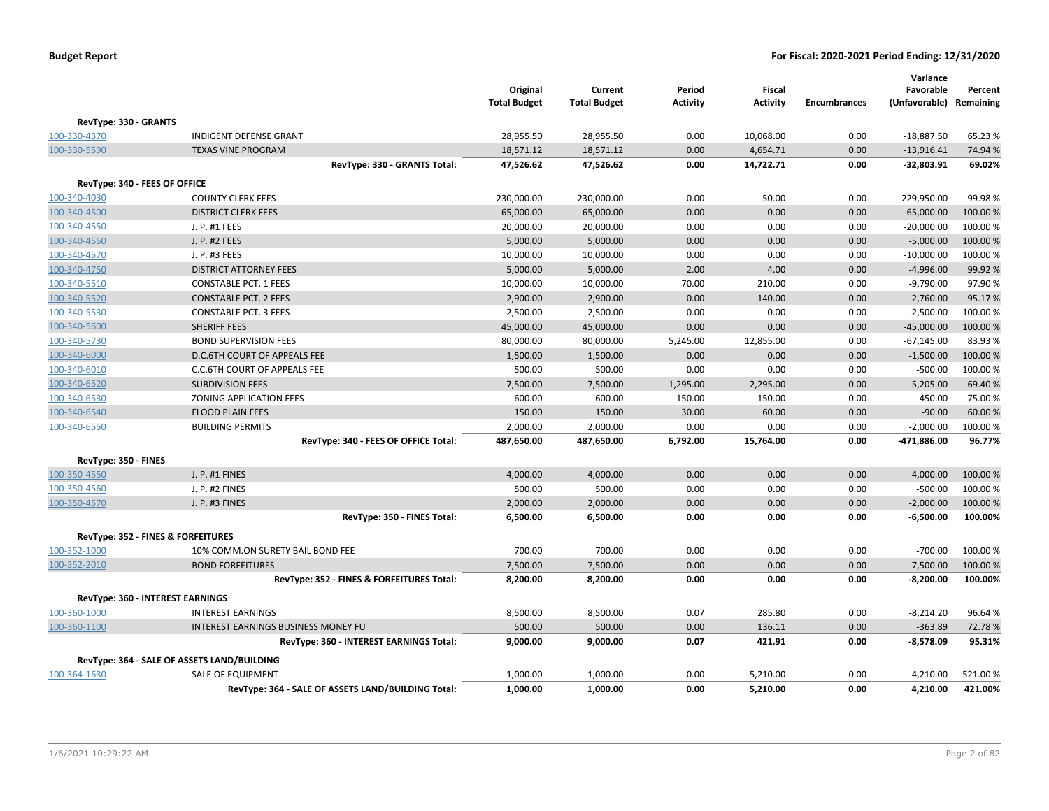**Budget Report** | **For Fiscal: 2020-2021 Period Ending: 12/31/2020**

| | | Original Total Budget | Current Total Budget | Period Activity | Fiscal Activity | Encumbrances | Variance Favorable (Unfavorable) | Percent Remaining |
|---|---|---|---|---|---|---|---|---|
| **RevType: 330 - GRANTS** | | | | | | | | |
| 100-330-4370 | INDIGENT DEFENSE GRANT | 28,955.50 | 28,955.50 | 0.00 | 10,068.00 | 0.00 | -18,887.50 | 65.23 % |
| 100-330-5590 | TEXAS VINE PROGRAM | 18,571.12 | 18,571.12 | 0.00 | 4,654.71 | 0.00 | -13,916.41 | 74.94 % |
| | **RevType: 330 - GRANTS Total:** | **47,526.62** | **47,526.62** | **0.00** | **14,722.71** | **0.00** | **-32,803.91** | **69.02%** |
| **RevType: 340 - FEES OF OFFICE** | | | | | | | | |
| 100-340-4030 | COUNTY CLERK FEES | 230,000.00 | 230,000.00 | 0.00 | 50.00 | 0.00 | -229,950.00 | 99.98 % |
| 100-340-4500 | DISTRICT CLERK FEES | 65,000.00 | 65,000.00 | 0.00 | 0.00 | 0.00 | -65,000.00 | 100.00 % |
| 100-340-4550 | J. P. #1 FEES | 20,000.00 | 20,000.00 | 0.00 | 0.00 | 0.00 | -20,000.00 | 100.00 % |
| 100-340-4560 | J. P. #2 FEES | 5,000.00 | 5,000.00 | 0.00 | 0.00 | 0.00 | -5,000.00 | 100.00 % |
| 100-340-4570 | J. P. #3 FEES | 10,000.00 | 10,000.00 | 0.00 | 0.00 | 0.00 | -10,000.00 | 100.00 % |
| 100-340-4750 | DISTRICT ATTORNEY FEES | 5,000.00 | 5,000.00 | 2.00 | 4.00 | 0.00 | -4,996.00 | 99.92 % |
| 100-340-5510 | CONSTABLE PCT. 1 FEES | 10,000.00 | 10,000.00 | 70.00 | 210.00 | 0.00 | -9,790.00 | 97.90 % |
| 100-340-5520 | CONSTABLE PCT. 2 FEES | 2,900.00 | 2,900.00 | 0.00 | 140.00 | 0.00 | -2,760.00 | 95.17 % |
| 100-340-5530 | CONSTABLE PCT. 3 FEES | 2,500.00 | 2,500.00 | 0.00 | 0.00 | 0.00 | -2,500.00 | 100.00 % |
| 100-340-5600 | SHERIFF FEES | 45,000.00 | 45,000.00 | 0.00 | 0.00 | 0.00 | -45,000.00 | 100.00 % |
| 100-340-5730 | BOND SUPERVISION FEES | 80,000.00 | 80,000.00 | 5,245.00 | 12,855.00 | 0.00 | -67,145.00 | 83.93 % |
| 100-340-6000 | D.C.6TH COURT OF APPEALS FEE | 1,500.00 | 1,500.00 | 0.00 | 0.00 | 0.00 | -1,500.00 | 100.00 % |
| 100-340-6010 | C.C.6TH COURT OF APPEALS FEE | 500.00 | 500.00 | 0.00 | 0.00 | 0.00 | -500.00 | 100.00 % |
| 100-340-6520 | SUBDIVISION FEES | 7,500.00 | 7,500.00 | 1,295.00 | 2,295.00 | 0.00 | -5,205.00 | 69.40 % |
| 100-340-6530 | ZONING APPLICATION FEES | 600.00 | 600.00 | 150.00 | 150.00 | 0.00 | -450.00 | 75.00 % |
| 100-340-6540 | FLOOD PLAIN FEES | 150.00 | 150.00 | 30.00 | 60.00 | 0.00 | -90.00 | 60.00 % |
| 100-340-6550 | BUILDING PERMITS | 2,000.00 | 2,000.00 | 0.00 | 0.00 | 0.00 | -2,000.00 | 100.00 % |
| | **RevType: 340 - FEES OF OFFICE Total:** | **487,650.00** | **487,650.00** | **6,792.00** | **15,764.00** | **0.00** | **-471,886.00** | **96.77%** |
| **RevType: 350 - FINES** | | | | | | | | |
| 100-350-4550 | J. P. #1 FINES | 4,000.00 | 4,000.00 | 0.00 | 0.00 | 0.00 | -4,000.00 | 100.00 % |
| 100-350-4560 | J. P. #2 FINES | 500.00 | 500.00 | 0.00 | 0.00 | 0.00 | -500.00 | 100.00 % |
| 100-350-4570 | J. P. #3 FINES | 2,000.00 | 2,000.00 | 0.00 | 0.00 | 0.00 | -2,000.00 | 100.00 % |
| | **RevType: 350 - FINES Total:** | **6,500.00** | **6,500.00** | **0.00** | **0.00** | **0.00** | **-6,500.00** | **100.00%** |
| **RevType: 352 - FINES & FORFEITURES** | | | | | | | | |
| 100-352-1000 | 10% COMM.ON SURETY BAIL BOND FEE | 700.00 | 700.00 | 0.00 | 0.00 | 0.00 | -700.00 | 100.00 % |
| 100-352-2010 | BOND FORFEITURES | 7,500.00 | 7,500.00 | 0.00 | 0.00 | 0.00 | -7,500.00 | 100.00 % |
| | **RevType: 352 - FINES & FORFEITURES Total:** | **8,200.00** | **8,200.00** | **0.00** | **0.00** | **0.00** | **-8,200.00** | **100.00%** |
| **RevType: 360 - INTEREST EARNINGS** | | | | | | | | |
| 100-360-1000 | INTEREST EARNINGS | 8,500.00 | 8,500.00 | 0.07 | 285.80 | 0.00 | -8,214.20 | 96.64 % |
| 100-360-1100 | INTEREST EARNINGS BUSINESS MONEY FU | 500.00 | 500.00 | 0.00 | 136.11 | 0.00 | -363.89 | 72.78 % |
| | **RevType: 360 - INTEREST EARNINGS Total:** | **9,000.00** | **9,000.00** | **0.07** | **421.91** | **0.00** | **-8,578.09** | **95.31%** |
| **RevType: 364 - SALE OF ASSETS LAND/BUILDING** | | | | | | | | |
| 100-364-1630 | SALE OF EQUIPMENT | 1,000.00 | 1,000.00 | 0.00 | 5,210.00 | 0.00 | 4,210.00 | 521.00 % |
| | **RevType: 364 - SALE OF ASSETS LAND/BUILDING Total:** | **1,000.00** | **1,000.00** | **0.00** | **5,210.00** | **0.00** | **4,210.00** | **421.00%** |

1/6/2021 10:29:22 AM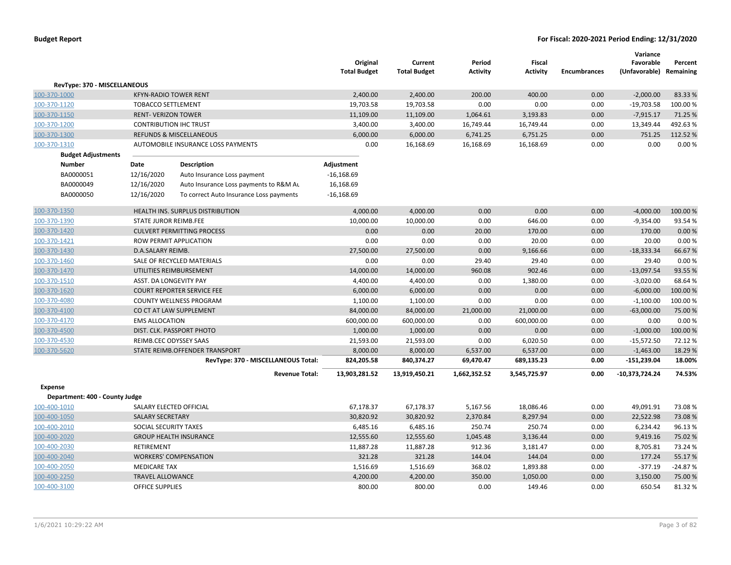**Budget Report** **For Fiscal: 2020-2021 Period Ending: 12/31/2020**

| | | Original Total Budget | Current Total Budget | Period Activity | Fiscal Activity | Encumbrances | Variance Favorable (Unfavorable) | Percent Remaining |
|---|---|---|---|---|---|---|---|---|
| **RevType: 370 - MISCELLANEOUS** | | | | | | | | |
| 100-370-1000 | KFYN-RADIO TOWER RENT | 2,400.00 | 2,400.00 | 200.00 | 400.00 | 0.00 | -2,000.00 | 83.33 % |
| 100-370-1120 | TOBACCO SETTLEMENT | 19,703.58 | 19,703.58 | 0.00 | 0.00 | 0.00 | -19,703.58 | 100.00 % |
| 100-370-1150 | RENT- VERIZON TOWER | 11,109.00 | 11,109.00 | 1,064.61 | 3,193.83 | 0.00 | -7,915.17 | 71.25 % |
| 100-370-1200 | CONTRIBUTION IHC TRUST | 3,400.00 | 3,400.00 | 16,749.44 | 16,749.44 | 0.00 | 13,349.44 | 492.63 % |
| 100-370-1300 | REFUNDS & MISCELLANEOUS | 6,000.00 | 6,000.00 | 6,741.25 | 6,751.25 | 0.00 | 751.25 | 112.52 % |
| 100-370-1310 | AUTOMOBILE INSURANCE LOSS PAYMENTS | 0.00 | 16,168.69 | 16,168.69 | 16,168.69 | 0.00 | 0.00 | 0.00 % |

**Budget Adjustments**

| Number | Date | Description | Adjustment |
|---|---|---|---|
| BA0000051 | 12/16/2020 | Auto Insurance Loss payment | -16,168.69 |
| BA0000049 | 12/16/2020 | Auto Insurance Loss payments to R&M Au | 16,168.69 |
| BA0000050 | 12/16/2020 | To correct Auto Insurance Loss payments | -16,168.69 |

| | | Original Total Budget | Current Total Budget | Period Activity | Fiscal Activity | Encumbrances | Variance Favorable (Unfavorable) | Percent Remaining |
|---|---|---|---|---|---|---|---|---|
| 100-370-1350 | HEALTH INS. SURPLUS DISTRIBUTION | 4,000.00 | 4,000.00 | 0.00 | 0.00 | 0.00 | -4,000.00 | 100.00 % |
| 100-370-1390 | STATE JUROR REIMB.FEE | 10,000.00 | 10,000.00 | 0.00 | 646.00 | 0.00 | -9,354.00 | 93.54 % |
| 100-370-1420 | CULVERT PERMITTING PROCESS | 0.00 | 0.00 | 20.00 | 170.00 | 0.00 | 170.00 | 0.00 % |
| 100-370-1421 | ROW PERMIT APPLICATION | 0.00 | 0.00 | 0.00 | 20.00 | 0.00 | 20.00 | 0.00 % |
| 100-370-1430 | D.A.SALARY REIMB. | 27,500.00 | 27,500.00 | 0.00 | 9,166.66 | 0.00 | -18,333.34 | 66.67 % |
| 100-370-1460 | SALE OF RECYCLED MATERIALS | 0.00 | 0.00 | 29.40 | 29.40 | 0.00 | 29.40 | 0.00 % |
| 100-370-1470 | UTILITIES REIMBURSEMENT | 14,000.00 | 14,000.00 | 960.08 | 902.46 | 0.00 | -13,097.54 | 93.55 % |
| 100-370-1510 | ASST. DA LONGEVITY PAY | 4,400.00 | 4,400.00 | 0.00 | 1,380.00 | 0.00 | -3,020.00 | 68.64 % |
| 100-370-1620 | COURT REPORTER SERVICE FEE | 6,000.00 | 6,000.00 | 0.00 | 0.00 | 0.00 | -6,000.00 | 100.00 % |
| 100-370-4080 | COUNTY WELLNESS PROGRAM | 1,100.00 | 1,100.00 | 0.00 | 0.00 | 0.00 | -1,100.00 | 100.00 % |
| 100-370-4100 | CO CT AT LAW SUPPLEMENT | 84,000.00 | 84,000.00 | 21,000.00 | 21,000.00 | 0.00 | -63,000.00 | 75.00 % |
| 100-370-4170 | EMS ALLOCATION | 600,000.00 | 600,000.00 | 0.00 | 600,000.00 | 0.00 | 0.00 | 0.00 % |
| 100-370-4500 | DIST. CLK. PASSPORT PHOTO | 1,000.00 | 1,000.00 | 0.00 | 0.00 | 0.00 | -1,000.00 | 100.00 % |
| 100-370-4530 | REIMB.CEC ODYSSEY SAAS | 21,593.00 | 21,593.00 | 0.00 | 6,020.50 | 0.00 | -15,572.50 | 72.12 % |
| 100-370-5620 | STATE REIMB.OFFENDER TRANSPORT | 8,000.00 | 8,000.00 | 6,537.00 | 6,537.00 | 0.00 | -1,463.00 | 18.29 % |
| | **RevType: 370 - MISCELLANEOUS Total:** | **824,205.58** | **840,374.27** | **69,470.47** | **689,135.23** | **0.00** | **-151,239.04** | **18.00%** |
| | **Revenue Total:** | **13,903,281.52** | **13,919,450.21** | **1,662,352.52** | **3,545,725.97** | **0.00** | **-10,373,724.24** | **74.53%** |
| **Expense** | | | | | | | | |
| **Department: 400 - County Judge** | | | | | | | | |
| 100-400-1010 | SALARY ELECTED OFFICIAL | 67,178.37 | 67,178.37 | 5,167.56 | 18,086.46 | 0.00 | 49,091.91 | 73.08 % |
| 100-400-1050 | SALARY SECRETARY | 30,820.92 | 30,820.92 | 2,370.84 | 8,297.94 | 0.00 | 22,522.98 | 73.08 % |
| 100-400-2010 | SOCIAL SECURITY TAXES | 6,485.16 | 6,485.16 | 250.74 | 250.74 | 0.00 | 6,234.42 | 96.13 % |
| 100-400-2020 | GROUP HEALTH INSURANCE | 12,555.60 | 12,555.60 | 1,045.48 | 3,136.44 | 0.00 | 9,419.16 | 75.02 % |
| 100-400-2030 | RETIREMENT | 11,887.28 | 11,887.28 | 912.36 | 3,181.47 | 0.00 | 8,705.81 | 73.24 % |
| 100-400-2040 | WORKERS' COMPENSATION | 321.28 | 321.28 | 144.04 | 144.04 | 0.00 | 177.24 | 55.17 % |
| 100-400-2050 | MEDICARE TAX | 1,516.69 | 1,516.69 | 368.02 | 1,893.88 | 0.00 | -377.19 | -24.87 % |
| 100-400-2250 | TRAVEL ALLOWANCE | 4,200.00 | 4,200.00 | 350.00 | 1,050.00 | 0.00 | 3,150.00 | 75.00 % |
| 100-400-3100 | OFFICE SUPPLIES | 800.00 | 800.00 | 0.00 | 149.46 | 0.00 | 650.54 | 81.32 % |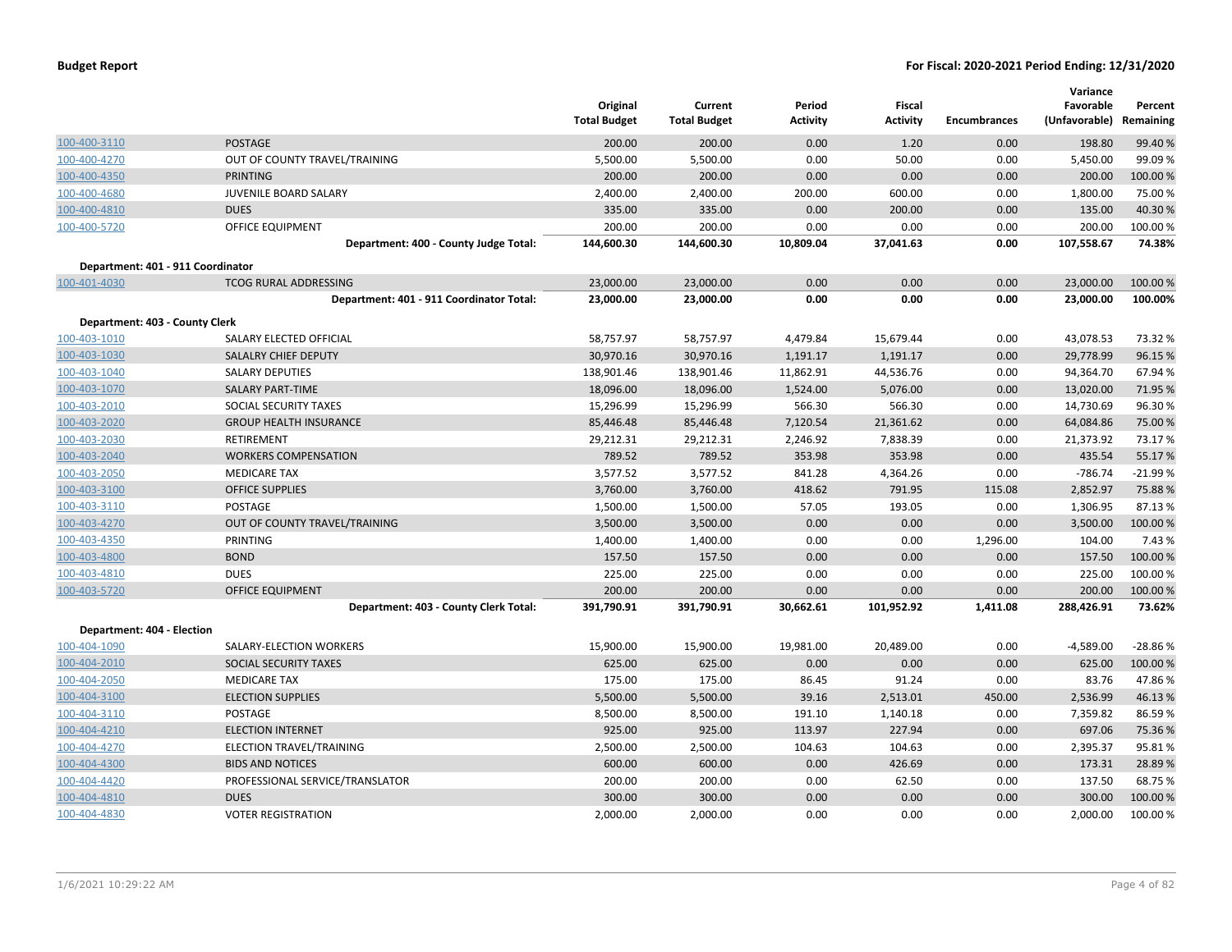| | | Original Total Budget | Current Total Budget | Period Activity | Fiscal Activity | Encumbrances | Variance Favorable (Unfavorable) | Percent Remaining |
|---|---|---|---|---|---|---|---|---|
| 100-400-3110 | POSTAGE | 200.00 | 200.00 | 0.00 | 1.20 | 0.00 | 198.80 | 99.40 % |
| 100-400-4270 | OUT OF COUNTY TRAVEL/TRAINING | 5,500.00 | 5,500.00 | 0.00 | 50.00 | 0.00 | 5,450.00 | 99.09 % |
| 100-400-4350 | PRINTING | 200.00 | 200.00 | 0.00 | 0.00 | 0.00 | 200.00 | 100.00 % |
| 100-400-4680 | JUVENILE BOARD SALARY | 2,400.00 | 2,400.00 | 200.00 | 600.00 | 0.00 | 1,800.00 | 75.00 % |
| 100-400-4810 | DUES | 335.00 | 335.00 | 0.00 | 200.00 | 0.00 | 135.00 | 40.30 % |
| 100-400-5720 | OFFICE EQUIPMENT | 200.00 | 200.00 | 0.00 | 0.00 | 0.00 | 200.00 | 100.00 % |
| | **Department: 400 - County Judge Total:** | **144,600.30** | **144,600.30** | **10,809.04** | **37,041.63** | **0.00** | **107,558.67** | **74.38%** |
| **Department: 401 - 911 Coordinator** | | | | | | | | |
| 100-401-4030 | TCOG RURAL ADDRESSING | 23,000.00 | 23,000.00 | 0.00 | 0.00 | 0.00 | 23,000.00 | 100.00 % |
| | **Department: 401 - 911 Coordinator Total:** | **23,000.00** | **23,000.00** | **0.00** | **0.00** | **0.00** | **23,000.00** | **100.00%** |
| **Department: 403 - County Clerk** | | | | | | | | |
| 100-403-1010 | SALARY ELECTED OFFICIAL | 58,757.97 | 58,757.97 | 4,479.84 | 15,679.44 | 0.00 | 43,078.53 | 73.32 % |
| 100-403-1030 | SALALRY CHIEF DEPUTY | 30,970.16 | 30,970.16 | 1,191.17 | 1,191.17 | 0.00 | 29,778.99 | 96.15 % |
| 100-403-1040 | SALARY DEPUTIES | 138,901.46 | 138,901.46 | 11,862.91 | 44,536.76 | 0.00 | 94,364.70 | 67.94 % |
| 100-403-1070 | SALARY PART-TIME | 18,096.00 | 18,096.00 | 1,524.00 | 5,076.00 | 0.00 | 13,020.00 | 71.95 % |
| 100-403-2010 | SOCIAL SECURITY TAXES | 15,296.99 | 15,296.99 | 566.30 | 566.30 | 0.00 | 14,730.69 | 96.30 % |
| 100-403-2020 | GROUP HEALTH INSURANCE | 85,446.48 | 85,446.48 | 7,120.54 | 21,361.62 | 0.00 | 64,084.86 | 75.00 % |
| 100-403-2030 | RETIREMENT | 29,212.31 | 29,212.31 | 2,246.92 | 7,838.39 | 0.00 | 21,373.92 | 73.17 % |
| 100-403-2040 | WORKERS COMPENSATION | 789.52 | 789.52 | 353.98 | 353.98 | 0.00 | 435.54 | 55.17 % |
| 100-403-2050 | MEDICARE TAX | 3,577.52 | 3,577.52 | 841.28 | 4,364.26 | 0.00 | -786.74 | -21.99 % |
| 100-403-3100 | OFFICE SUPPLIES | 3,760.00 | 3,760.00 | 418.62 | 791.95 | 115.08 | 2,852.97 | 75.88 % |
| 100-403-3110 | POSTAGE | 1,500.00 | 1,500.00 | 57.05 | 193.05 | 0.00 | 1,306.95 | 87.13 % |
| 100-403-4270 | OUT OF COUNTY TRAVEL/TRAINING | 3,500.00 | 3,500.00 | 0.00 | 0.00 | 0.00 | 3,500.00 | 100.00 % |
| 100-403-4350 | PRINTING | 1,400.00 | 1,400.00 | 0.00 | 0.00 | 1,296.00 | 104.00 | 7.43 % |
| 100-403-4800 | BOND | 157.50 | 157.50 | 0.00 | 0.00 | 0.00 | 157.50 | 100.00 % |
| 100-403-4810 | DUES | 225.00 | 225.00 | 0.00 | 0.00 | 0.00 | 225.00 | 100.00 % |
| 100-403-5720 | OFFICE EQUIPMENT | 200.00 | 200.00 | 0.00 | 0.00 | 0.00 | 200.00 | 100.00 % |
| | **Department: 403 - County Clerk Total:** | **391,790.91** | **391,790.91** | **30,662.61** | **101,952.92** | **1,411.08** | **288,426.91** | **73.62%** |
| **Department: 404 - Election** | | | | | | | | |
| 100-404-1090 | SALARY-ELECTION WORKERS | 15,900.00 | 15,900.00 | 19,981.00 | 20,489.00 | 0.00 | -4,589.00 | -28.86 % |
| 100-404-2010 | SOCIAL SECURITY TAXES | 625.00 | 625.00 | 0.00 | 0.00 | 0.00 | 625.00 | 100.00 % |
| 100-404-2050 | MEDICARE TAX | 175.00 | 175.00 | 86.45 | 91.24 | 0.00 | 83.76 | 47.86 % |
| 100-404-3100 | ELECTION SUPPLIES | 5,500.00 | 5,500.00 | 39.16 | 2,513.01 | 450.00 | 2,536.99 | 46.13 % |
| 100-404-3110 | POSTAGE | 8,500.00 | 8,500.00 | 191.10 | 1,140.18 | 0.00 | 7,359.82 | 86.59 % |
| 100-404-4210 | ELECTION INTERNET | 925.00 | 925.00 | 113.97 | 227.94 | 0.00 | 697.06 | 75.36 % |
| 100-404-4270 | ELECTION TRAVEL/TRAINING | 2,500.00 | 2,500.00 | 104.63 | 104.63 | 0.00 | 2,395.37 | 95.81 % |
| 100-404-4300 | BIDS AND NOTICES | 600.00 | 600.00 | 0.00 | 426.69 | 0.00 | 173.31 | 28.89 % |
| 100-404-4420 | PROFESSIONAL SERVICE/TRANSLATOR | 200.00 | 200.00 | 0.00 | 62.50 | 0.00 | 137.50 | 68.75 % |
| 100-404-4810 | DUES | 300.00 | 300.00 | 0.00 | 0.00 | 0.00 | 300.00 | 100.00 % |
| 100-404-4830 | VOTER REGISTRATION | 2,000.00 | 2,000.00 | 0.00 | 0.00 | 0.00 | 2,000.00 | 100.00 % |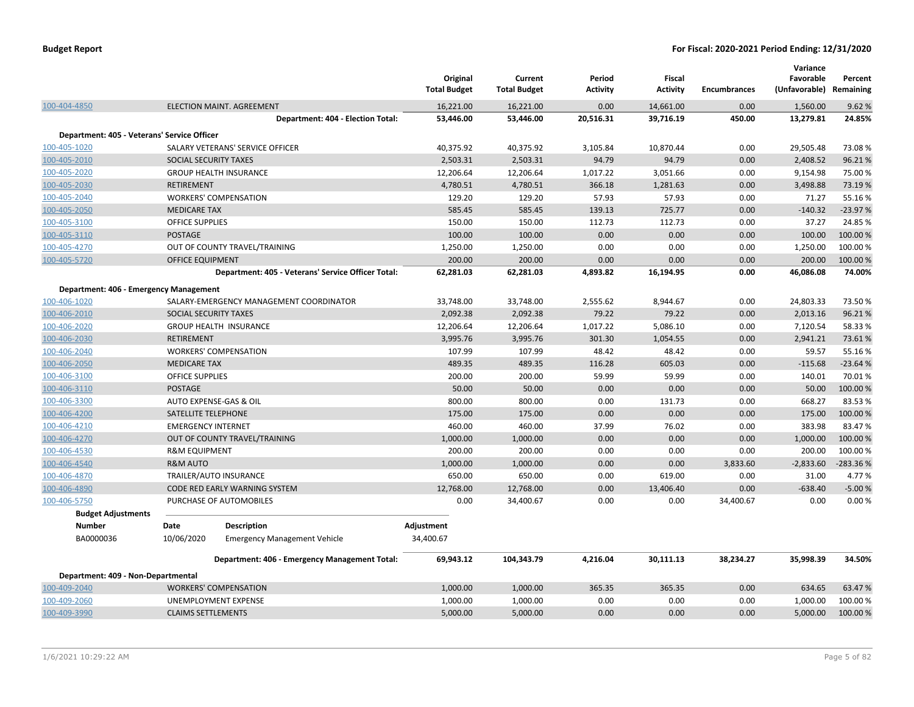| | | Original Total Budget | Current Total Budget | Period Activity | Fiscal Activity | Encumbrances | Variance Favorable (Unfavorable) | Percent Remaining |
|---|---|---|---|---|---|---|---|---|
| 100-404-4850 | ELECTION MAINT. AGREEMENT | 16,221.00 | 16,221.00 | 0.00 | 14,661.00 | 0.00 | 1,560.00 | 9.62 % |
| | **Department: 404 - Election Total:** | **53,446.00** | **53,446.00** | **20,516.31** | **39,716.19** | **450.00** | **13,279.81** | **24.85%** |
| **Department: 405 - Veterans' Service Officer** | | | | | | | | |
| 100-405-1020 | SALARY VETERANS' SERVICE OFFICER | 40,375.92 | 40,375.92 | 3,105.84 | 10,870.44 | 0.00 | 29,505.48 | 73.08 % |
| 100-405-2010 | SOCIAL SECURITY TAXES | 2,503.31 | 2,503.31 | 94.79 | 94.79 | 0.00 | 2,408.52 | 96.21 % |
| 100-405-2020 | GROUP HEALTH INSURANCE | 12,206.64 | 12,206.64 | 1,017.22 | 3,051.66 | 0.00 | 9,154.98 | 75.00 % |
| 100-405-2030 | RETIREMENT | 4,780.51 | 4,780.51 | 366.18 | 1,281.63 | 0.00 | 3,498.88 | 73.19 % |
| 100-405-2040 | WORKERS' COMPENSATION | 129.20 | 129.20 | 57.93 | 57.93 | 0.00 | 71.27 | 55.16 % |
| 100-405-2050 | MEDICARE TAX | 585.45 | 585.45 | 139.13 | 725.77 | 0.00 | -140.32 | -23.97 % |
| 100-405-3100 | OFFICE SUPPLIES | 150.00 | 150.00 | 112.73 | 112.73 | 0.00 | 37.27 | 24.85 % |
| 100-405-3110 | POSTAGE | 100.00 | 100.00 | 0.00 | 0.00 | 0.00 | 100.00 | 100.00 % |
| 100-405-4270 | OUT OF COUNTY TRAVEL/TRAINING | 1,250.00 | 1,250.00 | 0.00 | 0.00 | 0.00 | 1,250.00 | 100.00 % |
| 100-405-5720 | OFFICE EQUIPMENT | 200.00 | 200.00 | 0.00 | 0.00 | 0.00 | 200.00 | 100.00 % |
| | **Department: 405 - Veterans' Service Officer Total:** | **62,281.03** | **62,281.03** | **4,893.82** | **16,194.95** | **0.00** | **46,086.08** | **74.00%** |
| **Department: 406 - Emergency Management** | | | | | | | | |
| 100-406-1020 | SALARY-EMERGENCY MANAGEMENT COORDINATOR | 33,748.00 | 33,748.00 | 2,555.62 | 8,944.67 | 0.00 | 24,803.33 | 73.50 % |
| 100-406-2010 | SOCIAL SECURITY TAXES | 2,092.38 | 2,092.38 | 79.22 | 79.22 | 0.00 | 2,013.16 | 96.21 % |
| 100-406-2020 | GROUP HEALTH INSURANCE | 12,206.64 | 12,206.64 | 1,017.22 | 5,086.10 | 0.00 | 7,120.54 | 58.33 % |
| 100-406-2030 | RETIREMENT | 3,995.76 | 3,995.76 | 301.30 | 1,054.55 | 0.00 | 2,941.21 | 73.61 % |
| 100-406-2040 | WORKERS' COMPENSATION | 107.99 | 107.99 | 48.42 | 48.42 | 0.00 | 59.57 | 55.16 % |
| 100-406-2050 | MEDICARE TAX | 489.35 | 489.35 | 116.28 | 605.03 | 0.00 | -115.68 | -23.64 % |
| 100-406-3100 | OFFICE SUPPLIES | 200.00 | 200.00 | 59.99 | 59.99 | 0.00 | 140.01 | 70.01 % |
| 100-406-3110 | POSTAGE | 50.00 | 50.00 | 0.00 | 0.00 | 0.00 | 50.00 | 100.00 % |
| 100-406-3300 | AUTO EXPENSE-GAS & OIL | 800.00 | 800.00 | 0.00 | 131.73 | 0.00 | 668.27 | 83.53 % |
| 100-406-4200 | SATELLITE TELEPHONE | 175.00 | 175.00 | 0.00 | 0.00 | 0.00 | 175.00 | 100.00 % |
| 100-406-4210 | EMERGENCY INTERNET | 460.00 | 460.00 | 37.99 | 76.02 | 0.00 | 383.98 | 83.47 % |
| 100-406-4270 | OUT OF COUNTY TRAVEL/TRAINING | 1,000.00 | 1,000.00 | 0.00 | 0.00 | 0.00 | 1,000.00 | 100.00 % |
| 100-406-4530 | R&M EQUIPMENT | 200.00 | 200.00 | 0.00 | 0.00 | 0.00 | 200.00 | 100.00 % |
| 100-406-4540 | R&M AUTO | 1,000.00 | 1,000.00 | 0.00 | 0.00 | 3,833.60 | -2,833.60 | -283.36 % |
| 100-406-4870 | TRAILER/AUTO INSURANCE | 650.00 | 650.00 | 0.00 | 619.00 | 0.00 | 31.00 | 4.77 % |
| 100-406-4890 | CODE RED EARLY WARNING SYSTEM | 12,768.00 | 12,768.00 | 0.00 | 13,406.40 | 0.00 | -638.40 | -5.00 % |
| 100-406-5750 | PURCHASE OF AUTOMOBILES | 0.00 | 34,400.67 | 0.00 | 0.00 | 34,400.67 | 0.00 | 0.00 % |

**Budget Adjustments**

| Number | Date | Description | Adjustment |
|---|---|---|---|
| BA0000036 | 10/06/2020 | Emergency Management Vehicle | 34,400.67 |

| | | Original Total Budget | Current Total Budget | Period Activity | Fiscal Activity | Encumbrances | Variance Favorable (Unfavorable) | Percent Remaining |
|---|---|---|---|---|---|---|---|---|
| | **Department: 406 - Emergency Management Total:** | **69,943.12** | **104,343.79** | **4,216.04** | **30,111.13** | **38,234.27** | **35,998.39** | **34.50%** |
| **Department: 409 - Non-Departmental** | | | | | | | | |
| 100-409-2040 | WORKERS' COMPENSATION | 1,000.00 | 1,000.00 | 365.35 | 365.35 | 0.00 | 634.65 | 63.47 % |
| 100-409-2060 | UNEMPLOYMENT EXPENSE | 1,000.00 | 1,000.00 | 0.00 | 0.00 | 0.00 | 1,000.00 | 100.00 % |
| 100-409-3990 | CLAIMS SETTLEMENTS | 5,000.00 | 5,000.00 | 0.00 | 0.00 | 0.00 | 5,000.00 | 100.00 % |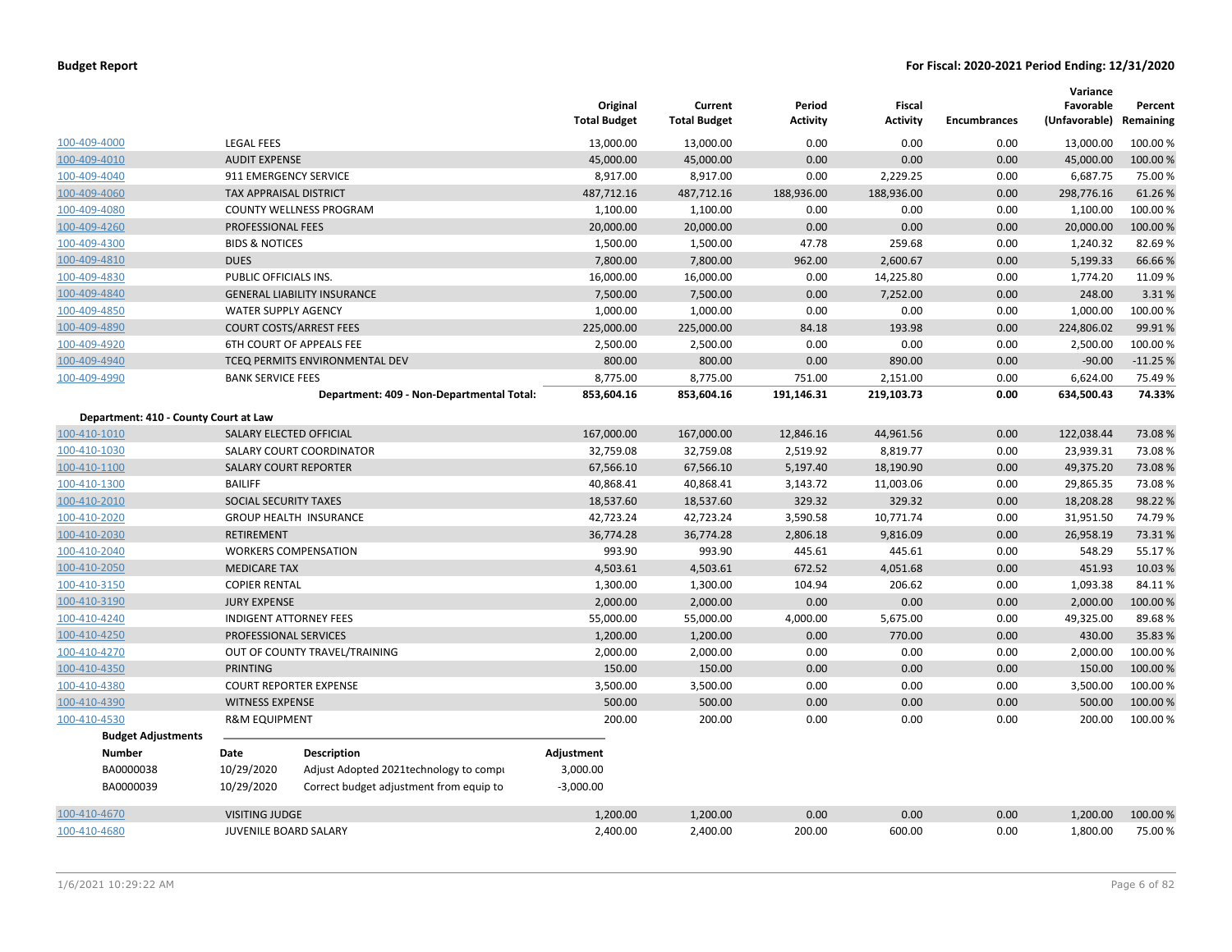| | | Original Total Budget | Current Total Budget | Period Activity | Fiscal Activity | Encumbrances | Variance Favorable (Unfavorable) | Percent Remaining |
|---|---|---|---|---|---|---|---|---|
| 100-409-4000 | LEGAL FEES | 13,000.00 | 13,000.00 | 0.00 | 0.00 | 0.00 | 13,000.00 | 100.00 % |
| 100-409-4010 | AUDIT EXPENSE | 45,000.00 | 45,000.00 | 0.00 | 0.00 | 0.00 | 45,000.00 | 100.00 % |
| 100-409-4040 | 911 EMERGENCY SERVICE | 8,917.00 | 8,917.00 | 0.00 | 2,229.25 | 0.00 | 6,687.75 | 75.00 % |
| 100-409-4060 | TAX APPRAISAL DISTRICT | 487,712.16 | 487,712.16 | 188,936.00 | 188,936.00 | 0.00 | 298,776.16 | 61.26 % |
| 100-409-4080 | COUNTY WELLNESS PROGRAM | 1,100.00 | 1,100.00 | 0.00 | 0.00 | 0.00 | 1,100.00 | 100.00 % |
| 100-409-4260 | PROFESSIONAL FEES | 20,000.00 | 20,000.00 | 0.00 | 0.00 | 0.00 | 20,000.00 | 100.00 % |
| 100-409-4300 | BIDS & NOTICES | 1,500.00 | 1,500.00 | 47.78 | 259.68 | 0.00 | 1,240.32 | 82.69 % |
| 100-409-4810 | DUES | 7,800.00 | 7,800.00 | 962.00 | 2,600.67 | 0.00 | 5,199.33 | 66.66 % |
| 100-409-4830 | PUBLIC OFFICIALS INS. | 16,000.00 | 16,000.00 | 0.00 | 14,225.80 | 0.00 | 1,774.20 | 11.09 % |
| 100-409-4840 | GENERAL LIABILITY INSURANCE | 7,500.00 | 7,500.00 | 0.00 | 7,252.00 | 0.00 | 248.00 | 3.31 % |
| 100-409-4850 | WATER SUPPLY AGENCY | 1,000.00 | 1,000.00 | 0.00 | 0.00 | 0.00 | 1,000.00 | 100.00 % |
| 100-409-4890 | COURT COSTS/ARREST FEES | 225,000.00 | 225,000.00 | 84.18 | 193.98 | 0.00 | 224,806.02 | 99.91 % |
| 100-409-4920 | 6TH COURT OF APPEALS FEE | 2,500.00 | 2,500.00 | 0.00 | 0.00 | 0.00 | 2,500.00 | 100.00 % |
| 100-409-4940 | TCEQ PERMITS ENVIRONMENTAL DEV | 800.00 | 800.00 | 0.00 | 890.00 | 0.00 | -90.00 | -11.25 % |
| 100-409-4990 | BANK SERVICE FEES | 8,775.00 | 8,775.00 | 751.00 | 2,151.00 | 0.00 | 6,624.00 | 75.49 % |
| | **Department: 409 - Non-Departmental Total:** | **853,604.16** | **853,604.16** | **191,146.31** | **219,103.73** | **0.00** | **634,500.43** | **74.33%** |

**Department: 410 - County Court at Law**

| | | Original Total Budget | Current Total Budget | Period Activity | Fiscal Activity | Encumbrances | Variance Favorable (Unfavorable) | Percent Remaining |
|---|---|---|---|---|---|---|---|---|
| 100-410-1010 | SALARY ELECTED OFFICIAL | 167,000.00 | 167,000.00 | 12,846.16 | 44,961.56 | 0.00 | 122,038.44 | 73.08 % |
| 100-410-1030 | SALARY COURT COORDINATOR | 32,759.08 | 32,759.08 | 2,519.92 | 8,819.77 | 0.00 | 23,939.31 | 73.08 % |
| 100-410-1100 | SALARY COURT REPORTER | 67,566.10 | 67,566.10 | 5,197.40 | 18,190.90 | 0.00 | 49,375.20 | 73.08 % |
| 100-410-1300 | BAILIFF | 40,868.41 | 40,868.41 | 3,143.72 | 11,003.06 | 0.00 | 29,865.35 | 73.08 % |
| 100-410-2010 | SOCIAL SECURITY TAXES | 18,537.60 | 18,537.60 | 329.32 | 329.32 | 0.00 | 18,208.28 | 98.22 % |
| 100-410-2020 | GROUP HEALTH INSURANCE | 42,723.24 | 42,723.24 | 3,590.58 | 10,771.74 | 0.00 | 31,951.50 | 74.79 % |
| 100-410-2030 | RETIREMENT | 36,774.28 | 36,774.28 | 2,806.18 | 9,816.09 | 0.00 | 26,958.19 | 73.31 % |
| 100-410-2040 | WORKERS COMPENSATION | 993.90 | 993.90 | 445.61 | 445.61 | 0.00 | 548.29 | 55.17 % |
| 100-410-2050 | MEDICARE TAX | 4,503.61 | 4,503.61 | 672.52 | 4,051.68 | 0.00 | 451.93 | 10.03 % |
| 100-410-3150 | COPIER RENTAL | 1,300.00 | 1,300.00 | 104.94 | 206.62 | 0.00 | 1,093.38 | 84.11 % |
| 100-410-3190 | JURY EXPENSE | 2,000.00 | 2,000.00 | 0.00 | 0.00 | 0.00 | 2,000.00 | 100.00 % |
| 100-410-4240 | INDIGENT ATTORNEY FEES | 55,000.00 | 55,000.00 | 4,000.00 | 5,675.00 | 0.00 | 49,325.00 | 89.68 % |
| 100-410-4250 | PROFESSIONAL SERVICES | 1,200.00 | 1,200.00 | 0.00 | 770.00 | 0.00 | 430.00 | 35.83 % |
| 100-410-4270 | OUT OF COUNTY TRAVEL/TRAINING | 2,000.00 | 2,000.00 | 0.00 | 0.00 | 0.00 | 2,000.00 | 100.00 % |
| 100-410-4350 | PRINTING | 150.00 | 150.00 | 0.00 | 0.00 | 0.00 | 150.00 | 100.00 % |
| 100-410-4380 | COURT REPORTER EXPENSE | 3,500.00 | 3,500.00 | 0.00 | 0.00 | 0.00 | 3,500.00 | 100.00 % |
| 100-410-4390 | WITNESS EXPENSE | 500.00 | 500.00 | 0.00 | 0.00 | 0.00 | 500.00 | 100.00 % |
| 100-410-4530 | R&M EQUIPMENT | 200.00 | 200.00 | 0.00 | 0.00 | 0.00 | 200.00 | 100.00 % |

**Budget Adjustments**

| Number | Date | Description | Adjustment |
|---|---|---|---|
| BA0000038 | 10/29/2020 | Adjust Adopted 2021technology to compu | 3,000.00 |
| BA0000039 | 10/29/2020 | Correct budget adjustment from equip to | -3,000.00 |

| | | Original Total Budget | Current Total Budget | Period Activity | Fiscal Activity | Encumbrances | Variance Favorable (Unfavorable) | Percent Remaining |
|---|---|---|---|---|---|---|---|---|
| 100-410-4670 | VISITING JUDGE | 1,200.00 | 1,200.00 | 0.00 | 0.00 | 0.00 | 1,200.00 | 100.00 % |
| 100-410-4680 | JUVENILE BOARD SALARY | 2,400.00 | 2,400.00 | 200.00 | 600.00 | 0.00 | 1,800.00 | 75.00 % |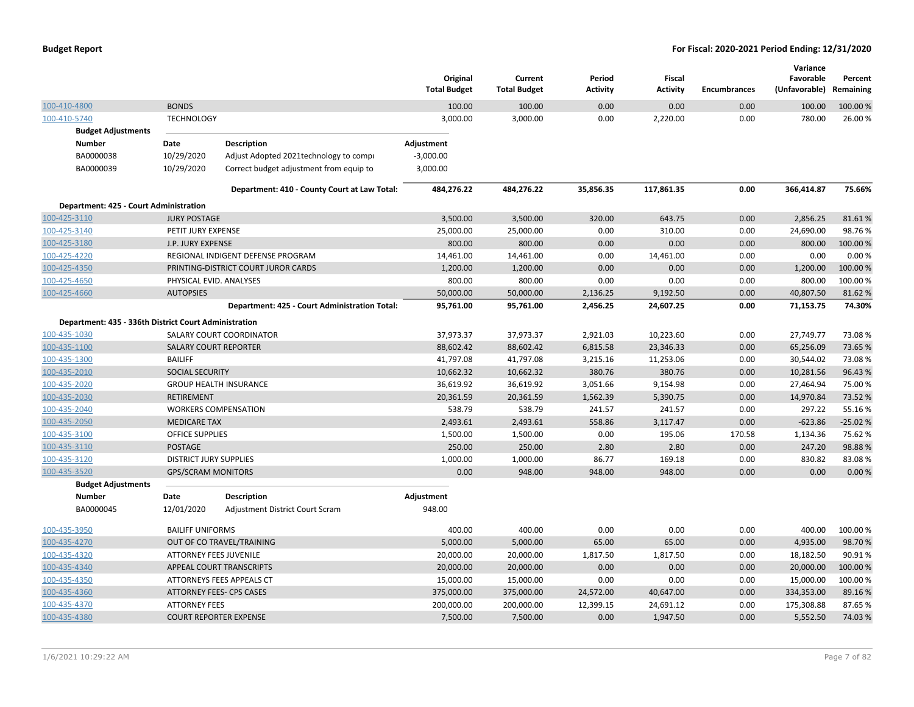# Budget Report

**For Fiscal: 2020-2021 Period Ending: 12/31/2020**

| | | Original Total Budget | Current Total Budget | Period Activity | Fiscal Activity | Encumbrances | Variance Favorable (Unfavorable) | Percent Remaining |
|---|---|---|---|---|---|---|---|---|
| 100-410-4800 | BONDS | 100.00 | 100.00 | 0.00 | 0.00 | 0.00 | 100.00 | 100.00 % |
| 100-410-5740 | TECHNOLOGY | 3,000.00 | 3,000.00 | 0.00 | 2,220.00 | 0.00 | 780.00 | 26.00 % |

**Budget Adjustments**

| Number | Date | Description | Adjustment |
|---|---|---|---|
| BA0000038 | 10/29/2020 | Adjust Adopted 2021technology to compu | -3,000.00 |
| BA0000039 | 10/29/2020 | Correct budget adjustment from equip to | 3,000.00 |

| | Original Total Budget | Current Total Budget | Period Activity | Fiscal Activity | Encumbrances | Variance Favorable (Unfavorable) | Percent Remaining |
|---|---|---|---|---|---|---|---|
| **Department: 410 - County Court at Law Total:** | **484,276.22** | **484,276.22** | **35,856.35** | **117,861.35** | **0.00** | **366,414.87** | **75.66%** |

**Department: 425 - Court Administration**

| | | Original Total Budget | Current Total Budget | Period Activity | Fiscal Activity | Encumbrances | Variance Favorable (Unfavorable) | Percent Remaining |
|---|---|---|---|---|---|---|---|---|
| 100-425-3110 | JURY POSTAGE | 3,500.00 | 3,500.00 | 320.00 | 643.75 | 0.00 | 2,856.25 | 81.61 % |
| 100-425-3140 | PETIT JURY EXPENSE | 25,000.00 | 25,000.00 | 0.00 | 310.00 | 0.00 | 24,690.00 | 98.76 % |
| 100-425-3180 | J.P. JURY EXPENSE | 800.00 | 800.00 | 0.00 | 0.00 | 0.00 | 800.00 | 100.00 % |
| 100-425-4220 | REGIONAL INDIGENT DEFENSE PROGRAM | 14,461.00 | 14,461.00 | 0.00 | 14,461.00 | 0.00 | 0.00 | 0.00 % |
| 100-425-4350 | PRINTING-DISTRICT COURT JUROR CARDS | 1,200.00 | 1,200.00 | 0.00 | 0.00 | 0.00 | 1,200.00 | 100.00 % |
| 100-425-4650 | PHYSICAL EVID. ANALYSES | 800.00 | 800.00 | 0.00 | 0.00 | 0.00 | 800.00 | 100.00 % |
| 100-425-4660 | AUTOPSIES | 50,000.00 | 50,000.00 | 2,136.25 | 9,192.50 | 0.00 | 40,807.50 | 81.62 % |
| | **Department: 425 - Court Administration Total:** | **95,761.00** | **95,761.00** | **2,456.25** | **24,607.25** | **0.00** | **71,153.75** | **74.30%** |

**Department: 435 - 336th District Court Administration**

| | | Original Total Budget | Current Total Budget | Period Activity | Fiscal Activity | Encumbrances | Variance Favorable (Unfavorable) | Percent Remaining |
|---|---|---|---|---|---|---|---|---|
| 100-435-1030 | SALARY COURT COORDINATOR | 37,973.37 | 37,973.37 | 2,921.03 | 10,223.60 | 0.00 | 27,749.77 | 73.08 % |
| 100-435-1100 | SALARY COURT REPORTER | 88,602.42 | 88,602.42 | 6,815.58 | 23,346.33 | 0.00 | 65,256.09 | 73.65 % |
| 100-435-1300 | BAILIFF | 41,797.08 | 41,797.08 | 3,215.16 | 11,253.06 | 0.00 | 30,544.02 | 73.08 % |
| 100-435-2010 | SOCIAL SECURITY | 10,662.32 | 10,662.32 | 380.76 | 380.76 | 0.00 | 10,281.56 | 96.43 % |
| 100-435-2020 | GROUP HEALTH INSURANCE | 36,619.92 | 36,619.92 | 3,051.66 | 9,154.98 | 0.00 | 27,464.94 | 75.00 % |
| 100-435-2030 | RETIREMENT | 20,361.59 | 20,361.59 | 1,562.39 | 5,390.75 | 0.00 | 14,970.84 | 73.52 % |
| 100-435-2040 | WORKERS COMPENSATION | 538.79 | 538.79 | 241.57 | 241.57 | 0.00 | 297.22 | 55.16 % |
| 100-435-2050 | MEDICARE TAX | 2,493.61 | 2,493.61 | 558.86 | 3,117.47 | 0.00 | -623.86 | -25.02 % |
| 100-435-3100 | OFFICE SUPPLIES | 1,500.00 | 1,500.00 | 0.00 | 195.06 | 170.58 | 1,134.36 | 75.62 % |
| 100-435-3110 | POSTAGE | 250.00 | 250.00 | 2.80 | 2.80 | 0.00 | 247.20 | 98.88 % |
| 100-435-3120 | DISTRICT JURY SUPPLIES | 1,000.00 | 1,000.00 | 86.77 | 169.18 | 0.00 | 830.82 | 83.08 % |
| 100-435-3520 | GPS/SCRAM MONITORS | 0.00 | 948.00 | 948.00 | 948.00 | 0.00 | 0.00 | 0.00 % |

**Budget Adjustments**

| Number | Date | Description | Adjustment |
|---|---|---|---|
| BA0000045 | 12/01/2020 | Adjustment District Court Scram | 948.00 |

| | | Original Total Budget | Current Total Budget | Period Activity | Fiscal Activity | Encumbrances | Variance Favorable (Unfavorable) | Percent Remaining |
|---|---|---|---|---|---|---|---|---|
| 100-435-3950 | BAILIFF UNIFORMS | 400.00 | 400.00 | 0.00 | 0.00 | 0.00 | 400.00 | 100.00 % |
| 100-435-4270 | OUT OF CO TRAVEL/TRAINING | 5,000.00 | 5,000.00 | 65.00 | 65.00 | 0.00 | 4,935.00 | 98.70 % |
| 100-435-4320 | ATTORNEY FEES JUVENILE | 20,000.00 | 20,000.00 | 1,817.50 | 1,817.50 | 0.00 | 18,182.50 | 90.91 % |
| 100-435-4340 | APPEAL COURT TRANSCRIPTS | 20,000.00 | 20,000.00 | 0.00 | 0.00 | 0.00 | 20,000.00 | 100.00 % |
| 100-435-4350 | ATTORNEYS FEES APPEALS CT | 15,000.00 | 15,000.00 | 0.00 | 0.00 | 0.00 | 15,000.00 | 100.00 % |
| 100-435-4360 | ATTORNEY FEES- CPS CASES | 375,000.00 | 375,000.00 | 24,572.00 | 40,647.00 | 0.00 | 334,353.00 | 89.16 % |
| 100-435-4370 | ATTORNEY FEES | 200,000.00 | 200,000.00 | 12,399.15 | 24,691.12 | 0.00 | 175,308.88 | 87.65 % |
| 100-435-4380 | COURT REPORTER EXPENSE | 7,500.00 | 7,500.00 | 0.00 | 1,947.50 | 0.00 | 5,552.50 | 74.03 % |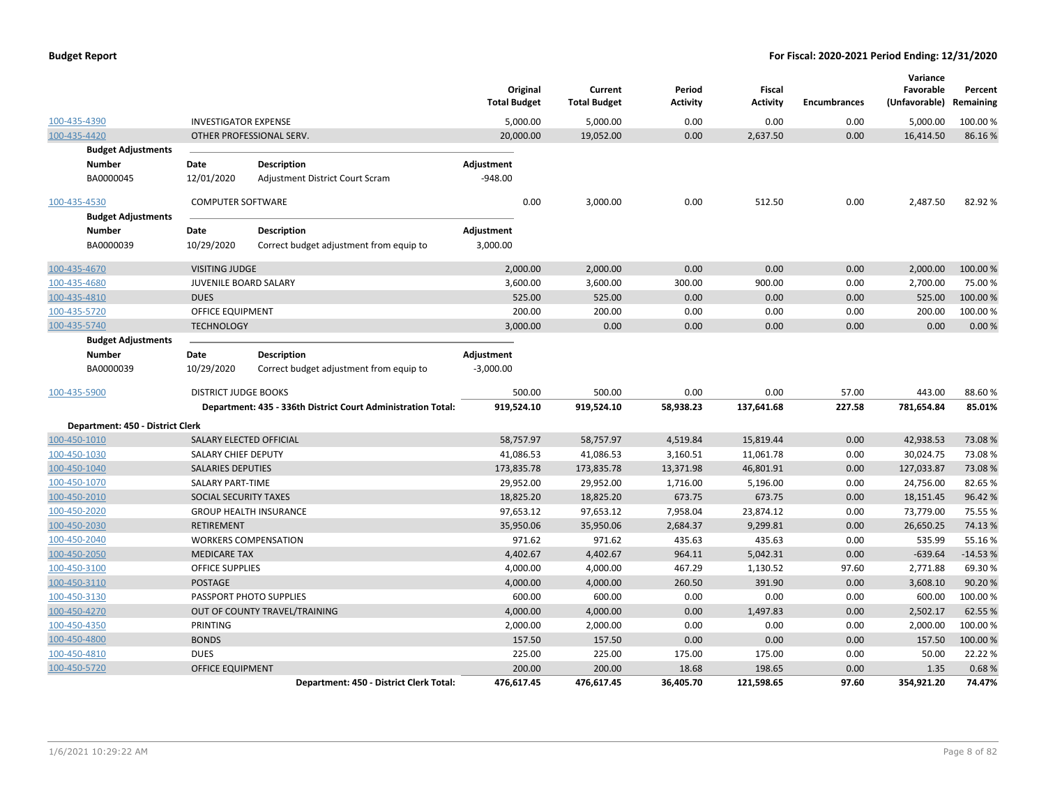| Account | Description | Original Total Budget | Current Total Budget | Period Activity | Fiscal Activity | Encumbrances | Variance Favorable (Unfavorable) | Percent Remaining |
|---|---|---|---|---|---|---|---|---|
| 100-435-4390 | INVESTIGATOR EXPENSE | 5,000.00 | 5,000.00 | 0.00 | 0.00 | 0.00 | 5,000.00 | 100.00 % |
| 100-435-4420 | OTHER PROFESSIONAL SERV. | 20,000.00 | 19,052.00 | 0.00 | 2,637.50 | 0.00 | 16,414.50 | 86.16 % |

**Budget Adjustments**

| Number | Date | Description | Adjustment |
|---|---|---|---|
| BA0000045 | 12/01/2020 | Adjustment District Court Scram | -948.00 |

| Account | Description | Original Total Budget | Current Total Budget | Period Activity | Fiscal Activity | Encumbrances | Variance Favorable (Unfavorable) | Percent Remaining |
|---|---|---|---|---|---|---|---|---|
| 100-435-4530 | COMPUTER SOFTWARE | 0.00 | 3,000.00 | 0.00 | 512.50 | 0.00 | 2,487.50 | 82.92 % |

**Budget Adjustments**

| Number | Date | Description | Adjustment |
|---|---|---|---|
| BA0000039 | 10/29/2020 | Correct budget adjustment from equip to | 3,000.00 |

| Account | Description | Original Total Budget | Current Total Budget | Period Activity | Fiscal Activity | Encumbrances | Variance Favorable (Unfavorable) | Percent Remaining |
|---|---|---|---|---|---|---|---|---|
| 100-435-4670 | VISITING JUDGE | 2,000.00 | 2,000.00 | 0.00 | 0.00 | 0.00 | 2,000.00 | 100.00 % |
| 100-435-4680 | JUVENILE BOARD SALARY | 3,600.00 | 3,600.00 | 300.00 | 900.00 | 0.00 | 2,700.00 | 75.00 % |
| 100-435-4810 | DUES | 525.00 | 525.00 | 0.00 | 0.00 | 0.00 | 525.00 | 100.00 % |
| 100-435-5720 | OFFICE EQUIPMENT | 200.00 | 200.00 | 0.00 | 0.00 | 0.00 | 200.00 | 100.00 % |
| 100-435-5740 | TECHNOLOGY | 3,000.00 | 0.00 | 0.00 | 0.00 | 0.00 | 0.00 | 0.00 % |

**Budget Adjustments**

| Number | Date | Description | Adjustment |
|---|---|---|---|
| BA0000039 | 10/29/2020 | Correct budget adjustment from equip to | -3,000.00 |

| Account | Description | Original Total Budget | Current Total Budget | Period Activity | Fiscal Activity | Encumbrances | Variance Favorable (Unfavorable) | Percent Remaining |
|---|---|---|---|---|---|---|---|---|
| 100-435-5900 | DISTRICT JUDGE BOOKS | 500.00 | 500.00 | 0.00 | 0.00 | 57.00 | 443.00 | 88.60 % |
| | **Department: 435 - 336th District Court Administration Total:** | **919,524.10** | **919,524.10** | **58,938.23** | **137,641.68** | **227.58** | **781,654.84** | **85.01%** |

**Department: 450 - District Clerk**

| Account | Description | Original Total Budget | Current Total Budget | Period Activity | Fiscal Activity | Encumbrances | Variance Favorable (Unfavorable) | Percent Remaining |
|---|---|---|---|---|---|---|---|---|
| 100-450-1010 | SALARY ELECTED OFFICIAL | 58,757.97 | 58,757.97 | 4,519.84 | 15,819.44 | 0.00 | 42,938.53 | 73.08 % |
| 100-450-1030 | SALARY CHIEF DEPUTY | 41,086.53 | 41,086.53 | 3,160.51 | 11,061.78 | 0.00 | 30,024.75 | 73.08 % |
| 100-450-1040 | SALARIES DEPUTIES | 173,835.78 | 173,835.78 | 13,371.98 | 46,801.91 | 0.00 | 127,033.87 | 73.08 % |
| 100-450-1070 | SALARY PART-TIME | 29,952.00 | 29,952.00 | 1,716.00 | 5,196.00 | 0.00 | 24,756.00 | 82.65 % |
| 100-450-2010 | SOCIAL SECURITY TAXES | 18,825.20 | 18,825.20 | 673.75 | 673.75 | 0.00 | 18,151.45 | 96.42 % |
| 100-450-2020 | GROUP HEALTH INSURANCE | 97,653.12 | 97,653.12 | 7,958.04 | 23,874.12 | 0.00 | 73,779.00 | 75.55 % |
| 100-450-2030 | RETIREMENT | 35,950.06 | 35,950.06 | 2,684.37 | 9,299.81 | 0.00 | 26,650.25 | 74.13 % |
| 100-450-2040 | WORKERS COMPENSATION | 971.62 | 971.62 | 435.63 | 435.63 | 0.00 | 535.99 | 55.16 % |
| 100-450-2050 | MEDICARE TAX | 4,402.67 | 4,402.67 | 964.11 | 5,042.31 | 0.00 | -639.64 | -14.53 % |
| 100-450-3100 | OFFICE SUPPLIES | 4,000.00 | 4,000.00 | 467.29 | 1,130.52 | 97.60 | 2,771.88 | 69.30 % |
| 100-450-3110 | POSTAGE | 4,000.00 | 4,000.00 | 260.50 | 391.90 | 0.00 | 3,608.10 | 90.20 % |
| 100-450-3130 | PASSPORT PHOTO SUPPLIES | 600.00 | 600.00 | 0.00 | 0.00 | 0.00 | 600.00 | 100.00 % |
| 100-450-4270 | OUT OF COUNTY TRAVEL/TRAINING | 4,000.00 | 4,000.00 | 0.00 | 1,497.83 | 0.00 | 2,502.17 | 62.55 % |
| 100-450-4350 | PRINTING | 2,000.00 | 2,000.00 | 0.00 | 0.00 | 0.00 | 2,000.00 | 100.00 % |
| 100-450-4800 | BONDS | 157.50 | 157.50 | 0.00 | 0.00 | 0.00 | 157.50 | 100.00 % |
| 100-450-4810 | DUES | 225.00 | 225.00 | 175.00 | 175.00 | 0.00 | 50.00 | 22.22 % |
| 100-450-5720 | OFFICE EQUIPMENT | 200.00 | 200.00 | 18.68 | 198.65 | 0.00 | 1.35 | 0.68 % |
| | **Department: 450 - District Clerk Total:** | **476,617.45** | **476,617.45** | **36,405.70** | **121,598.65** | **97.60** | **354,921.20** | **74.47%** |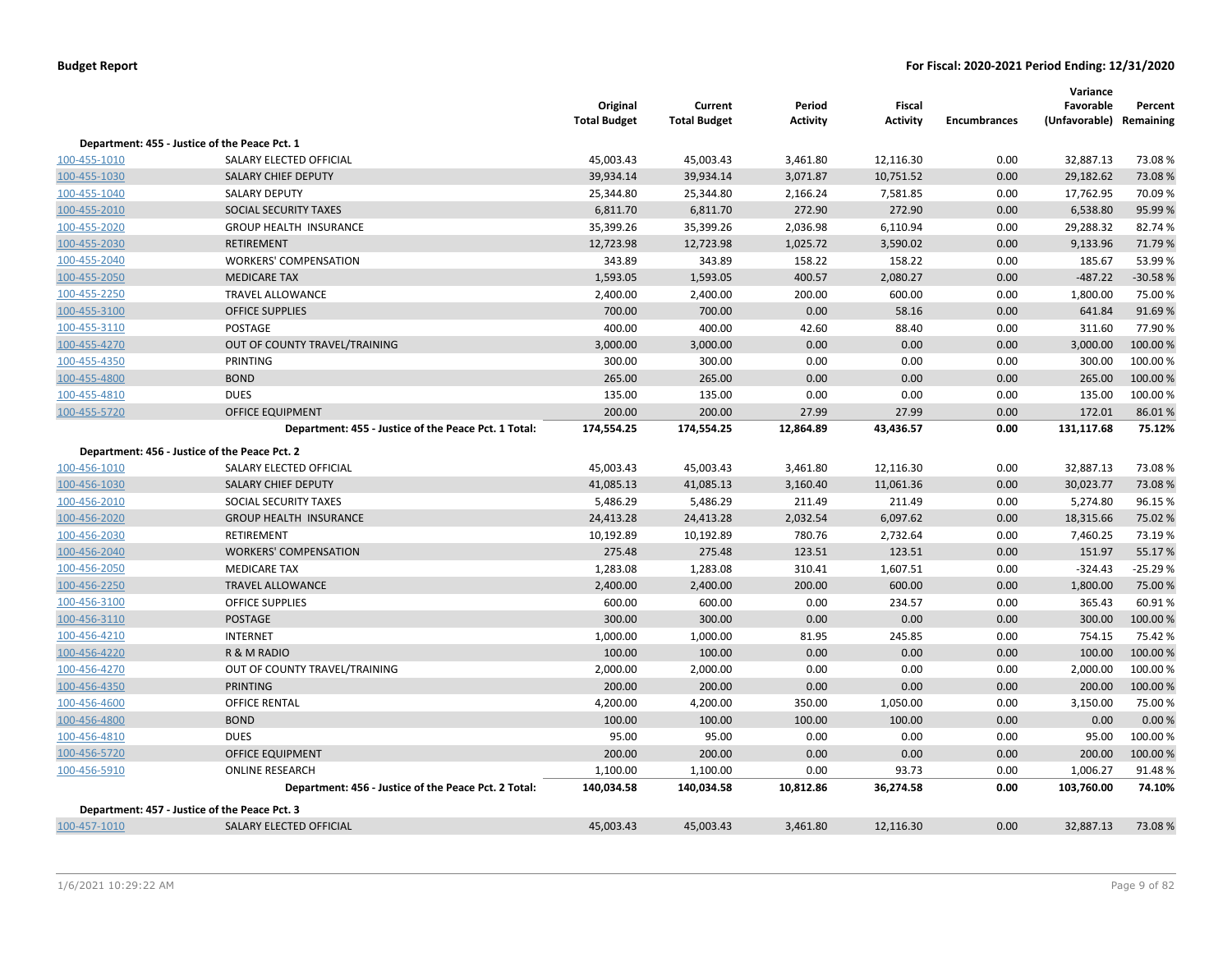**Budget Report** **For Fiscal: 2020-2021 Period Ending: 12/31/2020**

| | | Original Total Budget | Current Total Budget | Period Activity | Fiscal Activity | Encumbrances | Variance Favorable (Unfavorable) | Percent Remaining |
|---|---|---|---|---|---|---|---|---|
| **Department: 455 - Justice of the Peace Pct. 1** | | | | | | | | |
| 100-455-1010 | SALARY ELECTED OFFICIAL | 45,003.43 | 45,003.43 | 3,461.80 | 12,116.30 | 0.00 | 32,887.13 | 73.08 % |
| 100-455-1030 | SALARY CHIEF DEPUTY | 39,934.14 | 39,934.14 | 3,071.87 | 10,751.52 | 0.00 | 29,182.62 | 73.08 % |
| 100-455-1040 | SALARY DEPUTY | 25,344.80 | 25,344.80 | 2,166.24 | 7,581.85 | 0.00 | 17,762.95 | 70.09 % |
| 100-455-2010 | SOCIAL SECURITY TAXES | 6,811.70 | 6,811.70 | 272.90 | 272.90 | 0.00 | 6,538.80 | 95.99 % |
| 100-455-2020 | GROUP HEALTH INSURANCE | 35,399.26 | 35,399.26 | 2,036.98 | 6,110.94 | 0.00 | 29,288.32 | 82.74 % |
| 100-455-2030 | RETIREMENT | 12,723.98 | 12,723.98 | 1,025.72 | 3,590.02 | 0.00 | 9,133.96 | 71.79 % |
| 100-455-2040 | WORKERS' COMPENSATION | 343.89 | 343.89 | 158.22 | 158.22 | 0.00 | 185.67 | 53.99 % |
| 100-455-2050 | MEDICARE TAX | 1,593.05 | 1,593.05 | 400.57 | 2,080.27 | 0.00 | -487.22 | -30.58 % |
| 100-455-2250 | TRAVEL ALLOWANCE | 2,400.00 | 2,400.00 | 200.00 | 600.00 | 0.00 | 1,800.00 | 75.00 % |
| 100-455-3100 | OFFICE SUPPLIES | 700.00 | 700.00 | 0.00 | 58.16 | 0.00 | 641.84 | 91.69 % |
| 100-455-3110 | POSTAGE | 400.00 | 400.00 | 42.60 | 88.40 | 0.00 | 311.60 | 77.90 % |
| 100-455-4270 | OUT OF COUNTY TRAVEL/TRAINING | 3,000.00 | 3,000.00 | 0.00 | 0.00 | 0.00 | 3,000.00 | 100.00 % |
| 100-455-4350 | PRINTING | 300.00 | 300.00 | 0.00 | 0.00 | 0.00 | 300.00 | 100.00 % |
| 100-455-4800 | BOND | 265.00 | 265.00 | 0.00 | 0.00 | 0.00 | 265.00 | 100.00 % |
| 100-455-4810 | DUES | 135.00 | 135.00 | 0.00 | 0.00 | 0.00 | 135.00 | 100.00 % |
| 100-455-5720 | OFFICE EQUIPMENT | 200.00 | 200.00 | 27.99 | 27.99 | 0.00 | 172.01 | 86.01 % |
| | **Department: 455 - Justice of the Peace Pct. 1 Total:** | **174,554.25** | **174,554.25** | **12,864.89** | **43,436.57** | **0.00** | **131,117.68** | **75.12%** |
| **Department: 456 - Justice of the Peace Pct. 2** | | | | | | | | |
| 100-456-1010 | SALARY ELECTED OFFICIAL | 45,003.43 | 45,003.43 | 3,461.80 | 12,116.30 | 0.00 | 32,887.13 | 73.08 % |
| 100-456-1030 | SALARY CHIEF DEPUTY | 41,085.13 | 41,085.13 | 3,160.40 | 11,061.36 | 0.00 | 30,023.77 | 73.08 % |
| 100-456-2010 | SOCIAL SECURITY TAXES | 5,486.29 | 5,486.29 | 211.49 | 211.49 | 0.00 | 5,274.80 | 96.15 % |
| 100-456-2020 | GROUP HEALTH INSURANCE | 24,413.28 | 24,413.28 | 2,032.54 | 6,097.62 | 0.00 | 18,315.66 | 75.02 % |
| 100-456-2030 | RETIREMENT | 10,192.89 | 10,192.89 | 780.76 | 2,732.64 | 0.00 | 7,460.25 | 73.19 % |
| 100-456-2040 | WORKERS' COMPENSATION | 275.48 | 275.48 | 123.51 | 123.51 | 0.00 | 151.97 | 55.17 % |
| 100-456-2050 | MEDICARE TAX | 1,283.08 | 1,283.08 | 310.41 | 1,607.51 | 0.00 | -324.43 | -25.29 % |
| 100-456-2250 | TRAVEL ALLOWANCE | 2,400.00 | 2,400.00 | 200.00 | 600.00 | 0.00 | 1,800.00 | 75.00 % |
| 100-456-3100 | OFFICE SUPPLIES | 600.00 | 600.00 | 0.00 | 234.57 | 0.00 | 365.43 | 60.91 % |
| 100-456-3110 | POSTAGE | 300.00 | 300.00 | 0.00 | 0.00 | 0.00 | 300.00 | 100.00 % |
| 100-456-4210 | INTERNET | 1,000.00 | 1,000.00 | 81.95 | 245.85 | 0.00 | 754.15 | 75.42 % |
| 100-456-4220 | R & M RADIO | 100.00 | 100.00 | 0.00 | 0.00 | 0.00 | 100.00 | 100.00 % |
| 100-456-4270 | OUT OF COUNTY TRAVEL/TRAINING | 2,000.00 | 2,000.00 | 0.00 | 0.00 | 0.00 | 2,000.00 | 100.00 % |
| 100-456-4350 | PRINTING | 200.00 | 200.00 | 0.00 | 0.00 | 0.00 | 200.00 | 100.00 % |
| 100-456-4600 | OFFICE RENTAL | 4,200.00 | 4,200.00 | 350.00 | 1,050.00 | 0.00 | 3,150.00 | 75.00 % |
| 100-456-4800 | BOND | 100.00 | 100.00 | 100.00 | 100.00 | 0.00 | 0.00 | 0.00 % |
| 100-456-4810 | DUES | 95.00 | 95.00 | 0.00 | 0.00 | 0.00 | 95.00 | 100.00 % |
| 100-456-5720 | OFFICE EQUIPMENT | 200.00 | 200.00 | 0.00 | 0.00 | 0.00 | 200.00 | 100.00 % |
| 100-456-5910 | ONLINE RESEARCH | 1,100.00 | 1,100.00 | 0.00 | 93.73 | 0.00 | 1,006.27 | 91.48 % |
| | **Department: 456 - Justice of the Peace Pct. 2 Total:** | **140,034.58** | **140,034.58** | **10,812.86** | **36,274.58** | **0.00** | **103,760.00** | **74.10%** |
| **Department: 457 - Justice of the Peace Pct. 3** | | | | | | | | |
| 100-457-1010 | SALARY ELECTED OFFICIAL | 45,003.43 | 45,003.43 | 3,461.80 | 12,116.30 | 0.00 | 32,887.13 | 73.08 % |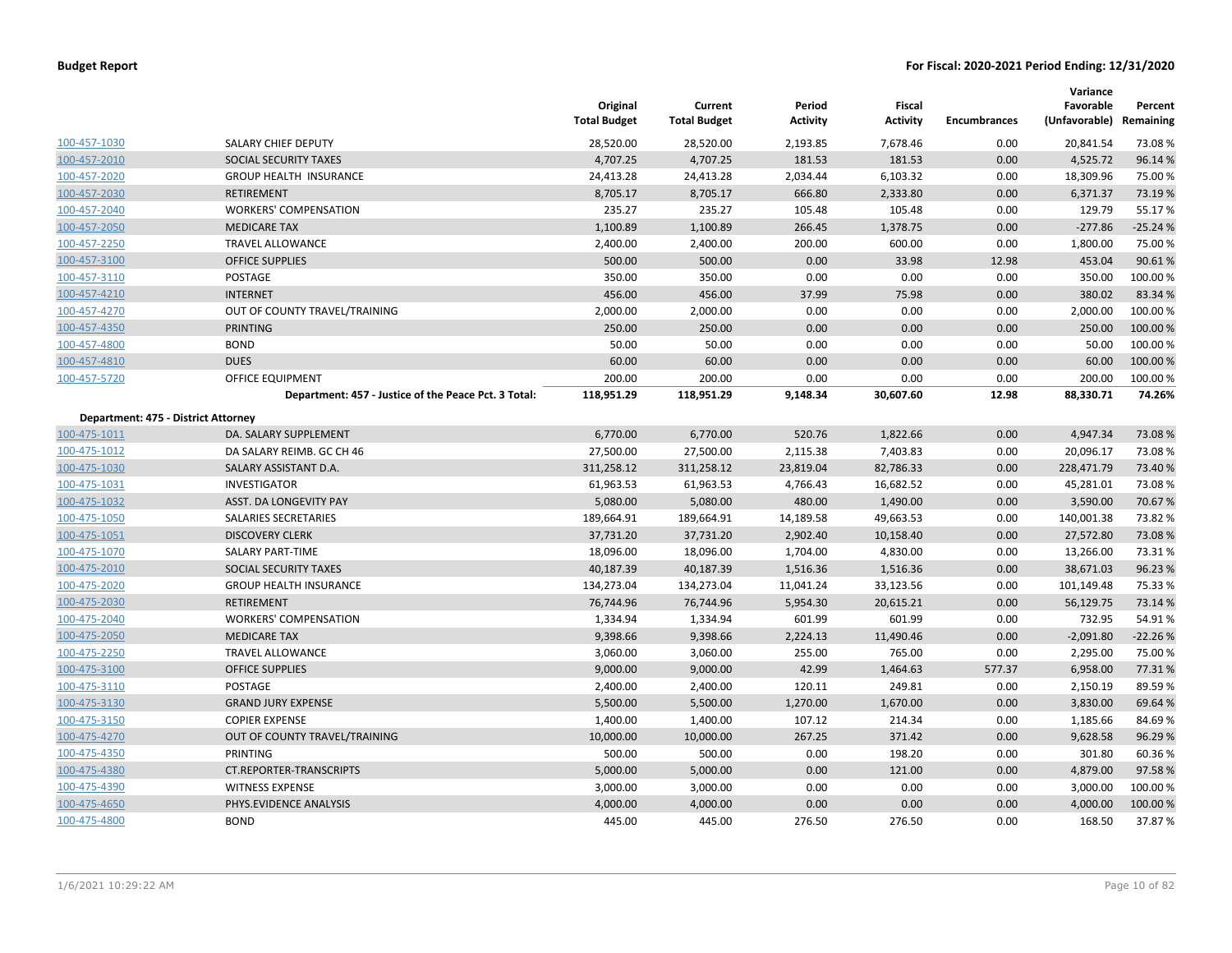| | | Original Total Budget | Current Total Budget | Period Activity | Fiscal Activity | Encumbrances | Variance Favorable (Unfavorable) | Percent Remaining |
|---|---|---|---|---|---|---|---|---|
| 100-457-1030 | SALARY CHIEF DEPUTY | 28,520.00 | 28,520.00 | 2,193.85 | 7,678.46 | 0.00 | 20,841.54 | 73.08 % |
| 100-457-2010 | SOCIAL SECURITY TAXES | 4,707.25 | 4,707.25 | 181.53 | 181.53 | 0.00 | 4,525.72 | 96.14 % |
| 100-457-2020 | GROUP HEALTH INSURANCE | 24,413.28 | 24,413.28 | 2,034.44 | 6,103.32 | 0.00 | 18,309.96 | 75.00 % |
| 100-457-2030 | RETIREMENT | 8,705.17 | 8,705.17 | 666.80 | 2,333.80 | 0.00 | 6,371.37 | 73.19 % |
| 100-457-2040 | WORKERS' COMPENSATION | 235.27 | 235.27 | 105.48 | 105.48 | 0.00 | 129.79 | 55.17 % |
| 100-457-2050 | MEDICARE TAX | 1,100.89 | 1,100.89 | 266.45 | 1,378.75 | 0.00 | -277.86 | -25.24 % |
| 100-457-2250 | TRAVEL ALLOWANCE | 2,400.00 | 2,400.00 | 200.00 | 600.00 | 0.00 | 1,800.00 | 75.00 % |
| 100-457-3100 | OFFICE SUPPLIES | 500.00 | 500.00 | 0.00 | 33.98 | 12.98 | 453.04 | 90.61 % |
| 100-457-3110 | POSTAGE | 350.00 | 350.00 | 0.00 | 0.00 | 0.00 | 350.00 | 100.00 % |
| 100-457-4210 | INTERNET | 456.00 | 456.00 | 37.99 | 75.98 | 0.00 | 380.02 | 83.34 % |
| 100-457-4270 | OUT OF COUNTY TRAVEL/TRAINING | 2,000.00 | 2,000.00 | 0.00 | 0.00 | 0.00 | 2,000.00 | 100.00 % |
| 100-457-4350 | PRINTING | 250.00 | 250.00 | 0.00 | 0.00 | 0.00 | 250.00 | 100.00 % |
| 100-457-4800 | BOND | 50.00 | 50.00 | 0.00 | 0.00 | 0.00 | 50.00 | 100.00 % |
| 100-457-4810 | DUES | 60.00 | 60.00 | 0.00 | 0.00 | 0.00 | 60.00 | 100.00 % |
| 100-457-5720 | OFFICE EQUIPMENT | 200.00 | 200.00 | 0.00 | 0.00 | 0.00 | 200.00 | 100.00 % |
| | **Department: 457 - Justice of the Peace Pct. 3 Total:** | **118,951.29** | **118,951.29** | **9,148.34** | **30,607.60** | **12.98** | **88,330.71** | **74.26%** |
| **Department: 475 - District Attorney** | | | | | | | | |
| 100-475-1011 | DA. SALARY SUPPLEMENT | 6,770.00 | 6,770.00 | 520.76 | 1,822.66 | 0.00 | 4,947.34 | 73.08 % |
| 100-475-1012 | DA SALARY REIMB. GC CH 46 | 27,500.00 | 27,500.00 | 2,115.38 | 7,403.83 | 0.00 | 20,096.17 | 73.08 % |
| 100-475-1030 | SALARY ASSISTANT D.A. | 311,258.12 | 311,258.12 | 23,819.04 | 82,786.33 | 0.00 | 228,471.79 | 73.40 % |
| 100-475-1031 | INVESTIGATOR | 61,963.53 | 61,963.53 | 4,766.43 | 16,682.52 | 0.00 | 45,281.01 | 73.08 % |
| 100-475-1032 | ASST. DA LONGEVITY PAY | 5,080.00 | 5,080.00 | 480.00 | 1,490.00 | 0.00 | 3,590.00 | 70.67 % |
| 100-475-1050 | SALARIES SECRETARIES | 189,664.91 | 189,664.91 | 14,189.58 | 49,663.53 | 0.00 | 140,001.38 | 73.82 % |
| 100-475-1051 | DISCOVERY CLERK | 37,731.20 | 37,731.20 | 2,902.40 | 10,158.40 | 0.00 | 27,572.80 | 73.08 % |
| 100-475-1070 | SALARY PART-TIME | 18,096.00 | 18,096.00 | 1,704.00 | 4,830.00 | 0.00 | 13,266.00 | 73.31 % |
| 100-475-2010 | SOCIAL SECURITY TAXES | 40,187.39 | 40,187.39 | 1,516.36 | 1,516.36 | 0.00 | 38,671.03 | 96.23 % |
| 100-475-2020 | GROUP HEALTH INSURANCE | 134,273.04 | 134,273.04 | 11,041.24 | 33,123.56 | 0.00 | 101,149.48 | 75.33 % |
| 100-475-2030 | RETIREMENT | 76,744.96 | 76,744.96 | 5,954.30 | 20,615.21 | 0.00 | 56,129.75 | 73.14 % |
| 100-475-2040 | WORKERS' COMPENSATION | 1,334.94 | 1,334.94 | 601.99 | 601.99 | 0.00 | 732.95 | 54.91 % |
| 100-475-2050 | MEDICARE TAX | 9,398.66 | 9,398.66 | 2,224.13 | 11,490.46 | 0.00 | -2,091.80 | -22.26 % |
| 100-475-2250 | TRAVEL ALLOWANCE | 3,060.00 | 3,060.00 | 255.00 | 765.00 | 0.00 | 2,295.00 | 75.00 % |
| 100-475-3100 | OFFICE SUPPLIES | 9,000.00 | 9,000.00 | 42.99 | 1,464.63 | 577.37 | 6,958.00 | 77.31 % |
| 100-475-3110 | POSTAGE | 2,400.00 | 2,400.00 | 120.11 | 249.81 | 0.00 | 2,150.19 | 89.59 % |
| 100-475-3130 | GRAND JURY EXPENSE | 5,500.00 | 5,500.00 | 1,270.00 | 1,670.00 | 0.00 | 3,830.00 | 69.64 % |
| 100-475-3150 | COPIER EXPENSE | 1,400.00 | 1,400.00 | 107.12 | 214.34 | 0.00 | 1,185.66 | 84.69 % |
| 100-475-4270 | OUT OF COUNTY TRAVEL/TRAINING | 10,000.00 | 10,000.00 | 267.25 | 371.42 | 0.00 | 9,628.58 | 96.29 % |
| 100-475-4350 | PRINTING | 500.00 | 500.00 | 0.00 | 198.20 | 0.00 | 301.80 | 60.36 % |
| 100-475-4380 | CT.REPORTER-TRANSCRIPTS | 5,000.00 | 5,000.00 | 0.00 | 121.00 | 0.00 | 4,879.00 | 97.58 % |
| 100-475-4390 | WITNESS EXPENSE | 3,000.00 | 3,000.00 | 0.00 | 0.00 | 0.00 | 3,000.00 | 100.00 % |
| 100-475-4650 | PHYS.EVIDENCE ANALYSIS | 4,000.00 | 4,000.00 | 0.00 | 0.00 | 0.00 | 4,000.00 | 100.00 % |
| 100-475-4800 | BOND | 445.00 | 445.00 | 276.50 | 276.50 | 0.00 | 168.50 | 37.87 % |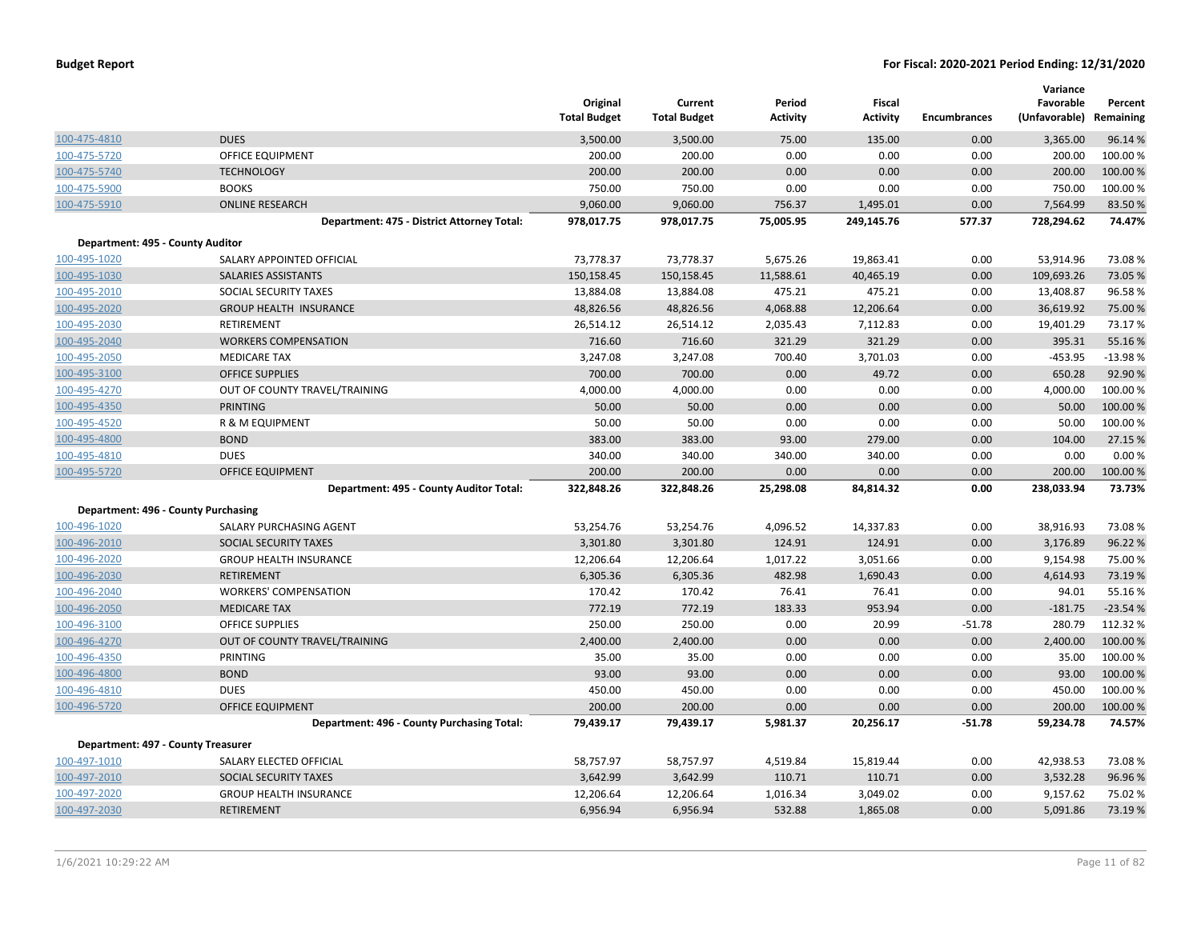| | | Original Total Budget | Current Total Budget | Period Activity | Fiscal Activity | Encumbrances | Variance Favorable (Unfavorable) | Percent Remaining |
|---|---|---|---|---|---|---|---|---|
| 100-475-4810 | DUES | 3,500.00 | 3,500.00 | 75.00 | 135.00 | 0.00 | 3,365.00 | 96.14 % |
| 100-475-5720 | OFFICE EQUIPMENT | 200.00 | 200.00 | 0.00 | 0.00 | 0.00 | 200.00 | 100.00 % |
| 100-475-5740 | TECHNOLOGY | 200.00 | 200.00 | 0.00 | 0.00 | 0.00 | 200.00 | 100.00 % |
| 100-475-5900 | BOOKS | 750.00 | 750.00 | 0.00 | 0.00 | 0.00 | 750.00 | 100.00 % |
| 100-475-5910 | ONLINE RESEARCH | 9,060.00 | 9,060.00 | 756.37 | 1,495.01 | 0.00 | 7,564.99 | 83.50 % |
| | **Department: 475 - District Attorney Total:** | **978,017.75** | **978,017.75** | **75,005.95** | **249,145.76** | **577.37** | **728,294.62** | **74.47%** |
| **Department: 495 - County Auditor** | | | | | | | | |
| 100-495-1020 | SALARY APPOINTED OFFICIAL | 73,778.37 | 73,778.37 | 5,675.26 | 19,863.41 | 0.00 | 53,914.96 | 73.08 % |
| 100-495-1030 | SALARIES ASSISTANTS | 150,158.45 | 150,158.45 | 11,588.61 | 40,465.19 | 0.00 | 109,693.26 | 73.05 % |
| 100-495-2010 | SOCIAL SECURITY TAXES | 13,884.08 | 13,884.08 | 475.21 | 475.21 | 0.00 | 13,408.87 | 96.58 % |
| 100-495-2020 | GROUP HEALTH INSURANCE | 48,826.56 | 48,826.56 | 4,068.88 | 12,206.64 | 0.00 | 36,619.92 | 75.00 % |
| 100-495-2030 | RETIREMENT | 26,514.12 | 26,514.12 | 2,035.43 | 7,112.83 | 0.00 | 19,401.29 | 73.17 % |
| 100-495-2040 | WORKERS COMPENSATION | 716.60 | 716.60 | 321.29 | 321.29 | 0.00 | 395.31 | 55.16 % |
| 100-495-2050 | MEDICARE TAX | 3,247.08 | 3,247.08 | 700.40 | 3,701.03 | 0.00 | -453.95 | -13.98 % |
| 100-495-3100 | OFFICE SUPPLIES | 700.00 | 700.00 | 0.00 | 49.72 | 0.00 | 650.28 | 92.90 % |
| 100-495-4270 | OUT OF COUNTY TRAVEL/TRAINING | 4,000.00 | 4,000.00 | 0.00 | 0.00 | 0.00 | 4,000.00 | 100.00 % |
| 100-495-4350 | PRINTING | 50.00 | 50.00 | 0.00 | 0.00 | 0.00 | 50.00 | 100.00 % |
| 100-495-4520 | R & M EQUIPMENT | 50.00 | 50.00 | 0.00 | 0.00 | 0.00 | 50.00 | 100.00 % |
| 100-495-4800 | BOND | 383.00 | 383.00 | 93.00 | 279.00 | 0.00 | 104.00 | 27.15 % |
| 100-495-4810 | DUES | 340.00 | 340.00 | 340.00 | 340.00 | 0.00 | 0.00 | 0.00 % |
| 100-495-5720 | OFFICE EQUIPMENT | 200.00 | 200.00 | 0.00 | 0.00 | 0.00 | 200.00 | 100.00 % |
| | **Department: 495 - County Auditor Total:** | **322,848.26** | **322,848.26** | **25,298.08** | **84,814.32** | **0.00** | **238,033.94** | **73.73%** |
| **Department: 496 - County Purchasing** | | | | | | | | |
| 100-496-1020 | SALARY PURCHASING AGENT | 53,254.76 | 53,254.76 | 4,096.52 | 14,337.83 | 0.00 | 38,916.93 | 73.08 % |
| 100-496-2010 | SOCIAL SECURITY TAXES | 3,301.80 | 3,301.80 | 124.91 | 124.91 | 0.00 | 3,176.89 | 96.22 % |
| 100-496-2020 | GROUP HEALTH INSURANCE | 12,206.64 | 12,206.64 | 1,017.22 | 3,051.66 | 0.00 | 9,154.98 | 75.00 % |
| 100-496-2030 | RETIREMENT | 6,305.36 | 6,305.36 | 482.98 | 1,690.43 | 0.00 | 4,614.93 | 73.19 % |
| 100-496-2040 | WORKERS' COMPENSATION | 170.42 | 170.42 | 76.41 | 76.41 | 0.00 | 94.01 | 55.16 % |
| 100-496-2050 | MEDICARE TAX | 772.19 | 772.19 | 183.33 | 953.94 | 0.00 | -181.75 | -23.54 % |
| 100-496-3100 | OFFICE SUPPLIES | 250.00 | 250.00 | 0.00 | 20.99 | -51.78 | 280.79 | 112.32 % |
| 100-496-4270 | OUT OF COUNTY TRAVEL/TRAINING | 2,400.00 | 2,400.00 | 0.00 | 0.00 | 0.00 | 2,400.00 | 100.00 % |
| 100-496-4350 | PRINTING | 35.00 | 35.00 | 0.00 | 0.00 | 0.00 | 35.00 | 100.00 % |
| 100-496-4800 | BOND | 93.00 | 93.00 | 0.00 | 0.00 | 0.00 | 93.00 | 100.00 % |
| 100-496-4810 | DUES | 450.00 | 450.00 | 0.00 | 0.00 | 0.00 | 450.00 | 100.00 % |
| 100-496-5720 | OFFICE EQUIPMENT | 200.00 | 200.00 | 0.00 | 0.00 | 0.00 | 200.00 | 100.00 % |
| | **Department: 496 - County Purchasing Total:** | **79,439.17** | **79,439.17** | **5,981.37** | **20,256.17** | **-51.78** | **59,234.78** | **74.57%** |
| **Department: 497 - County Treasurer** | | | | | | | | |
| 100-497-1010 | SALARY ELECTED OFFICIAL | 58,757.97 | 58,757.97 | 4,519.84 | 15,819.44 | 0.00 | 42,938.53 | 73.08 % |
| 100-497-2010 | SOCIAL SECURITY TAXES | 3,642.99 | 3,642.99 | 110.71 | 110.71 | 0.00 | 3,532.28 | 96.96 % |
| 100-497-2020 | GROUP HEALTH INSURANCE | 12,206.64 | 12,206.64 | 1,016.34 | 3,049.02 | 0.00 | 9,157.62 | 75.02 % |
| 100-497-2030 | RETIREMENT | 6,956.94 | 6,956.94 | 532.88 | 1,865.08 | 0.00 | 5,091.86 | 73.19 % |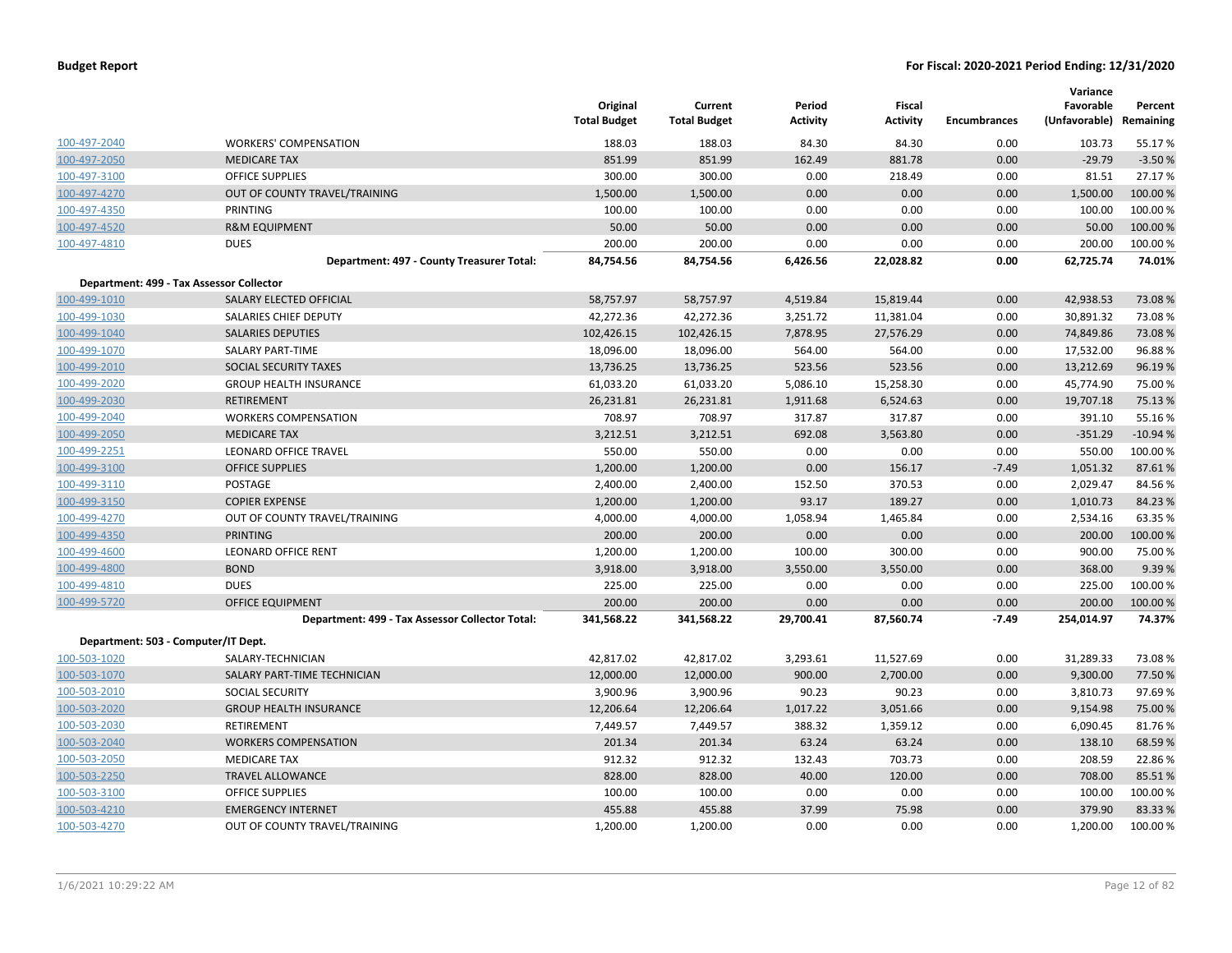**Budget Report** | **For Fiscal: 2020-2021 Period Ending: 12/31/2020**

| | | Original Total Budget | Current Total Budget | Period Activity | Fiscal Activity | Encumbrances | Variance Favorable (Unfavorable) | Percent Remaining |
|---|---|---|---|---|---|---|---|---|
| 100-497-2040 | WORKERS' COMPENSATION | 188.03 | 188.03 | 84.30 | 84.30 | 0.00 | 103.73 | 55.17 % |
| 100-497-2050 | MEDICARE TAX | 851.99 | 851.99 | 162.49 | 881.78 | 0.00 | -29.79 | -3.50 % |
| 100-497-3100 | OFFICE SUPPLIES | 300.00 | 300.00 | 0.00 | 218.49 | 0.00 | 81.51 | 27.17 % |
| 100-497-4270 | OUT OF COUNTY TRAVEL/TRAINING | 1,500.00 | 1,500.00 | 0.00 | 0.00 | 0.00 | 1,500.00 | 100.00 % |
| 100-497-4350 | PRINTING | 100.00 | 100.00 | 0.00 | 0.00 | 0.00 | 100.00 | 100.00 % |
| 100-497-4520 | R&M EQUIPMENT | 50.00 | 50.00 | 0.00 | 0.00 | 0.00 | 50.00 | 100.00 % |
| 100-497-4810 | DUES | 200.00 | 200.00 | 0.00 | 0.00 | 0.00 | 200.00 | 100.00 % |
| | **Department: 497 - County Treasurer Total:** | **84,754.56** | **84,754.56** | **6,426.56** | **22,028.82** | **0.00** | **62,725.74** | **74.01%** |
| **Department: 499 - Tax Assessor Collector** | | | | | | | | |
| 100-499-1010 | SALARY ELECTED OFFICIAL | 58,757.97 | 58,757.97 | 4,519.84 | 15,819.44 | 0.00 | 42,938.53 | 73.08 % |
| 100-499-1030 | SALARIES CHIEF DEPUTY | 42,272.36 | 42,272.36 | 3,251.72 | 11,381.04 | 0.00 | 30,891.32 | 73.08 % |
| 100-499-1040 | SALARIES DEPUTIES | 102,426.15 | 102,426.15 | 7,878.95 | 27,576.29 | 0.00 | 74,849.86 | 73.08 % |
| 100-499-1070 | SALARY PART-TIME | 18,096.00 | 18,096.00 | 564.00 | 564.00 | 0.00 | 17,532.00 | 96.88 % |
| 100-499-2010 | SOCIAL SECURITY TAXES | 13,736.25 | 13,736.25 | 523.56 | 523.56 | 0.00 | 13,212.69 | 96.19 % |
| 100-499-2020 | GROUP HEALTH INSURANCE | 61,033.20 | 61,033.20 | 5,086.10 | 15,258.30 | 0.00 | 45,774.90 | 75.00 % |
| 100-499-2030 | RETIREMENT | 26,231.81 | 26,231.81 | 1,911.68 | 6,524.63 | 0.00 | 19,707.18 | 75.13 % |
| 100-499-2040 | WORKERS COMPENSATION | 708.97 | 708.97 | 317.87 | 317.87 | 0.00 | 391.10 | 55.16 % |
| 100-499-2050 | MEDICARE TAX | 3,212.51 | 3,212.51 | 692.08 | 3,563.80 | 0.00 | -351.29 | -10.94 % |
| 100-499-2251 | LEONARD OFFICE TRAVEL | 550.00 | 550.00 | 0.00 | 0.00 | 0.00 | 550.00 | 100.00 % |
| 100-499-3100 | OFFICE SUPPLIES | 1,200.00 | 1,200.00 | 0.00 | 156.17 | -7.49 | 1,051.32 | 87.61 % |
| 100-499-3110 | POSTAGE | 2,400.00 | 2,400.00 | 152.50 | 370.53 | 0.00 | 2,029.47 | 84.56 % |
| 100-499-3150 | COPIER EXPENSE | 1,200.00 | 1,200.00 | 93.17 | 189.27 | 0.00 | 1,010.73 | 84.23 % |
| 100-499-4270 | OUT OF COUNTY TRAVEL/TRAINING | 4,000.00 | 4,000.00 | 1,058.94 | 1,465.84 | 0.00 | 2,534.16 | 63.35 % |
| 100-499-4350 | PRINTING | 200.00 | 200.00 | 0.00 | 0.00 | 0.00 | 200.00 | 100.00 % |
| 100-499-4600 | LEONARD OFFICE RENT | 1,200.00 | 1,200.00 | 100.00 | 300.00 | 0.00 | 900.00 | 75.00 % |
| 100-499-4800 | BOND | 3,918.00 | 3,918.00 | 3,550.00 | 3,550.00 | 0.00 | 368.00 | 9.39 % |
| 100-499-4810 | DUES | 225.00 | 225.00 | 0.00 | 0.00 | 0.00 | 225.00 | 100.00 % |
| 100-499-5720 | OFFICE EQUIPMENT | 200.00 | 200.00 | 0.00 | 0.00 | 0.00 | 200.00 | 100.00 % |
| | **Department: 499 - Tax Assessor Collector Total:** | **341,568.22** | **341,568.22** | **29,700.41** | **87,560.74** | **-7.49** | **254,014.97** | **74.37%** |
| **Department: 503 - Computer/IT Dept.** | | | | | | | | |
| 100-503-1020 | SALARY-TECHNICIAN | 42,817.02 | 42,817.02 | 3,293.61 | 11,527.69 | 0.00 | 31,289.33 | 73.08 % |
| 100-503-1070 | SALARY PART-TIME TECHNICIAN | 12,000.00 | 12,000.00 | 900.00 | 2,700.00 | 0.00 | 9,300.00 | 77.50 % |
| 100-503-2010 | SOCIAL SECURITY | 3,900.96 | 3,900.96 | 90.23 | 90.23 | 0.00 | 3,810.73 | 97.69 % |
| 100-503-2020 | GROUP HEALTH INSURANCE | 12,206.64 | 12,206.64 | 1,017.22 | 3,051.66 | 0.00 | 9,154.98 | 75.00 % |
| 100-503-2030 | RETIREMENT | 7,449.57 | 7,449.57 | 388.32 | 1,359.12 | 0.00 | 6,090.45 | 81.76 % |
| 100-503-2040 | WORKERS COMPENSATION | 201.34 | 201.34 | 63.24 | 63.24 | 0.00 | 138.10 | 68.59 % |
| 100-503-2050 | MEDICARE TAX | 912.32 | 912.32 | 132.43 | 703.73 | 0.00 | 208.59 | 22.86 % |
| 100-503-2250 | TRAVEL ALLOWANCE | 828.00 | 828.00 | 40.00 | 120.00 | 0.00 | 708.00 | 85.51 % |
| 100-503-3100 | OFFICE SUPPLIES | 100.00 | 100.00 | 0.00 | 0.00 | 0.00 | 100.00 | 100.00 % |
| 100-503-4210 | EMERGENCY INTERNET | 455.88 | 455.88 | 37.99 | 75.98 | 0.00 | 379.90 | 83.33 % |
| 100-503-4270 | OUT OF COUNTY TRAVEL/TRAINING | 1,200.00 | 1,200.00 | 0.00 | 0.00 | 0.00 | 1,200.00 | 100.00 % |

1/6/2021 10:29:22 AM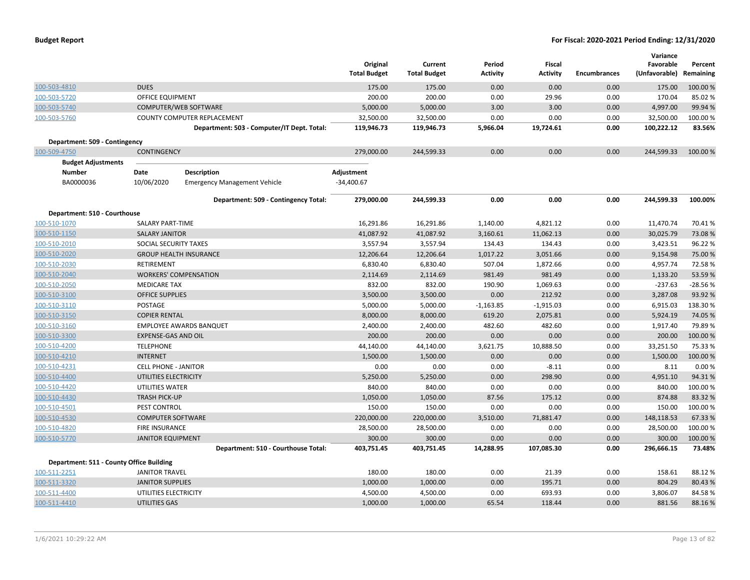| | | Original Total Budget | Current Total Budget | Period Activity | Fiscal Activity | Encumbrances | Variance Favorable (Unfavorable) | Percent Remaining |
|---|---|---|---|---|---|---|---|---|
| 100-503-4810 | DUES | 175.00 | 175.00 | 0.00 | 0.00 | 0.00 | 175.00 | 100.00 % |
| 100-503-5720 | OFFICE EQUIPMENT | 200.00 | 200.00 | 0.00 | 29.96 | 0.00 | 170.04 | 85.02 % |
| 100-503-5740 | COMPUTER/WEB SOFTWARE | 5,000.00 | 5,000.00 | 3.00 | 3.00 | 0.00 | 4,997.00 | 99.94 % |
| 100-503-5760 | COUNTY COMPUTER REPLACEMENT | 32,500.00 | 32,500.00 | 0.00 | 0.00 | 0.00 | 32,500.00 | 100.00 % |
| | **Department: 503 - Computer/IT Dept. Total:** | **119,946.73** | **119,946.73** | **5,966.04** | **19,724.61** | **0.00** | **100,222.12** | **83.56%** |
| **Department: 509 - Contingency** | | | | | | | | |
| 100-509-4750 | CONTINGENCY | 279,000.00 | 244,599.33 | 0.00 | 0.00 | 0.00 | 244,599.33 | 100.00 % |
| | **Department: 509 - Contingency Total:** | **279,000.00** | **244,599.33** | **0.00** | **0.00** | **0.00** | **244,599.33** | **100.00%** |

**Budget Adjustments**

| Number | Date | Description | Adjustment |
|---|---|---|---|
| BA0000036 | 10/06/2020 | Emergency Management Vehicle | -34,400.67 |

| | | Original Total Budget | Current Total Budget | Period Activity | Fiscal Activity | Encumbrances | Variance Favorable (Unfavorable) | Percent Remaining |
|---|---|---|---|---|---|---|---|---|
| **Department: 510 - Courthouse** | | | | | | | | |
| 100-510-1070 | SALARY PART-TIME | 16,291.86 | 16,291.86 | 1,140.00 | 4,821.12 | 0.00 | 11,470.74 | 70.41 % |
| 100-510-1150 | SALARY JANITOR | 41,087.92 | 41,087.92 | 3,160.61 | 11,062.13 | 0.00 | 30,025.79 | 73.08 % |
| 100-510-2010 | SOCIAL SECURITY TAXES | 3,557.94 | 3,557.94 | 134.43 | 134.43 | 0.00 | 3,423.51 | 96.22 % |
| 100-510-2020 | GROUP HEALTH INSURANCE | 12,206.64 | 12,206.64 | 1,017.22 | 3,051.66 | 0.00 | 9,154.98 | 75.00 % |
| 100-510-2030 | RETIREMENT | 6,830.40 | 6,830.40 | 507.04 | 1,872.66 | 0.00 | 4,957.74 | 72.58 % |
| 100-510-2040 | WORKERS' COMPENSATION | 2,114.69 | 2,114.69 | 981.49 | 981.49 | 0.00 | 1,133.20 | 53.59 % |
| 100-510-2050 | MEDICARE TAX | 832.00 | 832.00 | 190.90 | 1,069.63 | 0.00 | -237.63 | -28.56 % |
| 100-510-3100 | OFFICE SUPPLIES | 3,500.00 | 3,500.00 | 0.00 | 212.92 | 0.00 | 3,287.08 | 93.92 % |
| 100-510-3110 | POSTAGE | 5,000.00 | 5,000.00 | -1,163.85 | -1,915.03 | 0.00 | 6,915.03 | 138.30 % |
| 100-510-3150 | COPIER RENTAL | 8,000.00 | 8,000.00 | 619.20 | 2,075.81 | 0.00 | 5,924.19 | 74.05 % |
| 100-510-3160 | EMPLOYEE AWARDS BANQUET | 2,400.00 | 2,400.00 | 482.60 | 482.60 | 0.00 | 1,917.40 | 79.89 % |
| 100-510-3300 | EXPENSE-GAS AND OIL | 200.00 | 200.00 | 0.00 | 0.00 | 0.00 | 200.00 | 100.00 % |
| 100-510-4200 | TELEPHONE | 44,140.00 | 44,140.00 | 3,621.75 | 10,888.50 | 0.00 | 33,251.50 | 75.33 % |
| 100-510-4210 | INTERNET | 1,500.00 | 1,500.00 | 0.00 | 0.00 | 0.00 | 1,500.00 | 100.00 % |
| 100-510-4231 | CELL PHONE - JANITOR | 0.00 | 0.00 | 0.00 | -8.11 | 0.00 | 8.11 | 0.00 % |
| 100-510-4400 | UTILITIES ELECTRICITY | 5,250.00 | 5,250.00 | 0.00 | 298.90 | 0.00 | 4,951.10 | 94.31 % |
| 100-510-4420 | UTILITIES WATER | 840.00 | 840.00 | 0.00 | 0.00 | 0.00 | 840.00 | 100.00 % |
| 100-510-4430 | TRASH PICK-UP | 1,050.00 | 1,050.00 | 87.56 | 175.12 | 0.00 | 874.88 | 83.32 % |
| 100-510-4501 | PEST CONTROL | 150.00 | 150.00 | 0.00 | 0.00 | 0.00 | 150.00 | 100.00 % |
| 100-510-4530 | COMPUTER SOFTWARE | 220,000.00 | 220,000.00 | 3,510.00 | 71,881.47 | 0.00 | 148,118.53 | 67.33 % |
| 100-510-4820 | FIRE INSURANCE | 28,500.00 | 28,500.00 | 0.00 | 0.00 | 0.00 | 28,500.00 | 100.00 % |
| 100-510-5770 | JANITOR EQUIPMENT | 300.00 | 300.00 | 0.00 | 0.00 | 0.00 | 300.00 | 100.00 % |
| | **Department: 510 - Courthouse Total:** | **403,751.45** | **403,751.45** | **14,288.95** | **107,085.30** | **0.00** | **296,666.15** | **73.48%** |
| **Department: 511 - County Office Building** | | | | | | | | |
| 100-511-2251 | JANITOR TRAVEL | 180.00 | 180.00 | 0.00 | 21.39 | 0.00 | 158.61 | 88.12 % |
| 100-511-3320 | JANITOR SUPPLIES | 1,000.00 | 1,000.00 | 0.00 | 195.71 | 0.00 | 804.29 | 80.43 % |
| 100-511-4400 | UTILITIES ELECTRICITY | 4,500.00 | 4,500.00 | 0.00 | 693.93 | 0.00 | 3,806.07 | 84.58 % |
| 100-511-4410 | UTILITIES GAS | 1,000.00 | 1,000.00 | 65.54 | 118.44 | 0.00 | 881.56 | 88.16 % |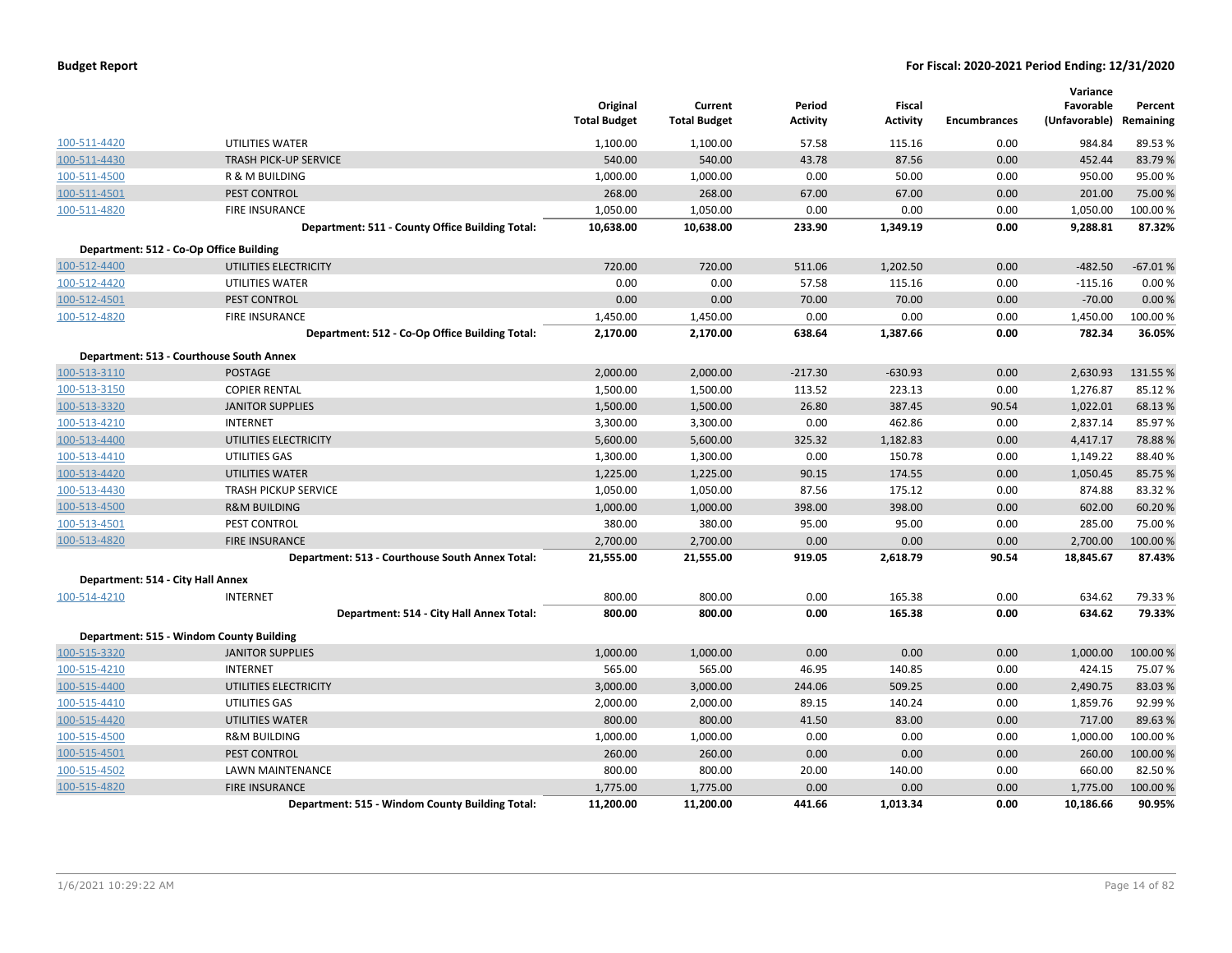| | | Original Total Budget | Current Total Budget | Period Activity | Fiscal Activity | Encumbrances | Variance Favorable (Unfavorable) | Percent Remaining |
|---|---|---|---|---|---|---|---|---|
| 100-511-4420 | UTILITIES WATER | 1,100.00 | 1,100.00 | 57.58 | 115.16 | 0.00 | 984.84 | 89.53 % |
| 100-511-4430 | TRASH PICK-UP SERVICE | 540.00 | 540.00 | 43.78 | 87.56 | 0.00 | 452.44 | 83.79 % |
| 100-511-4500 | R & M BUILDING | 1,000.00 | 1,000.00 | 0.00 | 50.00 | 0.00 | 950.00 | 95.00 % |
| 100-511-4501 | PEST CONTROL | 268.00 | 268.00 | 67.00 | 67.00 | 0.00 | 201.00 | 75.00 % |
| 100-511-4820 | FIRE INSURANCE | 1,050.00 | 1,050.00 | 0.00 | 0.00 | 0.00 | 1,050.00 | 100.00 % |
| | **Department: 511 - County Office Building Total:** | **10,638.00** | **10,638.00** | **233.90** | **1,349.19** | **0.00** | **9,288.81** | **87.32%** |
| **Department: 512 - Co-Op Office Building** | | | | | | | | |
| 100-512-4400 | UTILITIES ELECTRICITY | 720.00 | 720.00 | 511.06 | 1,202.50 | 0.00 | -482.50 | -67.01 % |
| 100-512-4420 | UTILITIES WATER | 0.00 | 0.00 | 57.58 | 115.16 | 0.00 | -115.16 | 0.00 % |
| 100-512-4501 | PEST CONTROL | 0.00 | 0.00 | 70.00 | 70.00 | 0.00 | -70.00 | 0.00 % |
| 100-512-4820 | FIRE INSURANCE | 1,450.00 | 1,450.00 | 0.00 | 0.00 | 0.00 | 1,450.00 | 100.00 % |
| | **Department: 512 - Co-Op Office Building Total:** | **2,170.00** | **2,170.00** | **638.64** | **1,387.66** | **0.00** | **782.34** | **36.05%** |
| **Department: 513 - Courthouse South Annex** | | | | | | | | |
| 100-513-3110 | POSTAGE | 2,000.00 | 2,000.00 | -217.30 | -630.93 | 0.00 | 2,630.93 | 131.55 % |
| 100-513-3150 | COPIER RENTAL | 1,500.00 | 1,500.00 | 113.52 | 223.13 | 0.00 | 1,276.87 | 85.12 % |
| 100-513-3320 | JANITOR SUPPLIES | 1,500.00 | 1,500.00 | 26.80 | 387.45 | 90.54 | 1,022.01 | 68.13 % |
| 100-513-4210 | INTERNET | 3,300.00 | 3,300.00 | 0.00 | 462.86 | 0.00 | 2,837.14 | 85.97 % |
| 100-513-4400 | UTILITIES ELECTRICITY | 5,600.00 | 5,600.00 | 325.32 | 1,182.83 | 0.00 | 4,417.17 | 78.88 % |
| 100-513-4410 | UTILITIES GAS | 1,300.00 | 1,300.00 | 0.00 | 150.78 | 0.00 | 1,149.22 | 88.40 % |
| 100-513-4420 | UTILITIES WATER | 1,225.00 | 1,225.00 | 90.15 | 174.55 | 0.00 | 1,050.45 | 85.75 % |
| 100-513-4430 | TRASH PICKUP SERVICE | 1,050.00 | 1,050.00 | 87.56 | 175.12 | 0.00 | 874.88 | 83.32 % |
| 100-513-4500 | R&M BUILDING | 1,000.00 | 1,000.00 | 398.00 | 398.00 | 0.00 | 602.00 | 60.20 % |
| 100-513-4501 | PEST CONTROL | 380.00 | 380.00 | 95.00 | 95.00 | 0.00 | 285.00 | 75.00 % |
| 100-513-4820 | FIRE INSURANCE | 2,700.00 | 2,700.00 | 0.00 | 0.00 | 0.00 | 2,700.00 | 100.00 % |
| | **Department: 513 - Courthouse South Annex Total:** | **21,555.00** | **21,555.00** | **919.05** | **2,618.79** | **90.54** | **18,845.67** | **87.43%** |
| **Department: 514 - City Hall Annex** | | | | | | | | |
| 100-514-4210 | INTERNET | 800.00 | 800.00 | 0.00 | 165.38 | 0.00 | 634.62 | 79.33 % |
| | **Department: 514 - City Hall Annex Total:** | **800.00** | **800.00** | **0.00** | **165.38** | **0.00** | **634.62** | **79.33%** |
| **Department: 515 - Windom County Building** | | | | | | | | |
| 100-515-3320 | JANITOR SUPPLIES | 1,000.00 | 1,000.00 | 0.00 | 0.00 | 0.00 | 1,000.00 | 100.00 % |
| 100-515-4210 | INTERNET | 565.00 | 565.00 | 46.95 | 140.85 | 0.00 | 424.15 | 75.07 % |
| 100-515-4400 | UTILITIES ELECTRICITY | 3,000.00 | 3,000.00 | 244.06 | 509.25 | 0.00 | 2,490.75 | 83.03 % |
| 100-515-4410 | UTILITIES GAS | 2,000.00 | 2,000.00 | 89.15 | 140.24 | 0.00 | 1,859.76 | 92.99 % |
| 100-515-4420 | UTILITIES WATER | 800.00 | 800.00 | 41.50 | 83.00 | 0.00 | 717.00 | 89.63 % |
| 100-515-4500 | R&M BUILDING | 1,000.00 | 1,000.00 | 0.00 | 0.00 | 0.00 | 1,000.00 | 100.00 % |
| 100-515-4501 | PEST CONTROL | 260.00 | 260.00 | 0.00 | 0.00 | 0.00 | 260.00 | 100.00 % |
| 100-515-4502 | LAWN MAINTENANCE | 800.00 | 800.00 | 20.00 | 140.00 | 0.00 | 660.00 | 82.50 % |
| 100-515-4820 | FIRE INSURANCE | 1,775.00 | 1,775.00 | 0.00 | 0.00 | 0.00 | 1,775.00 | 100.00 % |
| | **Department: 515 - Windom County Building Total:** | **11,200.00** | **11,200.00** | **441.66** | **1,013.34** | **0.00** | **10,186.66** | **90.95%** |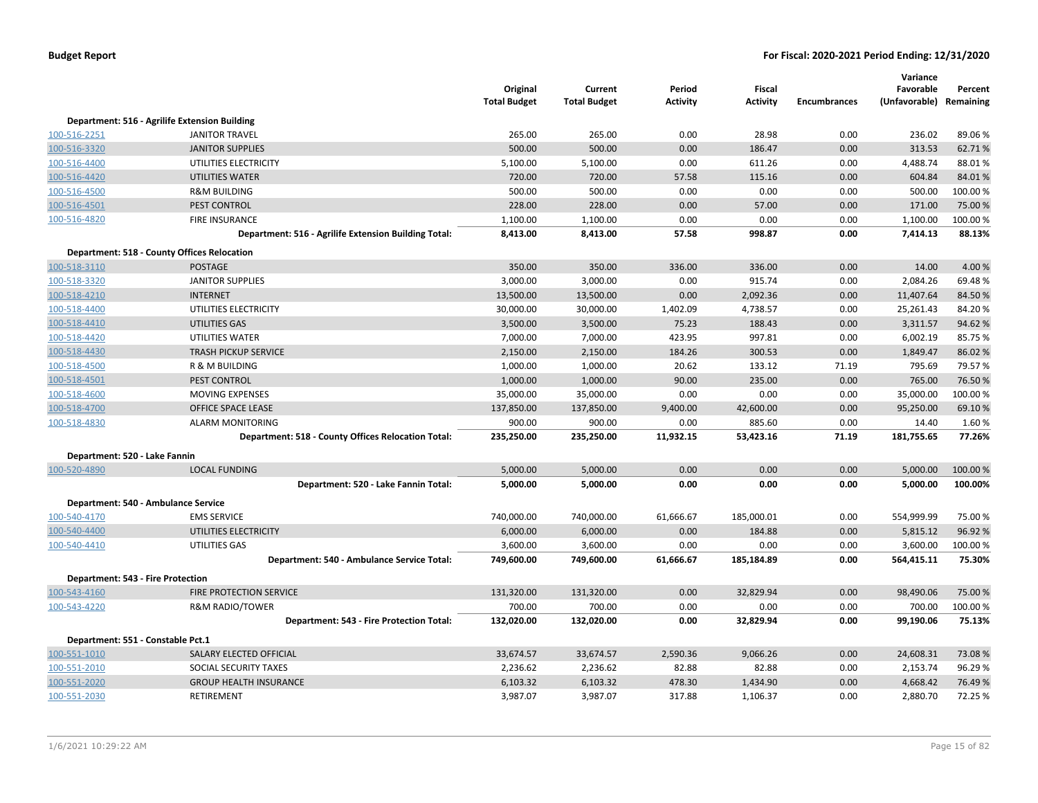| | | Original Total Budget | Current Total Budget | Period Activity | Fiscal Activity | Encumbrances | Variance Favorable (Unfavorable) | Percent Remaining |
|---|---|---|---|---|---|---|---|---|
| **Department: 516 - Agrilife Extension Building** | | | | | | | | |
| 100-516-2251 | JANITOR TRAVEL | 265.00 | 265.00 | 0.00 | 28.98 | 0.00 | 236.02 | 89.06 % |
| 100-516-3320 | JANITOR SUPPLIES | 500.00 | 500.00 | 0.00 | 186.47 | 0.00 | 313.53 | 62.71 % |
| 100-516-4400 | UTILITIES ELECTRICITY | 5,100.00 | 5,100.00 | 0.00 | 611.26 | 0.00 | 4,488.74 | 88.01 % |
| 100-516-4420 | UTILITIES WATER | 720.00 | 720.00 | 57.58 | 115.16 | 0.00 | 604.84 | 84.01 % |
| 100-516-4500 | R&M BUILDING | 500.00 | 500.00 | 0.00 | 0.00 | 0.00 | 500.00 | 100.00 % |
| 100-516-4501 | PEST CONTROL | 228.00 | 228.00 | 0.00 | 57.00 | 0.00 | 171.00 | 75.00 % |
| 100-516-4820 | FIRE INSURANCE | 1,100.00 | 1,100.00 | 0.00 | 0.00 | 0.00 | 1,100.00 | 100.00 % |
| | **Department: 516 - Agrilife Extension Building Total:** | **8,413.00** | **8,413.00** | **57.58** | **998.87** | **0.00** | **7,414.13** | **88.13%** |
| **Department: 518 - County Offices Relocation** | | | | | | | | |
| 100-518-3110 | POSTAGE | 350.00 | 350.00 | 336.00 | 336.00 | 0.00 | 14.00 | 4.00 % |
| 100-518-3320 | JANITOR SUPPLIES | 3,000.00 | 3,000.00 | 0.00 | 915.74 | 0.00 | 2,084.26 | 69.48 % |
| 100-518-4210 | INTERNET | 13,500.00 | 13,500.00 | 0.00 | 2,092.36 | 0.00 | 11,407.64 | 84.50 % |
| 100-518-4400 | UTILITIES ELECTRICITY | 30,000.00 | 30,000.00 | 1,402.09 | 4,738.57 | 0.00 | 25,261.43 | 84.20 % |
| 100-518-4410 | UTILITIES GAS | 3,500.00 | 3,500.00 | 75.23 | 188.43 | 0.00 | 3,311.57 | 94.62 % |
| 100-518-4420 | UTILITIES WATER | 7,000.00 | 7,000.00 | 423.95 | 997.81 | 0.00 | 6,002.19 | 85.75 % |
| 100-518-4430 | TRASH PICKUP SERVICE | 2,150.00 | 2,150.00 | 184.26 | 300.53 | 0.00 | 1,849.47 | 86.02 % |
| 100-518-4500 | R & M BUILDING | 1,000.00 | 1,000.00 | 20.62 | 133.12 | 71.19 | 795.69 | 79.57 % |
| 100-518-4501 | PEST CONTROL | 1,000.00 | 1,000.00 | 90.00 | 235.00 | 0.00 | 765.00 | 76.50 % |
| 100-518-4600 | MOVING EXPENSES | 35,000.00 | 35,000.00 | 0.00 | 0.00 | 0.00 | 35,000.00 | 100.00 % |
| 100-518-4700 | OFFICE SPACE LEASE | 137,850.00 | 137,850.00 | 9,400.00 | 42,600.00 | 0.00 | 95,250.00 | 69.10 % |
| 100-518-4830 | ALARM MONITORING | 900.00 | 900.00 | 0.00 | 885.60 | 0.00 | 14.40 | 1.60 % |
| | **Department: 518 - County Offices Relocation Total:** | **235,250.00** | **235,250.00** | **11,932.15** | **53,423.16** | **71.19** | **181,755.65** | **77.26%** |
| **Department: 520 - Lake Fannin** | | | | | | | | |
| 100-520-4890 | LOCAL FUNDING | 5,000.00 | 5,000.00 | 0.00 | 0.00 | 0.00 | 5,000.00 | 100.00 % |
| | **Department: 520 - Lake Fannin Total:** | **5,000.00** | **5,000.00** | **0.00** | **0.00** | **0.00** | **5,000.00** | **100.00%** |
| **Department: 540 - Ambulance Service** | | | | | | | | |
| 100-540-4170 | EMS SERVICE | 740,000.00 | 740,000.00 | 61,666.67 | 185,000.01 | 0.00 | 554,999.99 | 75.00 % |
| 100-540-4400 | UTILITIES ELECTRICITY | 6,000.00 | 6,000.00 | 0.00 | 184.88 | 0.00 | 5,815.12 | 96.92 % |
| 100-540-4410 | UTILITIES GAS | 3,600.00 | 3,600.00 | 0.00 | 0.00 | 0.00 | 3,600.00 | 100.00 % |
| | **Department: 540 - Ambulance Service Total:** | **749,600.00** | **749,600.00** | **61,666.67** | **185,184.89** | **0.00** | **564,415.11** | **75.30%** |
| **Department: 543 - Fire Protection** | | | | | | | | |
| 100-543-4160 | FIRE PROTECTION SERVICE | 131,320.00 | 131,320.00 | 0.00 | 32,829.94 | 0.00 | 98,490.06 | 75.00 % |
| 100-543-4220 | R&M RADIO/TOWER | 700.00 | 700.00 | 0.00 | 0.00 | 0.00 | 700.00 | 100.00 % |
| | **Department: 543 - Fire Protection Total:** | **132,020.00** | **132,020.00** | **0.00** | **32,829.94** | **0.00** | **99,190.06** | **75.13%** |
| **Department: 551 - Constable Pct.1** | | | | | | | | |
| 100-551-1010 | SALARY ELECTED OFFICIAL | 33,674.57 | 33,674.57 | 2,590.36 | 9,066.26 | 0.00 | 24,608.31 | 73.08 % |
| 100-551-2010 | SOCIAL SECURITY TAXES | 2,236.62 | 2,236.62 | 82.88 | 82.88 | 0.00 | 2,153.74 | 96.29 % |
| 100-551-2020 | GROUP HEALTH INSURANCE | 6,103.32 | 6,103.32 | 478.30 | 1,434.90 | 0.00 | 4,668.42 | 76.49 % |
| 100-551-2030 | RETIREMENT | 3,987.07 | 3,987.07 | 317.88 | 1,106.37 | 0.00 | 2,880.70 | 72.25 % |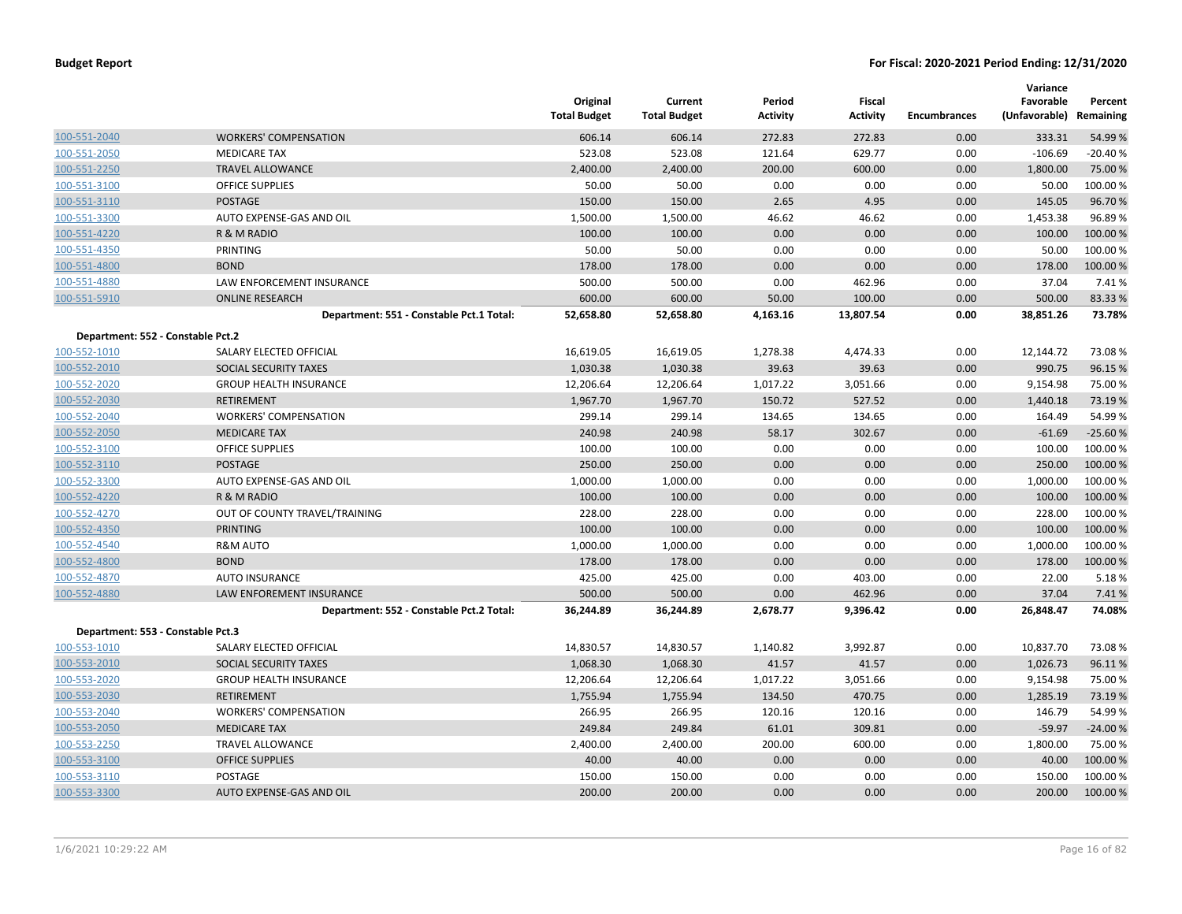| | | Original Total Budget | Current Total Budget | Period Activity | Fiscal Activity | Encumbrances | Variance Favorable (Unfavorable) | Percent Remaining |
|---|---|---|---|---|---|---|---|---|
| 100-551-2040 | WORKERS' COMPENSATION | 606.14 | 606.14 | 272.83 | 272.83 | 0.00 | 333.31 | 54.99 % |
| 100-551-2050 | MEDICARE TAX | 523.08 | 523.08 | 121.64 | 629.77 | 0.00 | -106.69 | -20.40 % |
| 100-551-2250 | TRAVEL ALLOWANCE | 2,400.00 | 2,400.00 | 200.00 | 600.00 | 0.00 | 1,800.00 | 75.00 % |
| 100-551-3100 | OFFICE SUPPLIES | 50.00 | 50.00 | 0.00 | 0.00 | 0.00 | 50.00 | 100.00 % |
| 100-551-3110 | POSTAGE | 150.00 | 150.00 | 2.65 | 4.95 | 0.00 | 145.05 | 96.70 % |
| 100-551-3300 | AUTO EXPENSE-GAS AND OIL | 1,500.00 | 1,500.00 | 46.62 | 46.62 | 0.00 | 1,453.38 | 96.89 % |
| 100-551-4220 | R & M RADIO | 100.00 | 100.00 | 0.00 | 0.00 | 0.00 | 100.00 | 100.00 % |
| 100-551-4350 | PRINTING | 50.00 | 50.00 | 0.00 | 0.00 | 0.00 | 50.00 | 100.00 % |
| 100-551-4800 | BOND | 178.00 | 178.00 | 0.00 | 0.00 | 0.00 | 178.00 | 100.00 % |
| 100-551-4880 | LAW ENFORCEMENT INSURANCE | 500.00 | 500.00 | 0.00 | 462.96 | 0.00 | 37.04 | 7.41 % |
| 100-551-5910 | ONLINE RESEARCH | 600.00 | 600.00 | 50.00 | 100.00 | 0.00 | 500.00 | 83.33 % |
| | **Department: 551 - Constable Pct.1 Total:** | **52,658.80** | **52,658.80** | **4,163.16** | **13,807.54** | **0.00** | **38,851.26** | **73.78%** |
| **Department: 552 - Constable Pct.2** | | | | | | | | |
| 100-552-1010 | SALARY ELECTED OFFICIAL | 16,619.05 | 16,619.05 | 1,278.38 | 4,474.33 | 0.00 | 12,144.72 | 73.08 % |
| 100-552-2010 | SOCIAL SECURITY TAXES | 1,030.38 | 1,030.38 | 39.63 | 39.63 | 0.00 | 990.75 | 96.15 % |
| 100-552-2020 | GROUP HEALTH INSURANCE | 12,206.64 | 12,206.64 | 1,017.22 | 3,051.66 | 0.00 | 9,154.98 | 75.00 % |
| 100-552-2030 | RETIREMENT | 1,967.70 | 1,967.70 | 150.72 | 527.52 | 0.00 | 1,440.18 | 73.19 % |
| 100-552-2040 | WORKERS' COMPENSATION | 299.14 | 299.14 | 134.65 | 134.65 | 0.00 | 164.49 | 54.99 % |
| 100-552-2050 | MEDICARE TAX | 240.98 | 240.98 | 58.17 | 302.67 | 0.00 | -61.69 | -25.60 % |
| 100-552-3100 | OFFICE SUPPLIES | 100.00 | 100.00 | 0.00 | 0.00 | 0.00 | 100.00 | 100.00 % |
| 100-552-3110 | POSTAGE | 250.00 | 250.00 | 0.00 | 0.00 | 0.00 | 250.00 | 100.00 % |
| 100-552-3300 | AUTO EXPENSE-GAS AND OIL | 1,000.00 | 1,000.00 | 0.00 | 0.00 | 0.00 | 1,000.00 | 100.00 % |
| 100-552-4220 | R & M RADIO | 100.00 | 100.00 | 0.00 | 0.00 | 0.00 | 100.00 | 100.00 % |
| 100-552-4270 | OUT OF COUNTY TRAVEL/TRAINING | 228.00 | 228.00 | 0.00 | 0.00 | 0.00 | 228.00 | 100.00 % |
| 100-552-4350 | PRINTING | 100.00 | 100.00 | 0.00 | 0.00 | 0.00 | 100.00 | 100.00 % |
| 100-552-4540 | R&M AUTO | 1,000.00 | 1,000.00 | 0.00 | 0.00 | 0.00 | 1,000.00 | 100.00 % |
| 100-552-4800 | BOND | 178.00 | 178.00 | 0.00 | 0.00 | 0.00 | 178.00 | 100.00 % |
| 100-552-4870 | AUTO INSURANCE | 425.00 | 425.00 | 0.00 | 403.00 | 0.00 | 22.00 | 5.18 % |
| 100-552-4880 | LAW ENFOREMENT INSURANCE | 500.00 | 500.00 | 0.00 | 462.96 | 0.00 | 37.04 | 7.41 % |
| | **Department: 552 - Constable Pct.2 Total:** | **36,244.89** | **36,244.89** | **2,678.77** | **9,396.42** | **0.00** | **26,848.47** | **74.08%** |
| **Department: 553 - Constable Pct.3** | | | | | | | | |
| 100-553-1010 | SALARY ELECTED OFFICIAL | 14,830.57 | 14,830.57 | 1,140.82 | 3,992.87 | 0.00 | 10,837.70 | 73.08 % |
| 100-553-2010 | SOCIAL SECURITY TAXES | 1,068.30 | 1,068.30 | 41.57 | 41.57 | 0.00 | 1,026.73 | 96.11 % |
| 100-553-2020 | GROUP HEALTH INSURANCE | 12,206.64 | 12,206.64 | 1,017.22 | 3,051.66 | 0.00 | 9,154.98 | 75.00 % |
| 100-553-2030 | RETIREMENT | 1,755.94 | 1,755.94 | 134.50 | 470.75 | 0.00 | 1,285.19 | 73.19 % |
| 100-553-2040 | WORKERS' COMPENSATION | 266.95 | 266.95 | 120.16 | 120.16 | 0.00 | 146.79 | 54.99 % |
| 100-553-2050 | MEDICARE TAX | 249.84 | 249.84 | 61.01 | 309.81 | 0.00 | -59.97 | -24.00 % |
| 100-553-2250 | TRAVEL ALLOWANCE | 2,400.00 | 2,400.00 | 200.00 | 600.00 | 0.00 | 1,800.00 | 75.00 % |
| 100-553-3100 | OFFICE SUPPLIES | 40.00 | 40.00 | 0.00 | 0.00 | 0.00 | 40.00 | 100.00 % |
| 100-553-3110 | POSTAGE | 150.00 | 150.00 | 0.00 | 0.00 | 0.00 | 150.00 | 100.00 % |
| 100-553-3300 | AUTO EXPENSE-GAS AND OIL | 200.00 | 200.00 | 0.00 | 0.00 | 0.00 | 200.00 | 100.00 % |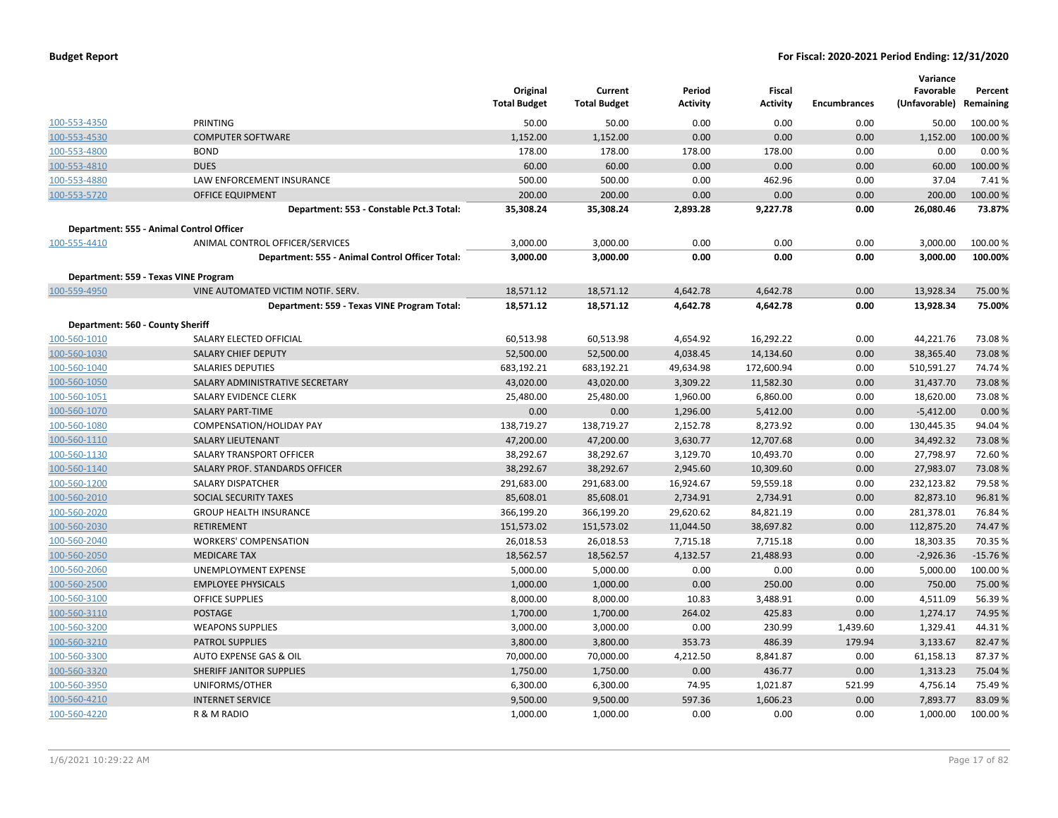| | | Original Total Budget | Current Total Budget | Period Activity | Fiscal Activity | Encumbrances | Variance Favorable (Unfavorable) | Percent Remaining |
|---|---|---|---|---|---|---|---|---|
| 100-553-4350 | PRINTING | 50.00 | 50.00 | 0.00 | 0.00 | 0.00 | 50.00 | 100.00 % |
| 100-553-4530 | COMPUTER SOFTWARE | 1,152.00 | 1,152.00 | 0.00 | 0.00 | 0.00 | 1,152.00 | 100.00 % |
| 100-553-4800 | BOND | 178.00 | 178.00 | 178.00 | 178.00 | 0.00 | 0.00 | 0.00 % |
| 100-553-4810 | DUES | 60.00 | 60.00 | 0.00 | 0.00 | 0.00 | 60.00 | 100.00 % |
| 100-553-4880 | LAW ENFORCEMENT INSURANCE | 500.00 | 500.00 | 0.00 | 462.96 | 0.00 | 37.04 | 7.41 % |
| 100-553-5720 | OFFICE EQUIPMENT | 200.00 | 200.00 | 0.00 | 0.00 | 0.00 | 200.00 | 100.00 % |
| | **Department: 553 - Constable Pct.3 Total:** | **35,308.24** | **35,308.24** | **2,893.28** | **9,227.78** | **0.00** | **26,080.46** | **73.87%** |
| **Department: 555 - Animal Control Officer** | | | | | | | | |
| 100-555-4410 | ANIMAL CONTROL OFFICER/SERVICES | 3,000.00 | 3,000.00 | 0.00 | 0.00 | 0.00 | 3,000.00 | 100.00 % |
| | **Department: 555 - Animal Control Officer Total:** | **3,000.00** | **3,000.00** | **0.00** | **0.00** | **0.00** | **3,000.00** | **100.00%** |
| **Department: 559 - Texas VINE Program** | | | | | | | | |
| 100-559-4950 | VINE AUTOMATED VICTIM NOTIF. SERV. | 18,571.12 | 18,571.12 | 4,642.78 | 4,642.78 | 0.00 | 13,928.34 | 75.00 % |
| | **Department: 559 - Texas VINE Program Total:** | **18,571.12** | **18,571.12** | **4,642.78** | **4,642.78** | **0.00** | **13,928.34** | **75.00%** |
| **Department: 560 - County Sheriff** | | | | | | | | |
| 100-560-1010 | SALARY ELECTED OFFICIAL | 60,513.98 | 60,513.98 | 4,654.92 | 16,292.22 | 0.00 | 44,221.76 | 73.08 % |
| 100-560-1030 | SALARY CHIEF DEPUTY | 52,500.00 | 52,500.00 | 4,038.45 | 14,134.60 | 0.00 | 38,365.40 | 73.08 % |
| 100-560-1040 | SALARIES DEPUTIES | 683,192.21 | 683,192.21 | 49,634.98 | 172,600.94 | 0.00 | 510,591.27 | 74.74 % |
| 100-560-1050 | SALARY ADMINISTRATIVE SECRETARY | 43,020.00 | 43,020.00 | 3,309.22 | 11,582.30 | 0.00 | 31,437.70 | 73.08 % |
| 100-560-1051 | SALARY EVIDENCE CLERK | 25,480.00 | 25,480.00 | 1,960.00 | 6,860.00 | 0.00 | 18,620.00 | 73.08 % |
| 100-560-1070 | SALARY PART-TIME | 0.00 | 0.00 | 1,296.00 | 5,412.00 | 0.00 | -5,412.00 | 0.00 % |
| 100-560-1080 | COMPENSATION/HOLIDAY PAY | 138,719.27 | 138,719.27 | 2,152.78 | 8,273.92 | 0.00 | 130,445.35 | 94.04 % |
| 100-560-1110 | SALARY LIEUTENANT | 47,200.00 | 47,200.00 | 3,630.77 | 12,707.68 | 0.00 | 34,492.32 | 73.08 % |
| 100-560-1130 | SALARY TRANSPORT OFFICER | 38,292.67 | 38,292.67 | 3,129.70 | 10,493.70 | 0.00 | 27,798.97 | 72.60 % |
| 100-560-1140 | SALARY PROF. STANDARDS OFFICER | 38,292.67 | 38,292.67 | 2,945.60 | 10,309.60 | 0.00 | 27,983.07 | 73.08 % |
| 100-560-1200 | SALARY DISPATCHER | 291,683.00 | 291,683.00 | 16,924.67 | 59,559.18 | 0.00 | 232,123.82 | 79.58 % |
| 100-560-2010 | SOCIAL SECURITY TAXES | 85,608.01 | 85,608.01 | 2,734.91 | 2,734.91 | 0.00 | 82,873.10 | 96.81 % |
| 100-560-2020 | GROUP HEALTH INSURANCE | 366,199.20 | 366,199.20 | 29,620.62 | 84,821.19 | 0.00 | 281,378.01 | 76.84 % |
| 100-560-2030 | RETIREMENT | 151,573.02 | 151,573.02 | 11,044.50 | 38,697.82 | 0.00 | 112,875.20 | 74.47 % |
| 100-560-2040 | WORKERS' COMPENSATION | 26,018.53 | 26,018.53 | 7,715.18 | 7,715.18 | 0.00 | 18,303.35 | 70.35 % |
| 100-560-2050 | MEDICARE TAX | 18,562.57 | 18,562.57 | 4,132.57 | 21,488.93 | 0.00 | -2,926.36 | -15.76 % |
| 100-560-2060 | UNEMPLOYMENT EXPENSE | 5,000.00 | 5,000.00 | 0.00 | 0.00 | 0.00 | 5,000.00 | 100.00 % |
| 100-560-2500 | EMPLOYEE PHYSICALS | 1,000.00 | 1,000.00 | 0.00 | 250.00 | 0.00 | 750.00 | 75.00 % |
| 100-560-3100 | OFFICE SUPPLIES | 8,000.00 | 8,000.00 | 10.83 | 3,488.91 | 0.00 | 4,511.09 | 56.39 % |
| 100-560-3110 | POSTAGE | 1,700.00 | 1,700.00 | 264.02 | 425.83 | 0.00 | 1,274.17 | 74.95 % |
| 100-560-3200 | WEAPONS SUPPLIES | 3,000.00 | 3,000.00 | 0.00 | 230.99 | 1,439.60 | 1,329.41 | 44.31 % |
| 100-560-3210 | PATROL SUPPLIES | 3,800.00 | 3,800.00 | 353.73 | 486.39 | 179.94 | 3,133.67 | 82.47 % |
| 100-560-3300 | AUTO EXPENSE GAS & OIL | 70,000.00 | 70,000.00 | 4,212.50 | 8,841.87 | 0.00 | 61,158.13 | 87.37 % |
| 100-560-3320 | SHERIFF JANITOR SUPPLIES | 1,750.00 | 1,750.00 | 0.00 | 436.77 | 0.00 | 1,313.23 | 75.04 % |
| 100-560-3950 | UNIFORMS/OTHER | 6,300.00 | 6,300.00 | 74.95 | 1,021.87 | 521.99 | 4,756.14 | 75.49 % |
| 100-560-4210 | INTERNET SERVICE | 9,500.00 | 9,500.00 | 597.36 | 1,606.23 | 0.00 | 7,893.77 | 83.09 % |
| 100-560-4220 | R & M RADIO | 1,000.00 | 1,000.00 | 0.00 | 0.00 | 0.00 | 1,000.00 | 100.00 % |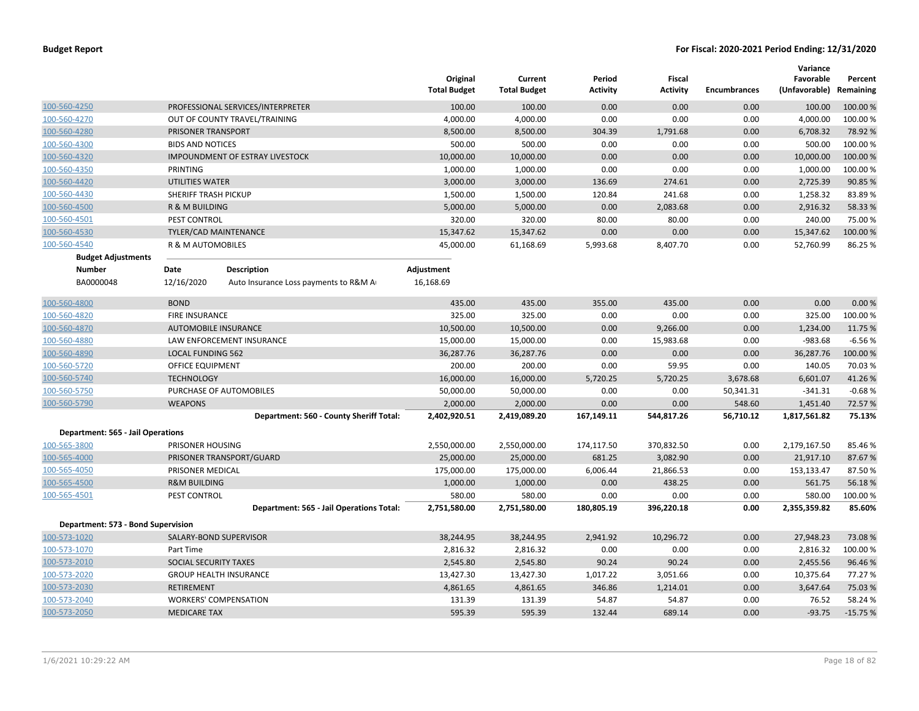| | | Original Total Budget | Current Total Budget | Period Activity | Fiscal Activity | Encumbrances | Variance Favorable (Unfavorable) | Percent Remaining |
|---|---|---|---|---|---|---|---|---|
| 100-560-4250 | PROFESSIONAL SERVICES/INTERPRETER | 100.00 | 100.00 | 0.00 | 0.00 | 0.00 | 100.00 | 100.00 % |
| 100-560-4270 | OUT OF COUNTY TRAVEL/TRAINING | 4,000.00 | 4,000.00 | 0.00 | 0.00 | 0.00 | 4,000.00 | 100.00 % |
| 100-560-4280 | PRISONER TRANSPORT | 8,500.00 | 8,500.00 | 304.39 | 1,791.68 | 0.00 | 6,708.32 | 78.92 % |
| 100-560-4300 | BIDS AND NOTICES | 500.00 | 500.00 | 0.00 | 0.00 | 0.00 | 500.00 | 100.00 % |
| 100-560-4320 | IMPOUNDMENT OF ESTRAY LIVESTOCK | 10,000.00 | 10,000.00 | 0.00 | 0.00 | 0.00 | 10,000.00 | 100.00 % |
| 100-560-4350 | PRINTING | 1,000.00 | 1,000.00 | 0.00 | 0.00 | 0.00 | 1,000.00 | 100.00 % |
| 100-560-4420 | UTILITIES WATER | 3,000.00 | 3,000.00 | 136.69 | 274.61 | 0.00 | 2,725.39 | 90.85 % |
| 100-560-4430 | SHERIFF TRASH PICKUP | 1,500.00 | 1,500.00 | 120.84 | 241.68 | 0.00 | 1,258.32 | 83.89 % |
| 100-560-4500 | R & M BUILDING | 5,000.00 | 5,000.00 | 0.00 | 2,083.68 | 0.00 | 2,916.32 | 58.33 % |
| 100-560-4501 | PEST CONTROL | 320.00 | 320.00 | 80.00 | 80.00 | 0.00 | 240.00 | 75.00 % |
| 100-560-4530 | TYLER/CAD MAINTENANCE | 15,347.62 | 15,347.62 | 0.00 | 0.00 | 0.00 | 15,347.62 | 100.00 % |
| 100-560-4540 | R & M AUTOMOBILES | 45,000.00 | 61,168.69 | 5,993.68 | 8,407.70 | 0.00 | 52,760.99 | 86.25 % |

**Budget Adjustments**

| Number | Date | Description | Adjustment |
|---|---|---|---|
| BA0000048 | 12/16/2020 | Auto Insurance Loss payments to R&M A | 16,168.69 |

| | | Original Total Budget | Current Total Budget | Period Activity | Fiscal Activity | Encumbrances | Variance Favorable (Unfavorable) | Percent Remaining |
|---|---|---|---|---|---|---|---|---|
| 100-560-4800 | BOND | 435.00 | 435.00 | 355.00 | 435.00 | 0.00 | 0.00 | 0.00 % |
| 100-560-4820 | FIRE INSURANCE | 325.00 | 325.00 | 0.00 | 0.00 | 0.00 | 325.00 | 100.00 % |
| 100-560-4870 | AUTOMOBILE INSURANCE | 10,500.00 | 10,500.00 | 0.00 | 9,266.00 | 0.00 | 1,234.00 | 11.75 % |
| 100-560-4880 | LAW ENFORCEMENT INSURANCE | 15,000.00 | 15,000.00 | 0.00 | 15,983.68 | 0.00 | -983.68 | -6.56 % |
| 100-560-4890 | LOCAL FUNDING 562 | 36,287.76 | 36,287.76 | 0.00 | 0.00 | 0.00 | 36,287.76 | 100.00 % |
| 100-560-5720 | OFFICE EQUIPMENT | 200.00 | 200.00 | 0.00 | 59.95 | 0.00 | 140.05 | 70.03 % |
| 100-560-5740 | TECHNOLOGY | 16,000.00 | 16,000.00 | 5,720.25 | 5,720.25 | 3,678.68 | 6,601.07 | 41.26 % |
| 100-560-5750 | PURCHASE OF AUTOMOBILES | 50,000.00 | 50,000.00 | 0.00 | 0.00 | 50,341.31 | -341.31 | -0.68 % |
| 100-560-5790 | WEAPONS | 2,000.00 | 2,000.00 | 0.00 | 0.00 | 548.60 | 1,451.40 | 72.57 % |
| | **Department: 560 - County Sheriff Total:** | **2,402,920.51** | **2,419,089.20** | **167,149.11** | **544,817.26** | **56,710.12** | **1,817,561.82** | **75.13%** |
| **Department: 565 - Jail Operations** | | | | | | | | |
| 100-565-3800 | PRISONER HOUSING | 2,550,000.00 | 2,550,000.00 | 174,117.50 | 370,832.50 | 0.00 | 2,179,167.50 | 85.46 % |
| 100-565-4000 | PRISONER TRANSPORT/GUARD | 25,000.00 | 25,000.00 | 681.25 | 3,082.90 | 0.00 | 21,917.10 | 87.67 % |
| 100-565-4050 | PRISONER MEDICAL | 175,000.00 | 175,000.00 | 6,006.44 | 21,866.53 | 0.00 | 153,133.47 | 87.50 % |
| 100-565-4500 | R&M BUILDING | 1,000.00 | 1,000.00 | 0.00 | 438.25 | 0.00 | 561.75 | 56.18 % |
| 100-565-4501 | PEST CONTROL | 580.00 | 580.00 | 0.00 | 0.00 | 0.00 | 580.00 | 100.00 % |
| | **Department: 565 - Jail Operations Total:** | **2,751,580.00** | **2,751,580.00** | **180,805.19** | **396,220.18** | **0.00** | **2,355,359.82** | **85.60%** |
| **Department: 573 - Bond Supervision** | | | | | | | | |
| 100-573-1020 | SALARY-BOND SUPERVISOR | 38,244.95 | 38,244.95 | 2,941.92 | 10,296.72 | 0.00 | 27,948.23 | 73.08 % |
| 100-573-1070 | Part Time | 2,816.32 | 2,816.32 | 0.00 | 0.00 | 0.00 | 2,816.32 | 100.00 % |
| 100-573-2010 | SOCIAL SECURITY TAXES | 2,545.80 | 2,545.80 | 90.24 | 90.24 | 0.00 | 2,455.56 | 96.46 % |
| 100-573-2020 | GROUP HEALTH INSURANCE | 13,427.30 | 13,427.30 | 1,017.22 | 3,051.66 | 0.00 | 10,375.64 | 77.27 % |
| 100-573-2030 | RETIREMENT | 4,861.65 | 4,861.65 | 346.86 | 1,214.01 | 0.00 | 3,647.64 | 75.03 % |
| 100-573-2040 | WORKERS' COMPENSATION | 131.39 | 131.39 | 54.87 | 54.87 | 0.00 | 76.52 | 58.24 % |
| 100-573-2050 | MEDICARE TAX | 595.39 | 595.39 | 132.44 | 689.14 | 0.00 | -93.75 | -15.75 % |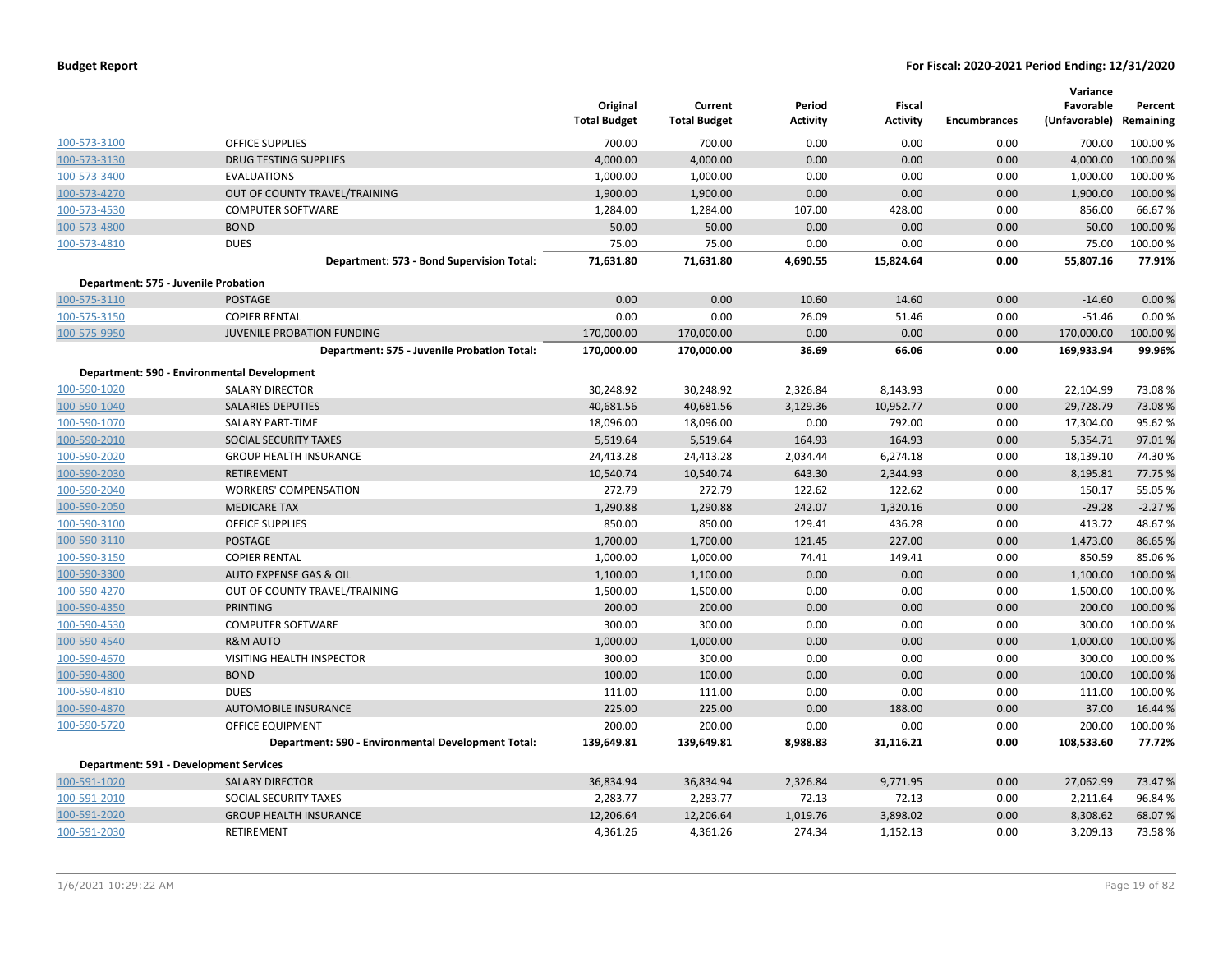| | | Original Total Budget | Current Total Budget | Period Activity | Fiscal Activity | Encumbrances | Variance Favorable (Unfavorable) | Percent Remaining |
|---|---|---|---|---|---|---|---|---|
| 100-573-3100 | OFFICE SUPPLIES | 700.00 | 700.00 | 0.00 | 0.00 | 0.00 | 700.00 | 100.00 % |
| 100-573-3130 | DRUG TESTING SUPPLIES | 4,000.00 | 4,000.00 | 0.00 | 0.00 | 0.00 | 4,000.00 | 100.00 % |
| 100-573-3400 | EVALUATIONS | 1,000.00 | 1,000.00 | 0.00 | 0.00 | 0.00 | 1,000.00 | 100.00 % |
| 100-573-4270 | OUT OF COUNTY TRAVEL/TRAINING | 1,900.00 | 1,900.00 | 0.00 | 0.00 | 0.00 | 1,900.00 | 100.00 % |
| 100-573-4530 | COMPUTER SOFTWARE | 1,284.00 | 1,284.00 | 107.00 | 428.00 | 0.00 | 856.00 | 66.67 % |
| 100-573-4800 | BOND | 50.00 | 50.00 | 0.00 | 0.00 | 0.00 | 50.00 | 100.00 % |
| 100-573-4810 | DUES | 75.00 | 75.00 | 0.00 | 0.00 | 0.00 | 75.00 | 100.00 % |
| | **Department: 573 - Bond Supervision Total:** | **71,631.80** | **71,631.80** | **4,690.55** | **15,824.64** | **0.00** | **55,807.16** | **77.91%** |
| **Department: 575 - Juvenile Probation** | | | | | | | | |
| 100-575-3110 | POSTAGE | 0.00 | 0.00 | 10.60 | 14.60 | 0.00 | -14.60 | 0.00 % |
| 100-575-3150 | COPIER RENTAL | 0.00 | 0.00 | 26.09 | 51.46 | 0.00 | -51.46 | 0.00 % |
| 100-575-9950 | JUVENILE PROBATION FUNDING | 170,000.00 | 170,000.00 | 0.00 | 0.00 | 0.00 | 170,000.00 | 100.00 % |
| | **Department: 575 - Juvenile Probation Total:** | **170,000.00** | **170,000.00** | **36.69** | **66.06** | **0.00** | **169,933.94** | **99.96%** |
| **Department: 590 - Environmental Development** | | | | | | | | |
| 100-590-1020 | SALARY DIRECTOR | 30,248.92 | 30,248.92 | 2,326.84 | 8,143.93 | 0.00 | 22,104.99 | 73.08 % |
| 100-590-1040 | SALARIES DEPUTIES | 40,681.56 | 40,681.56 | 3,129.36 | 10,952.77 | 0.00 | 29,728.79 | 73.08 % |
| 100-590-1070 | SALARY PART-TIME | 18,096.00 | 18,096.00 | 0.00 | 792.00 | 0.00 | 17,304.00 | 95.62 % |
| 100-590-2010 | SOCIAL SECURITY TAXES | 5,519.64 | 5,519.64 | 164.93 | 164.93 | 0.00 | 5,354.71 | 97.01 % |
| 100-590-2020 | GROUP HEALTH INSURANCE | 24,413.28 | 24,413.28 | 2,034.44 | 6,274.18 | 0.00 | 18,139.10 | 74.30 % |
| 100-590-2030 | RETIREMENT | 10,540.74 | 10,540.74 | 643.30 | 2,344.93 | 0.00 | 8,195.81 | 77.75 % |
| 100-590-2040 | WORKERS' COMPENSATION | 272.79 | 272.79 | 122.62 | 122.62 | 0.00 | 150.17 | 55.05 % |
| 100-590-2050 | MEDICARE TAX | 1,290.88 | 1,290.88 | 242.07 | 1,320.16 | 0.00 | -29.28 | -2.27 % |
| 100-590-3100 | OFFICE SUPPLIES | 850.00 | 850.00 | 129.41 | 436.28 | 0.00 | 413.72 | 48.67 % |
| 100-590-3110 | POSTAGE | 1,700.00 | 1,700.00 | 121.45 | 227.00 | 0.00 | 1,473.00 | 86.65 % |
| 100-590-3150 | COPIER RENTAL | 1,000.00 | 1,000.00 | 74.41 | 149.41 | 0.00 | 850.59 | 85.06 % |
| 100-590-3300 | AUTO EXPENSE GAS & OIL | 1,100.00 | 1,100.00 | 0.00 | 0.00 | 0.00 | 1,100.00 | 100.00 % |
| 100-590-4270 | OUT OF COUNTY TRAVEL/TRAINING | 1,500.00 | 1,500.00 | 0.00 | 0.00 | 0.00 | 1,500.00 | 100.00 % |
| 100-590-4350 | PRINTING | 200.00 | 200.00 | 0.00 | 0.00 | 0.00 | 200.00 | 100.00 % |
| 100-590-4530 | COMPUTER SOFTWARE | 300.00 | 300.00 | 0.00 | 0.00 | 0.00 | 300.00 | 100.00 % |
| 100-590-4540 | R&M AUTO | 1,000.00 | 1,000.00 | 0.00 | 0.00 | 0.00 | 1,000.00 | 100.00 % |
| 100-590-4670 | VISITING HEALTH INSPECTOR | 300.00 | 300.00 | 0.00 | 0.00 | 0.00 | 300.00 | 100.00 % |
| 100-590-4800 | BOND | 100.00 | 100.00 | 0.00 | 0.00 | 0.00 | 100.00 | 100.00 % |
| 100-590-4810 | DUES | 111.00 | 111.00 | 0.00 | 0.00 | 0.00 | 111.00 | 100.00 % |
| 100-590-4870 | AUTOMOBILE INSURANCE | 225.00 | 225.00 | 0.00 | 188.00 | 0.00 | 37.00 | 16.44 % |
| 100-590-5720 | OFFICE EQUIPMENT | 200.00 | 200.00 | 0.00 | 0.00 | 0.00 | 200.00 | 100.00 % |
| | **Department: 590 - Environmental Development Total:** | **139,649.81** | **139,649.81** | **8,988.83** | **31,116.21** | **0.00** | **108,533.60** | **77.72%** |
| **Department: 591 - Development Services** | | | | | | | | |
| 100-591-1020 | SALARY DIRECTOR | 36,834.94 | 36,834.94 | 2,326.84 | 9,771.95 | 0.00 | 27,062.99 | 73.47 % |
| 100-591-2010 | SOCIAL SECURITY TAXES | 2,283.77 | 2,283.77 | 72.13 | 72.13 | 0.00 | 2,211.64 | 96.84 % |
| 100-591-2020 | GROUP HEALTH INSURANCE | 12,206.64 | 12,206.64 | 1,019.76 | 3,898.02 | 0.00 | 8,308.62 | 68.07 % |
| 100-591-2030 | RETIREMENT | 4,361.26 | 4,361.26 | 274.34 | 1,152.13 | 0.00 | 3,209.13 | 73.58 % |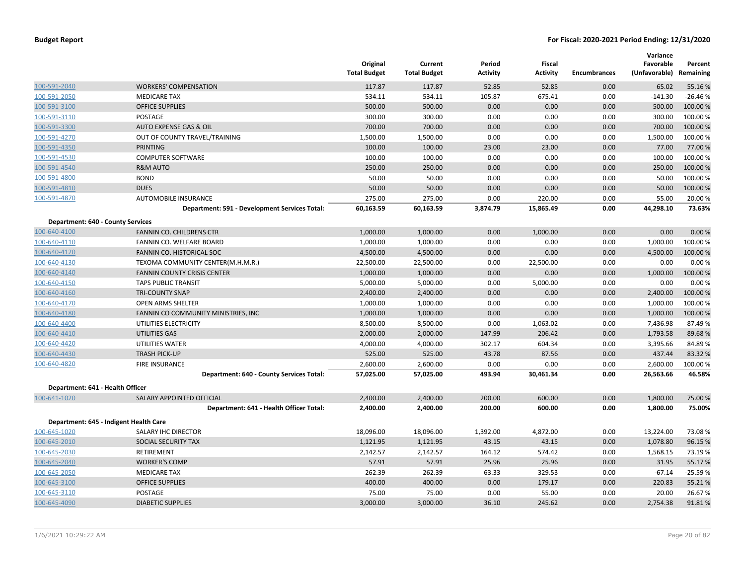| | | Original Total Budget | Current Total Budget | Period Activity | Fiscal Activity | Encumbrances | Variance Favorable (Unfavorable) | Percent Remaining |
|---|---|---|---|---|---|---|---|---|
| 100-591-2040 | WORKERS' COMPENSATION | 117.87 | 117.87 | 52.85 | 52.85 | 0.00 | 65.02 | 55.16 % |
| 100-591-2050 | MEDICARE TAX | 534.11 | 534.11 | 105.87 | 675.41 | 0.00 | -141.30 | -26.46 % |
| 100-591-3100 | OFFICE SUPPLIES | 500.00 | 500.00 | 0.00 | 0.00 | 0.00 | 500.00 | 100.00 % |
| 100-591-3110 | POSTAGE | 300.00 | 300.00 | 0.00 | 0.00 | 0.00 | 300.00 | 100.00 % |
| 100-591-3300 | AUTO EXPENSE GAS & OIL | 700.00 | 700.00 | 0.00 | 0.00 | 0.00 | 700.00 | 100.00 % |
| 100-591-4270 | OUT OF COUNTY TRAVEL/TRAINING | 1,500.00 | 1,500.00 | 0.00 | 0.00 | 0.00 | 1,500.00 | 100.00 % |
| 100-591-4350 | PRINTING | 100.00 | 100.00 | 23.00 | 23.00 | 0.00 | 77.00 | 77.00 % |
| 100-591-4530 | COMPUTER SOFTWARE | 100.00 | 100.00 | 0.00 | 0.00 | 0.00 | 100.00 | 100.00 % |
| 100-591-4540 | R&M AUTO | 250.00 | 250.00 | 0.00 | 0.00 | 0.00 | 250.00 | 100.00 % |
| 100-591-4800 | BOND | 50.00 | 50.00 | 0.00 | 0.00 | 0.00 | 50.00 | 100.00 % |
| 100-591-4810 | DUES | 50.00 | 50.00 | 0.00 | 0.00 | 0.00 | 50.00 | 100.00 % |
| 100-591-4870 | AUTOMOBILE INSURANCE | 275.00 | 275.00 | 0.00 | 220.00 | 0.00 | 55.00 | 20.00 % |
| | **Department: 591 - Development Services Total:** | **60,163.59** | **60,163.59** | **3,874.79** | **15,865.49** | **0.00** | **44,298.10** | **73.63%** |
| **Department: 640 - County Services** | | | | | | | | |
| 100-640-4100 | FANNIN CO. CHILDRENS CTR | 1,000.00 | 1,000.00 | 0.00 | 1,000.00 | 0.00 | 0.00 | 0.00 % |
| 100-640-4110 | FANNIN CO. WELFARE BOARD | 1,000.00 | 1,000.00 | 0.00 | 0.00 | 0.00 | 1,000.00 | 100.00 % |
| 100-640-4120 | FANNIN CO. HISTORICAL SOC | 4,500.00 | 4,500.00 | 0.00 | 0.00 | 0.00 | 4,500.00 | 100.00 % |
| 100-640-4130 | TEXOMA COMMUNITY CENTER(M.H.M.R.) | 22,500.00 | 22,500.00 | 0.00 | 22,500.00 | 0.00 | 0.00 | 0.00 % |
| 100-640-4140 | FANNIN COUNTY CRISIS CENTER | 1,000.00 | 1,000.00 | 0.00 | 0.00 | 0.00 | 1,000.00 | 100.00 % |
| 100-640-4150 | TAPS PUBLIC TRANSIT | 5,000.00 | 5,000.00 | 0.00 | 5,000.00 | 0.00 | 0.00 | 0.00 % |
| 100-640-4160 | TRI-COUNTY SNAP | 2,400.00 | 2,400.00 | 0.00 | 0.00 | 0.00 | 2,400.00 | 100.00 % |
| 100-640-4170 | OPEN ARMS SHELTER | 1,000.00 | 1,000.00 | 0.00 | 0.00 | 0.00 | 1,000.00 | 100.00 % |
| 100-640-4180 | FANNIN CO COMMUNITY MINISTRIES, INC | 1,000.00 | 1,000.00 | 0.00 | 0.00 | 0.00 | 1,000.00 | 100.00 % |
| 100-640-4400 | UTILITIES ELECTRICITY | 8,500.00 | 8,500.00 | 0.00 | 1,063.02 | 0.00 | 7,436.98 | 87.49 % |
| 100-640-4410 | UTILITIES GAS | 2,000.00 | 2,000.00 | 147.99 | 206.42 | 0.00 | 1,793.58 | 89.68 % |
| 100-640-4420 | UTILITIES WATER | 4,000.00 | 4,000.00 | 302.17 | 604.34 | 0.00 | 3,395.66 | 84.89 % |
| 100-640-4430 | TRASH PICK-UP | 525.00 | 525.00 | 43.78 | 87.56 | 0.00 | 437.44 | 83.32 % |
| 100-640-4820 | FIRE INSURANCE | 2,600.00 | 2,600.00 | 0.00 | 0.00 | 0.00 | 2,600.00 | 100.00 % |
| | **Department: 640 - County Services Total:** | **57,025.00** | **57,025.00** | **493.94** | **30,461.34** | **0.00** | **26,563.66** | **46.58%** |
| **Department: 641 - Health Officer** | | | | | | | | |
| 100-641-1020 | SALARY APPOINTED OFFICIAL | 2,400.00 | 2,400.00 | 200.00 | 600.00 | 0.00 | 1,800.00 | 75.00 % |
| | **Department: 641 - Health Officer Total:** | **2,400.00** | **2,400.00** | **200.00** | **600.00** | **0.00** | **1,800.00** | **75.00%** |
| **Department: 645 - Indigent Health Care** | | | | | | | | |
| 100-645-1020 | SALARY IHC DIRECTOR | 18,096.00 | 18,096.00 | 1,392.00 | 4,872.00 | 0.00 | 13,224.00 | 73.08 % |
| 100-645-2010 | SOCIAL SECURITY TAX | 1,121.95 | 1,121.95 | 43.15 | 43.15 | 0.00 | 1,078.80 | 96.15 % |
| 100-645-2030 | RETIREMENT | 2,142.57 | 2,142.57 | 164.12 | 574.42 | 0.00 | 1,568.15 | 73.19 % |
| 100-645-2040 | WORKER'S COMP | 57.91 | 57.91 | 25.96 | 25.96 | 0.00 | 31.95 | 55.17 % |
| 100-645-2050 | MEDICARE TAX | 262.39 | 262.39 | 63.33 | 329.53 | 0.00 | -67.14 | -25.59 % |
| 100-645-3100 | OFFICE SUPPLIES | 400.00 | 400.00 | 0.00 | 179.17 | 0.00 | 220.83 | 55.21 % |
| 100-645-3110 | POSTAGE | 75.00 | 75.00 | 0.00 | 55.00 | 0.00 | 20.00 | 26.67 % |
| 100-645-4090 | DIABETIC SUPPLIES | 3,000.00 | 3,000.00 | 36.10 | 245.62 | 0.00 | 2,754.38 | 91.81 % |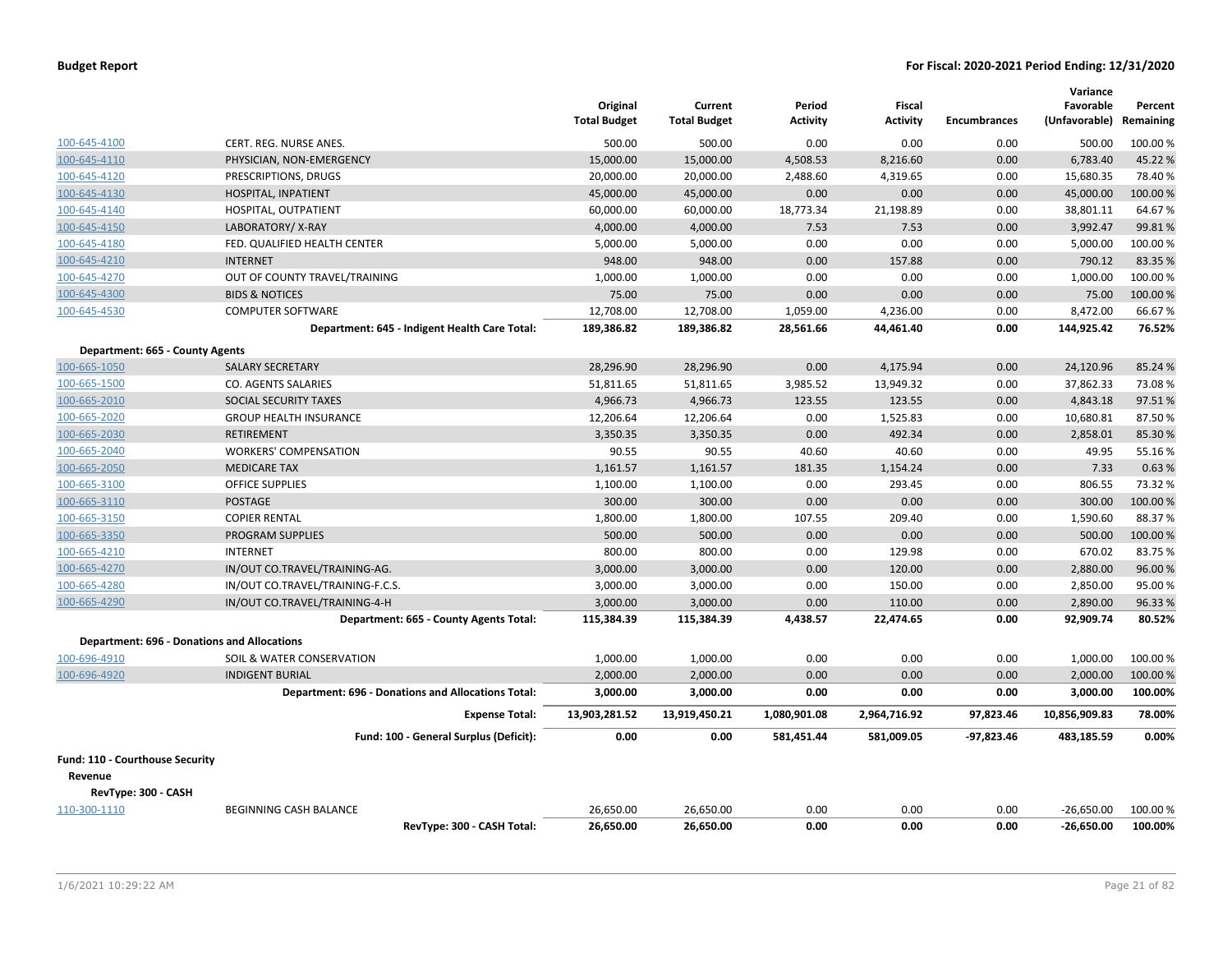**Budget Report** **For Fiscal: 2020-2021 Period Ending: 12/31/2020**

| | | Original Total Budget | Current Total Budget | Period Activity | Fiscal Activity | Encumbrances | Variance Favorable (Unfavorable) | Percent Remaining |
|---|---|---|---|---|---|---|---|---|
| 100-645-4100 | CERT. REG. NURSE ANES. | 500.00 | 500.00 | 0.00 | 0.00 | 0.00 | 500.00 | 100.00 % |
| 100-645-4110 | PHYSICIAN, NON-EMERGENCY | 15,000.00 | 15,000.00 | 4,508.53 | 8,216.60 | 0.00 | 6,783.40 | 45.22 % |
| 100-645-4120 | PRESCRIPTIONS, DRUGS | 20,000.00 | 20,000.00 | 2,488.60 | 4,319.65 | 0.00 | 15,680.35 | 78.40 % |
| 100-645-4130 | HOSPITAL, INPATIENT | 45,000.00 | 45,000.00 | 0.00 | 0.00 | 0.00 | 45,000.00 | 100.00 % |
| 100-645-4140 | HOSPITAL, OUTPATIENT | 60,000.00 | 60,000.00 | 18,773.34 | 21,198.89 | 0.00 | 38,801.11 | 64.67 % |
| 100-645-4150 | LABORATORY/ X-RAY | 4,000.00 | 4,000.00 | 7.53 | 7.53 | 0.00 | 3,992.47 | 99.81 % |
| 100-645-4180 | FED. QUALIFIED HEALTH CENTER | 5,000.00 | 5,000.00 | 0.00 | 0.00 | 0.00 | 5,000.00 | 100.00 % |
| 100-645-4210 | INTERNET | 948.00 | 948.00 | 0.00 | 157.88 | 0.00 | 790.12 | 83.35 % |
| 100-645-4270 | OUT OF COUNTY TRAVEL/TRAINING | 1,000.00 | 1,000.00 | 0.00 | 0.00 | 0.00 | 1,000.00 | 100.00 % |
| 100-645-4300 | BIDS & NOTICES | 75.00 | 75.00 | 0.00 | 0.00 | 0.00 | 75.00 | 100.00 % |
| 100-645-4530 | COMPUTER SOFTWARE | 12,708.00 | 12,708.00 | 1,059.00 | 4,236.00 | 0.00 | 8,472.00 | 66.67 % |
| | **Department: 645 - Indigent Health Care Total:** | **189,386.82** | **189,386.82** | **28,561.66** | **44,461.40** | **0.00** | **144,925.42** | **76.52%** |
| **Department: 665 - County Agents** | | | | | | | | |
| 100-665-1050 | SALARY SECRETARY | 28,296.90 | 28,296.90 | 0.00 | 4,175.94 | 0.00 | 24,120.96 | 85.24 % |
| 100-665-1500 | CO. AGENTS SALARIES | 51,811.65 | 51,811.65 | 3,985.52 | 13,949.32 | 0.00 | 37,862.33 | 73.08 % |
| 100-665-2010 | SOCIAL SECURITY TAXES | 4,966.73 | 4,966.73 | 123.55 | 123.55 | 0.00 | 4,843.18 | 97.51 % |
| 100-665-2020 | GROUP HEALTH INSURANCE | 12,206.64 | 12,206.64 | 0.00 | 1,525.83 | 0.00 | 10,680.81 | 87.50 % |
| 100-665-2030 | RETIREMENT | 3,350.35 | 3,350.35 | 0.00 | 492.34 | 0.00 | 2,858.01 | 85.30 % |
| 100-665-2040 | WORKERS' COMPENSATION | 90.55 | 90.55 | 40.60 | 40.60 | 0.00 | 49.95 | 55.16 % |
| 100-665-2050 | MEDICARE TAX | 1,161.57 | 1,161.57 | 181.35 | 1,154.24 | 0.00 | 7.33 | 0.63 % |
| 100-665-3100 | OFFICE SUPPLIES | 1,100.00 | 1,100.00 | 0.00 | 293.45 | 0.00 | 806.55 | 73.32 % |
| 100-665-3110 | POSTAGE | 300.00 | 300.00 | 0.00 | 0.00 | 0.00 | 300.00 | 100.00 % |
| 100-665-3150 | COPIER RENTAL | 1,800.00 | 1,800.00 | 107.55 | 209.40 | 0.00 | 1,590.60 | 88.37 % |
| 100-665-3350 | PROGRAM SUPPLIES | 500.00 | 500.00 | 0.00 | 0.00 | 0.00 | 500.00 | 100.00 % |
| 100-665-4210 | INTERNET | 800.00 | 800.00 | 0.00 | 129.98 | 0.00 | 670.02 | 83.75 % |
| 100-665-4270 | IN/OUT CO.TRAVEL/TRAINING-AG. | 3,000.00 | 3,000.00 | 0.00 | 120.00 | 0.00 | 2,880.00 | 96.00 % |
| 100-665-4280 | IN/OUT CO.TRAVEL/TRAINING-F.C.S. | 3,000.00 | 3,000.00 | 0.00 | 150.00 | 0.00 | 2,850.00 | 95.00 % |
| 100-665-4290 | IN/OUT CO.TRAVEL/TRAINING-4-H | 3,000.00 | 3,000.00 | 0.00 | 110.00 | 0.00 | 2,890.00 | 96.33 % |
| | **Department: 665 - County Agents Total:** | **115,384.39** | **115,384.39** | **4,438.57** | **22,474.65** | **0.00** | **92,909.74** | **80.52%** |
| **Department: 696 - Donations and Allocations** | | | | | | | | |
| 100-696-4910 | SOIL & WATER CONSERVATION | 1,000.00 | 1,000.00 | 0.00 | 0.00 | 0.00 | 1,000.00 | 100.00 % |
| 100-696-4920 | INDIGENT BURIAL | 2,000.00 | 2,000.00 | 0.00 | 0.00 | 0.00 | 2,000.00 | 100.00 % |
| | **Department: 696 - Donations and Allocations Total:** | **3,000.00** | **3,000.00** | **0.00** | **0.00** | **0.00** | **3,000.00** | **100.00%** |
| | **Expense Total:** | **13,903,281.52** | **13,919,450.21** | **1,080,901.08** | **2,964,716.92** | **97,823.46** | **10,856,909.83** | **78.00%** |
| | **Fund: 100 - General Surplus (Deficit):** | **0.00** | **0.00** | **581,451.44** | **581,009.05** | **-97,823.46** | **483,185.59** | **0.00%** |
| **Fund: 110 - Courthouse Security** | | | | | | | | |
| **Revenue** | | | | | | | | |
| **RevType: 300 - CASH** | | | | | | | | |
| 110-300-1110 | BEGINNING CASH BALANCE | 26,650.00 | 26,650.00 | 0.00 | 0.00 | 0.00 | -26,650.00 | 100.00 % |
| | **RevType: 300 - CASH Total:** | **26,650.00** | **26,650.00** | **0.00** | **0.00** | **0.00** | **-26,650.00** | **100.00%** |

1/6/2021 10:29:22 AM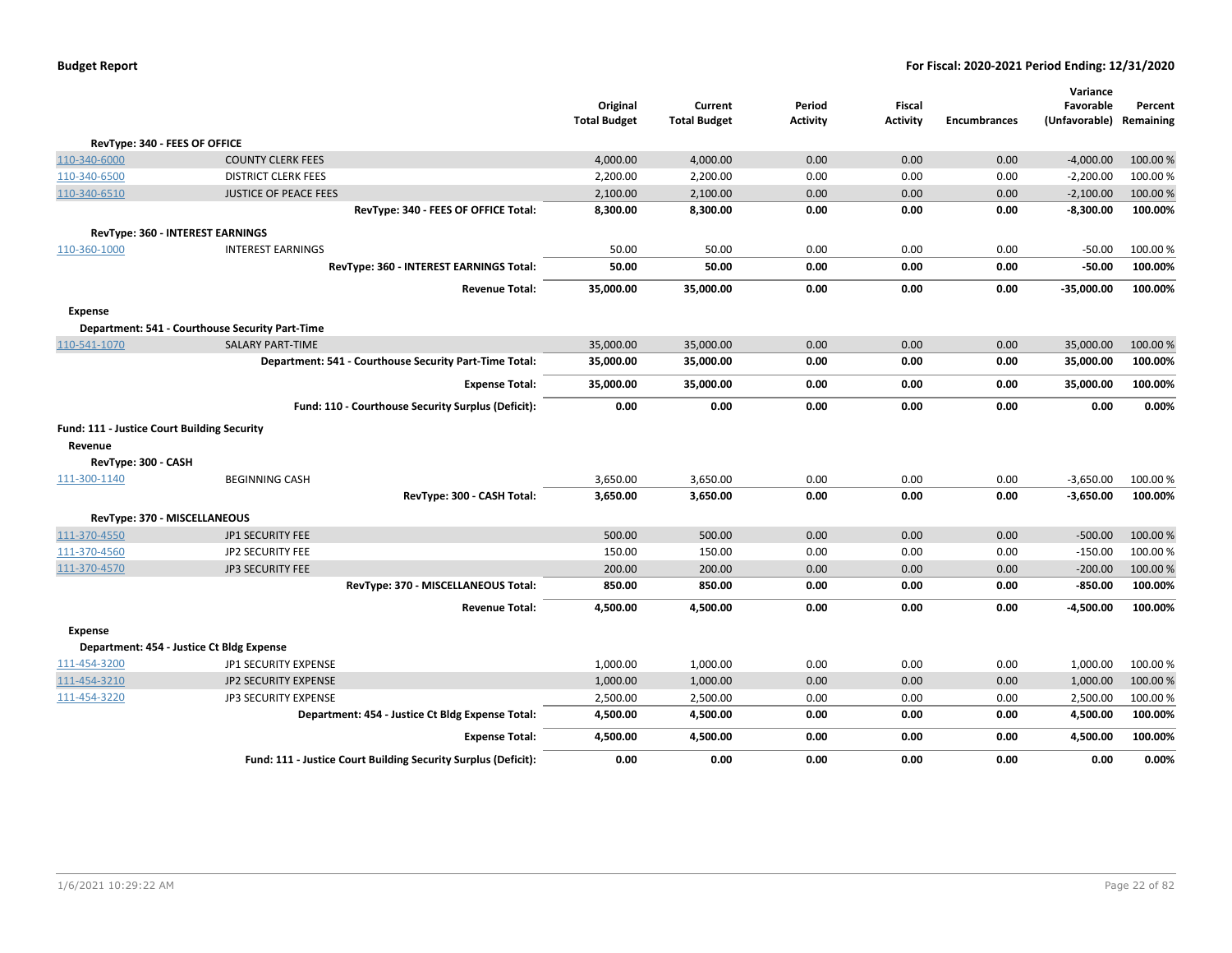| | | Original Total Budget | Current Total Budget | Period Activity | Fiscal Activity | Encumbrances | Variance Favorable (Unfavorable) | Percent Remaining |
|---|---|---|---|---|---|---|---|---|
| **RevType: 340 - FEES OF OFFICE** | | | | | | | | |
| 110-340-6000 | COUNTY CLERK FEES | 4,000.00 | 4,000.00 | 0.00 | 0.00 | 0.00 | -4,000.00 | 100.00 % |
| 110-340-6500 | DISTRICT CLERK FEES | 2,200.00 | 2,200.00 | 0.00 | 0.00 | 0.00 | -2,200.00 | 100.00 % |
| 110-340-6510 | JUSTICE OF PEACE FEES | 2,100.00 | 2,100.00 | 0.00 | 0.00 | 0.00 | -2,100.00 | 100.00 % |
| | **RevType: 340 - FEES OF OFFICE Total:** | **8,300.00** | **8,300.00** | **0.00** | **0.00** | **0.00** | **-8,300.00** | **100.00%** |
| **RevType: 360 - INTEREST EARNINGS** | | | | | | | | |
| 110-360-1000 | INTEREST EARNINGS | 50.00 | 50.00 | 0.00 | 0.00 | 0.00 | -50.00 | 100.00 % |
| | **RevType: 360 - INTEREST EARNINGS Total:** | **50.00** | **50.00** | **0.00** | **0.00** | **0.00** | **-50.00** | **100.00%** |
| | **Revenue Total:** | **35,000.00** | **35,000.00** | **0.00** | **0.00** | **0.00** | **-35,000.00** | **100.00%** |
| **Expense** | | | | | | | | |
| **Department: 541 - Courthouse Security Part-Time** | | | | | | | | |
| 110-541-1070 | SALARY PART-TIME | 35,000.00 | 35,000.00 | 0.00 | 0.00 | 0.00 | 35,000.00 | 100.00 % |
| | **Department: 541 - Courthouse Security Part-Time Total:** | **35,000.00** | **35,000.00** | **0.00** | **0.00** | **0.00** | **35,000.00** | **100.00%** |
| | **Expense Total:** | **35,000.00** | **35,000.00** | **0.00** | **0.00** | **0.00** | **35,000.00** | **100.00%** |
| | **Fund: 110 - Courthouse Security Surplus (Deficit):** | **0.00** | **0.00** | **0.00** | **0.00** | **0.00** | **0.00** | **0.00%** |
| **Fund: 111 - Justice Court Building Security** | | | | | | | | |
| **Revenue** | | | | | | | | |
| **RevType: 300 - CASH** | | | | | | | | |
| 111-300-1140 | BEGINNING CASH | 3,650.00 | 3,650.00 | 0.00 | 0.00 | 0.00 | -3,650.00 | 100.00 % |
| | **RevType: 300 - CASH Total:** | **3,650.00** | **3,650.00** | **0.00** | **0.00** | **0.00** | **-3,650.00** | **100.00%** |
| **RevType: 370 - MISCELLANEOUS** | | | | | | | | |
| 111-370-4550 | JP1 SECURITY FEE | 500.00 | 500.00 | 0.00 | 0.00 | 0.00 | -500.00 | 100.00 % |
| 111-370-4560 | JP2 SECURITY FEE | 150.00 | 150.00 | 0.00 | 0.00 | 0.00 | -150.00 | 100.00 % |
| 111-370-4570 | JP3 SECURITY FEE | 200.00 | 200.00 | 0.00 | 0.00 | 0.00 | -200.00 | 100.00 % |
| | **RevType: 370 - MISCELLANEOUS Total:** | **850.00** | **850.00** | **0.00** | **0.00** | **0.00** | **-850.00** | **100.00%** |
| | **Revenue Total:** | **4,500.00** | **4,500.00** | **0.00** | **0.00** | **0.00** | **-4,500.00** | **100.00%** |
| **Expense** | | | | | | | | |
| **Department: 454 - Justice Ct Bldg Expense** | | | | | | | | |
| 111-454-3200 | JP1 SECURITY EXPENSE | 1,000.00 | 1,000.00 | 0.00 | 0.00 | 0.00 | 1,000.00 | 100.00 % |
| 111-454-3210 | JP2 SECURITY EXPENSE | 1,000.00 | 1,000.00 | 0.00 | 0.00 | 0.00 | 1,000.00 | 100.00 % |
| 111-454-3220 | JP3 SECURITY EXPENSE | 2,500.00 | 2,500.00 | 0.00 | 0.00 | 0.00 | 2,500.00 | 100.00 % |
| | **Department: 454 - Justice Ct Bldg Expense Total:** | **4,500.00** | **4,500.00** | **0.00** | **0.00** | **0.00** | **4,500.00** | **100.00%** |
| | **Expense Total:** | **4,500.00** | **4,500.00** | **0.00** | **0.00** | **0.00** | **4,500.00** | **100.00%** |
| | **Fund: 111 - Justice Court Building Security Surplus (Deficit):** | **0.00** | **0.00** | **0.00** | **0.00** | **0.00** | **0.00** | **0.00%** |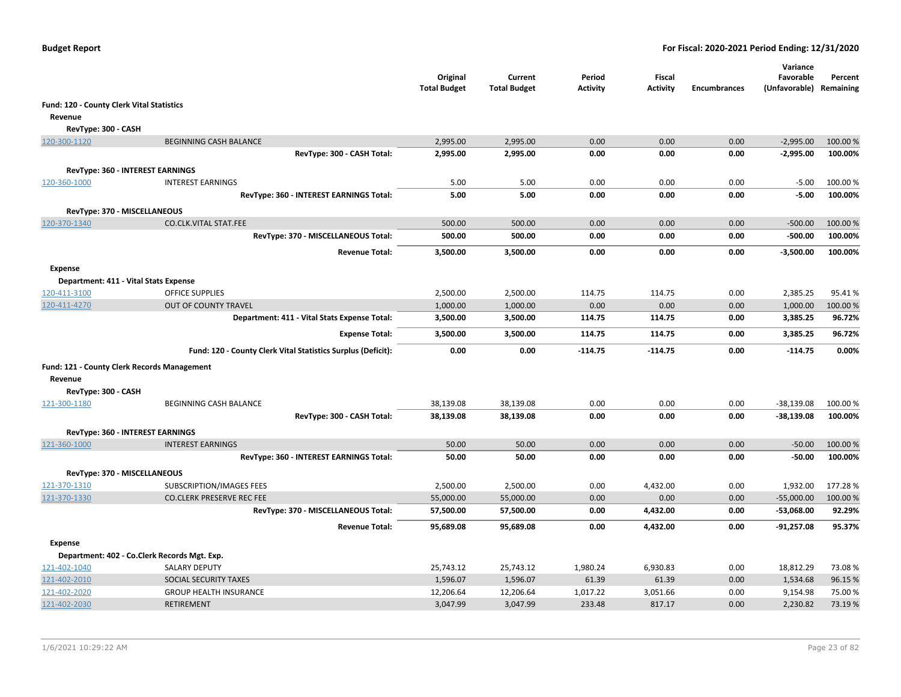**Budget Report** — For Fiscal: 2020-2021 Period Ending: 12/31/2020

| | | Original Total Budget | Current Total Budget | Period Activity | Fiscal Activity | Encumbrances | Variance Favorable (Unfavorable) | Percent Remaining |
|---|---|---|---|---|---|---|---|---|
| **Fund: 120 - County Clerk Vital Statistics** | | | | | | | | |
| **Revenue** | | | | | | | | |
| **RevType: 300 - CASH** | | | | | | | | |
| 120-300-1120 | BEGINNING CASH BALANCE | 2,995.00 | 2,995.00 | 0.00 | 0.00 | 0.00 | -2,995.00 | 100.00 % |
| | **RevType: 300 - CASH Total:** | **2,995.00** | **2,995.00** | **0.00** | **0.00** | **0.00** | **-2,995.00** | **100.00%** |
| **RevType: 360 - INTEREST EARNINGS** | | | | | | | | |
| 120-360-1000 | INTEREST EARNINGS | 5.00 | 5.00 | 0.00 | 0.00 | 0.00 | -5.00 | 100.00 % |
| | **RevType: 360 - INTEREST EARNINGS Total:** | **5.00** | **5.00** | **0.00** | **0.00** | **0.00** | **-5.00** | **100.00%** |
| **RevType: 370 - MISCELLANEOUS** | | | | | | | | |
| 120-370-1340 | CO.CLK.VITAL STAT.FEE | 500.00 | 500.00 | 0.00 | 0.00 | 0.00 | -500.00 | 100.00 % |
| | **RevType: 370 - MISCELLANEOUS Total:** | **500.00** | **500.00** | **0.00** | **0.00** | **0.00** | **-500.00** | **100.00%** |
| | **Revenue Total:** | **3,500.00** | **3,500.00** | **0.00** | **0.00** | **0.00** | **-3,500.00** | **100.00%** |
| **Expense** | | | | | | | | |
| **Department: 411 - Vital Stats Expense** | | | | | | | | |
| 120-411-3100 | OFFICE SUPPLIES | 2,500.00 | 2,500.00 | 114.75 | 114.75 | 0.00 | 2,385.25 | 95.41 % |
| 120-411-4270 | OUT OF COUNTY TRAVEL | 1,000.00 | 1,000.00 | 0.00 | 0.00 | 0.00 | 1,000.00 | 100.00 % |
| | **Department: 411 - Vital Stats Expense Total:** | **3,500.00** | **3,500.00** | **114.75** | **114.75** | **0.00** | **3,385.25** | **96.72%** |
| | **Expense Total:** | **3,500.00** | **3,500.00** | **114.75** | **114.75** | **0.00** | **3,385.25** | **96.72%** |
| | **Fund: 120 - County Clerk Vital Statistics Surplus (Deficit):** | **0.00** | **0.00** | **-114.75** | **-114.75** | **0.00** | **-114.75** | **0.00%** |
| **Fund: 121 - County Clerk Records Management** | | | | | | | | |
| **Revenue** | | | | | | | | |
| **RevType: 300 - CASH** | | | | | | | | |
| 121-300-1180 | BEGINNING CASH BALANCE | 38,139.08 | 38,139.08 | 0.00 | 0.00 | 0.00 | -38,139.08 | 100.00 % |
| | **RevType: 300 - CASH Total:** | **38,139.08** | **38,139.08** | **0.00** | **0.00** | **0.00** | **-38,139.08** | **100.00%** |
| **RevType: 360 - INTEREST EARNINGS** | | | | | | | | |
| 121-360-1000 | INTEREST EARNINGS | 50.00 | 50.00 | 0.00 | 0.00 | 0.00 | -50.00 | 100.00 % |
| | **RevType: 360 - INTEREST EARNINGS Total:** | **50.00** | **50.00** | **0.00** | **0.00** | **0.00** | **-50.00** | **100.00%** |
| **RevType: 370 - MISCELLANEOUS** | | | | | | | | |
| 121-370-1310 | SUBSCRIPTION/IMAGES FEES | 2,500.00 | 2,500.00 | 0.00 | 4,432.00 | 0.00 | 1,932.00 | 177.28 % |
| 121-370-1330 | CO.CLERK PRESERVE REC FEE | 55,000.00 | 55,000.00 | 0.00 | 0.00 | 0.00 | -55,000.00 | 100.00 % |
| | **RevType: 370 - MISCELLANEOUS Total:** | **57,500.00** | **57,500.00** | **0.00** | **4,432.00** | **0.00** | **-53,068.00** | **92.29%** |
| | **Revenue Total:** | **95,689.08** | **95,689.08** | **0.00** | **4,432.00** | **0.00** | **-91,257.08** | **95.37%** |
| **Expense** | | | | | | | | |
| **Department: 402 - Co.Clerk Records Mgt. Exp.** | | | | | | | | |
| 121-402-1040 | SALARY DEPUTY | 25,743.12 | 25,743.12 | 1,980.24 | 6,930.83 | 0.00 | 18,812.29 | 73.08 % |
| 121-402-2010 | SOCIAL SECURITY TAXES | 1,596.07 | 1,596.07 | 61.39 | 61.39 | 0.00 | 1,534.68 | 96.15 % |
| 121-402-2020 | GROUP HEALTH INSURANCE | 12,206.64 | 12,206.64 | 1,017.22 | 3,051.66 | 0.00 | 9,154.98 | 75.00 % |
| 121-402-2030 | RETIREMENT | 3,047.99 | 3,047.99 | 233.48 | 817.17 | 0.00 | 2,230.82 | 73.19 % |

1/6/2021 10:29:22 AM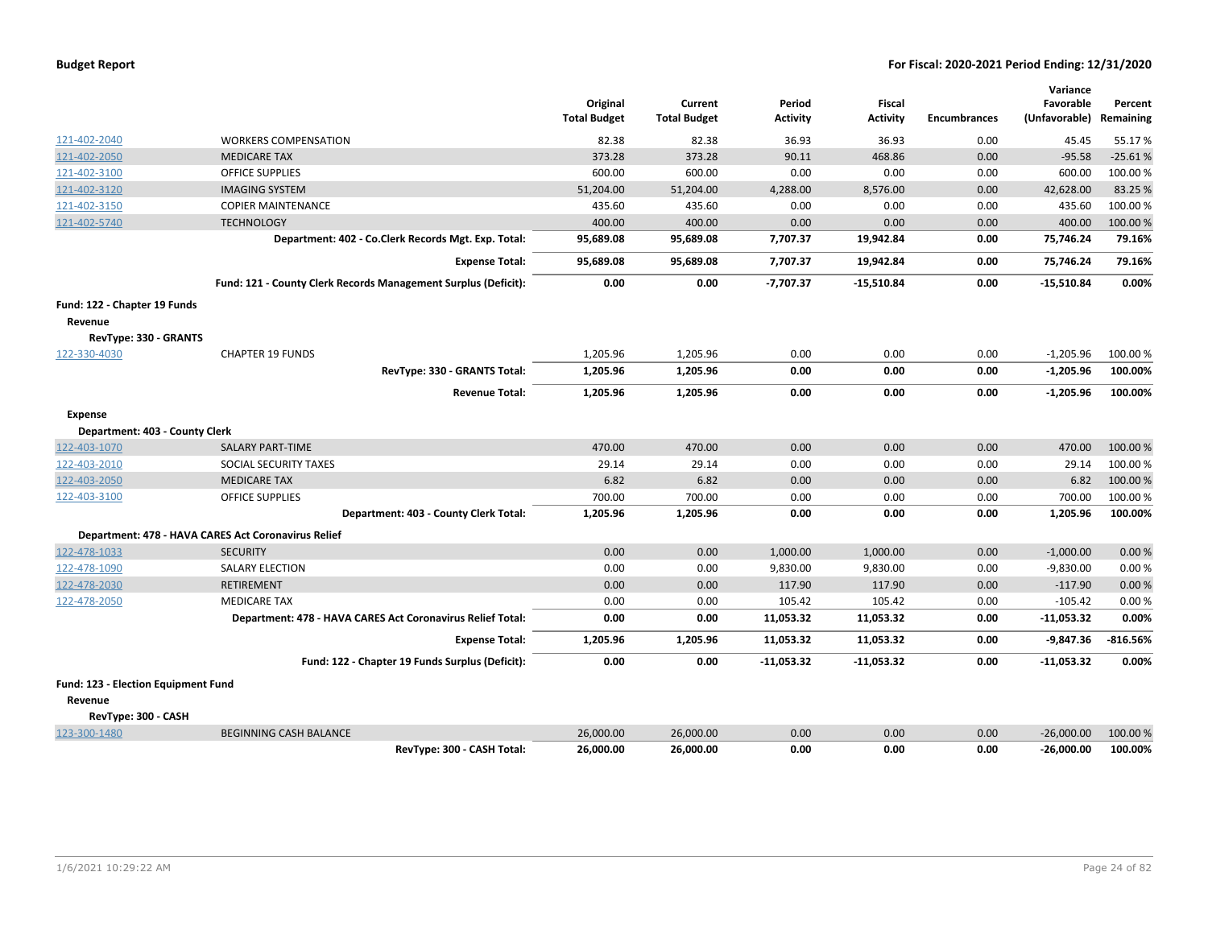| | | Original Total Budget | Current Total Budget | Period Activity | Fiscal Activity | Encumbrances | Variance Favorable (Unfavorable) | Percent Remaining |
|---|---|---|---|---|---|---|---|---|
| 121-402-2040 | WORKERS COMPENSATION | 82.38 | 82.38 | 36.93 | 36.93 | 0.00 | 45.45 | 55.17 % |
| 121-402-2050 | MEDICARE TAX | 373.28 | 373.28 | 90.11 | 468.86 | 0.00 | -95.58 | -25.61 % |
| 121-402-3100 | OFFICE SUPPLIES | 600.00 | 600.00 | 0.00 | 0.00 | 0.00 | 600.00 | 100.00 % |
| 121-402-3120 | IMAGING SYSTEM | 51,204.00 | 51,204.00 | 4,288.00 | 8,576.00 | 0.00 | 42,628.00 | 83.25 % |
| 121-402-3150 | COPIER MAINTENANCE | 435.60 | 435.60 | 0.00 | 0.00 | 0.00 | 435.60 | 100.00 % |
| 121-402-5740 | TECHNOLOGY | 400.00 | 400.00 | 0.00 | 0.00 | 0.00 | 400.00 | 100.00 % |
| | **Department: 402 - Co.Clerk Records Mgt. Exp. Total:** | **95,689.08** | **95,689.08** | **7,707.37** | **19,942.84** | **0.00** | **75,746.24** | **79.16%** |
| | **Expense Total:** | **95,689.08** | **95,689.08** | **7,707.37** | **19,942.84** | **0.00** | **75,746.24** | **79.16%** |
| | **Fund: 121 - County Clerk Records Management Surplus (Deficit):** | **0.00** | **0.00** | **-7,707.37** | **-15,510.84** | **0.00** | **-15,510.84** | **0.00%** |
| **Fund: 122 - Chapter 19 Funds** | | | | | | | | |
| **Revenue** | | | | | | | | |
| **RevType: 330 - GRANTS** | | | | | | | | |
| 122-330-4030 | CHAPTER 19 FUNDS | 1,205.96 | 1,205.96 | 0.00 | 0.00 | 0.00 | -1,205.96 | 100.00 % |
| | **RevType: 330 - GRANTS Total:** | **1,205.96** | **1,205.96** | **0.00** | **0.00** | **0.00** | **-1,205.96** | **100.00%** |
| | **Revenue Total:** | **1,205.96** | **1,205.96** | **0.00** | **0.00** | **0.00** | **-1,205.96** | **100.00%** |
| **Expense** | | | | | | | | |
| **Department: 403 - County Clerk** | | | | | | | | |
| 122-403-1070 | SALARY PART-TIME | 470.00 | 470.00 | 0.00 | 0.00 | 0.00 | 470.00 | 100.00 % |
| 122-403-2010 | SOCIAL SECURITY TAXES | 29.14 | 29.14 | 0.00 | 0.00 | 0.00 | 29.14 | 100.00 % |
| 122-403-2050 | MEDICARE TAX | 6.82 | 6.82 | 0.00 | 0.00 | 0.00 | 6.82 | 100.00 % |
| 122-403-3100 | OFFICE SUPPLIES | 700.00 | 700.00 | 0.00 | 0.00 | 0.00 | 700.00 | 100.00 % |
| | **Department: 403 - County Clerk Total:** | **1,205.96** | **1,205.96** | **0.00** | **0.00** | **0.00** | **1,205.96** | **100.00%** |
| **Department: 478 - HAVA CARES Act Coronavirus Relief** | | | | | | | | |
| 122-478-1033 | SECURITY | 0.00 | 0.00 | 1,000.00 | 1,000.00 | 0.00 | -1,000.00 | 0.00 % |
| 122-478-1090 | SALARY ELECTION | 0.00 | 0.00 | 9,830.00 | 9,830.00 | 0.00 | -9,830.00 | 0.00 % |
| 122-478-2030 | RETIREMENT | 0.00 | 0.00 | 117.90 | 117.90 | 0.00 | -117.90 | 0.00 % |
| 122-478-2050 | MEDICARE TAX | 0.00 | 0.00 | 105.42 | 105.42 | 0.00 | -105.42 | 0.00 % |
| | **Department: 478 - HAVA CARES Act Coronavirus Relief Total:** | **0.00** | **0.00** | **11,053.32** | **11,053.32** | **0.00** | **-11,053.32** | **0.00%** |
| | **Expense Total:** | **1,205.96** | **1,205.96** | **11,053.32** | **11,053.32** | **0.00** | **-9,847.36** | **-816.56%** |
| | **Fund: 122 - Chapter 19 Funds Surplus (Deficit):** | **0.00** | **0.00** | **-11,053.32** | **-11,053.32** | **0.00** | **-11,053.32** | **0.00%** |
| **Fund: 123 - Election Equipment Fund** | | | | | | | | |
| **Revenue** | | | | | | | | |
| **RevType: 300 - CASH** | | | | | | | | |
| 123-300-1480 | BEGINNING CASH BALANCE | 26,000.00 | 26,000.00 | 0.00 | 0.00 | 0.00 | -26,000.00 | 100.00 % |
| | **RevType: 300 - CASH Total:** | **26,000.00** | **26,000.00** | **0.00** | **0.00** | **0.00** | **-26,000.00** | **100.00%** |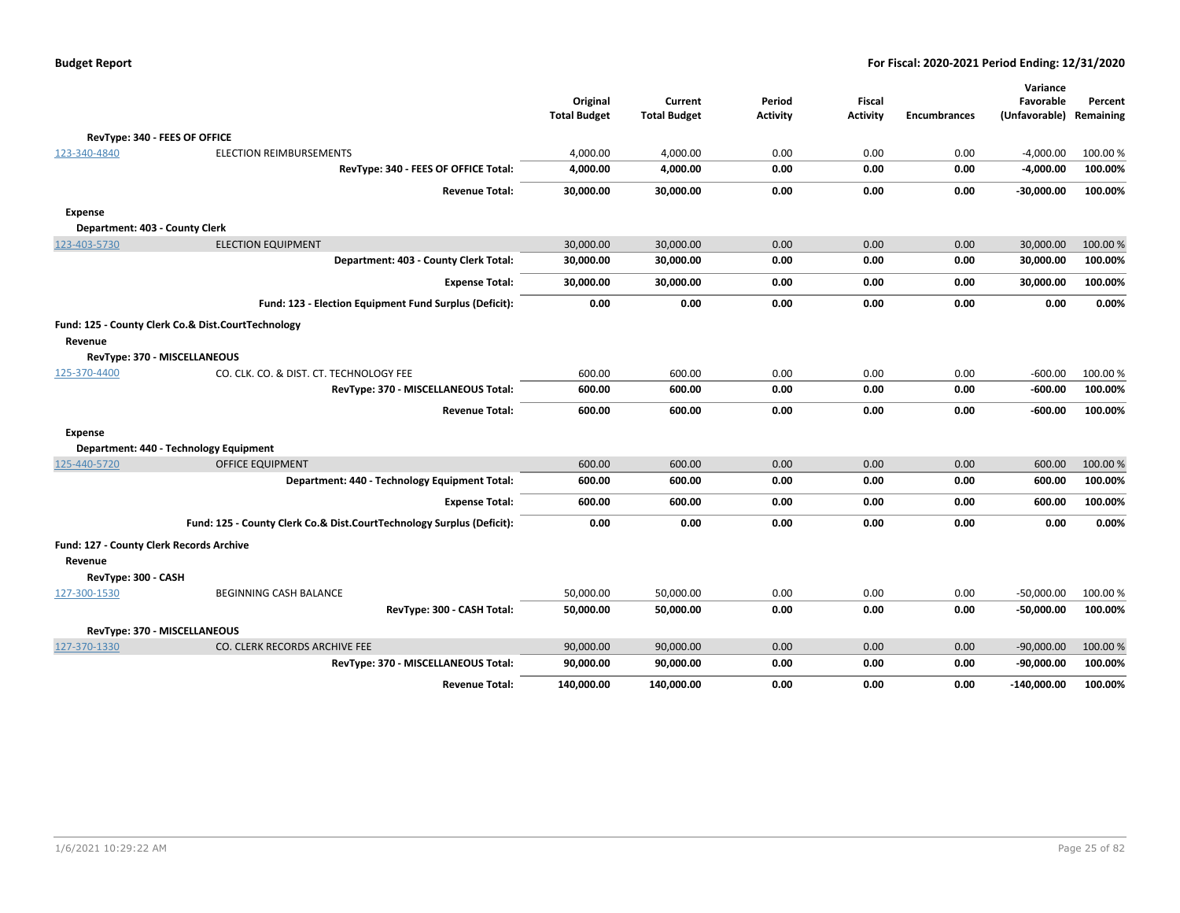| | | Original Total Budget | Current Total Budget | Period Activity | Fiscal Activity | Encumbrances | Variance Favorable (Unfavorable) | Percent Remaining |
|---|---|---|---|---|---|---|---|---|
| **RevType: 340 - FEES OF OFFICE** | | | | | | | | |
| 123-340-4840 | ELECTION REIMBURSEMENTS | 4,000.00 | 4,000.00 | 0.00 | 0.00 | 0.00 | -4,000.00 | 100.00 % |
| | **RevType: 340 - FEES OF OFFICE Total:** | **4,000.00** | **4,000.00** | **0.00** | **0.00** | **0.00** | **-4,000.00** | **100.00%** |
| | **Revenue Total:** | **30,000.00** | **30,000.00** | **0.00** | **0.00** | **0.00** | **-30,000.00** | **100.00%** |
| **Expense** | | | | | | | | |
| **Department: 403 - County Clerk** | | | | | | | | |
| 123-403-5730 | ELECTION EQUIPMENT | 30,000.00 | 30,000.00 | 0.00 | 0.00 | 0.00 | 30,000.00 | 100.00 % |
| | **Department: 403 - County Clerk Total:** | **30,000.00** | **30,000.00** | **0.00** | **0.00** | **0.00** | **30,000.00** | **100.00%** |
| | **Expense Total:** | **30,000.00** | **30,000.00** | **0.00** | **0.00** | **0.00** | **30,000.00** | **100.00%** |
| | **Fund: 123 - Election Equipment Fund Surplus (Deficit):** | **0.00** | **0.00** | **0.00** | **0.00** | **0.00** | **0.00** | **0.00%** |
| **Fund: 125 - County Clerk Co.& Dist.CourtTechnology** | | | | | | | | |
| **Revenue** | | | | | | | | |
| **RevType: 370 - MISCELLANEOUS** | | | | | | | | |
| 125-370-4400 | CO. CLK. CO. & DIST. CT. TECHNOLOGY FEE | 600.00 | 600.00 | 0.00 | 0.00 | 0.00 | -600.00 | 100.00 % |
| | **RevType: 370 - MISCELLANEOUS Total:** | **600.00** | **600.00** | **0.00** | **0.00** | **0.00** | **-600.00** | **100.00%** |
| | **Revenue Total:** | **600.00** | **600.00** | **0.00** | **0.00** | **0.00** | **-600.00** | **100.00%** |
| **Expense** | | | | | | | | |
| **Department: 440 - Technology Equipment** | | | | | | | | |
| 125-440-5720 | OFFICE EQUIPMENT | 600.00 | 600.00 | 0.00 | 0.00 | 0.00 | 600.00 | 100.00 % |
| | **Department: 440 - Technology Equipment Total:** | **600.00** | **600.00** | **0.00** | **0.00** | **0.00** | **600.00** | **100.00%** |
| | **Expense Total:** | **600.00** | **600.00** | **0.00** | **0.00** | **0.00** | **600.00** | **100.00%** |
| | **Fund: 125 - County Clerk Co.& Dist.CourtTechnology Surplus (Deficit):** | **0.00** | **0.00** | **0.00** | **0.00** | **0.00** | **0.00** | **0.00%** |
| **Fund: 127 - County Clerk Records Archive** | | | | | | | | |
| **Revenue** | | | | | | | | |
| **RevType: 300 - CASH** | | | | | | | | |
| 127-300-1530 | BEGINNING CASH BALANCE | 50,000.00 | 50,000.00 | 0.00 | 0.00 | 0.00 | -50,000.00 | 100.00 % |
| | **RevType: 300 - CASH Total:** | **50,000.00** | **50,000.00** | **0.00** | **0.00** | **0.00** | **-50,000.00** | **100.00%** |
| **RevType: 370 - MISCELLANEOUS** | | | | | | | | |
| 127-370-1330 | CO. CLERK RECORDS ARCHIVE FEE | 90,000.00 | 90,000.00 | 0.00 | 0.00 | 0.00 | -90,000.00 | 100.00 % |
| | **RevType: 370 - MISCELLANEOUS Total:** | **90,000.00** | **90,000.00** | **0.00** | **0.00** | **0.00** | **-90,000.00** | **100.00%** |
| | **Revenue Total:** | **140,000.00** | **140,000.00** | **0.00** | **0.00** | **0.00** | **-140,000.00** | **100.00%** |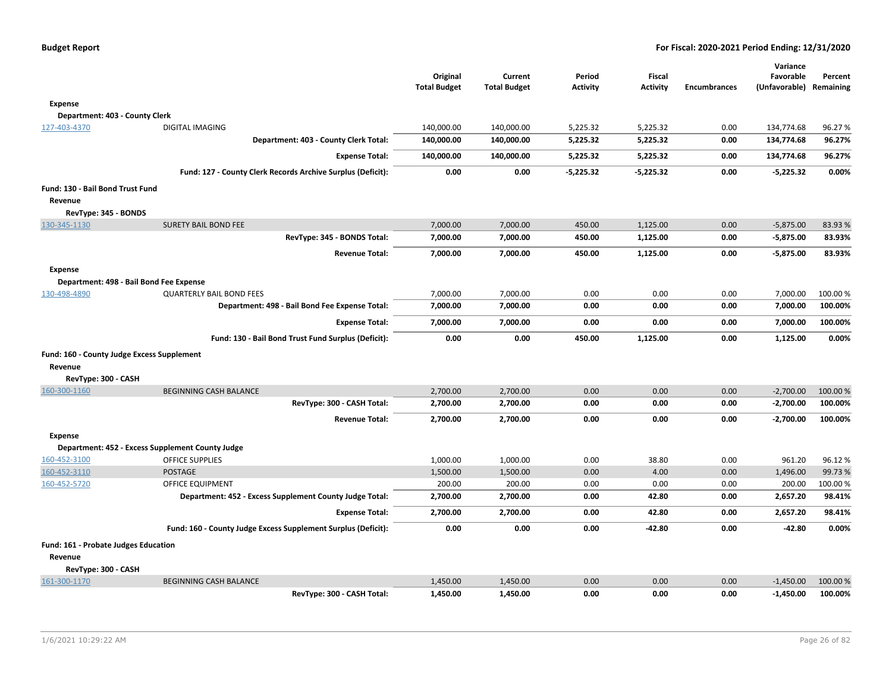| | | Original Total Budget | Current Total Budget | Period Activity | Fiscal Activity | Encumbrances | Variance Favorable (Unfavorable) | Percent Remaining |
|---|---|---|---|---|---|---|---|---|
| **Expense** | | | | | | | | |
| **Department: 403 - County Clerk** | | | | | | | | |
| 127-403-4370 | DIGITAL IMAGING | 140,000.00 | 140,000.00 | 5,225.32 | 5,225.32 | 0.00 | 134,774.68 | 96.27 % |
| | **Department: 403 - County Clerk Total:** | **140,000.00** | **140,000.00** | **5,225.32** | **5,225.32** | **0.00** | **134,774.68** | **96.27%** |
| | **Expense Total:** | **140,000.00** | **140,000.00** | **5,225.32** | **5,225.32** | **0.00** | **134,774.68** | **96.27%** |
| | **Fund: 127 - County Clerk Records Archive Surplus (Deficit):** | **0.00** | **0.00** | **-5,225.32** | **-5,225.32** | **0.00** | **-5,225.32** | **0.00%** |
| **Fund: 130 - Bail Bond Trust Fund** | | | | | | | | |
| **Revenue** | | | | | | | | |
| **RevType: 345 - BONDS** | | | | | | | | |
| 130-345-1130 | SURETY BAIL BOND FEE | 7,000.00 | 7,000.00 | 450.00 | 1,125.00 | 0.00 | -5,875.00 | 83.93 % |
| | **RevType: 345 - BONDS Total:** | **7,000.00** | **7,000.00** | **450.00** | **1,125.00** | **0.00** | **-5,875.00** | **83.93%** |
| | **Revenue Total:** | **7,000.00** | **7,000.00** | **450.00** | **1,125.00** | **0.00** | **-5,875.00** | **83.93%** |
| **Expense** | | | | | | | | |
| **Department: 498 - Bail Bond Fee Expense** | | | | | | | | |
| 130-498-4890 | QUARTERLY BAIL BOND FEES | 7,000.00 | 7,000.00 | 0.00 | 0.00 | 0.00 | 7,000.00 | 100.00 % |
| | **Department: 498 - Bail Bond Fee Expense Total:** | **7,000.00** | **7,000.00** | **0.00** | **0.00** | **0.00** | **7,000.00** | **100.00%** |
| | **Expense Total:** | **7,000.00** | **7,000.00** | **0.00** | **0.00** | **0.00** | **7,000.00** | **100.00%** |
| | **Fund: 130 - Bail Bond Trust Fund Surplus (Deficit):** | **0.00** | **0.00** | **450.00** | **1,125.00** | **0.00** | **1,125.00** | **0.00%** |
| **Fund: 160 - County Judge Excess Supplement** | | | | | | | | |
| **Revenue** | | | | | | | | |
| **RevType: 300 - CASH** | | | | | | | | |
| 160-300-1160 | BEGINNING CASH BALANCE | 2,700.00 | 2,700.00 | 0.00 | 0.00 | 0.00 | -2,700.00 | 100.00 % |
| | **RevType: 300 - CASH Total:** | **2,700.00** | **2,700.00** | **0.00** | **0.00** | **0.00** | **-2,700.00** | **100.00%** |
| | **Revenue Total:** | **2,700.00** | **2,700.00** | **0.00** | **0.00** | **0.00** | **-2,700.00** | **100.00%** |
| **Expense** | | | | | | | | |
| **Department: 452 - Excess Supplement County Judge** | | | | | | | | |
| 160-452-3100 | OFFICE SUPPLIES | 1,000.00 | 1,000.00 | 0.00 | 38.80 | 0.00 | 961.20 | 96.12 % |
| 160-452-3110 | POSTAGE | 1,500.00 | 1,500.00 | 0.00 | 4.00 | 0.00 | 1,496.00 | 99.73 % |
| 160-452-5720 | OFFICE EQUIPMENT | 200.00 | 200.00 | 0.00 | 0.00 | 0.00 | 200.00 | 100.00 % |
| | **Department: 452 - Excess Supplement County Judge Total:** | **2,700.00** | **2,700.00** | **0.00** | **42.80** | **0.00** | **2,657.20** | **98.41%** |
| | **Expense Total:** | **2,700.00** | **2,700.00** | **0.00** | **42.80** | **0.00** | **2,657.20** | **98.41%** |
| | **Fund: 160 - County Judge Excess Supplement Surplus (Deficit):** | **0.00** | **0.00** | **0.00** | **-42.80** | **0.00** | **-42.80** | **0.00%** |
| **Fund: 161 - Probate Judges Education** | | | | | | | | |
| **Revenue** | | | | | | | | |
| **RevType: 300 - CASH** | | | | | | | | |
| 161-300-1170 | BEGINNING CASH BALANCE | 1,450.00 | 1,450.00 | 0.00 | 0.00 | 0.00 | -1,450.00 | 100.00 % |
| | **RevType: 300 - CASH Total:** | **1,450.00** | **1,450.00** | **0.00** | **0.00** | **0.00** | **-1,450.00** | **100.00%** |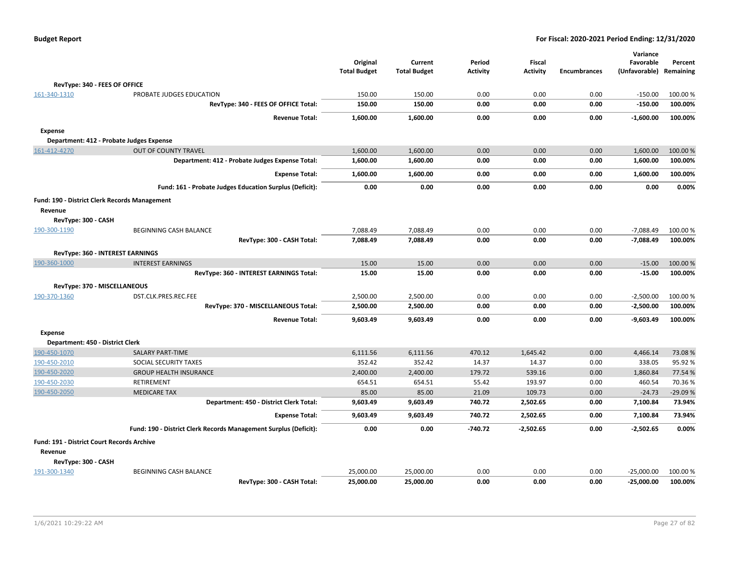| | | Original Total Budget | Current Total Budget | Period Activity | Fiscal Activity | Encumbrances | Variance Favorable (Unfavorable) | Percent Remaining |
|---|---|---|---|---|---|---|---|---|
| **RevType: 340 - FEES OF OFFICE** | | | | | | | | |
| 161-340-1310 | PROBATE JUDGES EDUCATION | 150.00 | 150.00 | 0.00 | 0.00 | 0.00 | -150.00 | 100.00 % |
| | **RevType: 340 - FEES OF OFFICE Total:** | **150.00** | **150.00** | **0.00** | **0.00** | **0.00** | **-150.00** | **100.00%** |
| | **Revenue Total:** | **1,600.00** | **1,600.00** | **0.00** | **0.00** | **0.00** | **-1,600.00** | **100.00%** |
| **Expense** | | | | | | | | |
| **Department: 412 - Probate Judges Expense** | | | | | | | | |
| 161-412-4270 | OUT OF COUNTY TRAVEL | 1,600.00 | 1,600.00 | 0.00 | 0.00 | 0.00 | 1,600.00 | 100.00 % |
| | **Department: 412 - Probate Judges Expense Total:** | **1,600.00** | **1,600.00** | **0.00** | **0.00** | **0.00** | **1,600.00** | **100.00%** |
| | **Expense Total:** | **1,600.00** | **1,600.00** | **0.00** | **0.00** | **0.00** | **1,600.00** | **100.00%** |
| | **Fund: 161 - Probate Judges Education Surplus (Deficit):** | **0.00** | **0.00** | **0.00** | **0.00** | **0.00** | **0.00** | **0.00%** |
| **Fund: 190 - District Clerk Records Management** | | | | | | | | |
| **Revenue** | | | | | | | | |
| **RevType: 300 - CASH** | | | | | | | | |
| 190-300-1190 | BEGINNING CASH BALANCE | 7,088.49 | 7,088.49 | 0.00 | 0.00 | 0.00 | -7,088.49 | 100.00 % |
| | **RevType: 300 - CASH Total:** | **7,088.49** | **7,088.49** | **0.00** | **0.00** | **0.00** | **-7,088.49** | **100.00%** |
| **RevType: 360 - INTEREST EARNINGS** | | | | | | | | |
| 190-360-1000 | INTEREST EARNINGS | 15.00 | 15.00 | 0.00 | 0.00 | 0.00 | -15.00 | 100.00 % |
| | **RevType: 360 - INTEREST EARNINGS Total:** | **15.00** | **15.00** | **0.00** | **0.00** | **0.00** | **-15.00** | **100.00%** |
| **RevType: 370 - MISCELLANEOUS** | | | | | | | | |
| 190-370-1360 | DST.CLK.PRES.REC.FEE | 2,500.00 | 2,500.00 | 0.00 | 0.00 | 0.00 | -2,500.00 | 100.00 % |
| | **RevType: 370 - MISCELLANEOUS Total:** | **2,500.00** | **2,500.00** | **0.00** | **0.00** | **0.00** | **-2,500.00** | **100.00%** |
| | **Revenue Total:** | **9,603.49** | **9,603.49** | **0.00** | **0.00** | **0.00** | **-9,603.49** | **100.00%** |
| **Expense** | | | | | | | | |
| **Department: 450 - District Clerk** | | | | | | | | |
| 190-450-1070 | SALARY PART-TIME | 6,111.56 | 6,111.56 | 470.12 | 1,645.42 | 0.00 | 4,466.14 | 73.08 % |
| 190-450-2010 | SOCIAL SECURITY TAXES | 352.42 | 352.42 | 14.37 | 14.37 | 0.00 | 338.05 | 95.92 % |
| 190-450-2020 | GROUP HEALTH INSURANCE | 2,400.00 | 2,400.00 | 179.72 | 539.16 | 0.00 | 1,860.84 | 77.54 % |
| 190-450-2030 | RETIREMENT | 654.51 | 654.51 | 55.42 | 193.97 | 0.00 | 460.54 | 70.36 % |
| 190-450-2050 | MEDICARE TAX | 85.00 | 85.00 | 21.09 | 109.73 | 0.00 | -24.73 | -29.09 % |
| | **Department: 450 - District Clerk Total:** | **9,603.49** | **9,603.49** | **740.72** | **2,502.65** | **0.00** | **7,100.84** | **73.94%** |
| | **Expense Total:** | **9,603.49** | **9,603.49** | **740.72** | **2,502.65** | **0.00** | **7,100.84** | **73.94%** |
| | **Fund: 190 - District Clerk Records Management Surplus (Deficit):** | **0.00** | **0.00** | **-740.72** | **-2,502.65** | **0.00** | **-2,502.65** | **0.00%** |
| **Fund: 191 - District Court Records Archive** | | | | | | | | |
| **Revenue** | | | | | | | | |
| **RevType: 300 - CASH** | | | | | | | | |
| 191-300-1340 | BEGINNING CASH BALANCE | 25,000.00 | 25,000.00 | 0.00 | 0.00 | 0.00 | -25,000.00 | 100.00 % |
| | **RevType: 300 - CASH Total:** | **25,000.00** | **25,000.00** | **0.00** | **0.00** | **0.00** | **-25,000.00** | **100.00%** |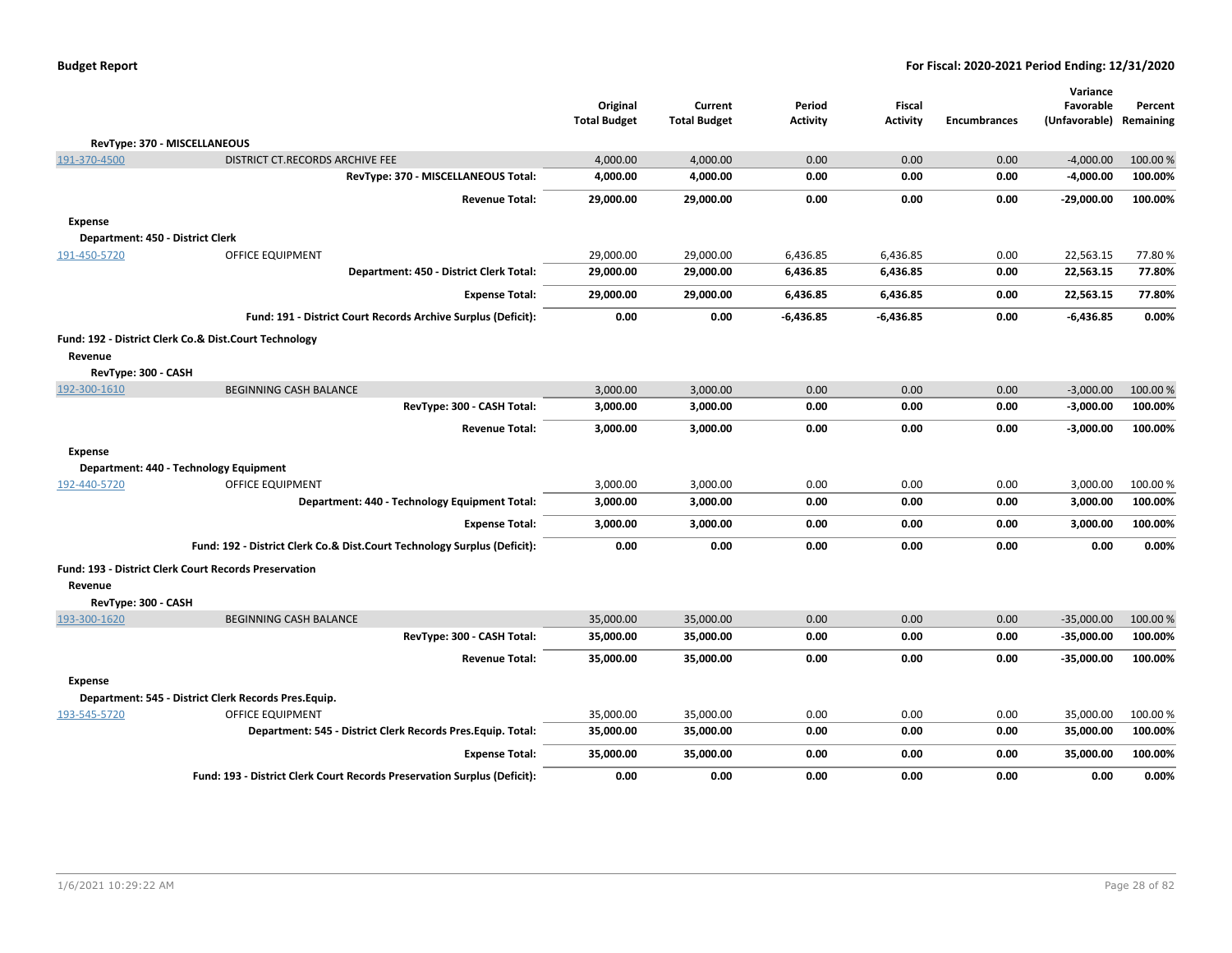| | | Original Total Budget | Current Total Budget | Period Activity | Fiscal Activity | Encumbrances | Variance Favorable (Unfavorable) | Percent Remaining |
|---|---|---|---|---|---|---|---|---|
| **RevType: 370 - MISCELLANEOUS** | | | | | | | | |
| 191-370-4500 | DISTRICT CT.RECORDS ARCHIVE FEE | 4,000.00 | 4,000.00 | 0.00 | 0.00 | 0.00 | -4,000.00 | 100.00 % |
| | **RevType: 370 - MISCELLANEOUS Total:** | **4,000.00** | **4,000.00** | **0.00** | **0.00** | **0.00** | **-4,000.00** | **100.00%** |
| | **Revenue Total:** | **29,000.00** | **29,000.00** | **0.00** | **0.00** | **0.00** | **-29,000.00** | **100.00%** |
| **Expense** | | | | | | | | |
| **Department: 450 - District Clerk** | | | | | | | | |
| 191-450-5720 | OFFICE EQUIPMENT | 29,000.00 | 29,000.00 | 6,436.85 | 6,436.85 | 0.00 | 22,563.15 | 77.80 % |
| | **Department: 450 - District Clerk Total:** | **29,000.00** | **29,000.00** | **6,436.85** | **6,436.85** | **0.00** | **22,563.15** | **77.80%** |
| | **Expense Total:** | **29,000.00** | **29,000.00** | **6,436.85** | **6,436.85** | **0.00** | **22,563.15** | **77.80%** |
| | **Fund: 191 - District Court Records Archive Surplus (Deficit):** | **0.00** | **0.00** | **-6,436.85** | **-6,436.85** | **0.00** | **-6,436.85** | **0.00%** |
| **Fund: 192 - District Clerk Co.& Dist.Court Technology** | | | | | | | | |
| **Revenue** | | | | | | | | |
| **RevType: 300 - CASH** | | | | | | | | |
| 192-300-1610 | BEGINNING CASH BALANCE | 3,000.00 | 3,000.00 | 0.00 | 0.00 | 0.00 | -3,000.00 | 100.00 % |
| | **RevType: 300 - CASH Total:** | **3,000.00** | **3,000.00** | **0.00** | **0.00** | **0.00** | **-3,000.00** | **100.00%** |
| | **Revenue Total:** | **3,000.00** | **3,000.00** | **0.00** | **0.00** | **0.00** | **-3,000.00** | **100.00%** |
| **Expense** | | | | | | | | |
| **Department: 440 - Technology Equipment** | | | | | | | | |
| 192-440-5720 | OFFICE EQUIPMENT | 3,000.00 | 3,000.00 | 0.00 | 0.00 | 0.00 | 3,000.00 | 100.00 % |
| | **Department: 440 - Technology Equipment Total:** | **3,000.00** | **3,000.00** | **0.00** | **0.00** | **0.00** | **3,000.00** | **100.00%** |
| | **Expense Total:** | **3,000.00** | **3,000.00** | **0.00** | **0.00** | **0.00** | **3,000.00** | **100.00%** |
| | **Fund: 192 - District Clerk Co.& Dist.Court Technology Surplus (Deficit):** | **0.00** | **0.00** | **0.00** | **0.00** | **0.00** | **0.00** | **0.00%** |
| **Fund: 193 - District Clerk Court Records Preservation** | | | | | | | | |
| **Revenue** | | | | | | | | |
| **RevType: 300 - CASH** | | | | | | | | |
| 193-300-1620 | BEGINNING CASH BALANCE | 35,000.00 | 35,000.00 | 0.00 | 0.00 | 0.00 | -35,000.00 | 100.00 % |
| | **RevType: 300 - CASH Total:** | **35,000.00** | **35,000.00** | **0.00** | **0.00** | **0.00** | **-35,000.00** | **100.00%** |
| | **Revenue Total:** | **35,000.00** | **35,000.00** | **0.00** | **0.00** | **0.00** | **-35,000.00** | **100.00%** |
| **Expense** | | | | | | | | |
| **Department: 545 - District Clerk Records Pres.Equip.** | | | | | | | | |
| 193-545-5720 | OFFICE EQUIPMENT | 35,000.00 | 35,000.00 | 0.00 | 0.00 | 0.00 | 35,000.00 | 100.00 % |
| | **Department: 545 - District Clerk Records Pres.Equip. Total:** | **35,000.00** | **35,000.00** | **0.00** | **0.00** | **0.00** | **35,000.00** | **100.00%** |
| | **Expense Total:** | **35,000.00** | **35,000.00** | **0.00** | **0.00** | **0.00** | **35,000.00** | **100.00%** |
| | **Fund: 193 - District Clerk Court Records Preservation Surplus (Deficit):** | **0.00** | **0.00** | **0.00** | **0.00** | **0.00** | **0.00** | **0.00%** |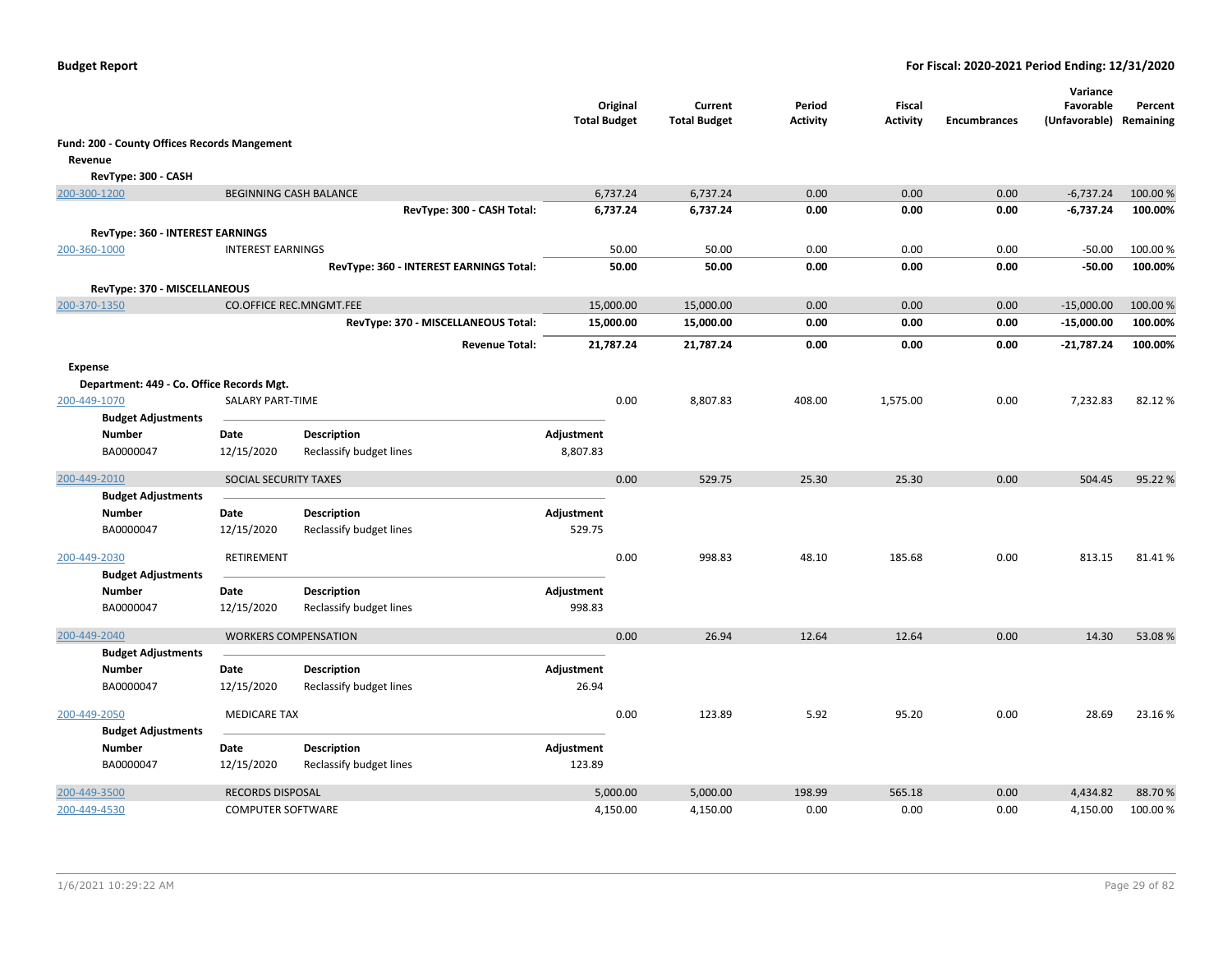**Budget Report** — **For Fiscal: 2020-2021 Period Ending: 12/31/2020**

| | | Original Total Budget | Current Total Budget | Period Activity | Fiscal Activity | Encumbrances | Variance Favorable (Unfavorable) | Percent Remaining |
|---|---|---|---|---|---|---|---|---|
| **Fund: 200 - County Offices Records Mangement** | | | | | | | | |
| **Revenue** | | | | | | | | |
| **RevType: 300 - CASH** | | | | | | | | |
| 200-300-1200 | BEGINNING CASH BALANCE | 6,737.24 | 6,737.24 | 0.00 | 0.00 | 0.00 | -6,737.24 | 100.00 % |
| | **RevType: 300 - CASH Total:** | **6,737.24** | **6,737.24** | **0.00** | **0.00** | **0.00** | **-6,737.24** | **100.00%** |
| **RevType: 360 - INTEREST EARNINGS** | | | | | | | | |
| 200-360-1000 | INTEREST EARNINGS | 50.00 | 50.00 | 0.00 | 0.00 | 0.00 | -50.00 | 100.00 % |
| | **RevType: 360 - INTEREST EARNINGS Total:** | **50.00** | **50.00** | **0.00** | **0.00** | **0.00** | **-50.00** | **100.00%** |
| **RevType: 370 - MISCELLANEOUS** | | | | | | | | |
| 200-370-1350 | CO.OFFICE REC.MNGMT.FEE | 15,000.00 | 15,000.00 | 0.00 | 0.00 | 0.00 | -15,000.00 | 100.00 % |
| | **RevType: 370 - MISCELLANEOUS Total:** | **15,000.00** | **15,000.00** | **0.00** | **0.00** | **0.00** | **-15,000.00** | **100.00%** |
| | **Revenue Total:** | **21,787.24** | **21,787.24** | **0.00** | **0.00** | **0.00** | **-21,787.24** | **100.00%** |
| **Expense** | | | | | | | | |
| **Department: 449 - Co. Office Records Mgt.** | | | | | | | | |
| 200-449-1070 | SALARY PART-TIME | 0.00 | 8,807.83 | 408.00 | 1,575.00 | 0.00 | 7,232.83 | 82.12 % |
| 200-449-2010 | SOCIAL SECURITY TAXES | 0.00 | 529.75 | 25.30 | 25.30 | 0.00 | 504.45 | 95.22 % |
| 200-449-2030 | RETIREMENT | 0.00 | 998.83 | 48.10 | 185.68 | 0.00 | 813.15 | 81.41 % |
| 200-449-2040 | WORKERS COMPENSATION | 0.00 | 26.94 | 12.64 | 12.64 | 0.00 | 14.30 | 53.08 % |
| 200-449-2050 | MEDICARE TAX | 0.00 | 123.89 | 5.92 | 95.20 | 0.00 | 28.69 | 23.16 % |
| 200-449-3500 | RECORDS DISPOSAL | 5,000.00 | 5,000.00 | 198.99 | 565.18 | 0.00 | 4,434.82 | 88.70 % |
| 200-449-4530 | COMPUTER SOFTWARE | 4,150.00 | 4,150.00 | 0.00 | 0.00 | 0.00 | 4,150.00 | 100.00 % |

**Budget Adjustments — 200-449-1070 SALARY PART-TIME**

| Number | Date | Description | Adjustment |
|---|---|---|---|
| BA0000047 | 12/15/2020 | Reclassify budget lines | 8,807.83 |

**Budget Adjustments — 200-449-2010 SOCIAL SECURITY TAXES**

| Number | Date | Description | Adjustment |
|---|---|---|---|
| BA0000047 | 12/15/2020 | Reclassify budget lines | 529.75 |

**Budget Adjustments — 200-449-2030 RETIREMENT**

| Number | Date | Description | Adjustment |
|---|---|---|---|
| BA0000047 | 12/15/2020 | Reclassify budget lines | 998.83 |

**Budget Adjustments — 200-449-2040 WORKERS COMPENSATION**

| Number | Date | Description | Adjustment |
|---|---|---|---|
| BA0000047 | 12/15/2020 | Reclassify budget lines | 26.94 |

**Budget Adjustments — 200-449-2050 MEDICARE TAX**

| Number | Date | Description | Adjustment |
|---|---|---|---|
| BA0000047 | 12/15/2020 | Reclassify budget lines | 123.89 |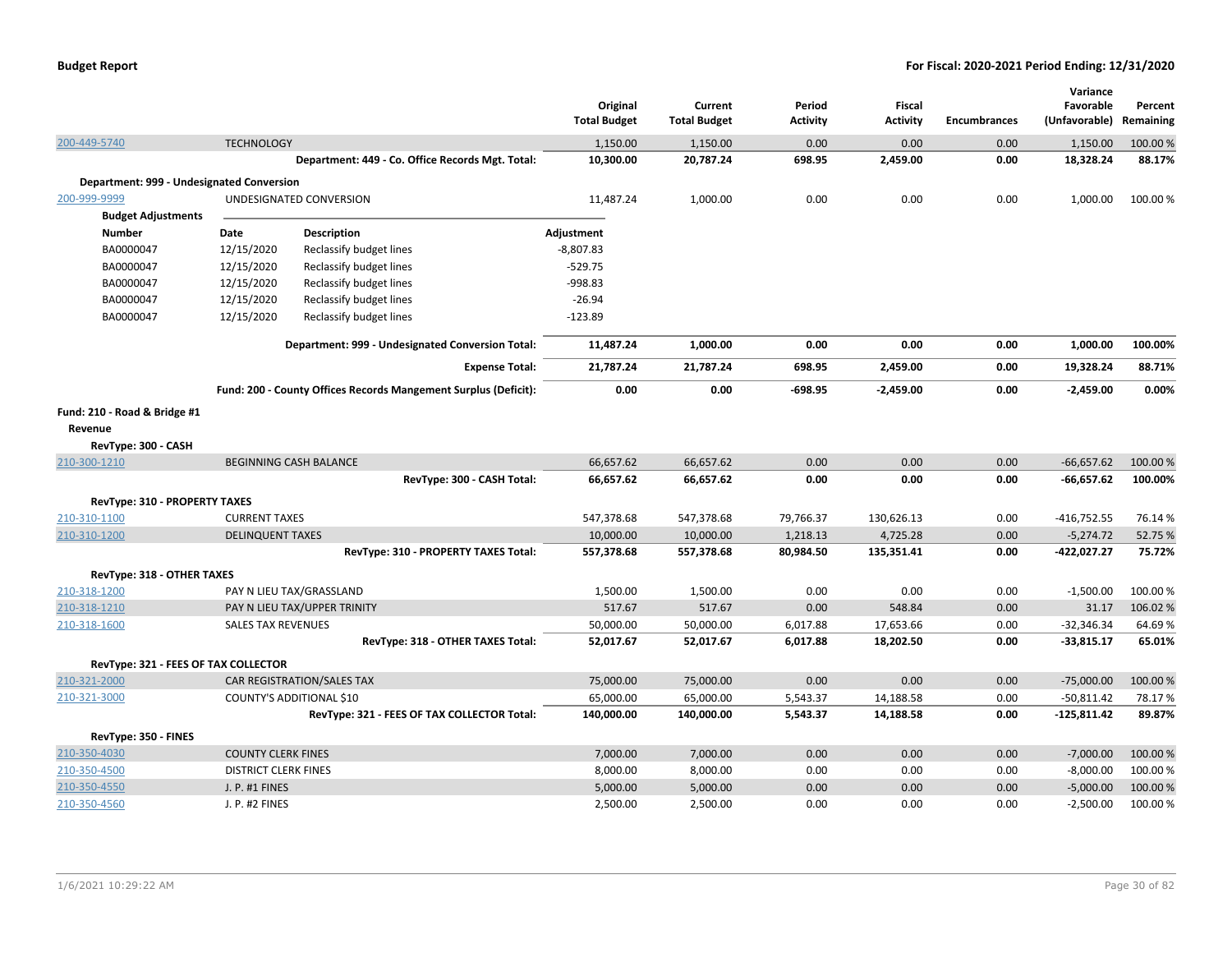| | | Original Total Budget | Current Total Budget | Period Activity | Fiscal Activity | Encumbrances | Variance Favorable (Unfavorable) | Percent Remaining |
|---|---|---|---|---|---|---|---|---|
| 200-449-5740 | TECHNOLOGY | 1,150.00 | 1,150.00 | 0.00 | 0.00 | 0.00 | 1,150.00 | 100.00 % |
| | **Department: 449 - Co. Office Records Mgt. Total:** | **10,300.00** | **20,787.24** | **698.95** | **2,459.00** | **0.00** | **18,328.24** | **88.17%** |
| **Department: 999 - Undesignated Conversion** | | | | | | | | |
| 200-999-9999 | UNDESIGNATED CONVERSION | 11,487.24 | 1,000.00 | 0.00 | 0.00 | 0.00 | 1,000.00 | 100.00 % |

**Budget Adjustments**

| Number | Date | Description | Adjustment |
|---|---|---|---|
| BA0000047 | 12/15/2020 | Reclassify budget lines | -8,807.83 |
| BA0000047 | 12/15/2020 | Reclassify budget lines | -529.75 |
| BA0000047 | 12/15/2020 | Reclassify budget lines | -998.83 |
| BA0000047 | 12/15/2020 | Reclassify budget lines | -26.94 |
| BA0000047 | 12/15/2020 | Reclassify budget lines | -123.89 |

| | | Original Total Budget | Current Total Budget | Period Activity | Fiscal Activity | Encumbrances | Variance Favorable (Unfavorable) | Percent Remaining |
|---|---|---|---|---|---|---|---|---|
| | **Department: 999 - Undesignated Conversion Total:** | **11,487.24** | **1,000.00** | **0.00** | **0.00** | **0.00** | **1,000.00** | **100.00%** |
| | **Expense Total:** | **21,787.24** | **21,787.24** | **698.95** | **2,459.00** | **0.00** | **19,328.24** | **88.71%** |
| | **Fund: 200 - County Offices Records Mangement Surplus (Deficit):** | **0.00** | **0.00** | **-698.95** | **-2,459.00** | **0.00** | **-2,459.00** | **0.00%** |
| **Fund: 210 - Road & Bridge #1** | | | | | | | | |
| **Revenue** | | | | | | | | |
| **RevType: 300 - CASH** | | | | | | | | |
| 210-300-1210 | BEGINNING CASH BALANCE | 66,657.62 | 66,657.62 | 0.00 | 0.00 | 0.00 | -66,657.62 | 100.00 % |
| | **RevType: 300 - CASH Total:** | **66,657.62** | **66,657.62** | **0.00** | **0.00** | **0.00** | **-66,657.62** | **100.00%** |
| **RevType: 310 - PROPERTY TAXES** | | | | | | | | |
| 210-310-1100 | CURRENT TAXES | 547,378.68 | 547,378.68 | 79,766.37 | 130,626.13 | 0.00 | -416,752.55 | 76.14 % |
| 210-310-1200 | DELINQUENT TAXES | 10,000.00 | 10,000.00 | 1,218.13 | 4,725.28 | 0.00 | -5,274.72 | 52.75 % |
| | **RevType: 310 - PROPERTY TAXES Total:** | **557,378.68** | **557,378.68** | **80,984.50** | **135,351.41** | **0.00** | **-422,027.27** | **75.72%** |
| **RevType: 318 - OTHER TAXES** | | | | | | | | |
| 210-318-1200 | PAY N LIEU TAX/GRASSLAND | 1,500.00 | 1,500.00 | 0.00 | 0.00 | 0.00 | -1,500.00 | 100.00 % |
| 210-318-1210 | PAY N LIEU TAX/UPPER TRINITY | 517.67 | 517.67 | 0.00 | 548.84 | 0.00 | 31.17 | 106.02 % |
| 210-318-1600 | SALES TAX REVENUES | 50,000.00 | 50,000.00 | 6,017.88 | 17,653.66 | 0.00 | -32,346.34 | 64.69 % |
| | **RevType: 318 - OTHER TAXES Total:** | **52,017.67** | **52,017.67** | **6,017.88** | **18,202.50** | **0.00** | **-33,815.17** | **65.01%** |
| **RevType: 321 - FEES OF TAX COLLECTOR** | | | | | | | | |
| 210-321-2000 | CAR REGISTRATION/SALES TAX | 75,000.00 | 75,000.00 | 0.00 | 0.00 | 0.00 | -75,000.00 | 100.00 % |
| 210-321-3000 | COUNTY'S ADDITIONAL $10 | 65,000.00 | 65,000.00 | 5,543.37 | 14,188.58 | 0.00 | -50,811.42 | 78.17 % |
| | **RevType: 321 - FEES OF TAX COLLECTOR Total:** | **140,000.00** | **140,000.00** | **5,543.37** | **14,188.58** | **0.00** | **-125,811.42** | **89.87%** |
| **RevType: 350 - FINES** | | | | | | | | |
| 210-350-4030 | COUNTY CLERK FINES | 7,000.00 | 7,000.00 | 0.00 | 0.00 | 0.00 | -7,000.00 | 100.00 % |
| 210-350-4500 | DISTRICT CLERK FINES | 8,000.00 | 8,000.00 | 0.00 | 0.00 | 0.00 | -8,000.00 | 100.00 % |
| 210-350-4550 | J. P. #1 FINES | 5,000.00 | 5,000.00 | 0.00 | 0.00 | 0.00 | -5,000.00 | 100.00 % |
| 210-350-4560 | J. P. #2 FINES | 2,500.00 | 2,500.00 | 0.00 | 0.00 | 0.00 | -2,500.00 | 100.00 % |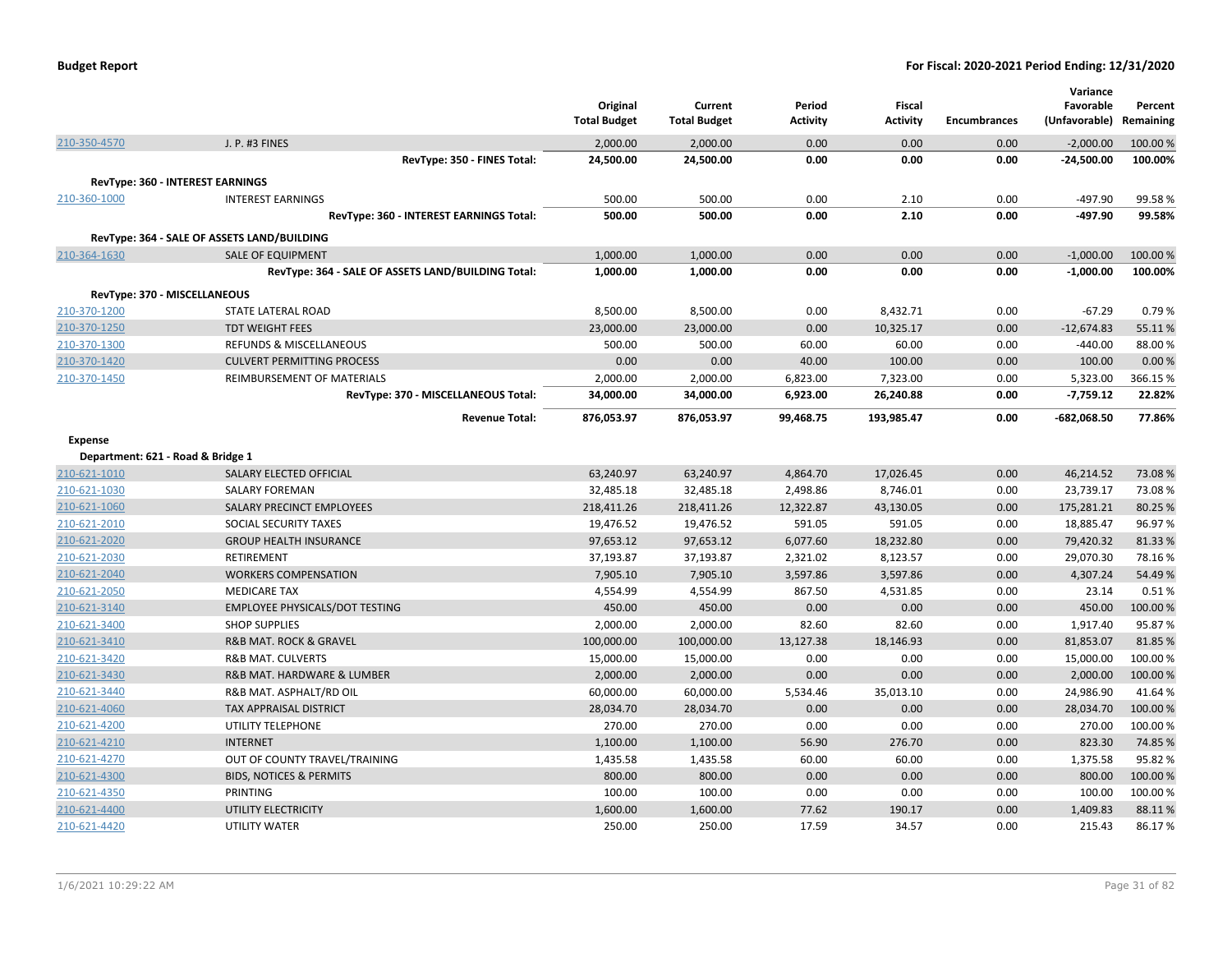**Budget Report** | **For Fiscal: 2020-2021 Period Ending: 12/31/2020**

| | | Original Total Budget | Current Total Budget | Period Activity | Fiscal Activity | Encumbrances | Variance Favorable (Unfavorable) | Percent Remaining |
|---|---|---|---|---|---|---|---|---|
| 210-350-4570 | J. P. #3 FINES | 2,000.00 | 2,000.00 | 0.00 | 0.00 | 0.00 | -2,000.00 | 100.00 % |
| | **RevType: 350 - FINES Total:** | **24,500.00** | **24,500.00** | **0.00** | **0.00** | **0.00** | **-24,500.00** | **100.00%** |
| **RevType: 360 - INTEREST EARNINGS** | | | | | | | | |
| 210-360-1000 | INTEREST EARNINGS | 500.00 | 500.00 | 0.00 | 2.10 | 0.00 | -497.90 | 99.58 % |
| | **RevType: 360 - INTEREST EARNINGS Total:** | **500.00** | **500.00** | **0.00** | **2.10** | **0.00** | **-497.90** | **99.58%** |
| **RevType: 364 - SALE OF ASSETS LAND/BUILDING** | | | | | | | | |
| 210-364-1630 | SALE OF EQUIPMENT | 1,000.00 | 1,000.00 | 0.00 | 0.00 | 0.00 | -1,000.00 | 100.00 % |
| | **RevType: 364 - SALE OF ASSETS LAND/BUILDING Total:** | **1,000.00** | **1,000.00** | **0.00** | **0.00** | **0.00** | **-1,000.00** | **100.00%** |
| **RevType: 370 - MISCELLANEOUS** | | | | | | | | |
| 210-370-1200 | STATE LATERAL ROAD | 8,500.00 | 8,500.00 | 0.00 | 8,432.71 | 0.00 | -67.29 | 0.79 % |
| 210-370-1250 | TDT WEIGHT FEES | 23,000.00 | 23,000.00 | 0.00 | 10,325.17 | 0.00 | -12,674.83 | 55.11 % |
| 210-370-1300 | REFUNDS & MISCELLANEOUS | 500.00 | 500.00 | 60.00 | 60.00 | 0.00 | -440.00 | 88.00 % |
| 210-370-1420 | CULVERT PERMITTING PROCESS | 0.00 | 0.00 | 40.00 | 100.00 | 0.00 | 100.00 | 0.00 % |
| 210-370-1450 | REIMBURSEMENT OF MATERIALS | 2,000.00 | 2,000.00 | 6,823.00 | 7,323.00 | 0.00 | 5,323.00 | 366.15 % |
| | **RevType: 370 - MISCELLANEOUS Total:** | **34,000.00** | **34,000.00** | **6,923.00** | **26,240.88** | **0.00** | **-7,759.12** | **22.82%** |
| | **Revenue Total:** | **876,053.97** | **876,053.97** | **99,468.75** | **193,985.47** | **0.00** | **-682,068.50** | **77.86%** |
| **Expense** | | | | | | | | |
| **Department: 621 - Road & Bridge 1** | | | | | | | | |
| 210-621-1010 | SALARY ELECTED OFFICIAL | 63,240.97 | 63,240.97 | 4,864.70 | 17,026.45 | 0.00 | 46,214.52 | 73.08 % |
| 210-621-1030 | SALARY FOREMAN | 32,485.18 | 32,485.18 | 2,498.86 | 8,746.01 | 0.00 | 23,739.17 | 73.08 % |
| 210-621-1060 | SALARY PRECINCT EMPLOYEES | 218,411.26 | 218,411.26 | 12,322.87 | 43,130.05 | 0.00 | 175,281.21 | 80.25 % |
| 210-621-2010 | SOCIAL SECURITY TAXES | 19,476.52 | 19,476.52 | 591.05 | 591.05 | 0.00 | 18,885.47 | 96.97 % |
| 210-621-2020 | GROUP HEALTH INSURANCE | 97,653.12 | 97,653.12 | 6,077.60 | 18,232.80 | 0.00 | 79,420.32 | 81.33 % |
| 210-621-2030 | RETIREMENT | 37,193.87 | 37,193.87 | 2,321.02 | 8,123.57 | 0.00 | 29,070.30 | 78.16 % |
| 210-621-2040 | WORKERS COMPENSATION | 7,905.10 | 7,905.10 | 3,597.86 | 3,597.86 | 0.00 | 4,307.24 | 54.49 % |
| 210-621-2050 | MEDICARE TAX | 4,554.99 | 4,554.99 | 867.50 | 4,531.85 | 0.00 | 23.14 | 0.51 % |
| 210-621-3140 | EMPLOYEE PHYSICALS/DOT TESTING | 450.00 | 450.00 | 0.00 | 0.00 | 0.00 | 450.00 | 100.00 % |
| 210-621-3400 | SHOP SUPPLIES | 2,000.00 | 2,000.00 | 82.60 | 82.60 | 0.00 | 1,917.40 | 95.87 % |
| 210-621-3410 | R&B MAT. ROCK & GRAVEL | 100,000.00 | 100,000.00 | 13,127.38 | 18,146.93 | 0.00 | 81,853.07 | 81.85 % |
| 210-621-3420 | R&B MAT. CULVERTS | 15,000.00 | 15,000.00 | 0.00 | 0.00 | 0.00 | 15,000.00 | 100.00 % |
| 210-621-3430 | R&B MAT. HARDWARE & LUMBER | 2,000.00 | 2,000.00 | 0.00 | 0.00 | 0.00 | 2,000.00 | 100.00 % |
| 210-621-3440 | R&B MAT. ASPHALT/RD OIL | 60,000.00 | 60,000.00 | 5,534.46 | 35,013.10 | 0.00 | 24,986.90 | 41.64 % |
| 210-621-4060 | TAX APPRAISAL DISTRICT | 28,034.70 | 28,034.70 | 0.00 | 0.00 | 0.00 | 28,034.70 | 100.00 % |
| 210-621-4200 | UTILITY TELEPHONE | 270.00 | 270.00 | 0.00 | 0.00 | 0.00 | 270.00 | 100.00 % |
| 210-621-4210 | INTERNET | 1,100.00 | 1,100.00 | 56.90 | 276.70 | 0.00 | 823.30 | 74.85 % |
| 210-621-4270 | OUT OF COUNTY TRAVEL/TRAINING | 1,435.58 | 1,435.58 | 60.00 | 60.00 | 0.00 | 1,375.58 | 95.82 % |
| 210-621-4300 | BIDS, NOTICES & PERMITS | 800.00 | 800.00 | 0.00 | 0.00 | 0.00 | 800.00 | 100.00 % |
| 210-621-4350 | PRINTING | 100.00 | 100.00 | 0.00 | 0.00 | 0.00 | 100.00 | 100.00 % |
| 210-621-4400 | UTILITY ELECTRICITY | 1,600.00 | 1,600.00 | 77.62 | 190.17 | 0.00 | 1,409.83 | 88.11 % |
| 210-621-4420 | UTILITY WATER | 250.00 | 250.00 | 17.59 | 34.57 | 0.00 | 215.43 | 86.17 % |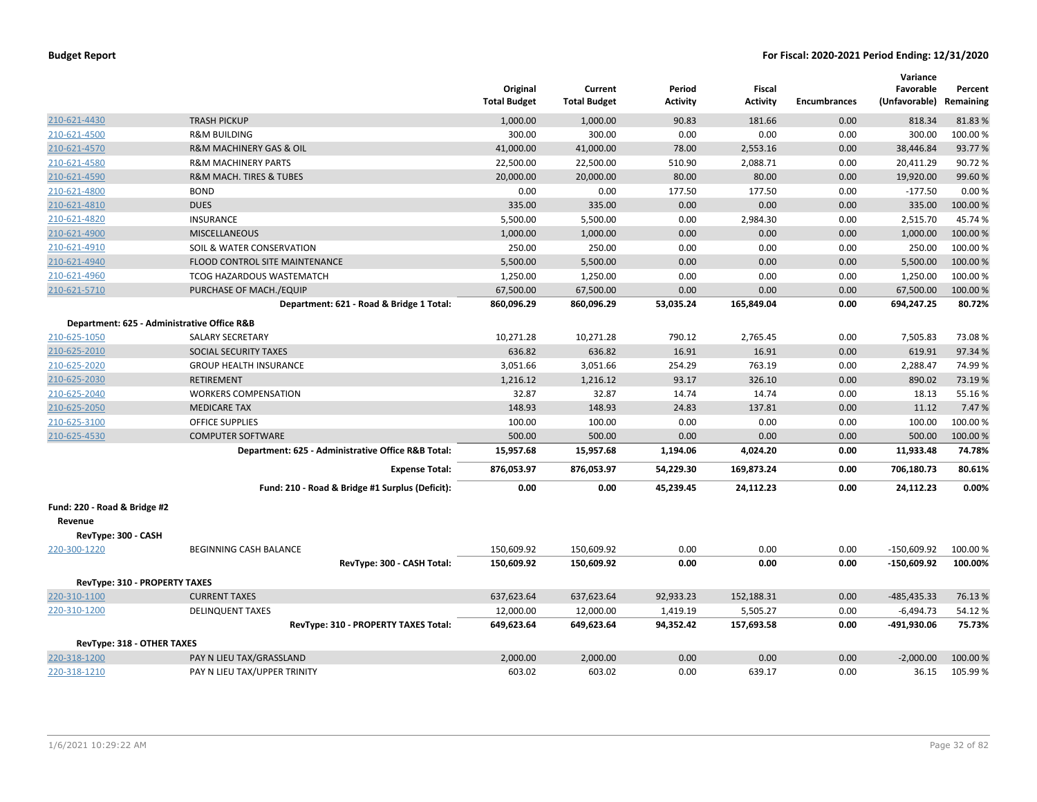| | | Original Total Budget | Current Total Budget | Period Activity | Fiscal Activity | Encumbrances | Variance Favorable (Unfavorable) | Percent Remaining |
|---|---|---|---|---|---|---|---|---|
| 210-621-4430 | TRASH PICKUP | 1,000.00 | 1,000.00 | 90.83 | 181.66 | 0.00 | 818.34 | 81.83 % |
| 210-621-4500 | R&M BUILDING | 300.00 | 300.00 | 0.00 | 0.00 | 0.00 | 300.00 | 100.00 % |
| 210-621-4570 | R&M MACHINERY GAS & OIL | 41,000.00 | 41,000.00 | 78.00 | 2,553.16 | 0.00 | 38,446.84 | 93.77 % |
| 210-621-4580 | R&M MACHINERY PARTS | 22,500.00 | 22,500.00 | 510.90 | 2,088.71 | 0.00 | 20,411.29 | 90.72 % |
| 210-621-4590 | R&M MACH. TIRES & TUBES | 20,000.00 | 20,000.00 | 80.00 | 80.00 | 0.00 | 19,920.00 | 99.60 % |
| 210-621-4800 | BOND | 0.00 | 0.00 | 177.50 | 177.50 | 0.00 | -177.50 | 0.00 % |
| 210-621-4810 | DUES | 335.00 | 335.00 | 0.00 | 0.00 | 0.00 | 335.00 | 100.00 % |
| 210-621-4820 | INSURANCE | 5,500.00 | 5,500.00 | 0.00 | 2,984.30 | 0.00 | 2,515.70 | 45.74 % |
| 210-621-4900 | MISCELLANEOUS | 1,000.00 | 1,000.00 | 0.00 | 0.00 | 0.00 | 1,000.00 | 100.00 % |
| 210-621-4910 | SOIL & WATER CONSERVATION | 250.00 | 250.00 | 0.00 | 0.00 | 0.00 | 250.00 | 100.00 % |
| 210-621-4940 | FLOOD CONTROL SITE MAINTENANCE | 5,500.00 | 5,500.00 | 0.00 | 0.00 | 0.00 | 5,500.00 | 100.00 % |
| 210-621-4960 | TCOG HAZARDOUS WASTEMATCH | 1,250.00 | 1,250.00 | 0.00 | 0.00 | 0.00 | 1,250.00 | 100.00 % |
| 210-621-5710 | PURCHASE OF MACH./EQUIP | 67,500.00 | 67,500.00 | 0.00 | 0.00 | 0.00 | 67,500.00 | 100.00 % |
| | **Department: 621 - Road & Bridge 1 Total:** | **860,096.29** | **860,096.29** | **53,035.24** | **165,849.04** | **0.00** | **694,247.25** | **80.72%** |
| **Department: 625 - Administrative Office R&B** | | | | | | | | |
| 210-625-1050 | SALARY SECRETARY | 10,271.28 | 10,271.28 | 790.12 | 2,765.45 | 0.00 | 7,505.83 | 73.08 % |
| 210-625-2010 | SOCIAL SECURITY TAXES | 636.82 | 636.82 | 16.91 | 16.91 | 0.00 | 619.91 | 97.34 % |
| 210-625-2020 | GROUP HEALTH INSURANCE | 3,051.66 | 3,051.66 | 254.29 | 763.19 | 0.00 | 2,288.47 | 74.99 % |
| 210-625-2030 | RETIREMENT | 1,216.12 | 1,216.12 | 93.17 | 326.10 | 0.00 | 890.02 | 73.19 % |
| 210-625-2040 | WORKERS COMPENSATION | 32.87 | 32.87 | 14.74 | 14.74 | 0.00 | 18.13 | 55.16 % |
| 210-625-2050 | MEDICARE TAX | 148.93 | 148.93 | 24.83 | 137.81 | 0.00 | 11.12 | 7.47 % |
| 210-625-3100 | OFFICE SUPPLIES | 100.00 | 100.00 | 0.00 | 0.00 | 0.00 | 100.00 | 100.00 % |
| 210-625-4530 | COMPUTER SOFTWARE | 500.00 | 500.00 | 0.00 | 0.00 | 0.00 | 500.00 | 100.00 % |
| | **Department: 625 - Administrative Office R&B Total:** | **15,957.68** | **15,957.68** | **1,194.06** | **4,024.20** | **0.00** | **11,933.48** | **74.78%** |
| | **Expense Total:** | **876,053.97** | **876,053.97** | **54,229.30** | **169,873.24** | **0.00** | **706,180.73** | **80.61%** |
| | **Fund: 210 - Road & Bridge #1 Surplus (Deficit):** | **0.00** | **0.00** | **45,239.45** | **24,112.23** | **0.00** | **24,112.23** | **0.00%** |
| **Fund: 220 - Road & Bridge #2** | | | | | | | | |
| **Revenue** | | | | | | | | |
| **RevType: 300 - CASH** | | | | | | | | |
| 220-300-1220 | BEGINNING CASH BALANCE | 150,609.92 | 150,609.92 | 0.00 | 0.00 | 0.00 | -150,609.92 | 100.00 % |
| | **RevType: 300 - CASH Total:** | **150,609.92** | **150,609.92** | **0.00** | **0.00** | **0.00** | **-150,609.92** | **100.00%** |
| **RevType: 310 - PROPERTY TAXES** | | | | | | | | |
| 220-310-1100 | CURRENT TAXES | 637,623.64 | 637,623.64 | 92,933.23 | 152,188.31 | 0.00 | -485,435.33 | 76.13 % |
| 220-310-1200 | DELINQUENT TAXES | 12,000.00 | 12,000.00 | 1,419.19 | 5,505.27 | 0.00 | -6,494.73 | 54.12 % |
| | **RevType: 310 - PROPERTY TAXES Total:** | **649,623.64** | **649,623.64** | **94,352.42** | **157,693.58** | **0.00** | **-491,930.06** | **75.73%** |
| **RevType: 318 - OTHER TAXES** | | | | | | | | |
| 220-318-1200 | PAY N LIEU TAX/GRASSLAND | 2,000.00 | 2,000.00 | 0.00 | 0.00 | 0.00 | -2,000.00 | 100.00 % |
| 220-318-1210 | PAY N LIEU TAX/UPPER TRINITY | 603.02 | 603.02 | 0.00 | 639.17 | 0.00 | 36.15 | 105.99 % |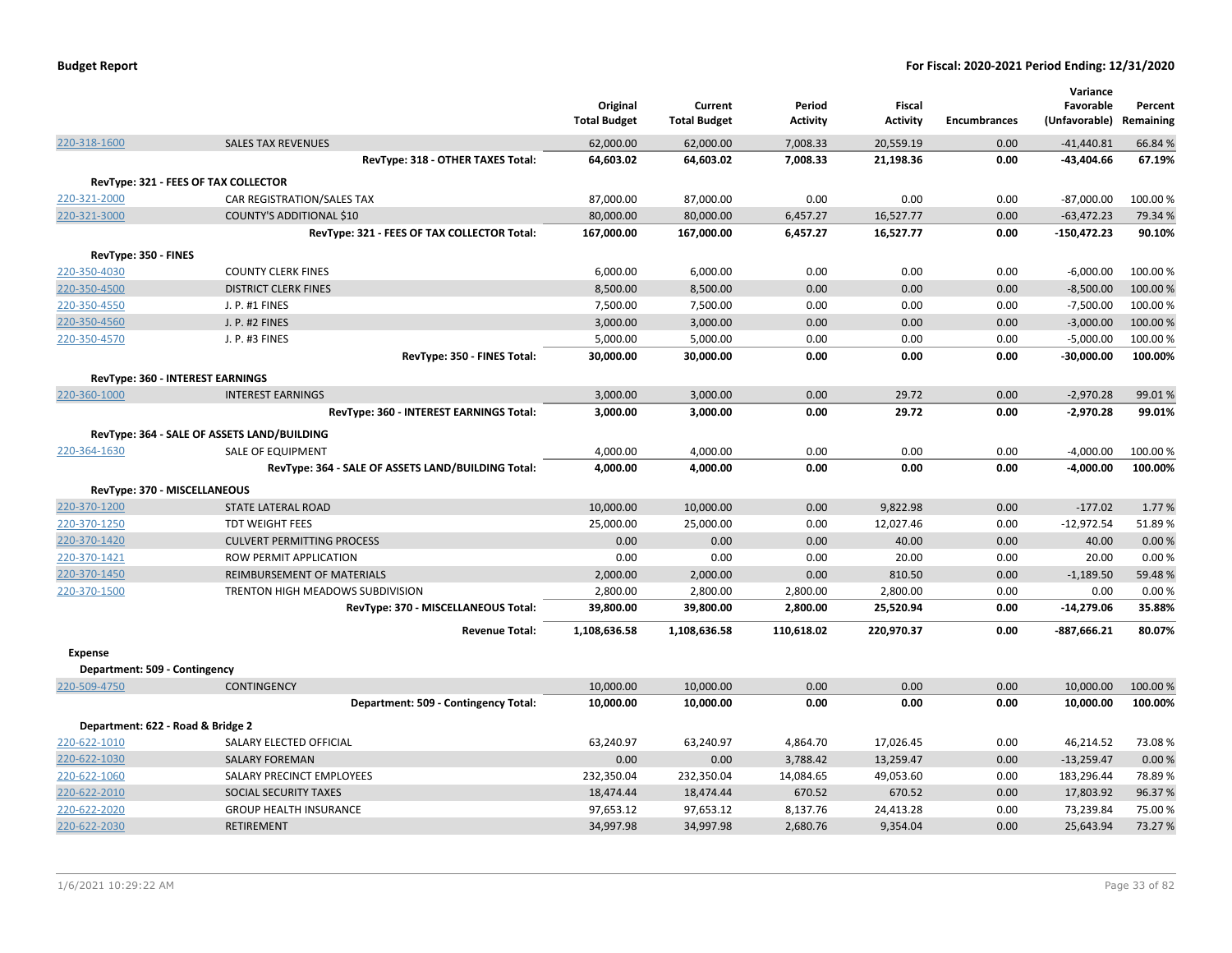**Budget Report** **For Fiscal: 2020-2021 Period Ending: 12/31/2020**

| | | Original Total Budget | Current Total Budget | Period Activity | Fiscal Activity | Encumbrances | Variance Favorable (Unfavorable) | Percent Remaining |
|---|---|---|---|---|---|---|---|---|
| 220-318-1600 | SALES TAX REVENUES | 62,000.00 | 62,000.00 | 7,008.33 | 20,559.19 | 0.00 | -41,440.81 | 66.84 % |
| | **RevType: 318 - OTHER TAXES Total:** | **64,603.02** | **64,603.02** | **7,008.33** | **21,198.36** | **0.00** | **-43,404.66** | **67.19%** |
| **RevType: 321 - FEES OF TAX COLLECTOR** | | | | | | | | |
| 220-321-2000 | CAR REGISTRATION/SALES TAX | 87,000.00 | 87,000.00 | 0.00 | 0.00 | 0.00 | -87,000.00 | 100.00 % |
| 220-321-3000 | COUNTY'S ADDITIONAL $10 | 80,000.00 | 80,000.00 | 6,457.27 | 16,527.77 | 0.00 | -63,472.23 | 79.34 % |
| | **RevType: 321 - FEES OF TAX COLLECTOR Total:** | **167,000.00** | **167,000.00** | **6,457.27** | **16,527.77** | **0.00** | **-150,472.23** | **90.10%** |
| **RevType: 350 - FINES** | | | | | | | | |
| 220-350-4030 | COUNTY CLERK FINES | 6,000.00 | 6,000.00 | 0.00 | 0.00 | 0.00 | -6,000.00 | 100.00 % |
| 220-350-4500 | DISTRICT CLERK FINES | 8,500.00 | 8,500.00 | 0.00 | 0.00 | 0.00 | -8,500.00 | 100.00 % |
| 220-350-4550 | J. P. #1 FINES | 7,500.00 | 7,500.00 | 0.00 | 0.00 | 0.00 | -7,500.00 | 100.00 % |
| 220-350-4560 | J. P. #2 FINES | 3,000.00 | 3,000.00 | 0.00 | 0.00 | 0.00 | -3,000.00 | 100.00 % |
| 220-350-4570 | J. P. #3 FINES | 5,000.00 | 5,000.00 | 0.00 | 0.00 | 0.00 | -5,000.00 | 100.00 % |
| | **RevType: 350 - FINES Total:** | **30,000.00** | **30,000.00** | **0.00** | **0.00** | **0.00** | **-30,000.00** | **100.00%** |
| **RevType: 360 - INTEREST EARNINGS** | | | | | | | | |
| 220-360-1000 | INTEREST EARNINGS | 3,000.00 | 3,000.00 | 0.00 | 29.72 | 0.00 | -2,970.28 | 99.01 % |
| | **RevType: 360 - INTEREST EARNINGS Total:** | **3,000.00** | **3,000.00** | **0.00** | **29.72** | **0.00** | **-2,970.28** | **99.01%** |
| **RevType: 364 - SALE OF ASSETS LAND/BUILDING** | | | | | | | | |
| 220-364-1630 | SALE OF EQUIPMENT | 4,000.00 | 4,000.00 | 0.00 | 0.00 | 0.00 | -4,000.00 | 100.00 % |
| | **RevType: 364 - SALE OF ASSETS LAND/BUILDING Total:** | **4,000.00** | **4,000.00** | **0.00** | **0.00** | **0.00** | **-4,000.00** | **100.00%** |
| **RevType: 370 - MISCELLANEOUS** | | | | | | | | |
| 220-370-1200 | STATE LATERAL ROAD | 10,000.00 | 10,000.00 | 0.00 | 9,822.98 | 0.00 | -177.02 | 1.77 % |
| 220-370-1250 | TDT WEIGHT FEES | 25,000.00 | 25,000.00 | 0.00 | 12,027.46 | 0.00 | -12,972.54 | 51.89 % |
| 220-370-1420 | CULVERT PERMITTING PROCESS | 0.00 | 0.00 | 0.00 | 40.00 | 0.00 | 40.00 | 0.00 % |
| 220-370-1421 | ROW PERMIT APPLICATION | 0.00 | 0.00 | 0.00 | 20.00 | 0.00 | 20.00 | 0.00 % |
| 220-370-1450 | REIMBURSEMENT OF MATERIALS | 2,000.00 | 2,000.00 | 0.00 | 810.50 | 0.00 | -1,189.50 | 59.48 % |
| 220-370-1500 | TRENTON HIGH MEADOWS SUBDIVISION | 2,800.00 | 2,800.00 | 2,800.00 | 2,800.00 | 0.00 | 0.00 | 0.00 % |
| | **RevType: 370 - MISCELLANEOUS Total:** | **39,800.00** | **39,800.00** | **2,800.00** | **25,520.94** | **0.00** | **-14,279.06** | **35.88%** |
| | **Revenue Total:** | **1,108,636.58** | **1,108,636.58** | **110,618.02** | **220,970.37** | **0.00** | **-887,666.21** | **80.07%** |
| **Expense** | | | | | | | | |
| **Department: 509 - Contingency** | | | | | | | | |
| 220-509-4750 | CONTINGENCY | 10,000.00 | 10,000.00 | 0.00 | 0.00 | 0.00 | 10,000.00 | 100.00 % |
| | **Department: 509 - Contingency Total:** | **10,000.00** | **10,000.00** | **0.00** | **0.00** | **0.00** | **10,000.00** | **100.00%** |
| **Department: 622 - Road & Bridge 2** | | | | | | | | |
| 220-622-1010 | SALARY ELECTED OFFICIAL | 63,240.97 | 63,240.97 | 4,864.70 | 17,026.45 | 0.00 | 46,214.52 | 73.08 % |
| 220-622-1030 | SALARY FOREMAN | 0.00 | 0.00 | 3,788.42 | 13,259.47 | 0.00 | -13,259.47 | 0.00 % |
| 220-622-1060 | SALARY PRECINCT EMPLOYEES | 232,350.04 | 232,350.04 | 14,084.65 | 49,053.60 | 0.00 | 183,296.44 | 78.89 % |
| 220-622-2010 | SOCIAL SECURITY TAXES | 18,474.44 | 18,474.44 | 670.52 | 670.52 | 0.00 | 17,803.92 | 96.37 % |
| 220-622-2020 | GROUP HEALTH INSURANCE | 97,653.12 | 97,653.12 | 8,137.76 | 24,413.28 | 0.00 | 73,239.84 | 75.00 % |
| 220-622-2030 | RETIREMENT | 34,997.98 | 34,997.98 | 2,680.76 | 9,354.04 | 0.00 | 25,643.94 | 73.27 % |

1/6/2021 10:29:22 AM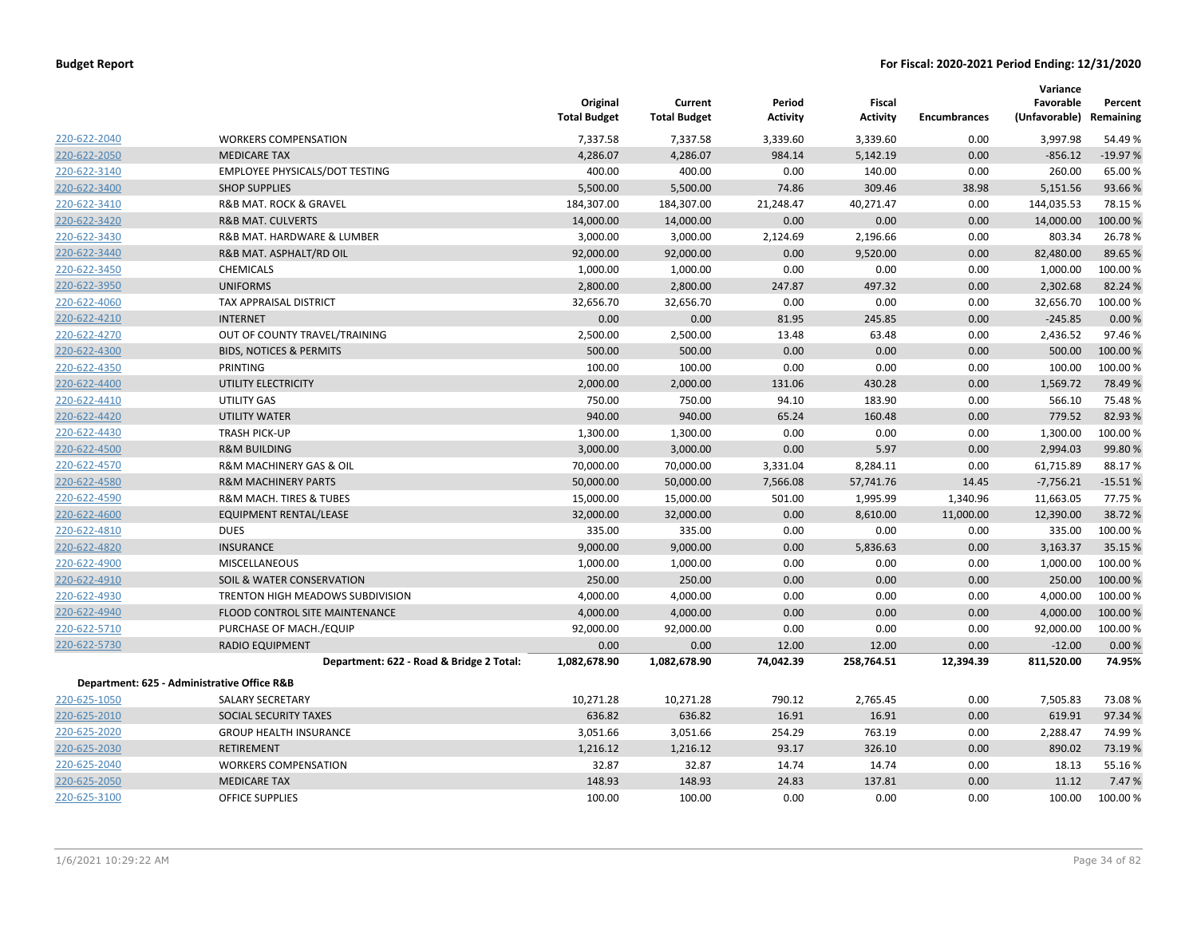| | | Original Total Budget | Current Total Budget | Period Activity | Fiscal Activity | Encumbrances | Variance Favorable (Unfavorable) | Percent Remaining |
|---|---|---|---|---|---|---|---|---|
| 220-622-2040 | WORKERS COMPENSATION | 7,337.58 | 7,337.58 | 3,339.60 | 3,339.60 | 0.00 | 3,997.98 | 54.49 % |
| 220-622-2050 | MEDICARE TAX | 4,286.07 | 4,286.07 | 984.14 | 5,142.19 | 0.00 | -856.12 | -19.97 % |
| 220-622-3140 | EMPLOYEE PHYSICALS/DOT TESTING | 400.00 | 400.00 | 0.00 | 140.00 | 0.00 | 260.00 | 65.00 % |
| 220-622-3400 | SHOP SUPPLIES | 5,500.00 | 5,500.00 | 74.86 | 309.46 | 38.98 | 5,151.56 | 93.66 % |
| 220-622-3410 | R&B MAT. ROCK & GRAVEL | 184,307.00 | 184,307.00 | 21,248.47 | 40,271.47 | 0.00 | 144,035.53 | 78.15 % |
| 220-622-3420 | R&B MAT. CULVERTS | 14,000.00 | 14,000.00 | 0.00 | 0.00 | 0.00 | 14,000.00 | 100.00 % |
| 220-622-3430 | R&B MAT. HARDWARE & LUMBER | 3,000.00 | 3,000.00 | 2,124.69 | 2,196.66 | 0.00 | 803.34 | 26.78 % |
| 220-622-3440 | R&B MAT. ASPHALT/RD OIL | 92,000.00 | 92,000.00 | 0.00 | 9,520.00 | 0.00 | 82,480.00 | 89.65 % |
| 220-622-3450 | CHEMICALS | 1,000.00 | 1,000.00 | 0.00 | 0.00 | 0.00 | 1,000.00 | 100.00 % |
| 220-622-3950 | UNIFORMS | 2,800.00 | 2,800.00 | 247.87 | 497.32 | 0.00 | 2,302.68 | 82.24 % |
| 220-622-4060 | TAX APPRAISAL DISTRICT | 32,656.70 | 32,656.70 | 0.00 | 0.00 | 0.00 | 32,656.70 | 100.00 % |
| 220-622-4210 | INTERNET | 0.00 | 0.00 | 81.95 | 245.85 | 0.00 | -245.85 | 0.00 % |
| 220-622-4270 | OUT OF COUNTY TRAVEL/TRAINING | 2,500.00 | 2,500.00 | 13.48 | 63.48 | 0.00 | 2,436.52 | 97.46 % |
| 220-622-4300 | BIDS, NOTICES & PERMITS | 500.00 | 500.00 | 0.00 | 0.00 | 0.00 | 500.00 | 100.00 % |
| 220-622-4350 | PRINTING | 100.00 | 100.00 | 0.00 | 0.00 | 0.00 | 100.00 | 100.00 % |
| 220-622-4400 | UTILITY ELECTRICITY | 2,000.00 | 2,000.00 | 131.06 | 430.28 | 0.00 | 1,569.72 | 78.49 % |
| 220-622-4410 | UTILITY GAS | 750.00 | 750.00 | 94.10 | 183.90 | 0.00 | 566.10 | 75.48 % |
| 220-622-4420 | UTILITY WATER | 940.00 | 940.00 | 65.24 | 160.48 | 0.00 | 779.52 | 82.93 % |
| 220-622-4430 | TRASH PICK-UP | 1,300.00 | 1,300.00 | 0.00 | 0.00 | 0.00 | 1,300.00 | 100.00 % |
| 220-622-4500 | R&M BUILDING | 3,000.00 | 3,000.00 | 0.00 | 5.97 | 0.00 | 2,994.03 | 99.80 % |
| 220-622-4570 | R&M MACHINERY GAS & OIL | 70,000.00 | 70,000.00 | 3,331.04 | 8,284.11 | 0.00 | 61,715.89 | 88.17 % |
| 220-622-4580 | R&M MACHINERY PARTS | 50,000.00 | 50,000.00 | 7,566.08 | 57,741.76 | 14.45 | -7,756.21 | -15.51 % |
| 220-622-4590 | R&M MACH. TIRES & TUBES | 15,000.00 | 15,000.00 | 501.00 | 1,995.99 | 1,340.96 | 11,663.05 | 77.75 % |
| 220-622-4600 | EQUIPMENT RENTAL/LEASE | 32,000.00 | 32,000.00 | 0.00 | 8,610.00 | 11,000.00 | 12,390.00 | 38.72 % |
| 220-622-4810 | DUES | 335.00 | 335.00 | 0.00 | 0.00 | 0.00 | 335.00 | 100.00 % |
| 220-622-4820 | INSURANCE | 9,000.00 | 9,000.00 | 0.00 | 5,836.63 | 0.00 | 3,163.37 | 35.15 % |
| 220-622-4900 | MISCELLANEOUS | 1,000.00 | 1,000.00 | 0.00 | 0.00 | 0.00 | 1,000.00 | 100.00 % |
| 220-622-4910 | SOIL & WATER CONSERVATION | 250.00 | 250.00 | 0.00 | 0.00 | 0.00 | 250.00 | 100.00 % |
| 220-622-4930 | TRENTON HIGH MEADOWS SUBDIVISION | 4,000.00 | 4,000.00 | 0.00 | 0.00 | 0.00 | 4,000.00 | 100.00 % |
| 220-622-4940 | FLOOD CONTROL SITE MAINTENANCE | 4,000.00 | 4,000.00 | 0.00 | 0.00 | 0.00 | 4,000.00 | 100.00 % |
| 220-622-5710 | PURCHASE OF MACH./EQUIP | 92,000.00 | 92,000.00 | 0.00 | 0.00 | 0.00 | 92,000.00 | 100.00 % |
| 220-622-5730 | RADIO EQUIPMENT | 0.00 | 0.00 | 12.00 | 12.00 | 0.00 | -12.00 | 0.00 % |
| | **Department: 622 - Road & Bridge 2 Total:** | **1,082,678.90** | **1,082,678.90** | **74,042.39** | **258,764.51** | **12,394.39** | **811,520.00** | **74.95%** |
| **Department: 625 - Administrative Office R&B** | | | | | | | | |
| 220-625-1050 | SALARY SECRETARY | 10,271.28 | 10,271.28 | 790.12 | 2,765.45 | 0.00 | 7,505.83 | 73.08 % |
| 220-625-2010 | SOCIAL SECURITY TAXES | 636.82 | 636.82 | 16.91 | 16.91 | 0.00 | 619.91 | 97.34 % |
| 220-625-2020 | GROUP HEALTH INSURANCE | 3,051.66 | 3,051.66 | 254.29 | 763.19 | 0.00 | 2,288.47 | 74.99 % |
| 220-625-2030 | RETIREMENT | 1,216.12 | 1,216.12 | 93.17 | 326.10 | 0.00 | 890.02 | 73.19 % |
| 220-625-2040 | WORKERS COMPENSATION | 32.87 | 32.87 | 14.74 | 14.74 | 0.00 | 18.13 | 55.16 % |
| 220-625-2050 | MEDICARE TAX | 148.93 | 148.93 | 24.83 | 137.81 | 0.00 | 11.12 | 7.47 % |
| 220-625-3100 | OFFICE SUPPLIES | 100.00 | 100.00 | 0.00 | 0.00 | 0.00 | 100.00 | 100.00 % |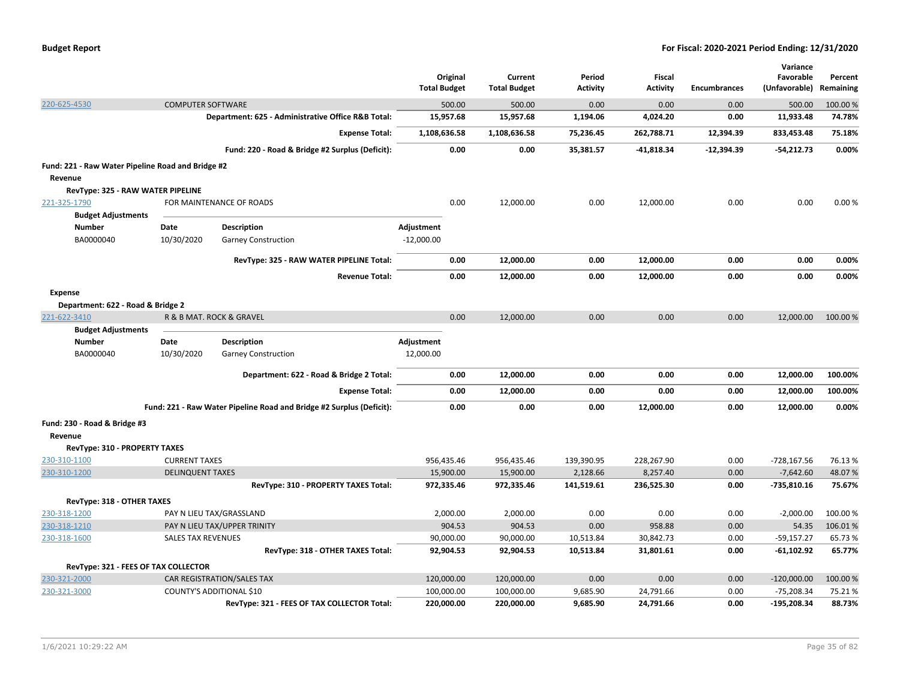| | | Original Total Budget | Current Total Budget | Period Activity | Fiscal Activity | Encumbrances | Variance Favorable (Unfavorable) | Percent Remaining |
|---|---|---|---|---|---|---|---|---|
| 220-625-4530 | COMPUTER SOFTWARE | 500.00 | 500.00 | 0.00 | 0.00 | 0.00 | 500.00 | 100.00 % |
| | **Department: 625 - Administrative Office R&B Total:** | **15,957.68** | **15,957.68** | **1,194.06** | **4,024.20** | **0.00** | **11,933.48** | **74.78%** |
| | **Expense Total:** | **1,108,636.58** | **1,108,636.58** | **75,236.45** | **262,788.71** | **12,394.39** | **833,453.48** | **75.18%** |
| | **Fund: 220 - Road & Bridge #2 Surplus (Deficit):** | **0.00** | **0.00** | **35,381.57** | **-41,818.34** | **-12,394.39** | **-54,212.73** | **0.00%** |

**Fund: 221 - Raw Water Pipeline Road and Bridge #2**

**Revenue**

**RevType: 325 - RAW WATER PIPELINE**

| | | Original Total Budget | Current Total Budget | Period Activity | Fiscal Activity | Encumbrances | Variance Favorable (Unfavorable) | Percent Remaining |
|---|---|---|---|---|---|---|---|---|
| 221-325-1790 | FOR MAINTENANCE OF ROADS | 0.00 | 12,000.00 | 0.00 | 12,000.00 | 0.00 | 0.00 | 0.00 % |

**Budget Adjustments**

| Number | Date | Description | Adjustment |
|---|---|---|---|
| BA0000040 | 10/30/2020 | Garney Construction | -12,000.00 |

| | Original Total Budget | Current Total Budget | Period Activity | Fiscal Activity | Encumbrances | Variance Favorable (Unfavorable) | Percent Remaining |
|---|---|---|---|---|---|---|---|
| **RevType: 325 - RAW WATER PIPELINE Total:** | **0.00** | **12,000.00** | **0.00** | **12,000.00** | **0.00** | **0.00** | **0.00%** |
| **Revenue Total:** | **0.00** | **12,000.00** | **0.00** | **12,000.00** | **0.00** | **0.00** | **0.00%** |

**Expense**

**Department: 622 - Road & Bridge 2**

| | | Original Total Budget | Current Total Budget | Period Activity | Fiscal Activity | Encumbrances | Variance Favorable (Unfavorable) | Percent Remaining |
|---|---|---|---|---|---|---|---|---|
| 221-622-3410 | R & B MAT. ROCK & GRAVEL | 0.00 | 12,000.00 | 0.00 | 0.00 | 0.00 | 12,000.00 | 100.00 % |

**Budget Adjustments**

| Number | Date | Description | Adjustment |
|---|---|---|---|
| BA0000040 | 10/30/2020 | Garney Construction | 12,000.00 |

| | Original Total Budget | Current Total Budget | Period Activity | Fiscal Activity | Encumbrances | Variance Favorable (Unfavorable) | Percent Remaining |
|---|---|---|---|---|---|---|---|
| **Department: 622 - Road & Bridge 2 Total:** | **0.00** | **12,000.00** | **0.00** | **0.00** | **0.00** | **12,000.00** | **100.00%** |
| **Expense Total:** | **0.00** | **12,000.00** | **0.00** | **0.00** | **0.00** | **12,000.00** | **100.00%** |
| **Fund: 221 - Raw Water Pipeline Road and Bridge #2 Surplus (Deficit):** | **0.00** | **0.00** | **0.00** | **12,000.00** | **0.00** | **12,000.00** | **0.00%** |

**Fund: 230 - Road & Bridge #3**

**Revenue**

**RevType: 310 - PROPERTY TAXES**

| | | Original Total Budget | Current Total Budget | Period Activity | Fiscal Activity | Encumbrances | Variance Favorable (Unfavorable) | Percent Remaining |
|---|---|---|---|---|---|---|---|---|
| 230-310-1100 | CURRENT TAXES | 956,435.46 | 956,435.46 | 139,390.95 | 228,267.90 | 0.00 | -728,167.56 | 76.13 % |
| 230-310-1200 | DELINQUENT TAXES | 15,900.00 | 15,900.00 | 2,128.66 | 8,257.40 | 0.00 | -7,642.60 | 48.07 % |
| | **RevType: 310 - PROPERTY TAXES Total:** | **972,335.46** | **972,335.46** | **141,519.61** | **236,525.30** | **0.00** | **-735,810.16** | **75.67%** |

**RevType: 318 - OTHER TAXES**

| | | Original Total Budget | Current Total Budget | Period Activity | Fiscal Activity | Encumbrances | Variance Favorable (Unfavorable) | Percent Remaining |
|---|---|---|---|---|---|---|---|---|
| 230-318-1200 | PAY N LIEU TAX/GRASSLAND | 2,000.00 | 2,000.00 | 0.00 | 0.00 | 0.00 | -2,000.00 | 100.00 % |
| 230-318-1210 | PAY N LIEU TAX/UPPER TRINITY | 904.53 | 904.53 | 0.00 | 958.88 | 0.00 | 54.35 | 106.01 % |
| 230-318-1600 | SALES TAX REVENUES | 90,000.00 | 90,000.00 | 10,513.84 | 30,842.73 | 0.00 | -59,157.27 | 65.73 % |
| | **RevType: 318 - OTHER TAXES Total:** | **92,904.53** | **92,904.53** | **10,513.84** | **31,801.61** | **0.00** | **-61,102.92** | **65.77%** |

**RevType: 321 - FEES OF TAX COLLECTOR**

| | | Original Total Budget | Current Total Budget | Period Activity | Fiscal Activity | Encumbrances | Variance Favorable (Unfavorable) | Percent Remaining |
|---|---|---|---|---|---|---|---|---|
| 230-321-2000 | CAR REGISTRATION/SALES TAX | 120,000.00 | 120,000.00 | 0.00 | 0.00 | 0.00 | -120,000.00 | 100.00 % |
| 230-321-3000 | COUNTY'S ADDITIONAL $10 | 100,000.00 | 100,000.00 | 9,685.90 | 24,791.66 | 0.00 | -75,208.34 | 75.21 % |
| | **RevType: 321 - FEES OF TAX COLLECTOR Total:** | **220,000.00** | **220,000.00** | **9,685.90** | **24,791.66** | **0.00** | **-195,208.34** | **88.73%** |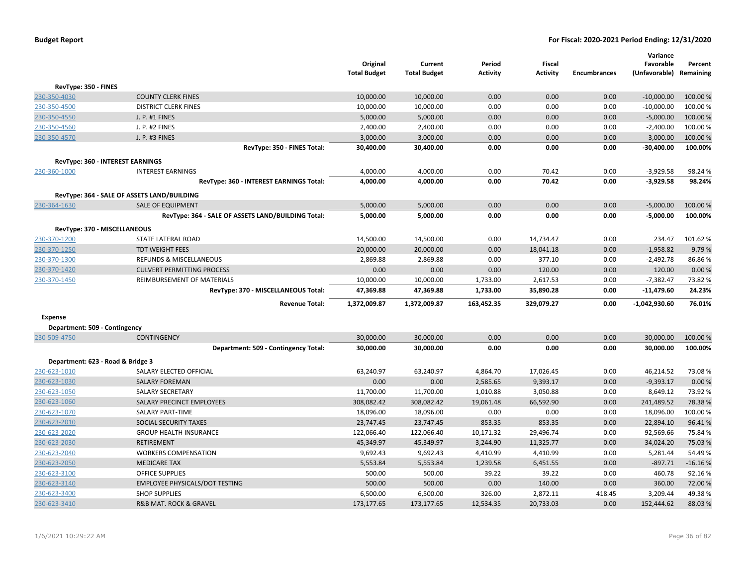| | | Original Total Budget | Current Total Budget | Period Activity | Fiscal Activity | Encumbrances | Variance Favorable (Unfavorable) | Percent Remaining |
|---|---|---|---|---|---|---|---|---|
| **RevType: 350 - FINES** | | | | | | | | |
| 230-350-4030 | COUNTY CLERK FINES | 10,000.00 | 10,000.00 | 0.00 | 0.00 | 0.00 | -10,000.00 | 100.00 % |
| 230-350-4500 | DISTRICT CLERK FINES | 10,000.00 | 10,000.00 | 0.00 | 0.00 | 0.00 | -10,000.00 | 100.00 % |
| 230-350-4550 | J. P. #1 FINES | 5,000.00 | 5,000.00 | 0.00 | 0.00 | 0.00 | -5,000.00 | 100.00 % |
| 230-350-4560 | J. P. #2 FINES | 2,400.00 | 2,400.00 | 0.00 | 0.00 | 0.00 | -2,400.00 | 100.00 % |
| 230-350-4570 | J. P. #3 FINES | 3,000.00 | 3,000.00 | 0.00 | 0.00 | 0.00 | -3,000.00 | 100.00 % |
| | **RevType: 350 - FINES Total:** | **30,400.00** | **30,400.00** | **0.00** | **0.00** | **0.00** | **-30,400.00** | **100.00%** |
| **RevType: 360 - INTEREST EARNINGS** | | | | | | | | |
| 230-360-1000 | INTEREST EARNINGS | 4,000.00 | 4,000.00 | 0.00 | 70.42 | 0.00 | -3,929.58 | 98.24 % |
| | **RevType: 360 - INTEREST EARNINGS Total:** | **4,000.00** | **4,000.00** | **0.00** | **70.42** | **0.00** | **-3,929.58** | **98.24%** |
| **RevType: 364 - SALE OF ASSETS LAND/BUILDING** | | | | | | | | |
| 230-364-1630 | SALE OF EQUIPMENT | 5,000.00 | 5,000.00 | 0.00 | 0.00 | 0.00 | -5,000.00 | 100.00 % |
| | **RevType: 364 - SALE OF ASSETS LAND/BUILDING Total:** | **5,000.00** | **5,000.00** | **0.00** | **0.00** | **0.00** | **-5,000.00** | **100.00%** |
| **RevType: 370 - MISCELLANEOUS** | | | | | | | | |
| 230-370-1200 | STATE LATERAL ROAD | 14,500.00 | 14,500.00 | 0.00 | 14,734.47 | 0.00 | 234.47 | 101.62 % |
| 230-370-1250 | TDT WEIGHT FEES | 20,000.00 | 20,000.00 | 0.00 | 18,041.18 | 0.00 | -1,958.82 | 9.79 % |
| 230-370-1300 | REFUNDS & MISCELLANEOUS | 2,869.88 | 2,869.88 | 0.00 | 377.10 | 0.00 | -2,492.78 | 86.86 % |
| 230-370-1420 | CULVERT PERMITTING PROCESS | 0.00 | 0.00 | 0.00 | 120.00 | 0.00 | 120.00 | 0.00 % |
| 230-370-1450 | REIMBURSEMENT OF MATERIALS | 10,000.00 | 10,000.00 | 1,733.00 | 2,617.53 | 0.00 | -7,382.47 | 73.82 % |
| | **RevType: 370 - MISCELLANEOUS Total:** | **47,369.88** | **47,369.88** | **1,733.00** | **35,890.28** | **0.00** | **-11,479.60** | **24.23%** |
| | **Revenue Total:** | **1,372,009.87** | **1,372,009.87** | **163,452.35** | **329,079.27** | **0.00** | **-1,042,930.60** | **76.01%** |
| **Expense** | | | | | | | | |
| **Department: 509 - Contingency** | | | | | | | | |
| 230-509-4750 | CONTINGENCY | 30,000.00 | 30,000.00 | 0.00 | 0.00 | 0.00 | 30,000.00 | 100.00 % |
| | **Department: 509 - Contingency Total:** | **30,000.00** | **30,000.00** | **0.00** | **0.00** | **0.00** | **30,000.00** | **100.00%** |
| **Department: 623 - Road & Bridge 3** | | | | | | | | |
| 230-623-1010 | SALARY ELECTED OFFICIAL | 63,240.97 | 63,240.97 | 4,864.70 | 17,026.45 | 0.00 | 46,214.52 | 73.08 % |
| 230-623-1030 | SALARY FOREMAN | 0.00 | 0.00 | 2,585.65 | 9,393.17 | 0.00 | -9,393.17 | 0.00 % |
| 230-623-1050 | SALARY SECRETARY | 11,700.00 | 11,700.00 | 1,010.88 | 3,050.88 | 0.00 | 8,649.12 | 73.92 % |
| 230-623-1060 | SALARY PRECINCT EMPLOYEES | 308,082.42 | 308,082.42 | 19,061.48 | 66,592.90 | 0.00 | 241,489.52 | 78.38 % |
| 230-623-1070 | SALARY PART-TIME | 18,096.00 | 18,096.00 | 0.00 | 0.00 | 0.00 | 18,096.00 | 100.00 % |
| 230-623-2010 | SOCIAL SECURITY TAXES | 23,747.45 | 23,747.45 | 853.35 | 853.35 | 0.00 | 22,894.10 | 96.41 % |
| 230-623-2020 | GROUP HEALTH INSURANCE | 122,066.40 | 122,066.40 | 10,171.32 | 29,496.74 | 0.00 | 92,569.66 | 75.84 % |
| 230-623-2030 | RETIREMENT | 45,349.97 | 45,349.97 | 3,244.90 | 11,325.77 | 0.00 | 34,024.20 | 75.03 % |
| 230-623-2040 | WORKERS COMPENSATION | 9,692.43 | 9,692.43 | 4,410.99 | 4,410.99 | 0.00 | 5,281.44 | 54.49 % |
| 230-623-2050 | MEDICARE TAX | 5,553.84 | 5,553.84 | 1,239.58 | 6,451.55 | 0.00 | -897.71 | -16.16 % |
| 230-623-3100 | OFFICE SUPPLIES | 500.00 | 500.00 | 39.22 | 39.22 | 0.00 | 460.78 | 92.16 % |
| 230-623-3140 | EMPLOYEE PHYSICALS/DOT TESTING | 500.00 | 500.00 | 0.00 | 140.00 | 0.00 | 360.00 | 72.00 % |
| 230-623-3400 | SHOP SUPPLIES | 6,500.00 | 6,500.00 | 326.00 | 2,872.11 | 418.45 | 3,209.44 | 49.38 % |
| 230-623-3410 | R&B MAT. ROCK & GRAVEL | 173,177.65 | 173,177.65 | 12,534.35 | 20,733.03 | 0.00 | 152,444.62 | 88.03 % |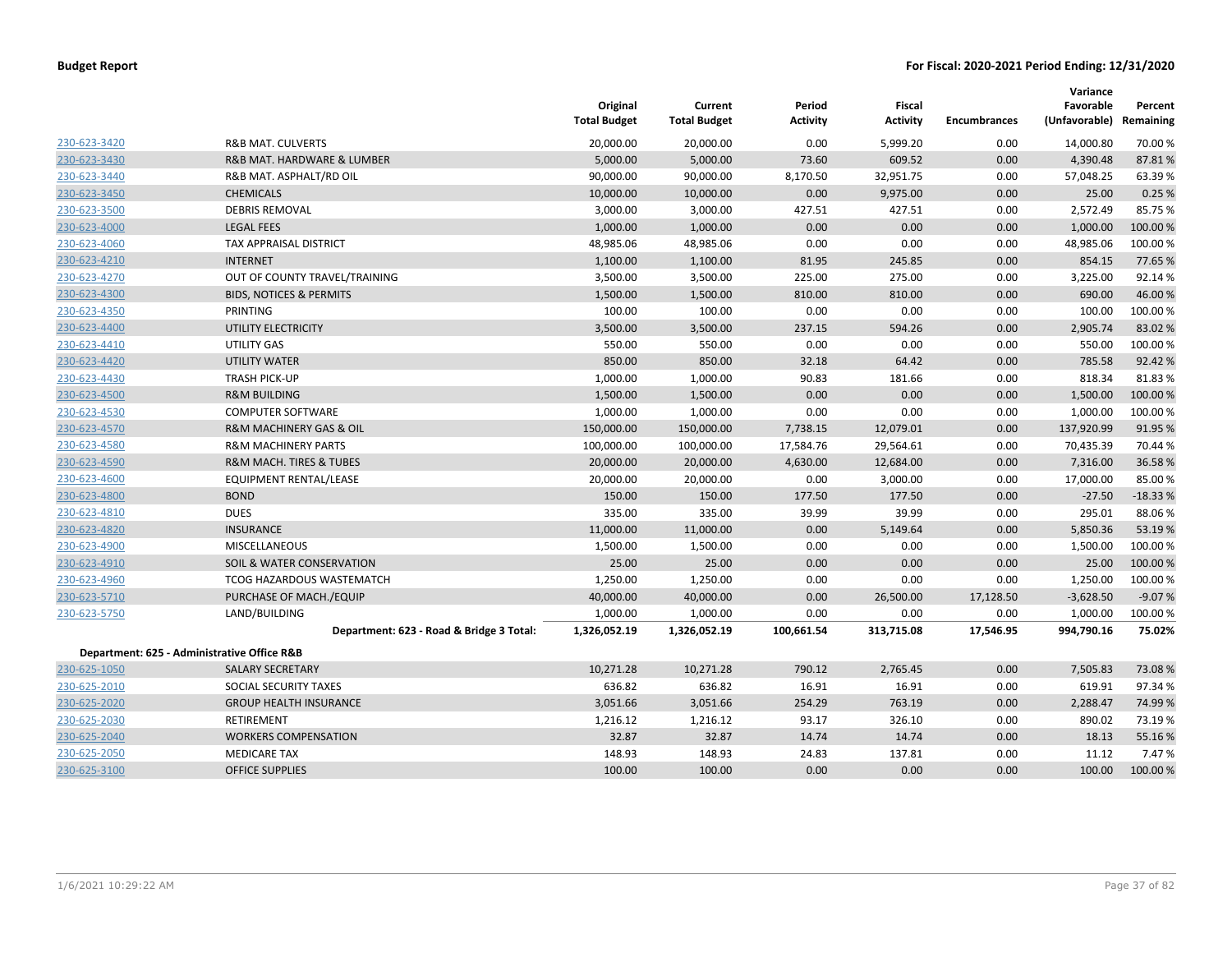**Budget Report** — **For Fiscal: 2020-2021 Period Ending: 12/31/2020**

| | | Original Total Budget | Current Total Budget | Period Activity | Fiscal Activity | Encumbrances | Variance Favorable (Unfavorable) | Percent Remaining |
|---|---|---|---|---|---|---|---|---|
| 230-623-3420 | R&B MAT. CULVERTS | 20,000.00 | 20,000.00 | 0.00 | 5,999.20 | 0.00 | 14,000.80 | 70.00 % |
| 230-623-3430 | R&B MAT. HARDWARE & LUMBER | 5,000.00 | 5,000.00 | 73.60 | 609.52 | 0.00 | 4,390.48 | 87.81 % |
| 230-623-3440 | R&B MAT. ASPHALT/RD OIL | 90,000.00 | 90,000.00 | 8,170.50 | 32,951.75 | 0.00 | 57,048.25 | 63.39 % |
| 230-623-3450 | CHEMICALS | 10,000.00 | 10,000.00 | 0.00 | 9,975.00 | 0.00 | 25.00 | 0.25 % |
| 230-623-3500 | DEBRIS REMOVAL | 3,000.00 | 3,000.00 | 427.51 | 427.51 | 0.00 | 2,572.49 | 85.75 % |
| 230-623-4000 | LEGAL FEES | 1,000.00 | 1,000.00 | 0.00 | 0.00 | 0.00 | 1,000.00 | 100.00 % |
| 230-623-4060 | TAX APPRAISAL DISTRICT | 48,985.06 | 48,985.06 | 0.00 | 0.00 | 0.00 | 48,985.06 | 100.00 % |
| 230-623-4210 | INTERNET | 1,100.00 | 1,100.00 | 81.95 | 245.85 | 0.00 | 854.15 | 77.65 % |
| 230-623-4270 | OUT OF COUNTY TRAVEL/TRAINING | 3,500.00 | 3,500.00 | 225.00 | 275.00 | 0.00 | 3,225.00 | 92.14 % |
| 230-623-4300 | BIDS, NOTICES & PERMITS | 1,500.00 | 1,500.00 | 810.00 | 810.00 | 0.00 | 690.00 | 46.00 % |
| 230-623-4350 | PRINTING | 100.00 | 100.00 | 0.00 | 0.00 | 0.00 | 100.00 | 100.00 % |
| 230-623-4400 | UTILITY ELECTRICITY | 3,500.00 | 3,500.00 | 237.15 | 594.26 | 0.00 | 2,905.74 | 83.02 % |
| 230-623-4410 | UTILITY GAS | 550.00 | 550.00 | 0.00 | 0.00 | 0.00 | 550.00 | 100.00 % |
| 230-623-4420 | UTILITY WATER | 850.00 | 850.00 | 32.18 | 64.42 | 0.00 | 785.58 | 92.42 % |
| 230-623-4430 | TRASH PICK-UP | 1,000.00 | 1,000.00 | 90.83 | 181.66 | 0.00 | 818.34 | 81.83 % |
| 230-623-4500 | R&M BUILDING | 1,500.00 | 1,500.00 | 0.00 | 0.00 | 0.00 | 1,500.00 | 100.00 % |
| 230-623-4530 | COMPUTER SOFTWARE | 1,000.00 | 1,000.00 | 0.00 | 0.00 | 0.00 | 1,000.00 | 100.00 % |
| 230-623-4570 | R&M MACHINERY GAS & OIL | 150,000.00 | 150,000.00 | 7,738.15 | 12,079.01 | 0.00 | 137,920.99 | 91.95 % |
| 230-623-4580 | R&M MACHINERY PARTS | 100,000.00 | 100,000.00 | 17,584.76 | 29,564.61 | 0.00 | 70,435.39 | 70.44 % |
| 230-623-4590 | R&M MACH. TIRES & TUBES | 20,000.00 | 20,000.00 | 4,630.00 | 12,684.00 | 0.00 | 7,316.00 | 36.58 % |
| 230-623-4600 | EQUIPMENT RENTAL/LEASE | 20,000.00 | 20,000.00 | 0.00 | 3,000.00 | 0.00 | 17,000.00 | 85.00 % |
| 230-623-4800 | BOND | 150.00 | 150.00 | 177.50 | 177.50 | 0.00 | -27.50 | -18.33 % |
| 230-623-4810 | DUES | 335.00 | 335.00 | 39.99 | 39.99 | 0.00 | 295.01 | 88.06 % |
| 230-623-4820 | INSURANCE | 11,000.00 | 11,000.00 | 0.00 | 5,149.64 | 0.00 | 5,850.36 | 53.19 % |
| 230-623-4900 | MISCELLANEOUS | 1,500.00 | 1,500.00 | 0.00 | 0.00 | 0.00 | 1,500.00 | 100.00 % |
| 230-623-4910 | SOIL & WATER CONSERVATION | 25.00 | 25.00 | 0.00 | 0.00 | 0.00 | 25.00 | 100.00 % |
| 230-623-4960 | TCOG HAZARDOUS WASTEMATCH | 1,250.00 | 1,250.00 | 0.00 | 0.00 | 0.00 | 1,250.00 | 100.00 % |
| 230-623-5710 | PURCHASE OF MACH./EQUIP | 40,000.00 | 40,000.00 | 0.00 | 26,500.00 | 17,128.50 | -3,628.50 | -9.07 % |
| 230-623-5750 | LAND/BUILDING | 1,000.00 | 1,000.00 | 0.00 | 0.00 | 0.00 | 1,000.00 | 100.00 % |
| | **Department: 623 - Road & Bridge 3 Total:** | **1,326,052.19** | **1,326,052.19** | **100,661.54** | **313,715.08** | **17,546.95** | **994,790.16** | **75.02%** |
| **Department: 625 - Administrative Office R&B** | | | | | | | | |
| 230-625-1050 | SALARY SECRETARY | 10,271.28 | 10,271.28 | 790.12 | 2,765.45 | 0.00 | 7,505.83 | 73.08 % |
| 230-625-2010 | SOCIAL SECURITY TAXES | 636.82 | 636.82 | 16.91 | 16.91 | 0.00 | 619.91 | 97.34 % |
| 230-625-2020 | GROUP HEALTH INSURANCE | 3,051.66 | 3,051.66 | 254.29 | 763.19 | 0.00 | 2,288.47 | 74.99 % |
| 230-625-2030 | RETIREMENT | 1,216.12 | 1,216.12 | 93.17 | 326.10 | 0.00 | 890.02 | 73.19 % |
| 230-625-2040 | WORKERS COMPENSATION | 32.87 | 32.87 | 14.74 | 14.74 | 0.00 | 18.13 | 55.16 % |
| 230-625-2050 | MEDICARE TAX | 148.93 | 148.93 | 24.83 | 137.81 | 0.00 | 11.12 | 7.47 % |
| 230-625-3100 | OFFICE SUPPLIES | 100.00 | 100.00 | 0.00 | 0.00 | 0.00 | 100.00 | 100.00 % |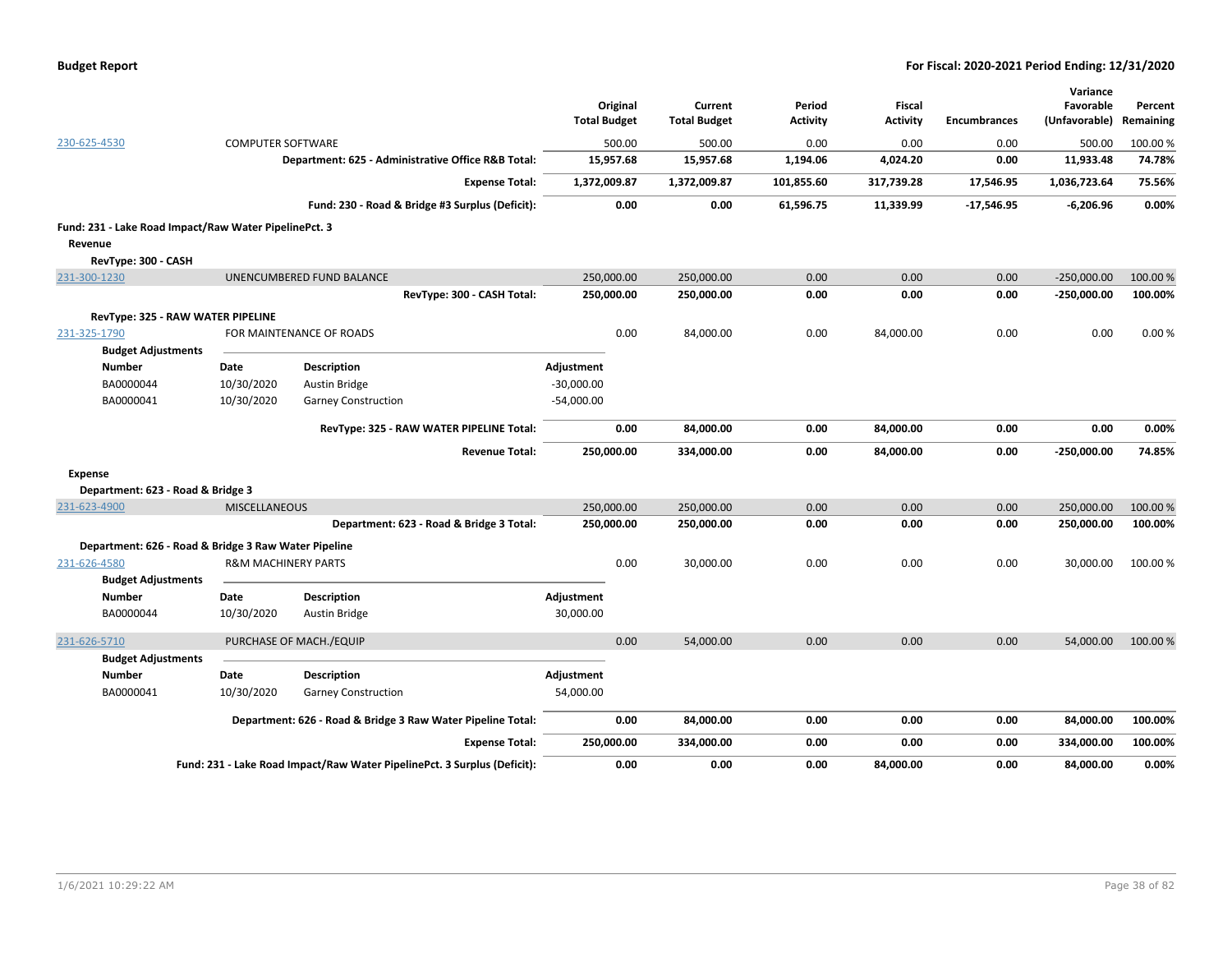**Budget Report** — For Fiscal: 2020-2021 Period Ending: 12/31/2020

| | | | Original Total Budget | Current Total Budget | Period Activity | Fiscal Activity | Encumbrances | Variance Favorable (Unfavorable) | Percent Remaining |
|---|---|---|---|---|---|---|---|---|---|
| 230-625-4530 | COMPUTER SOFTWARE | | 500.00 | 500.00 | 0.00 | 0.00 | 0.00 | 500.00 | 100.00 % |
| | | **Department: 625 - Administrative Office R&B Total:** | **15,957.68** | **15,957.68** | **1,194.06** | **4,024.20** | **0.00** | **11,933.48** | **74.78%** |
| | | **Expense Total:** | **1,372,009.87** | **1,372,009.87** | **101,855.60** | **317,739.28** | **17,546.95** | **1,036,723.64** | **75.56%** |
| | | **Fund: 230 - Road & Bridge #3 Surplus (Deficit):** | **0.00** | **0.00** | **61,596.75** | **11,339.99** | **-17,546.95** | **-6,206.96** | **0.00%** |

**Fund: 231 - Lake Road Impact/Raw Water PipelinePct. 3**

**Revenue**

**RevType: 300 - CASH**

| | | | Original Total Budget | Current Total Budget | Period Activity | Fiscal Activity | Encumbrances | Variance Favorable (Unfavorable) | Percent Remaining |
|---|---|---|---|---|---|---|---|---|---|
| 231-300-1230 | UNENCUMBERED FUND BALANCE | | 250,000.00 | 250,000.00 | 0.00 | 0.00 | 0.00 | -250,000.00 | 100.00 % |
| | | **RevType: 300 - CASH Total:** | **250,000.00** | **250,000.00** | **0.00** | **0.00** | **0.00** | **-250,000.00** | **100.00%** |

**RevType: 325 - RAW WATER PIPELINE**

| | | | Original Total Budget | Current Total Budget | Period Activity | Fiscal Activity | Encumbrances | Variance Favorable (Unfavorable) | Percent Remaining |
|---|---|---|---|---|---|---|---|---|---|
| 231-325-1790 | FOR MAINTENANCE OF ROADS | | 0.00 | 84,000.00 | 0.00 | 84,000.00 | 0.00 | 0.00 | 0.00 % |

**Budget Adjustments**

| Number | Date | Description | Adjustment |
|---|---|---|---|
| BA0000044 | 10/30/2020 | Austin Bridge | -30,000.00 |
| BA0000041 | 10/30/2020 | Garney Construction | -54,000.00 |

| | Original Total Budget | Current Total Budget | Period Activity | Fiscal Activity | Encumbrances | Variance Favorable (Unfavorable) | Percent Remaining |
|---|---|---|---|---|---|---|---|
| **RevType: 325 - RAW WATER PIPELINE Total:** | **0.00** | **84,000.00** | **0.00** | **84,000.00** | **0.00** | **0.00** | **0.00%** |
| **Revenue Total:** | **250,000.00** | **334,000.00** | **0.00** | **84,000.00** | **0.00** | **-250,000.00** | **74.85%** |

**Expense**

**Department: 623 - Road & Bridge 3**

| | | | Original Total Budget | Current Total Budget | Period Activity | Fiscal Activity | Encumbrances | Variance Favorable (Unfavorable) | Percent Remaining |
|---|---|---|---|---|---|---|---|---|---|
| 231-623-4900 | MISCELLANEOUS | | 250,000.00 | 250,000.00 | 0.00 | 0.00 | 0.00 | 250,000.00 | 100.00 % |
| | | **Department: 623 - Road & Bridge 3 Total:** | **250,000.00** | **250,000.00** | **0.00** | **0.00** | **0.00** | **250,000.00** | **100.00%** |

**Department: 626 - Road & Bridge 3 Raw Water Pipeline**

| | | | Original Total Budget | Current Total Budget | Period Activity | Fiscal Activity | Encumbrances | Variance Favorable (Unfavorable) | Percent Remaining |
|---|---|---|---|---|---|---|---|---|---|
| 231-626-4580 | R&M MACHINERY PARTS | | 0.00 | 30,000.00 | 0.00 | 0.00 | 0.00 | 30,000.00 | 100.00 % |

**Budget Adjustments**

| Number | Date | Description | Adjustment |
|---|---|---|---|
| BA0000044 | 10/30/2020 | Austin Bridge | 30,000.00 |

| | | | Original Total Budget | Current Total Budget | Period Activity | Fiscal Activity | Encumbrances | Variance Favorable (Unfavorable) | Percent Remaining |
|---|---|---|---|---|---|---|---|---|---|
| 231-626-5710 | PURCHASE OF MACH./EQUIP | | 0.00 | 54,000.00 | 0.00 | 0.00 | 0.00 | 54,000.00 | 100.00 % |

**Budget Adjustments**

| Number | Date | Description | Adjustment |
|---|---|---|---|
| BA0000041 | 10/30/2020 | Garney Construction | 54,000.00 |

| | Original Total Budget | Current Total Budget | Period Activity | Fiscal Activity | Encumbrances | Variance Favorable (Unfavorable) | Percent Remaining |
|---|---|---|---|---|---|---|---|
| **Department: 626 - Road & Bridge 3 Raw Water Pipeline Total:** | **0.00** | **84,000.00** | **0.00** | **0.00** | **0.00** | **84,000.00** | **100.00%** |
| **Expense Total:** | **250,000.00** | **334,000.00** | **0.00** | **0.00** | **0.00** | **334,000.00** | **100.00%** |
| **Fund: 231 - Lake Road Impact/Raw Water PipelinePct. 3 Surplus (Deficit):** | **0.00** | **0.00** | **0.00** | **84,000.00** | **0.00** | **84,000.00** | **0.00%** |

1/6/2021 10:29:22 AM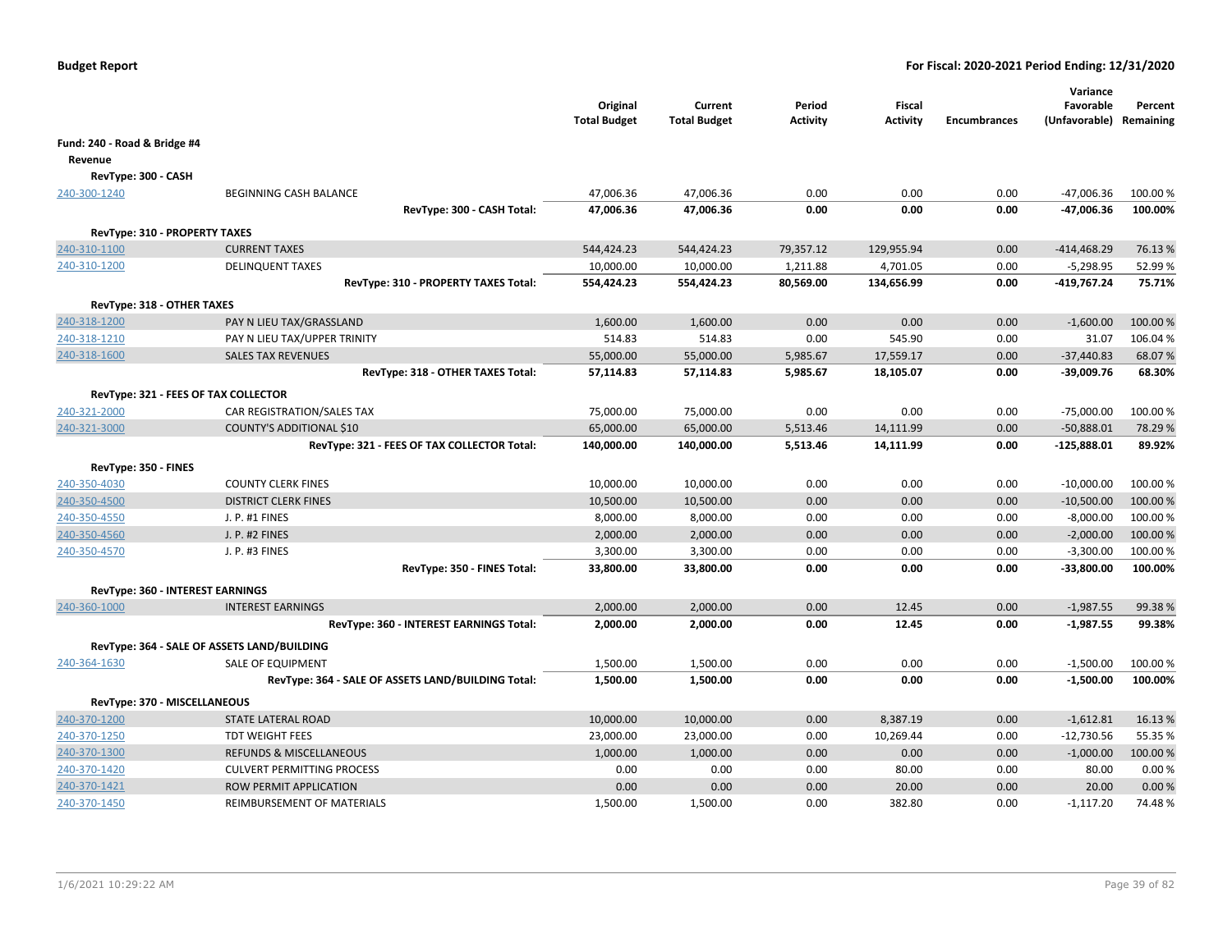**Budget Report** — For Fiscal: 2020-2021 Period Ending: 12/31/2020

| | | Original Total Budget | Current Total Budget | Period Activity | Fiscal Activity | Encumbrances | Variance Favorable (Unfavorable) | Percent Remaining |
|---|---|---|---|---|---|---|---|---|
| **Fund: 240 - Road & Bridge #4** | | | | | | | | |
| **Revenue** | | | | | | | | |
| **RevType: 300 - CASH** | | | | | | | | |
| 240-300-1240 | BEGINNING CASH BALANCE | 47,006.36 | 47,006.36 | 0.00 | 0.00 | 0.00 | -47,006.36 | 100.00 % |
| | **RevType: 300 - CASH Total:** | **47,006.36** | **47,006.36** | **0.00** | **0.00** | **0.00** | **-47,006.36** | **100.00%** |
| **RevType: 310 - PROPERTY TAXES** | | | | | | | | |
| 240-310-1100 | CURRENT TAXES | 544,424.23 | 544,424.23 | 79,357.12 | 129,955.94 | 0.00 | -414,468.29 | 76.13 % |
| 240-310-1200 | DELINQUENT TAXES | 10,000.00 | 10,000.00 | 1,211.88 | 4,701.05 | 0.00 | -5,298.95 | 52.99 % |
| | **RevType: 310 - PROPERTY TAXES Total:** | **554,424.23** | **554,424.23** | **80,569.00** | **134,656.99** | **0.00** | **-419,767.24** | **75.71%** |
| **RevType: 318 - OTHER TAXES** | | | | | | | | |
| 240-318-1200 | PAY N LIEU TAX/GRASSLAND | 1,600.00 | 1,600.00 | 0.00 | 0.00 | 0.00 | -1,600.00 | 100.00 % |
| 240-318-1210 | PAY N LIEU TAX/UPPER TRINITY | 514.83 | 514.83 | 0.00 | 545.90 | 0.00 | 31.07 | 106.04 % |
| 240-318-1600 | SALES TAX REVENUES | 55,000.00 | 55,000.00 | 5,985.67 | 17,559.17 | 0.00 | -37,440.83 | 68.07 % |
| | **RevType: 318 - OTHER TAXES Total:** | **57,114.83** | **57,114.83** | **5,985.67** | **18,105.07** | **0.00** | **-39,009.76** | **68.30%** |
| **RevType: 321 - FEES OF TAX COLLECTOR** | | | | | | | | |
| 240-321-2000 | CAR REGISTRATION/SALES TAX | 75,000.00 | 75,000.00 | 0.00 | 0.00 | 0.00 | -75,000.00 | 100.00 % |
| 240-321-3000 | COUNTY'S ADDITIONAL $10 | 65,000.00 | 65,000.00 | 5,513.46 | 14,111.99 | 0.00 | -50,888.01 | 78.29 % |
| | **RevType: 321 - FEES OF TAX COLLECTOR Total:** | **140,000.00** | **140,000.00** | **5,513.46** | **14,111.99** | **0.00** | **-125,888.01** | **89.92%** |
| **RevType: 350 - FINES** | | | | | | | | |
| 240-350-4030 | COUNTY CLERK FINES | 10,000.00 | 10,000.00 | 0.00 | 0.00 | 0.00 | -10,000.00 | 100.00 % |
| 240-350-4500 | DISTRICT CLERK FINES | 10,500.00 | 10,500.00 | 0.00 | 0.00 | 0.00 | -10,500.00 | 100.00 % |
| 240-350-4550 | J. P. #1 FINES | 8,000.00 | 8,000.00 | 0.00 | 0.00 | 0.00 | -8,000.00 | 100.00 % |
| 240-350-4560 | J. P. #2 FINES | 2,000.00 | 2,000.00 | 0.00 | 0.00 | 0.00 | -2,000.00 | 100.00 % |
| 240-350-4570 | J. P. #3 FINES | 3,300.00 | 3,300.00 | 0.00 | 0.00 | 0.00 | -3,300.00 | 100.00 % |
| | **RevType: 350 - FINES Total:** | **33,800.00** | **33,800.00** | **0.00** | **0.00** | **0.00** | **-33,800.00** | **100.00%** |
| **RevType: 360 - INTEREST EARNINGS** | | | | | | | | |
| 240-360-1000 | INTEREST EARNINGS | 2,000.00 | 2,000.00 | 0.00 | 12.45 | 0.00 | -1,987.55 | 99.38 % |
| | **RevType: 360 - INTEREST EARNINGS Total:** | **2,000.00** | **2,000.00** | **0.00** | **12.45** | **0.00** | **-1,987.55** | **99.38%** |
| **RevType: 364 - SALE OF ASSETS LAND/BUILDING** | | | | | | | | |
| 240-364-1630 | SALE OF EQUIPMENT | 1,500.00 | 1,500.00 | 0.00 | 0.00 | 0.00 | -1,500.00 | 100.00 % |
| | **RevType: 364 - SALE OF ASSETS LAND/BUILDING Total:** | **1,500.00** | **1,500.00** | **0.00** | **0.00** | **0.00** | **-1,500.00** | **100.00%** |
| **RevType: 370 - MISCELLANEOUS** | | | | | | | | |
| 240-370-1200 | STATE LATERAL ROAD | 10,000.00 | 10,000.00 | 0.00 | 8,387.19 | 0.00 | -1,612.81 | 16.13 % |
| 240-370-1250 | TDT WEIGHT FEES | 23,000.00 | 23,000.00 | 0.00 | 10,269.44 | 0.00 | -12,730.56 | 55.35 % |
| 240-370-1300 | REFUNDS & MISCELLANEOUS | 1,000.00 | 1,000.00 | 0.00 | 0.00 | 0.00 | -1,000.00 | 100.00 % |
| 240-370-1420 | CULVERT PERMITTING PROCESS | 0.00 | 0.00 | 0.00 | 80.00 | 0.00 | 80.00 | 0.00 % |
| 240-370-1421 | ROW PERMIT APPLICATION | 0.00 | 0.00 | 0.00 | 20.00 | 0.00 | 20.00 | 0.00 % |
| 240-370-1450 | REIMBURSEMENT OF MATERIALS | 1,500.00 | 1,500.00 | 0.00 | 382.80 | 0.00 | -1,117.20 | 74.48 % |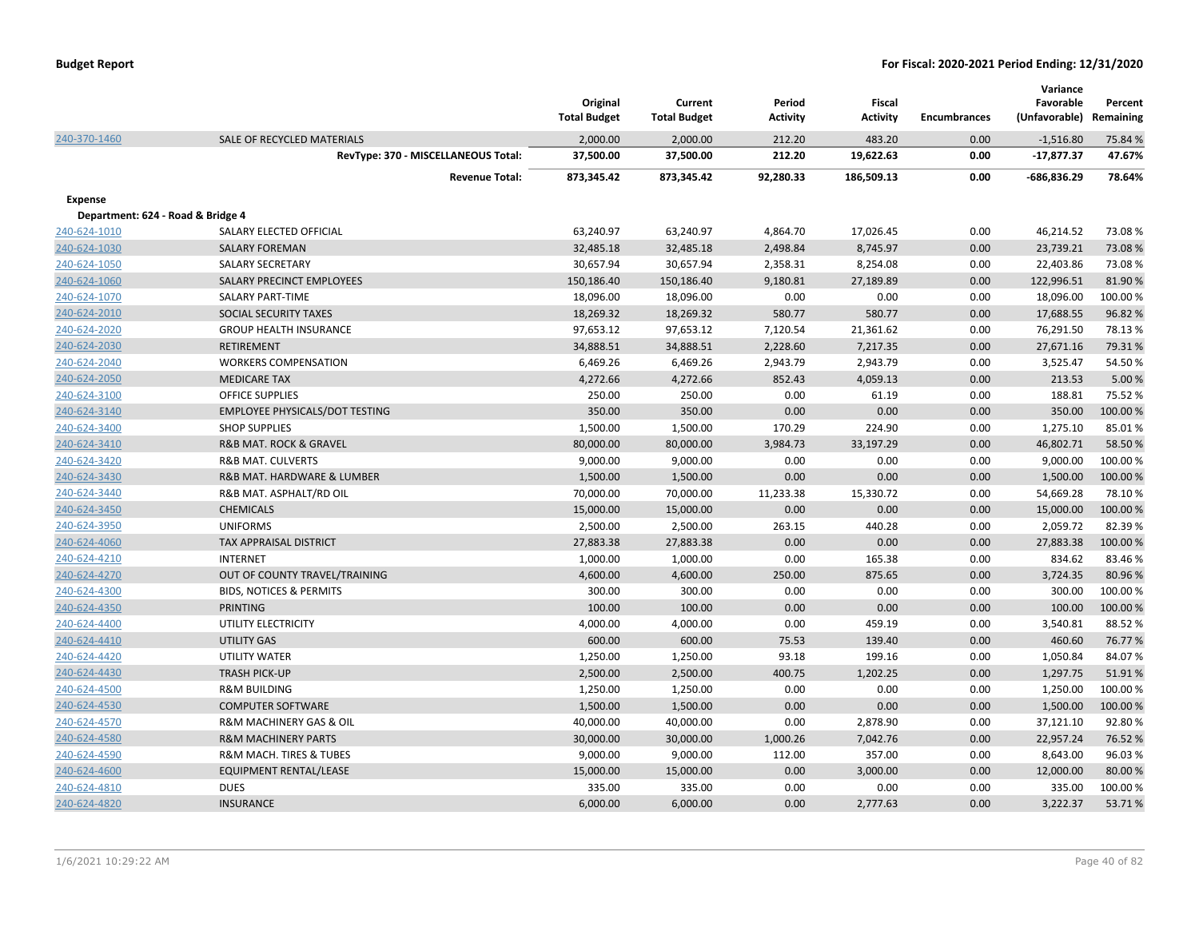| | | Original Total Budget | Current Total Budget | Period Activity | Fiscal Activity | Encumbrances | Variance Favorable (Unfavorable) | Percent Remaining |
|---|---|---|---|---|---|---|---|---|
| 240-370-1460 | SALE OF RECYCLED MATERIALS | 2,000.00 | 2,000.00 | 212.20 | 483.20 | 0.00 | -1,516.80 | 75.84 % |
| | **RevType: 370 - MISCELLANEOUS Total:** | **37,500.00** | **37,500.00** | **212.20** | **19,622.63** | **0.00** | **-17,877.37** | **47.67%** |
| | **Revenue Total:** | **873,345.42** | **873,345.42** | **92,280.33** | **186,509.13** | **0.00** | **-686,836.29** | **78.64%** |
| **Expense** | | | | | | | | |
| **Department: 624 - Road & Bridge 4** | | | | | | | | |
| 240-624-1010 | SALARY ELECTED OFFICIAL | 63,240.97 | 63,240.97 | 4,864.70 | 17,026.45 | 0.00 | 46,214.52 | 73.08 % |
| 240-624-1030 | SALARY FOREMAN | 32,485.18 | 32,485.18 | 2,498.84 | 8,745.97 | 0.00 | 23,739.21 | 73.08 % |
| 240-624-1050 | SALARY SECRETARY | 30,657.94 | 30,657.94 | 2,358.31 | 8,254.08 | 0.00 | 22,403.86 | 73.08 % |
| 240-624-1060 | SALARY PRECINCT EMPLOYEES | 150,186.40 | 150,186.40 | 9,180.81 | 27,189.89 | 0.00 | 122,996.51 | 81.90 % |
| 240-624-1070 | SALARY PART-TIME | 18,096.00 | 18,096.00 | 0.00 | 0.00 | 0.00 | 18,096.00 | 100.00 % |
| 240-624-2010 | SOCIAL SECURITY TAXES | 18,269.32 | 18,269.32 | 580.77 | 580.77 | 0.00 | 17,688.55 | 96.82 % |
| 240-624-2020 | GROUP HEALTH INSURANCE | 97,653.12 | 97,653.12 | 7,120.54 | 21,361.62 | 0.00 | 76,291.50 | 78.13 % |
| 240-624-2030 | RETIREMENT | 34,888.51 | 34,888.51 | 2,228.60 | 7,217.35 | 0.00 | 27,671.16 | 79.31 % |
| 240-624-2040 | WORKERS COMPENSATION | 6,469.26 | 6,469.26 | 2,943.79 | 2,943.79 | 0.00 | 3,525.47 | 54.50 % |
| 240-624-2050 | MEDICARE TAX | 4,272.66 | 4,272.66 | 852.43 | 4,059.13 | 0.00 | 213.53 | 5.00 % |
| 240-624-3100 | OFFICE SUPPLIES | 250.00 | 250.00 | 0.00 | 61.19 | 0.00 | 188.81 | 75.52 % |
| 240-624-3140 | EMPLOYEE PHYSICALS/DOT TESTING | 350.00 | 350.00 | 0.00 | 0.00 | 0.00 | 350.00 | 100.00 % |
| 240-624-3400 | SHOP SUPPLIES | 1,500.00 | 1,500.00 | 170.29 | 224.90 | 0.00 | 1,275.10 | 85.01 % |
| 240-624-3410 | R&B MAT. ROCK & GRAVEL | 80,000.00 | 80,000.00 | 3,984.73 | 33,197.29 | 0.00 | 46,802.71 | 58.50 % |
| 240-624-3420 | R&B MAT. CULVERTS | 9,000.00 | 9,000.00 | 0.00 | 0.00 | 0.00 | 9,000.00 | 100.00 % |
| 240-624-3430 | R&B MAT. HARDWARE & LUMBER | 1,500.00 | 1,500.00 | 0.00 | 0.00 | 0.00 | 1,500.00 | 100.00 % |
| 240-624-3440 | R&B MAT. ASPHALT/RD OIL | 70,000.00 | 70,000.00 | 11,233.38 | 15,330.72 | 0.00 | 54,669.28 | 78.10 % |
| 240-624-3450 | CHEMICALS | 15,000.00 | 15,000.00 | 0.00 | 0.00 | 0.00 | 15,000.00 | 100.00 % |
| 240-624-3950 | UNIFORMS | 2,500.00 | 2,500.00 | 263.15 | 440.28 | 0.00 | 2,059.72 | 82.39 % |
| 240-624-4060 | TAX APPRAISAL DISTRICT | 27,883.38 | 27,883.38 | 0.00 | 0.00 | 0.00 | 27,883.38 | 100.00 % |
| 240-624-4210 | INTERNET | 1,000.00 | 1,000.00 | 0.00 | 165.38 | 0.00 | 834.62 | 83.46 % |
| 240-624-4270 | OUT OF COUNTY TRAVEL/TRAINING | 4,600.00 | 4,600.00 | 250.00 | 875.65 | 0.00 | 3,724.35 | 80.96 % |
| 240-624-4300 | BIDS, NOTICES & PERMITS | 300.00 | 300.00 | 0.00 | 0.00 | 0.00 | 300.00 | 100.00 % |
| 240-624-4350 | PRINTING | 100.00 | 100.00 | 0.00 | 0.00 | 0.00 | 100.00 | 100.00 % |
| 240-624-4400 | UTILITY ELECTRICITY | 4,000.00 | 4,000.00 | 0.00 | 459.19 | 0.00 | 3,540.81 | 88.52 % |
| 240-624-4410 | UTILITY GAS | 600.00 | 600.00 | 75.53 | 139.40 | 0.00 | 460.60 | 76.77 % |
| 240-624-4420 | UTILITY WATER | 1,250.00 | 1,250.00 | 93.18 | 199.16 | 0.00 | 1,050.84 | 84.07 % |
| 240-624-4430 | TRASH PICK-UP | 2,500.00 | 2,500.00 | 400.75 | 1,202.25 | 0.00 | 1,297.75 | 51.91 % |
| 240-624-4500 | R&M BUILDING | 1,250.00 | 1,250.00 | 0.00 | 0.00 | 0.00 | 1,250.00 | 100.00 % |
| 240-624-4530 | COMPUTER SOFTWARE | 1,500.00 | 1,500.00 | 0.00 | 0.00 | 0.00 | 1,500.00 | 100.00 % |
| 240-624-4570 | R&M MACHINERY GAS & OIL | 40,000.00 | 40,000.00 | 0.00 | 2,878.90 | 0.00 | 37,121.10 | 92.80 % |
| 240-624-4580 | R&M MACHINERY PARTS | 30,000.00 | 30,000.00 | 1,000.26 | 7,042.76 | 0.00 | 22,957.24 | 76.52 % |
| 240-624-4590 | R&M MACH. TIRES & TUBES | 9,000.00 | 9,000.00 | 112.00 | 357.00 | 0.00 | 8,643.00 | 96.03 % |
| 240-624-4600 | EQUIPMENT RENTAL/LEASE | 15,000.00 | 15,000.00 | 0.00 | 3,000.00 | 0.00 | 12,000.00 | 80.00 % |
| 240-624-4810 | DUES | 335.00 | 335.00 | 0.00 | 0.00 | 0.00 | 335.00 | 100.00 % |
| 240-624-4820 | INSURANCE | 6,000.00 | 6,000.00 | 0.00 | 2,777.63 | 0.00 | 3,222.37 | 53.71 % |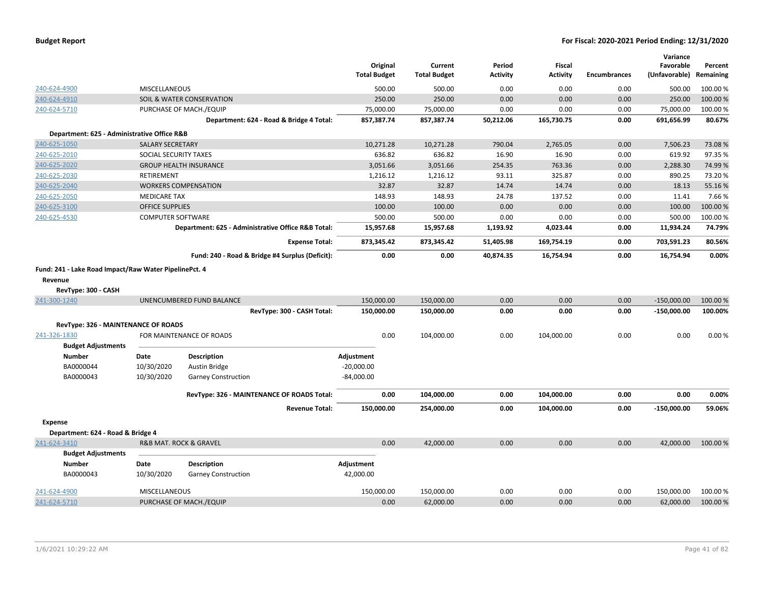**Budget Report** — For Fiscal: 2020-2021 Period Ending: 12/31/2020

| | | | Original Total Budget | Current Total Budget | Period Activity | Fiscal Activity | Encumbrances | Variance Favorable (Unfavorable) | Percent Remaining |
|---|---|---|---|---|---|---|---|---|---|
| 240-624-4900 | MISCELLANEOUS | | 500.00 | 500.00 | 0.00 | 0.00 | 0.00 | 500.00 | 100.00 % |
| 240-624-4910 | SOIL & WATER CONSERVATION | | 250.00 | 250.00 | 0.00 | 0.00 | 0.00 | 250.00 | 100.00 % |
| 240-624-5710 | PURCHASE OF MACH./EQUIP | | 75,000.00 | 75,000.00 | 0.00 | 0.00 | 0.00 | 75,000.00 | 100.00 % |
| | | **Department: 624 - Road & Bridge 4 Total:** | **857,387.74** | **857,387.74** | **50,212.06** | **165,730.75** | **0.00** | **691,656.99** | **80.67%** |
| **Department: 625 - Administrative Office R&B** | | | | | | | | | |
| 240-625-1050 | SALARY SECRETARY | | 10,271.28 | 10,271.28 | 790.04 | 2,765.05 | 0.00 | 7,506.23 | 73.08 % |
| 240-625-2010 | SOCIAL SECURITY TAXES | | 636.82 | 636.82 | 16.90 | 16.90 | 0.00 | 619.92 | 97.35 % |
| 240-625-2020 | GROUP HEALTH INSURANCE | | 3,051.66 | 3,051.66 | 254.35 | 763.36 | 0.00 | 2,288.30 | 74.99 % |
| 240-625-2030 | RETIREMENT | | 1,216.12 | 1,216.12 | 93.11 | 325.87 | 0.00 | 890.25 | 73.20 % |
| 240-625-2040 | WORKERS COMPENSATION | | 32.87 | 32.87 | 14.74 | 14.74 | 0.00 | 18.13 | 55.16 % |
| 240-625-2050 | MEDICARE TAX | | 148.93 | 148.93 | 24.78 | 137.52 | 0.00 | 11.41 | 7.66 % |
| 240-625-3100 | OFFICE SUPPLIES | | 100.00 | 100.00 | 0.00 | 0.00 | 0.00 | 100.00 | 100.00 % |
| 240-625-4530 | COMPUTER SOFTWARE | | 500.00 | 500.00 | 0.00 | 0.00 | 0.00 | 500.00 | 100.00 % |
| | | **Department: 625 - Administrative Office R&B Total:** | **15,957.68** | **15,957.68** | **1,193.92** | **4,023.44** | **0.00** | **11,934.24** | **74.79%** |
| | | **Expense Total:** | **873,345.42** | **873,345.42** | **51,405.98** | **169,754.19** | **0.00** | **703,591.23** | **80.56%** |
| | | **Fund: 240 - Road & Bridge #4 Surplus (Deficit):** | **0.00** | **0.00** | **40,874.35** | **16,754.94** | **0.00** | **16,754.94** | **0.00%** |
| **Fund: 241 - Lake Road Impact/Raw Water PipelinePct. 4** | | | | | | | | | |
| **Revenue** | | | | | | | | | |
| **RevType: 300 - CASH** | | | | | | | | | |
| 241-300-1240 | UNENCUMBERED FUND BALANCE | | 150,000.00 | 150,000.00 | 0.00 | 0.00 | 0.00 | -150,000.00 | 100.00 % |
| | | **RevType: 300 - CASH Total:** | **150,000.00** | **150,000.00** | **0.00** | **0.00** | **0.00** | **-150,000.00** | **100.00%** |
| **RevType: 326 - MAINTENANCE OF ROADS** | | | | | | | | | |
| 241-326-1830 | FOR MAINTENANCE OF ROADS | | 0.00 | 104,000.00 | 0.00 | 104,000.00 | 0.00 | 0.00 | 0.00 % |
| **Budget Adjustments** | | | | | | | | | |
| **Number** | **Date** | **Description** | **Adjustment** | | | | | | |
| BA0000044 | 10/30/2020 | Austin Bridge | -20,000.00 | | | | | | |
| BA0000043 | 10/30/2020 | Garney Construction | -84,000.00 | | | | | | |
| | | **RevType: 326 - MAINTENANCE OF ROADS Total:** | **0.00** | **104,000.00** | **0.00** | **104,000.00** | **0.00** | **0.00** | **0.00%** |
| | | **Revenue Total:** | **150,000.00** | **254,000.00** | **0.00** | **104,000.00** | **0.00** | **-150,000.00** | **59.06%** |
| **Expense** | | | | | | | | | |
| **Department: 624 - Road & Bridge 4** | | | | | | | | | |
| 241-624-3410 | R&B MAT. ROCK & GRAVEL | | 0.00 | 42,000.00 | 0.00 | 0.00 | 0.00 | 42,000.00 | 100.00 % |
| **Budget Adjustments** | | | | | | | | | |
| **Number** | **Date** | **Description** | **Adjustment** | | | | | | |
| BA0000043 | 10/30/2020 | Garney Construction | 42,000.00 | | | | | | |
| 241-624-4900 | MISCELLANEOUS | | 150,000.00 | 150,000.00 | 0.00 | 0.00 | 0.00 | 150,000.00 | 100.00 % |
| 241-624-5710 | PURCHASE OF MACH./EQUIP | | 0.00 | 62,000.00 | 0.00 | 0.00 | 0.00 | 62,000.00 | 100.00 % |

1/6/2021 10:29:22 AM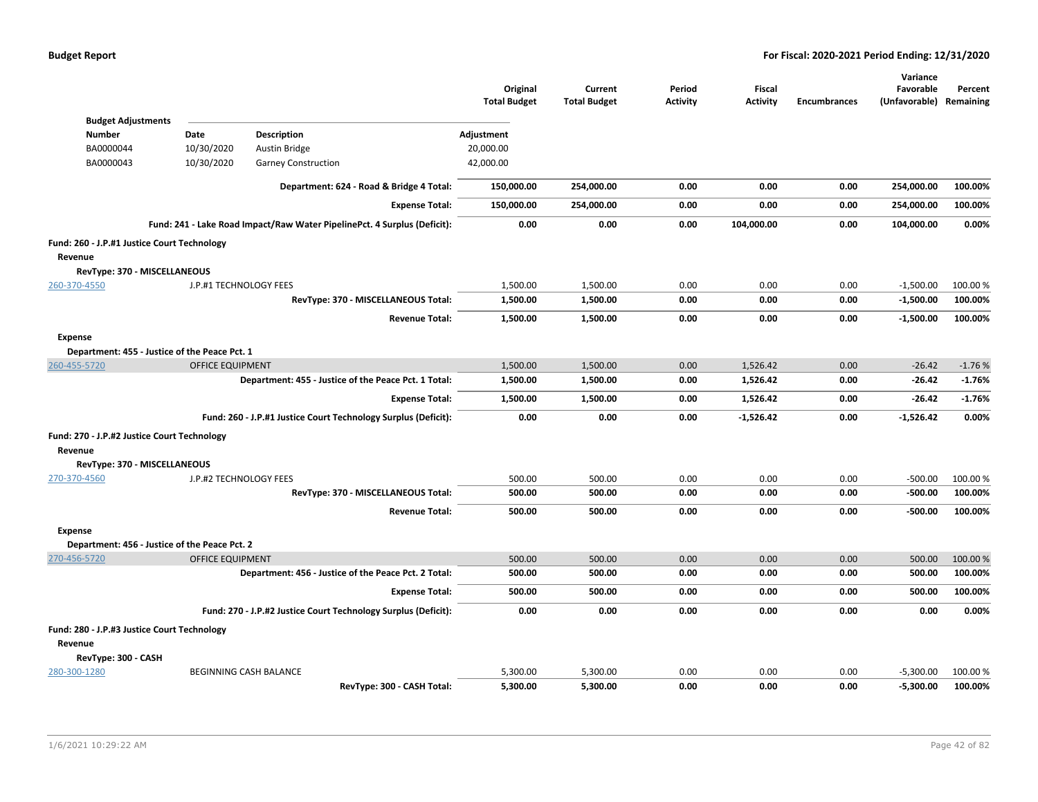| | | Original Total Budget | Current Total Budget | Period Activity | Fiscal Activity | Encumbrances | Variance Favorable (Unfavorable) | Percent Remaining |
|---|---|---|---|---|---|---|---|---|

**Budget Adjustments**

| Number | Date | Description | Adjustment |
|---|---|---|---|
| BA0000044 | 10/30/2020 | Austin Bridge | 20,000.00 |
| BA0000043 | 10/30/2020 | Garney Construction | 42,000.00 |

| | | Original Total Budget | Current Total Budget | Period Activity | Fiscal Activity | Encumbrances | Variance Favorable (Unfavorable) | Percent Remaining |
|---|---|---|---|---|---|---|---|---|
| | **Department: 624 - Road & Bridge 4 Total:** | **150,000.00** | **254,000.00** | **0.00** | **0.00** | **0.00** | **254,000.00** | **100.00%** |
| | **Expense Total:** | **150,000.00** | **254,000.00** | **0.00** | **0.00** | **0.00** | **254,000.00** | **100.00%** |
| | **Fund: 241 - Lake Road Impact/Raw Water PipelinePct. 4 Surplus (Deficit):** | **0.00** | **0.00** | **0.00** | **104,000.00** | **0.00** | **104,000.00** | **0.00%** |

**Fund: 260 - J.P.#1 Justice Court Technology**

**Revenue**

**RevType: 370 - MISCELLANEOUS**

| | | Original Total Budget | Current Total Budget | Period Activity | Fiscal Activity | Encumbrances | Variance Favorable (Unfavorable) | Percent Remaining |
|---|---|---|---|---|---|---|---|---|
| 260-370-4550 | J.P.#1 TECHNOLOGY FEES | 1,500.00 | 1,500.00 | 0.00 | 0.00 | 0.00 | -1,500.00 | 100.00 % |
| | **RevType: 370 - MISCELLANEOUS Total:** | **1,500.00** | **1,500.00** | **0.00** | **0.00** | **0.00** | **-1,500.00** | **100.00%** |
| | **Revenue Total:** | **1,500.00** | **1,500.00** | **0.00** | **0.00** | **0.00** | **-1,500.00** | **100.00%** |

**Expense**

**Department: 455 - Justice of the Peace Pct. 1**

| | | Original Total Budget | Current Total Budget | Period Activity | Fiscal Activity | Encumbrances | Variance Favorable (Unfavorable) | Percent Remaining |
|---|---|---|---|---|---|---|---|---|
| 260-455-5720 | OFFICE EQUIPMENT | 1,500.00 | 1,500.00 | 0.00 | 1,526.42 | 0.00 | -26.42 | -1.76 % |
| | **Department: 455 - Justice of the Peace Pct. 1 Total:** | **1,500.00** | **1,500.00** | **0.00** | **1,526.42** | **0.00** | **-26.42** | **-1.76%** |
| | **Expense Total:** | **1,500.00** | **1,500.00** | **0.00** | **1,526.42** | **0.00** | **-26.42** | **-1.76%** |
| | **Fund: 260 - J.P.#1 Justice Court Technology Surplus (Deficit):** | **0.00** | **0.00** | **0.00** | **-1,526.42** | **0.00** | **-1,526.42** | **0.00%** |

**Fund: 270 - J.P.#2 Justice Court Technology**

**Revenue**

**RevType: 370 - MISCELLANEOUS**

| | | Original Total Budget | Current Total Budget | Period Activity | Fiscal Activity | Encumbrances | Variance Favorable (Unfavorable) | Percent Remaining |
|---|---|---|---|---|---|---|---|---|
| 270-370-4560 | J.P.#2 TECHNOLOGY FEES | 500.00 | 500.00 | 0.00 | 0.00 | 0.00 | -500.00 | 100.00 % |
| | **RevType: 370 - MISCELLANEOUS Total:** | **500.00** | **500.00** | **0.00** | **0.00** | **0.00** | **-500.00** | **100.00%** |
| | **Revenue Total:** | **500.00** | **500.00** | **0.00** | **0.00** | **0.00** | **-500.00** | **100.00%** |

**Expense**

**Department: 456 - Justice of the Peace Pct. 2**

| | | Original Total Budget | Current Total Budget | Period Activity | Fiscal Activity | Encumbrances | Variance Favorable (Unfavorable) | Percent Remaining |
|---|---|---|---|---|---|---|---|---|
| 270-456-5720 | OFFICE EQUIPMENT | 500.00 | 500.00 | 0.00 | 0.00 | 0.00 | 500.00 | 100.00 % |
| | **Department: 456 - Justice of the Peace Pct. 2 Total:** | **500.00** | **500.00** | **0.00** | **0.00** | **0.00** | **500.00** | **100.00%** |
| | **Expense Total:** | **500.00** | **500.00** | **0.00** | **0.00** | **0.00** | **500.00** | **100.00%** |
| | **Fund: 270 - J.P.#2 Justice Court Technology Surplus (Deficit):** | **0.00** | **0.00** | **0.00** | **0.00** | **0.00** | **0.00** | **0.00%** |

**Fund: 280 - J.P.#3 Justice Court Technology**

**Revenue**

**RevType: 300 - CASH**

| | | Original Total Budget | Current Total Budget | Period Activity | Fiscal Activity | Encumbrances | Variance Favorable (Unfavorable) | Percent Remaining |
|---|---|---|---|---|---|---|---|---|
| 280-300-1280 | BEGINNING CASH BALANCE | 5,300.00 | 5,300.00 | 0.00 | 0.00 | 0.00 | -5,300.00 | 100.00 % |
| | **RevType: 300 - CASH Total:** | **5,300.00** | **5,300.00** | **0.00** | **0.00** | **0.00** | **-5,300.00** | **100.00%** |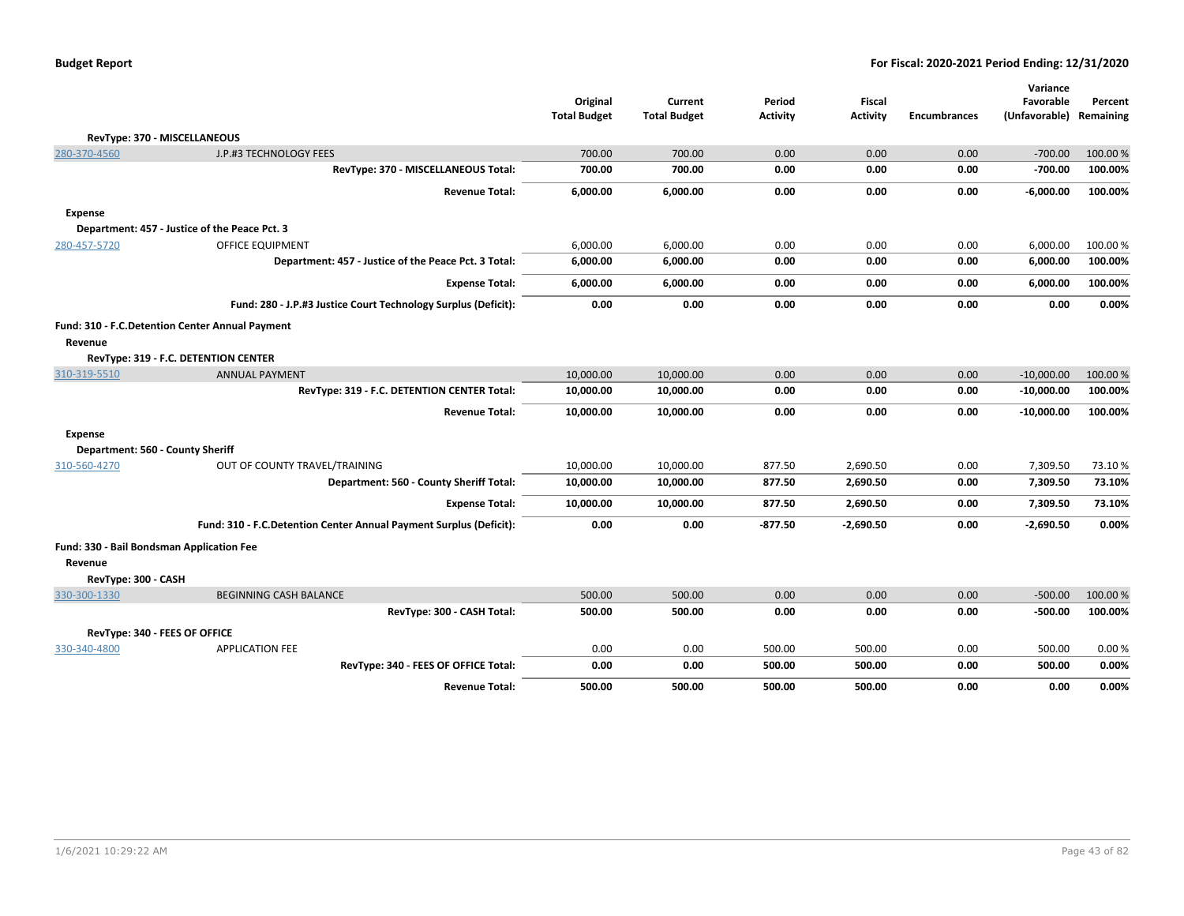| | | Original Total Budget | Current Total Budget | Period Activity | Fiscal Activity | Encumbrances | Variance Favorable (Unfavorable) | Percent Remaining |
|---|---|---|---|---|---|---|---|---|
| **RevType: 370 - MISCELLANEOUS** | | | | | | | | |
| 280-370-4560 | J.P.#3 TECHNOLOGY FEES | 700.00 | 700.00 | 0.00 | 0.00 | 0.00 | -700.00 | 100.00 % |
| | **RevType: 370 - MISCELLANEOUS Total:** | **700.00** | **700.00** | **0.00** | **0.00** | **0.00** | **-700.00** | **100.00%** |
| | **Revenue Total:** | **6,000.00** | **6,000.00** | **0.00** | **0.00** | **0.00** | **-6,000.00** | **100.00%** |
| **Expense** | | | | | | | | |
| **Department: 457 - Justice of the Peace Pct. 3** | | | | | | | | |
| 280-457-5720 | OFFICE EQUIPMENT | 6,000.00 | 6,000.00 | 0.00 | 0.00 | 0.00 | 6,000.00 | 100.00 % |
| | **Department: 457 - Justice of the Peace Pct. 3 Total:** | **6,000.00** | **6,000.00** | **0.00** | **0.00** | **0.00** | **6,000.00** | **100.00%** |
| | **Expense Total:** | **6,000.00** | **6,000.00** | **0.00** | **0.00** | **0.00** | **6,000.00** | **100.00%** |
| | **Fund: 280 - J.P.#3 Justice Court Technology Surplus (Deficit):** | **0.00** | **0.00** | **0.00** | **0.00** | **0.00** | **0.00** | **0.00%** |
| **Fund: 310 - F.C.Detention Center Annual Payment** | | | | | | | | |
| **Revenue** | | | | | | | | |
| **RevType: 319 - F.C. DETENTION CENTER** | | | | | | | | |
| 310-319-5510 | ANNUAL PAYMENT | 10,000.00 | 10,000.00 | 0.00 | 0.00 | 0.00 | -10,000.00 | 100.00 % |
| | **RevType: 319 - F.C. DETENTION CENTER Total:** | **10,000.00** | **10,000.00** | **0.00** | **0.00** | **0.00** | **-10,000.00** | **100.00%** |
| | **Revenue Total:** | **10,000.00** | **10,000.00** | **0.00** | **0.00** | **0.00** | **-10,000.00** | **100.00%** |
| **Expense** | | | | | | | | |
| **Department: 560 - County Sheriff** | | | | | | | | |
| 310-560-4270 | OUT OF COUNTY TRAVEL/TRAINING | 10,000.00 | 10,000.00 | 877.50 | 2,690.50 | 0.00 | 7,309.50 | 73.10 % |
| | **Department: 560 - County Sheriff Total:** | **10,000.00** | **10,000.00** | **877.50** | **2,690.50** | **0.00** | **7,309.50** | **73.10%** |
| | **Expense Total:** | **10,000.00** | **10,000.00** | **877.50** | **2,690.50** | **0.00** | **7,309.50** | **73.10%** |
| | **Fund: 310 - F.C.Detention Center Annual Payment Surplus (Deficit):** | **0.00** | **0.00** | **-877.50** | **-2,690.50** | **0.00** | **-2,690.50** | **0.00%** |
| **Fund: 330 - Bail Bondsman Application Fee** | | | | | | | | |
| **Revenue** | | | | | | | | |
| **RevType: 300 - CASH** | | | | | | | | |
| 330-300-1330 | BEGINNING CASH BALANCE | 500.00 | 500.00 | 0.00 | 0.00 | 0.00 | -500.00 | 100.00 % |
| | **RevType: 300 - CASH Total:** | **500.00** | **500.00** | **0.00** | **0.00** | **0.00** | **-500.00** | **100.00%** |
| **RevType: 340 - FEES OF OFFICE** | | | | | | | | |
| 330-340-4800 | APPLICATION FEE | 0.00 | 0.00 | 500.00 | 500.00 | 0.00 | 500.00 | 0.00 % |
| | **RevType: 340 - FEES OF OFFICE Total:** | **0.00** | **0.00** | **500.00** | **500.00** | **0.00** | **500.00** | **0.00%** |
| | **Revenue Total:** | **500.00** | **500.00** | **500.00** | **500.00** | **0.00** | **0.00** | **0.00%** |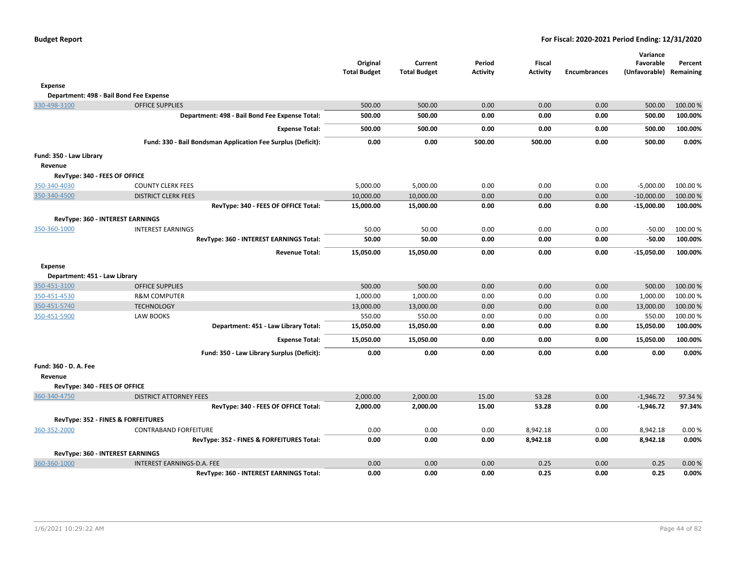| | | Original Total Budget | Current Total Budget | Period Activity | Fiscal Activity | Encumbrances | Variance Favorable (Unfavorable) | Percent Remaining |
|---|---|---|---|---|---|---|---|---|
| **Expense** | | | | | | | | |
| **Department: 498 - Bail Bond Fee Expense** | | | | | | | | |
| 330-498-3100 | OFFICE SUPPLIES | 500.00 | 500.00 | 0.00 | 0.00 | 0.00 | 500.00 | 100.00 % |
| | **Department: 498 - Bail Bond Fee Expense Total:** | **500.00** | **500.00** | **0.00** | **0.00** | **0.00** | **500.00** | **100.00%** |
| | **Expense Total:** | **500.00** | **500.00** | **0.00** | **0.00** | **0.00** | **500.00** | **100.00%** |
| | **Fund: 330 - Bail Bondsman Application Fee Surplus (Deficit):** | **0.00** | **0.00** | **500.00** | **500.00** | **0.00** | **500.00** | **0.00%** |
| **Fund: 350 - Law Library** | | | | | | | | |
| **Revenue** | | | | | | | | |
| **RevType: 340 - FEES OF OFFICE** | | | | | | | | |
| 350-340-4030 | COUNTY CLERK FEES | 5,000.00 | 5,000.00 | 0.00 | 0.00 | 0.00 | -5,000.00 | 100.00 % |
| 350-340-4500 | DISTRICT CLERK FEES | 10,000.00 | 10,000.00 | 0.00 | 0.00 | 0.00 | -10,000.00 | 100.00 % |
| | **RevType: 340 - FEES OF OFFICE Total:** | **15,000.00** | **15,000.00** | **0.00** | **0.00** | **0.00** | **-15,000.00** | **100.00%** |
| **RevType: 360 - INTEREST EARNINGS** | | | | | | | | |
| 350-360-1000 | INTEREST EARNINGS | 50.00 | 50.00 | 0.00 | 0.00 | 0.00 | -50.00 | 100.00 % |
| | **RevType: 360 - INTEREST EARNINGS Total:** | **50.00** | **50.00** | **0.00** | **0.00** | **0.00** | **-50.00** | **100.00%** |
| | **Revenue Total:** | **15,050.00** | **15,050.00** | **0.00** | **0.00** | **0.00** | **-15,050.00** | **100.00%** |
| **Expense** | | | | | | | | |
| **Department: 451 - Law Library** | | | | | | | | |
| 350-451-3100 | OFFICE SUPPLIES | 500.00 | 500.00 | 0.00 | 0.00 | 0.00 | 500.00 | 100.00 % |
| 350-451-4530 | R&M COMPUTER | 1,000.00 | 1,000.00 | 0.00 | 0.00 | 0.00 | 1,000.00 | 100.00 % |
| 350-451-5740 | TECHNOLOGY | 13,000.00 | 13,000.00 | 0.00 | 0.00 | 0.00 | 13,000.00 | 100.00 % |
| 350-451-5900 | LAW BOOKS | 550.00 | 550.00 | 0.00 | 0.00 | 0.00 | 550.00 | 100.00 % |
| | **Department: 451 - Law Library Total:** | **15,050.00** | **15,050.00** | **0.00** | **0.00** | **0.00** | **15,050.00** | **100.00%** |
| | **Expense Total:** | **15,050.00** | **15,050.00** | **0.00** | **0.00** | **0.00** | **15,050.00** | **100.00%** |
| | **Fund: 350 - Law Library Surplus (Deficit):** | **0.00** | **0.00** | **0.00** | **0.00** | **0.00** | **0.00** | **0.00%** |
| **Fund: 360 - D. A. Fee** | | | | | | | | |
| **Revenue** | | | | | | | | |
| **RevType: 340 - FEES OF OFFICE** | | | | | | | | |
| 360-340-4750 | DISTRICT ATTORNEY FEES | 2,000.00 | 2,000.00 | 15.00 | 53.28 | 0.00 | -1,946.72 | 97.34 % |
| | **RevType: 340 - FEES OF OFFICE Total:** | **2,000.00** | **2,000.00** | **15.00** | **53.28** | **0.00** | **-1,946.72** | **97.34%** |
| **RevType: 352 - FINES & FORFEITURES** | | | | | | | | |
| 360-352-2000 | CONTRABAND FORFEITURE | 0.00 | 0.00 | 0.00 | 8,942.18 | 0.00 | 8,942.18 | 0.00 % |
| | **RevType: 352 - FINES & FORFEITURES Total:** | **0.00** | **0.00** | **0.00** | **8,942.18** | **0.00** | **8,942.18** | **0.00%** |
| **RevType: 360 - INTEREST EARNINGS** | | | | | | | | |
| 360-360-1000 | INTEREST EARNINGS-D.A. FEE | 0.00 | 0.00 | 0.00 | 0.25 | 0.00 | 0.25 | 0.00 % |
| | **RevType: 360 - INTEREST EARNINGS Total:** | **0.00** | **0.00** | **0.00** | **0.25** | **0.00** | **0.25** | **0.00%** |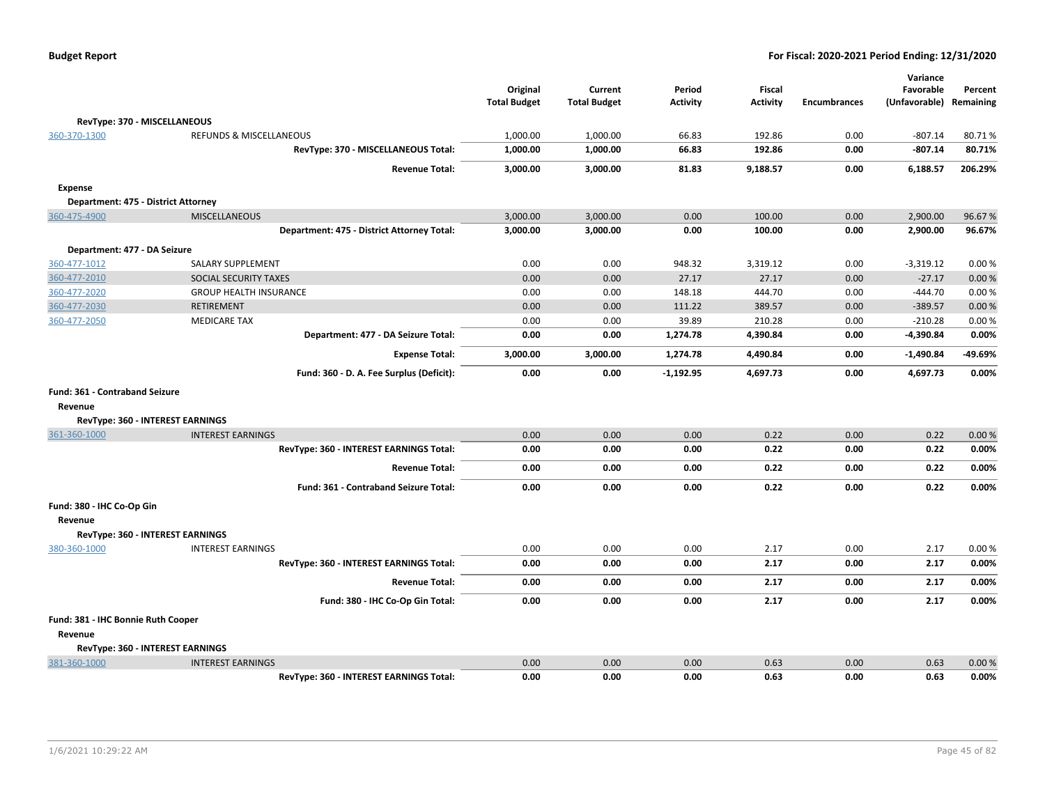| | | Original Total Budget | Current Total Budget | Period Activity | Fiscal Activity | Encumbrances | Variance Favorable (Unfavorable) | Percent Remaining |
|---|---|---|---|---|---|---|---|---|
| **RevType: 370 - MISCELLANEOUS** | | | | | | | | |
| 360-370-1300 | REFUNDS & MISCELLANEOUS | 1,000.00 | 1,000.00 | 66.83 | 192.86 | 0.00 | -807.14 | 80.71 % |
| | **RevType: 370 - MISCELLANEOUS Total:** | **1,000.00** | **1,000.00** | **66.83** | **192.86** | **0.00** | **-807.14** | **80.71%** |
| | **Revenue Total:** | **3,000.00** | **3,000.00** | **81.83** | **9,188.57** | **0.00** | **6,188.57** | **206.29%** |
| **Expense** | | | | | | | | |
| **Department: 475 - District Attorney** | | | | | | | | |
| 360-475-4900 | MISCELLANEOUS | 3,000.00 | 3,000.00 | 0.00 | 100.00 | 0.00 | 2,900.00 | 96.67 % |
| | **Department: 475 - District Attorney Total:** | **3,000.00** | **3,000.00** | **0.00** | **100.00** | **0.00** | **2,900.00** | **96.67%** |
| **Department: 477 - DA Seizure** | | | | | | | | |
| 360-477-1012 | SALARY SUPPLEMENT | 0.00 | 0.00 | 948.32 | 3,319.12 | 0.00 | -3,319.12 | 0.00 % |
| 360-477-2010 | SOCIAL SECURITY TAXES | 0.00 | 0.00 | 27.17 | 27.17 | 0.00 | -27.17 | 0.00 % |
| 360-477-2020 | GROUP HEALTH INSURANCE | 0.00 | 0.00 | 148.18 | 444.70 | 0.00 | -444.70 | 0.00 % |
| 360-477-2030 | RETIREMENT | 0.00 | 0.00 | 111.22 | 389.57 | 0.00 | -389.57 | 0.00 % |
| 360-477-2050 | MEDICARE TAX | 0.00 | 0.00 | 39.89 | 210.28 | 0.00 | -210.28 | 0.00 % |
| | **Department: 477 - DA Seizure Total:** | **0.00** | **0.00** | **1,274.78** | **4,390.84** | **0.00** | **-4,390.84** | **0.00%** |
| | **Expense Total:** | **3,000.00** | **3,000.00** | **1,274.78** | **4,490.84** | **0.00** | **-1,490.84** | **-49.69%** |
| | **Fund: 360 - D. A. Fee Surplus (Deficit):** | **0.00** | **0.00** | **-1,192.95** | **4,697.73** | **0.00** | **4,697.73** | **0.00%** |
| **Fund: 361 - Contraband Seizure** | | | | | | | | |
| **Revenue** | | | | | | | | |
| **RevType: 360 - INTEREST EARNINGS** | | | | | | | | |
| 361-360-1000 | INTEREST EARNINGS | 0.00 | 0.00 | 0.00 | 0.22 | 0.00 | 0.22 | 0.00 % |
| | **RevType: 360 - INTEREST EARNINGS Total:** | **0.00** | **0.00** | **0.00** | **0.22** | **0.00** | **0.22** | **0.00%** |
| | **Revenue Total:** | **0.00** | **0.00** | **0.00** | **0.22** | **0.00** | **0.22** | **0.00%** |
| | **Fund: 361 - Contraband Seizure Total:** | **0.00** | **0.00** | **0.00** | **0.22** | **0.00** | **0.22** | **0.00%** |
| **Fund: 380 - IHC Co-Op Gin** | | | | | | | | |
| **Revenue** | | | | | | | | |
| **RevType: 360 - INTEREST EARNINGS** | | | | | | | | |
| 380-360-1000 | INTEREST EARNINGS | 0.00 | 0.00 | 0.00 | 2.17 | 0.00 | 2.17 | 0.00 % |
| | **RevType: 360 - INTEREST EARNINGS Total:** | **0.00** | **0.00** | **0.00** | **2.17** | **0.00** | **2.17** | **0.00%** |
| | **Revenue Total:** | **0.00** | **0.00** | **0.00** | **2.17** | **0.00** | **2.17** | **0.00%** |
| | **Fund: 380 - IHC Co-Op Gin Total:** | **0.00** | **0.00** | **0.00** | **2.17** | **0.00** | **2.17** | **0.00%** |
| **Fund: 381 - IHC Bonnie Ruth Cooper** | | | | | | | | |
| **Revenue** | | | | | | | | |
| **RevType: 360 - INTEREST EARNINGS** | | | | | | | | |
| 381-360-1000 | INTEREST EARNINGS | 0.00 | 0.00 | 0.00 | 0.63 | 0.00 | 0.63 | 0.00 % |
| | **RevType: 360 - INTEREST EARNINGS Total:** | **0.00** | **0.00** | **0.00** | **0.63** | **0.00** | **0.63** | **0.00%** |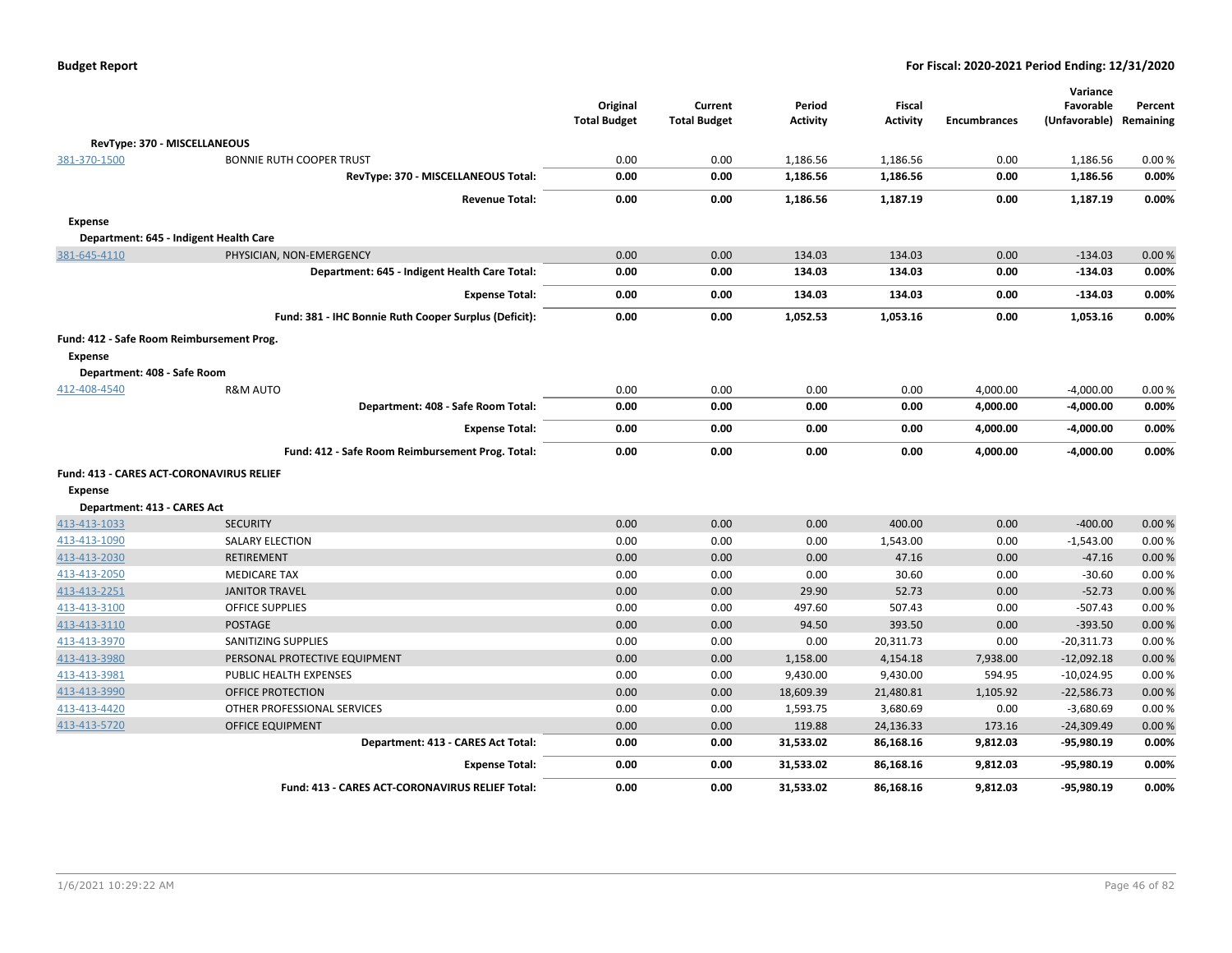| | | Original Total Budget | Current Total Budget | Period Activity | Fiscal Activity | Encumbrances | Variance Favorable (Unfavorable) | Percent Remaining |
|---|---|---|---|---|---|---|---|---|
| **RevType: 370 - MISCELLANEOUS** | | | | | | | | |
| 381-370-1500 | BONNIE RUTH COOPER TRUST | 0.00 | 0.00 | 1,186.56 | 1,186.56 | 0.00 | 1,186.56 | 0.00 % |
| | **RevType: 370 - MISCELLANEOUS Total:** | **0.00** | **0.00** | **1,186.56** | **1,186.56** | **0.00** | **1,186.56** | **0.00%** |
| | **Revenue Total:** | **0.00** | **0.00** | **1,186.56** | **1,187.19** | **0.00** | **1,187.19** | **0.00%** |
| **Expense** | | | | | | | | |
| **Department: 645 - Indigent Health Care** | | | | | | | | |
| 381-645-4110 | PHYSICIAN, NON-EMERGENCY | 0.00 | 0.00 | 134.03 | 134.03 | 0.00 | -134.03 | 0.00 % |
| | **Department: 645 - Indigent Health Care Total:** | **0.00** | **0.00** | **134.03** | **134.03** | **0.00** | **-134.03** | **0.00%** |
| | **Expense Total:** | **0.00** | **0.00** | **134.03** | **134.03** | **0.00** | **-134.03** | **0.00%** |
| | **Fund: 381 - IHC Bonnie Ruth Cooper Surplus (Deficit):** | **0.00** | **0.00** | **1,052.53** | **1,053.16** | **0.00** | **1,053.16** | **0.00%** |
| **Fund: 412 - Safe Room Reimbursement Prog.** | | | | | | | | |
| **Expense** | | | | | | | | |
| **Department: 408 - Safe Room** | | | | | | | | |
| 412-408-4540 | R&M AUTO | 0.00 | 0.00 | 0.00 | 0.00 | 4,000.00 | -4,000.00 | 0.00 % |
| | **Department: 408 - Safe Room Total:** | **0.00** | **0.00** | **0.00** | **0.00** | **4,000.00** | **-4,000.00** | **0.00%** |
| | **Expense Total:** | **0.00** | **0.00** | **0.00** | **0.00** | **4,000.00** | **-4,000.00** | **0.00%** |
| | **Fund: 412 - Safe Room Reimbursement Prog. Total:** | **0.00** | **0.00** | **0.00** | **0.00** | **4,000.00** | **-4,000.00** | **0.00%** |
| **Fund: 413 - CARES ACT-CORONAVIRUS RELIEF** | | | | | | | | |
| **Expense** | | | | | | | | |
| **Department: 413 - CARES Act** | | | | | | | | |
| 413-413-1033 | SECURITY | 0.00 | 0.00 | 0.00 | 400.00 | 0.00 | -400.00 | 0.00 % |
| 413-413-1090 | SALARY ELECTION | 0.00 | 0.00 | 0.00 | 1,543.00 | 0.00 | -1,543.00 | 0.00 % |
| 413-413-2030 | RETIREMENT | 0.00 | 0.00 | 0.00 | 47.16 | 0.00 | -47.16 | 0.00 % |
| 413-413-2050 | MEDICARE TAX | 0.00 | 0.00 | 0.00 | 30.60 | 0.00 | -30.60 | 0.00 % |
| 413-413-2251 | JANITOR TRAVEL | 0.00 | 0.00 | 29.90 | 52.73 | 0.00 | -52.73 | 0.00 % |
| 413-413-3100 | OFFICE SUPPLIES | 0.00 | 0.00 | 497.60 | 507.43 | 0.00 | -507.43 | 0.00 % |
| 413-413-3110 | POSTAGE | 0.00 | 0.00 | 94.50 | 393.50 | 0.00 | -393.50 | 0.00 % |
| 413-413-3970 | SANITIZING SUPPLIES | 0.00 | 0.00 | 0.00 | 20,311.73 | 0.00 | -20,311.73 | 0.00 % |
| 413-413-3980 | PERSONAL PROTECTIVE EQUIPMENT | 0.00 | 0.00 | 1,158.00 | 4,154.18 | 7,938.00 | -12,092.18 | 0.00 % |
| 413-413-3981 | PUBLIC HEALTH EXPENSES | 0.00 | 0.00 | 9,430.00 | 9,430.00 | 594.95 | -10,024.95 | 0.00 % |
| 413-413-3990 | OFFICE PROTECTION | 0.00 | 0.00 | 18,609.39 | 21,480.81 | 1,105.92 | -22,586.73 | 0.00 % |
| 413-413-4420 | OTHER PROFESSIONAL SERVICES | 0.00 | 0.00 | 1,593.75 | 3,680.69 | 0.00 | -3,680.69 | 0.00 % |
| 413-413-5720 | OFFICE EQUIPMENT | 0.00 | 0.00 | 119.88 | 24,136.33 | 173.16 | -24,309.49 | 0.00 % |
| | **Department: 413 - CARES Act Total:** | **0.00** | **0.00** | **31,533.02** | **86,168.16** | **9,812.03** | **-95,980.19** | **0.00%** |
| | **Expense Total:** | **0.00** | **0.00** | **31,533.02** | **86,168.16** | **9,812.03** | **-95,980.19** | **0.00%** |
| | **Fund: 413 - CARES ACT-CORONAVIRUS RELIEF Total:** | **0.00** | **0.00** | **31,533.02** | **86,168.16** | **9,812.03** | **-95,980.19** | **0.00%** |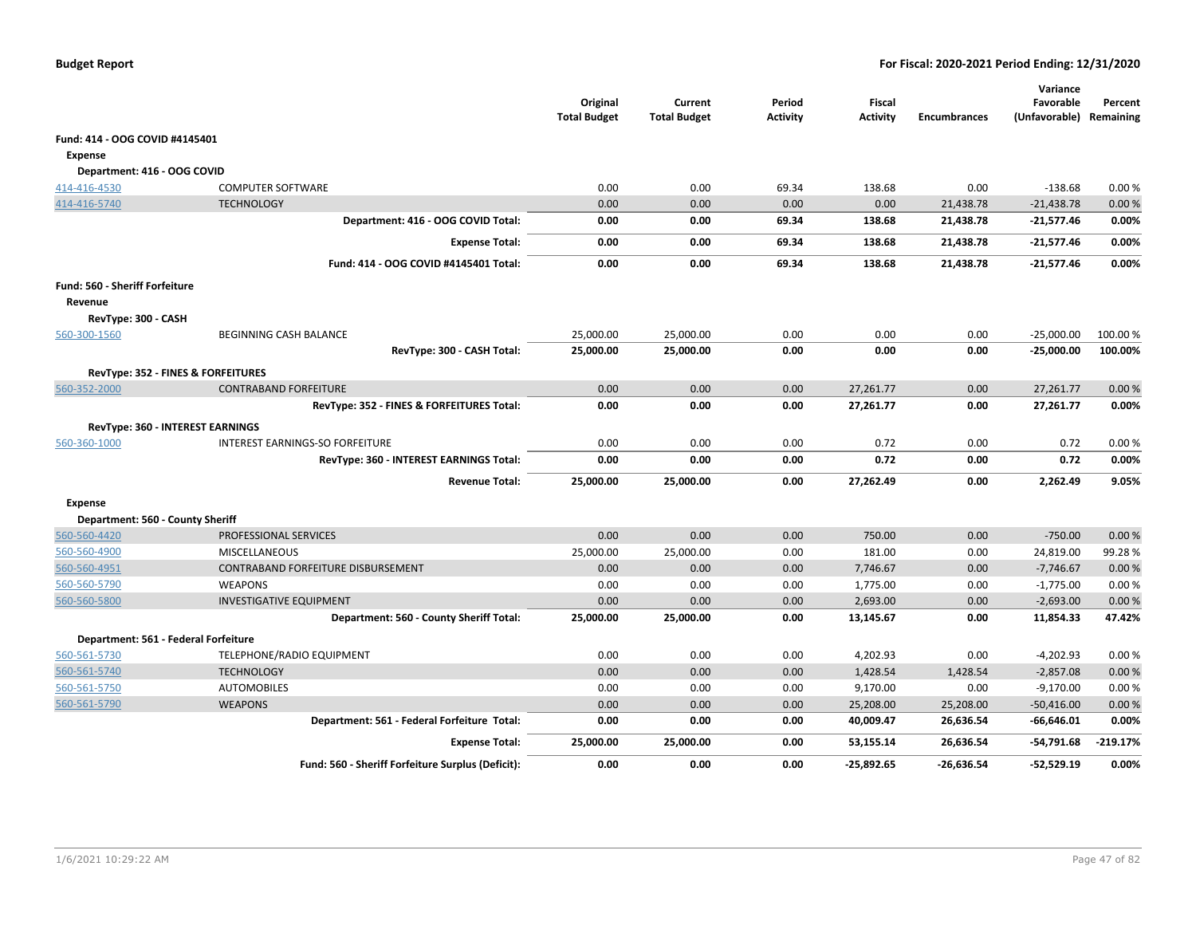**Budget Report** — **For Fiscal: 2020-2021 Period Ending: 12/31/2020**

| | | Original Total Budget | Current Total Budget | Period Activity | Fiscal Activity | Encumbrances | Variance Favorable (Unfavorable) | Percent Remaining |
|---|---|---|---|---|---|---|---|---|
| **Fund: 414 - OOG COVID #4145401** | | | | | | | | |
| **Expense** | | | | | | | | |
| **Department: 416 - OOG COVID** | | | | | | | | |
| 414-416-4530 | COMPUTER SOFTWARE | 0.00 | 0.00 | 69.34 | 138.68 | 0.00 | -138.68 | 0.00 % |
| 414-416-5740 | TECHNOLOGY | 0.00 | 0.00 | 0.00 | 0.00 | 21,438.78 | -21,438.78 | 0.00 % |
| | **Department: 416 - OOG COVID Total:** | **0.00** | **0.00** | **69.34** | **138.68** | **21,438.78** | **-21,577.46** | **0.00%** |
| | **Expense Total:** | **0.00** | **0.00** | **69.34** | **138.68** | **21,438.78** | **-21,577.46** | **0.00%** |
| | **Fund: 414 - OOG COVID #4145401 Total:** | **0.00** | **0.00** | **69.34** | **138.68** | **21,438.78** | **-21,577.46** | **0.00%** |
| **Fund: 560 - Sheriff Forfeiture** | | | | | | | | |
| **Revenue** | | | | | | | | |
| **RevType: 300 - CASH** | | | | | | | | |
| 560-300-1560 | BEGINNING CASH BALANCE | 25,000.00 | 25,000.00 | 0.00 | 0.00 | 0.00 | -25,000.00 | 100.00 % |
| | **RevType: 300 - CASH Total:** | **25,000.00** | **25,000.00** | **0.00** | **0.00** | **0.00** | **-25,000.00** | **100.00%** |
| **RevType: 352 - FINES & FORFEITURES** | | | | | | | | |
| 560-352-2000 | CONTRABAND FORFEITURE | 0.00 | 0.00 | 0.00 | 27,261.77 | 0.00 | 27,261.77 | 0.00 % |
| | **RevType: 352 - FINES & FORFEITURES Total:** | **0.00** | **0.00** | **0.00** | **27,261.77** | **0.00** | **27,261.77** | **0.00%** |
| **RevType: 360 - INTEREST EARNINGS** | | | | | | | | |
| 560-360-1000 | INTEREST EARNINGS-SO FORFEITURE | 0.00 | 0.00 | 0.00 | 0.72 | 0.00 | 0.72 | 0.00 % |
| | **RevType: 360 - INTEREST EARNINGS Total:** | **0.00** | **0.00** | **0.00** | **0.72** | **0.00** | **0.72** | **0.00%** |
| | **Revenue Total:** | **25,000.00** | **25,000.00** | **0.00** | **27,262.49** | **0.00** | **2,262.49** | **9.05%** |
| **Expense** | | | | | | | | |
| **Department: 560 - County Sheriff** | | | | | | | | |
| 560-560-4420 | PROFESSIONAL SERVICES | 0.00 | 0.00 | 0.00 | 750.00 | 0.00 | -750.00 | 0.00 % |
| 560-560-4900 | MISCELLANEOUS | 25,000.00 | 25,000.00 | 0.00 | 181.00 | 0.00 | 24,819.00 | 99.28 % |
| 560-560-4951 | CONTRABAND FORFEITURE DISBURSEMENT | 0.00 | 0.00 | 0.00 | 7,746.67 | 0.00 | -7,746.67 | 0.00 % |
| 560-560-5790 | WEAPONS | 0.00 | 0.00 | 0.00 | 1,775.00 | 0.00 | -1,775.00 | 0.00 % |
| 560-560-5800 | INVESTIGATIVE EQUIPMENT | 0.00 | 0.00 | 0.00 | 2,693.00 | 0.00 | -2,693.00 | 0.00 % |
| | **Department: 560 - County Sheriff Total:** | **25,000.00** | **25,000.00** | **0.00** | **13,145.67** | **0.00** | **11,854.33** | **47.42%** |
| **Department: 561 - Federal Forfeiture** | | | | | | | | |
| 560-561-5730 | TELEPHONE/RADIO EQUIPMENT | 0.00 | 0.00 | 0.00 | 4,202.93 | 0.00 | -4,202.93 | 0.00 % |
| 560-561-5740 | TECHNOLOGY | 0.00 | 0.00 | 0.00 | 1,428.54 | 1,428.54 | -2,857.08 | 0.00 % |
| 560-561-5750 | AUTOMOBILES | 0.00 | 0.00 | 0.00 | 9,170.00 | 0.00 | -9,170.00 | 0.00 % |
| 560-561-5790 | WEAPONS | 0.00 | 0.00 | 0.00 | 25,208.00 | 25,208.00 | -50,416.00 | 0.00 % |
| | **Department: 561 - Federal Forfeiture Total:** | **0.00** | **0.00** | **0.00** | **40,009.47** | **26,636.54** | **-66,646.01** | **0.00%** |
| | **Expense Total:** | **25,000.00** | **25,000.00** | **0.00** | **53,155.14** | **26,636.54** | **-54,791.68** | **-219.17%** |
| | **Fund: 560 - Sheriff Forfeiture Surplus (Deficit):** | **0.00** | **0.00** | **0.00** | **-25,892.65** | **-26,636.54** | **-52,529.19** | **0.00%** |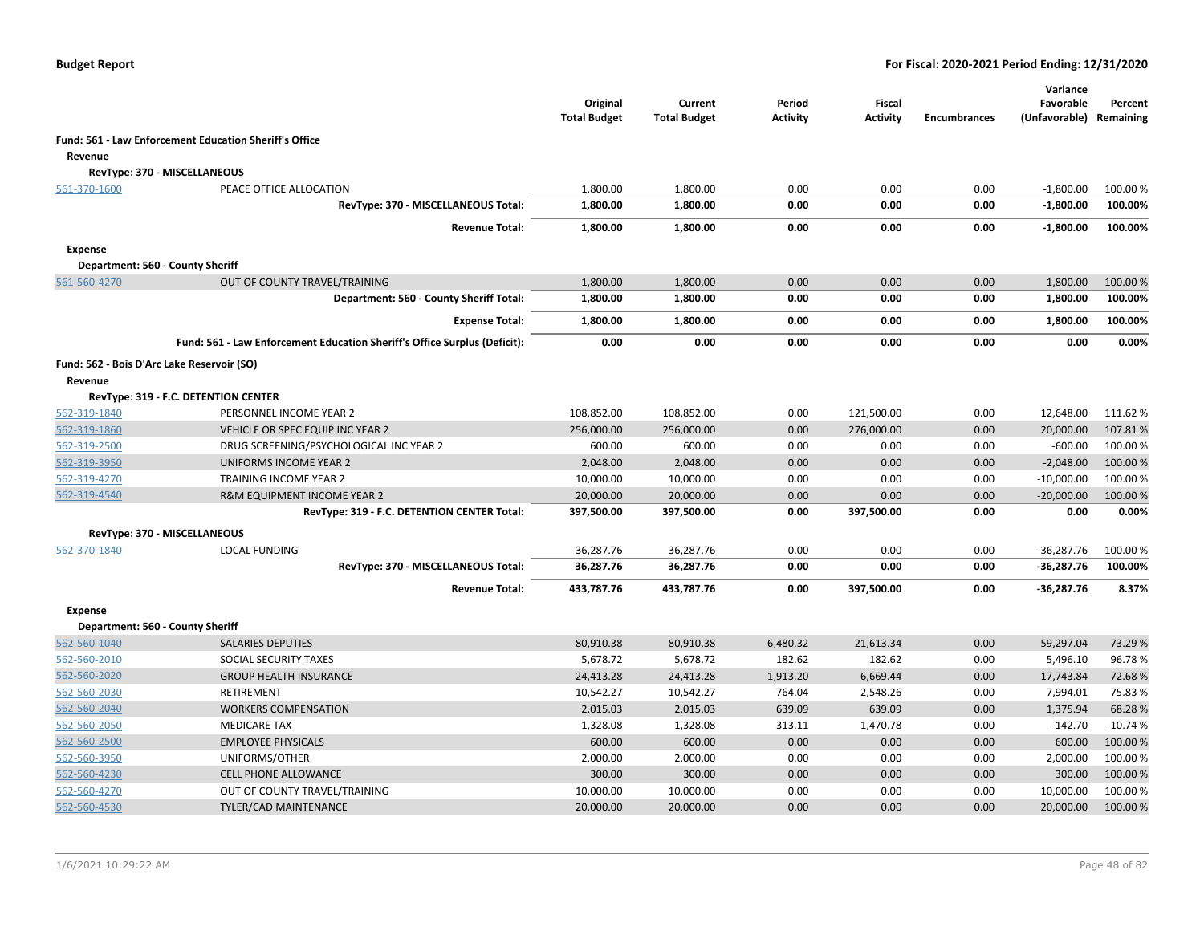**Budget Report** — For Fiscal: 2020-2021 Period Ending: 12/31/2020

| | | Original Total Budget | Current Total Budget | Period Activity | Fiscal Activity | Encumbrances | Variance Favorable (Unfavorable) | Percent Remaining |
|---|---|---|---|---|---|---|---|---|
| **Fund: 561 - Law Enforcement Education Sheriff's Office** | | | | | | | | |
| **Revenue** | | | | | | | | |
| **RevType: 370 - MISCELLANEOUS** | | | | | | | | |
| 561-370-1600 | PEACE OFFICE ALLOCATION | 1,800.00 | 1,800.00 | 0.00 | 0.00 | 0.00 | -1,800.00 | 100.00 % |
| | **RevType: 370 - MISCELLANEOUS Total:** | **1,800.00** | **1,800.00** | **0.00** | **0.00** | **0.00** | **-1,800.00** | **100.00%** |
| | **Revenue Total:** | **1,800.00** | **1,800.00** | **0.00** | **0.00** | **0.00** | **-1,800.00** | **100.00%** |
| **Expense** | | | | | | | | |
| **Department: 560 - County Sheriff** | | | | | | | | |
| 561-560-4270 | OUT OF COUNTY TRAVEL/TRAINING | 1,800.00 | 1,800.00 | 0.00 | 0.00 | 0.00 | 1,800.00 | 100.00 % |
| | **Department: 560 - County Sheriff Total:** | **1,800.00** | **1,800.00** | **0.00** | **0.00** | **0.00** | **1,800.00** | **100.00%** |
| | **Expense Total:** | **1,800.00** | **1,800.00** | **0.00** | **0.00** | **0.00** | **1,800.00** | **100.00%** |
| | **Fund: 561 - Law Enforcement Education Sheriff's Office Surplus (Deficit):** | **0.00** | **0.00** | **0.00** | **0.00** | **0.00** | **0.00** | **0.00%** |
| **Fund: 562 - Bois D'Arc Lake Reservoir (SO)** | | | | | | | | |
| **Revenue** | | | | | | | | |
| **RevType: 319 - F.C. DETENTION CENTER** | | | | | | | | |
| 562-319-1840 | PERSONNEL INCOME YEAR 2 | 108,852.00 | 108,852.00 | 0.00 | 121,500.00 | 0.00 | 12,648.00 | 111.62 % |
| 562-319-1860 | VEHICLE OR SPEC EQUIP INC YEAR 2 | 256,000.00 | 256,000.00 | 0.00 | 276,000.00 | 0.00 | 20,000.00 | 107.81 % |
| 562-319-2500 | DRUG SCREENING/PSYCHOLOGICAL INC YEAR 2 | 600.00 | 600.00 | 0.00 | 0.00 | 0.00 | -600.00 | 100.00 % |
| 562-319-3950 | UNIFORMS INCOME YEAR 2 | 2,048.00 | 2,048.00 | 0.00 | 0.00 | 0.00 | -2,048.00 | 100.00 % |
| 562-319-4270 | TRAINING INCOME YEAR 2 | 10,000.00 | 10,000.00 | 0.00 | 0.00 | 0.00 | -10,000.00 | 100.00 % |
| 562-319-4540 | R&M EQUIPMENT INCOME YEAR 2 | 20,000.00 | 20,000.00 | 0.00 | 0.00 | 0.00 | -20,000.00 | 100.00 % |
| | **RevType: 319 - F.C. DETENTION CENTER Total:** | **397,500.00** | **397,500.00** | **0.00** | **397,500.00** | **0.00** | **0.00** | **0.00%** |
| **RevType: 370 - MISCELLANEOUS** | | | | | | | | |
| 562-370-1840 | LOCAL FUNDING | 36,287.76 | 36,287.76 | 0.00 | 0.00 | 0.00 | -36,287.76 | 100.00 % |
| | **RevType: 370 - MISCELLANEOUS Total:** | **36,287.76** | **36,287.76** | **0.00** | **0.00** | **0.00** | **-36,287.76** | **100.00%** |
| | **Revenue Total:** | **433,787.76** | **433,787.76** | **0.00** | **397,500.00** | **0.00** | **-36,287.76** | **8.37%** |
| **Expense** | | | | | | | | |
| **Department: 560 - County Sheriff** | | | | | | | | |
| 562-560-1040 | SALARIES DEPUTIES | 80,910.38 | 80,910.38 | 6,480.32 | 21,613.34 | 0.00 | 59,297.04 | 73.29 % |
| 562-560-2010 | SOCIAL SECURITY TAXES | 5,678.72 | 5,678.72 | 182.62 | 182.62 | 0.00 | 5,496.10 | 96.78 % |
| 562-560-2020 | GROUP HEALTH INSURANCE | 24,413.28 | 24,413.28 | 1,913.20 | 6,669.44 | 0.00 | 17,743.84 | 72.68 % |
| 562-560-2030 | RETIREMENT | 10,542.27 | 10,542.27 | 764.04 | 2,548.26 | 0.00 | 7,994.01 | 75.83 % |
| 562-560-2040 | WORKERS COMPENSATION | 2,015.03 | 2,015.03 | 639.09 | 639.09 | 0.00 | 1,375.94 | 68.28 % |
| 562-560-2050 | MEDICARE TAX | 1,328.08 | 1,328.08 | 313.11 | 1,470.78 | 0.00 | -142.70 | -10.74 % |
| 562-560-2500 | EMPLOYEE PHYSICALS | 600.00 | 600.00 | 0.00 | 0.00 | 0.00 | 600.00 | 100.00 % |
| 562-560-3950 | UNIFORMS/OTHER | 2,000.00 | 2,000.00 | 0.00 | 0.00 | 0.00 | 2,000.00 | 100.00 % |
| 562-560-4230 | CELL PHONE ALLOWANCE | 300.00 | 300.00 | 0.00 | 0.00 | 0.00 | 300.00 | 100.00 % |
| 562-560-4270 | OUT OF COUNTY TRAVEL/TRAINING | 10,000.00 | 10,000.00 | 0.00 | 0.00 | 0.00 | 10,000.00 | 100.00 % |
| 562-560-4530 | TYLER/CAD MAINTENANCE | 20,000.00 | 20,000.00 | 0.00 | 0.00 | 0.00 | 20,000.00 | 100.00 % |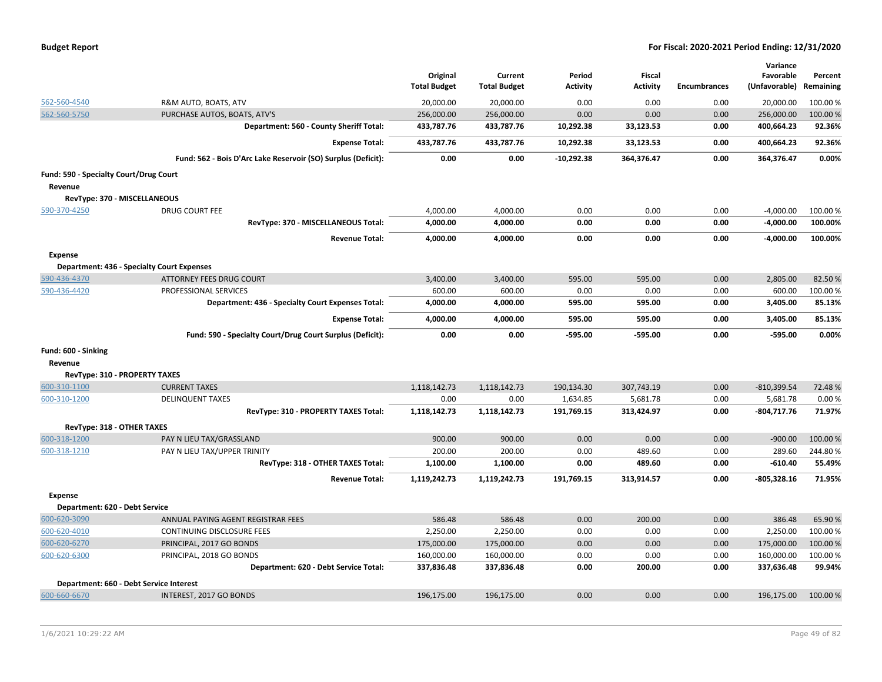**Budget Report** — **For Fiscal: 2020-2021 Period Ending: 12/31/2020**

| | | Original Total Budget | Current Total Budget | Period Activity | Fiscal Activity | Encumbrances | Variance Favorable (Unfavorable) | Percent Remaining |
|---|---|---|---|---|---|---|---|---|
| 562-560-4540 | R&M AUTO, BOATS, ATV | 20,000.00 | 20,000.00 | 0.00 | 0.00 | 0.00 | 20,000.00 | 100.00 % |
| 562-560-5750 | PURCHASE AUTOS, BOATS, ATV'S | 256,000.00 | 256,000.00 | 0.00 | 0.00 | 0.00 | 256,000.00 | 100.00 % |
| | **Department: 560 - County Sheriff Total:** | **433,787.76** | **433,787.76** | **10,292.38** | **33,123.53** | **0.00** | **400,664.23** | **92.36%** |
| | **Expense Total:** | **433,787.76** | **433,787.76** | **10,292.38** | **33,123.53** | **0.00** | **400,664.23** | **92.36%** |
| | **Fund: 562 - Bois D'Arc Lake Reservoir (SO) Surplus (Deficit):** | **0.00** | **0.00** | **-10,292.38** | **364,376.47** | **0.00** | **364,376.47** | **0.00%** |
| **Fund: 590 - Specialty Court/Drug Court** | | | | | | | | |
| **Revenue** | | | | | | | | |
| **RevType: 370 - MISCELLANEOUS** | | | | | | | | |
| 590-370-4250 | DRUG COURT FEE | 4,000.00 | 4,000.00 | 0.00 | 0.00 | 0.00 | -4,000.00 | 100.00 % |
| | **RevType: 370 - MISCELLANEOUS Total:** | **4,000.00** | **4,000.00** | **0.00** | **0.00** | **0.00** | **-4,000.00** | **100.00%** |
| | **Revenue Total:** | **4,000.00** | **4,000.00** | **0.00** | **0.00** | **0.00** | **-4,000.00** | **100.00%** |
| **Expense** | | | | | | | | |
| **Department: 436 - Specialty Court Expenses** | | | | | | | | |
| 590-436-4370 | ATTORNEY FEES DRUG COURT | 3,400.00 | 3,400.00 | 595.00 | 595.00 | 0.00 | 2,805.00 | 82.50 % |
| 590-436-4420 | PROFESSIONAL SERVICES | 600.00 | 600.00 | 0.00 | 0.00 | 0.00 | 600.00 | 100.00 % |
| | **Department: 436 - Specialty Court Expenses Total:** | **4,000.00** | **4,000.00** | **595.00** | **595.00** | **0.00** | **3,405.00** | **85.13%** |
| | **Expense Total:** | **4,000.00** | **4,000.00** | **595.00** | **595.00** | **0.00** | **3,405.00** | **85.13%** |
| | **Fund: 590 - Specialty Court/Drug Court Surplus (Deficit):** | **0.00** | **0.00** | **-595.00** | **-595.00** | **0.00** | **-595.00** | **0.00%** |
| **Fund: 600 - Sinking** | | | | | | | | |
| **Revenue** | | | | | | | | |
| **RevType: 310 - PROPERTY TAXES** | | | | | | | | |
| 600-310-1100 | CURRENT TAXES | 1,118,142.73 | 1,118,142.73 | 190,134.30 | 307,743.19 | 0.00 | -810,399.54 | 72.48 % |
| 600-310-1200 | DELINQUENT TAXES | 0.00 | 0.00 | 1,634.85 | 5,681.78 | 0.00 | 5,681.78 | 0.00 % |
| | **RevType: 310 - PROPERTY TAXES Total:** | **1,118,142.73** | **1,118,142.73** | **191,769.15** | **313,424.97** | **0.00** | **-804,717.76** | **71.97%** |
| **RevType: 318 - OTHER TAXES** | | | | | | | | |
| 600-318-1200 | PAY N LIEU TAX/GRASSLAND | 900.00 | 900.00 | 0.00 | 0.00 | 0.00 | -900.00 | 100.00 % |
| 600-318-1210 | PAY N LIEU TAX/UPPER TRINITY | 200.00 | 200.00 | 0.00 | 489.60 | 0.00 | 289.60 | 244.80 % |
| | **RevType: 318 - OTHER TAXES Total:** | **1,100.00** | **1,100.00** | **0.00** | **489.60** | **0.00** | **-610.40** | **55.49%** |
| | **Revenue Total:** | **1,119,242.73** | **1,119,242.73** | **191,769.15** | **313,914.57** | **0.00** | **-805,328.16** | **71.95%** |
| **Expense** | | | | | | | | |
| **Department: 620 - Debt Service** | | | | | | | | |
| 600-620-3090 | ANNUAL PAYING AGENT REGISTRAR FEES | 586.48 | 586.48 | 0.00 | 200.00 | 0.00 | 386.48 | 65.90 % |
| 600-620-4010 | CONTINUING DISCLOSURE FEES | 2,250.00 | 2,250.00 | 0.00 | 0.00 | 0.00 | 2,250.00 | 100.00 % |
| 600-620-6270 | PRINCIPAL, 2017 GO BONDS | 175,000.00 | 175,000.00 | 0.00 | 0.00 | 0.00 | 175,000.00 | 100.00 % |
| 600-620-6300 | PRINCIPAL, 2018 GO BONDS | 160,000.00 | 160,000.00 | 0.00 | 0.00 | 0.00 | 160,000.00 | 100.00 % |
| | **Department: 620 - Debt Service Total:** | **337,836.48** | **337,836.48** | **0.00** | **200.00** | **0.00** | **337,636.48** | **99.94%** |
| **Department: 660 - Debt Service Interest** | | | | | | | | |
| 600-660-6670 | INTEREST, 2017 GO BONDS | 196,175.00 | 196,175.00 | 0.00 | 0.00 | 0.00 | 196,175.00 | 100.00 % |

1/6/2021 10:29:22 AM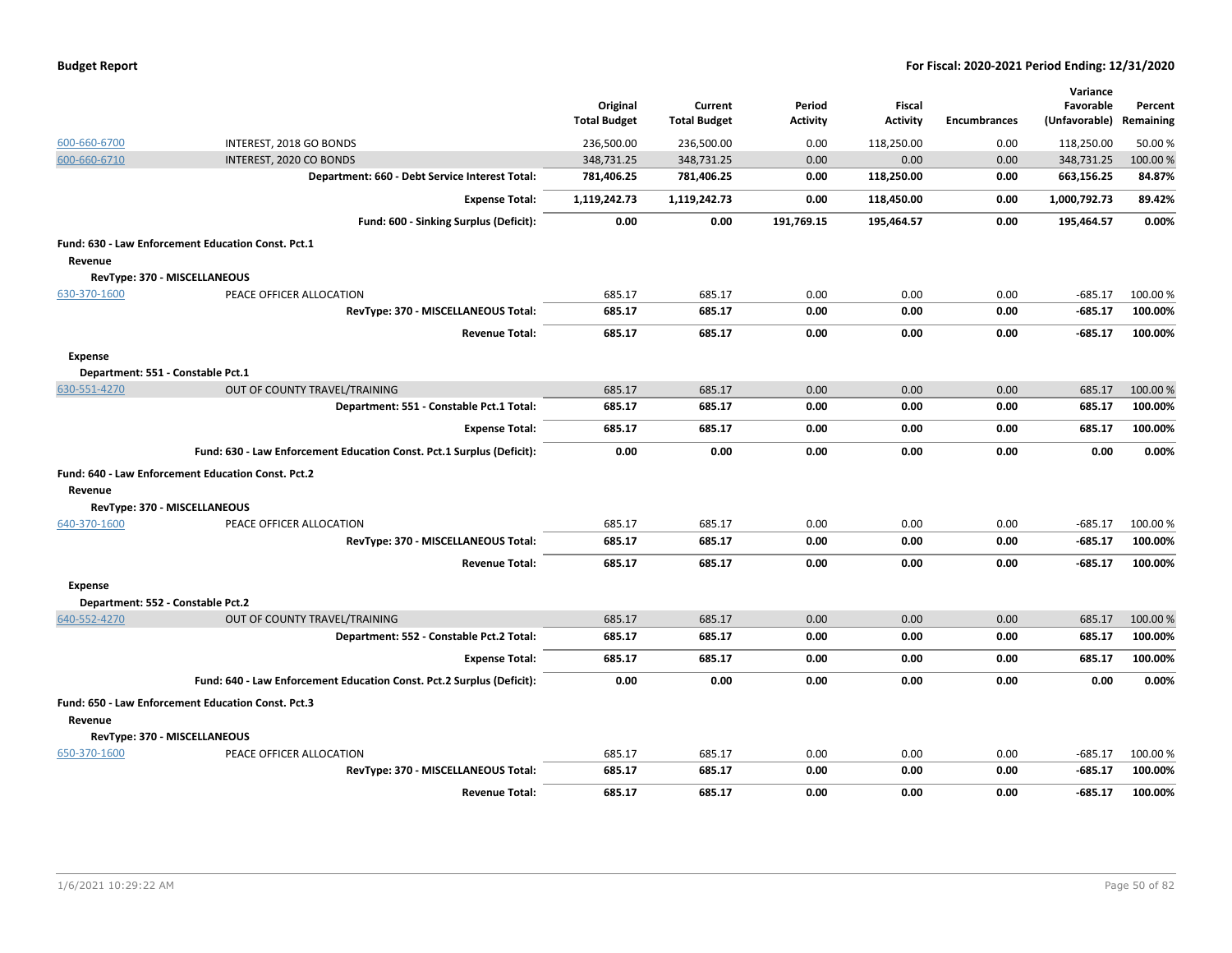| | | Original Total Budget | Current Total Budget | Period Activity | Fiscal Activity | Encumbrances | Variance Favorable (Unfavorable) | Percent Remaining |
|---|---|---|---|---|---|---|---|---|
| 600-660-6700 | INTEREST, 2018 GO BONDS | 236,500.00 | 236,500.00 | 0.00 | 118,250.00 | 0.00 | 118,250.00 | 50.00 % |
| 600-660-6710 | INTEREST, 2020 CO BONDS | 348,731.25 | 348,731.25 | 0.00 | 0.00 | 0.00 | 348,731.25 | 100.00 % |
| | **Department: 660 - Debt Service Interest Total:** | **781,406.25** | **781,406.25** | **0.00** | **118,250.00** | **0.00** | **663,156.25** | **84.87%** |
| | **Expense Total:** | **1,119,242.73** | **1,119,242.73** | **0.00** | **118,450.00** | **0.00** | **1,000,792.73** | **89.42%** |
| | **Fund: 600 - Sinking Surplus (Deficit):** | **0.00** | **0.00** | **191,769.15** | **195,464.57** | **0.00** | **195,464.57** | **0.00%** |
| **Fund: 630 - Law Enforcement Education Const. Pct.1** | | | | | | | | |
| **Revenue** | | | | | | | | |
| **RevType: 370 - MISCELLANEOUS** | | | | | | | | |
| 630-370-1600 | PEACE OFFICER ALLOCATION | 685.17 | 685.17 | 0.00 | 0.00 | 0.00 | -685.17 | 100.00 % |
| | **RevType: 370 - MISCELLANEOUS Total:** | **685.17** | **685.17** | **0.00** | **0.00** | **0.00** | **-685.17** | **100.00%** |
| | **Revenue Total:** | **685.17** | **685.17** | **0.00** | **0.00** | **0.00** | **-685.17** | **100.00%** |
| **Expense** | | | | | | | | |
| **Department: 551 - Constable Pct.1** | | | | | | | | |
| 630-551-4270 | OUT OF COUNTY TRAVEL/TRAINING | 685.17 | 685.17 | 0.00 | 0.00 | 0.00 | 685.17 | 100.00 % |
| | **Department: 551 - Constable Pct.1 Total:** | **685.17** | **685.17** | **0.00** | **0.00** | **0.00** | **685.17** | **100.00%** |
| | **Expense Total:** | **685.17** | **685.17** | **0.00** | **0.00** | **0.00** | **685.17** | **100.00%** |
| | **Fund: 630 - Law Enforcement Education Const. Pct.1 Surplus (Deficit):** | **0.00** | **0.00** | **0.00** | **0.00** | **0.00** | **0.00** | **0.00%** |
| **Fund: 640 - Law Enforcement Education Const. Pct.2** | | | | | | | | |
| **Revenue** | | | | | | | | |
| **RevType: 370 - MISCELLANEOUS** | | | | | | | | |
| 640-370-1600 | PEACE OFFICER ALLOCATION | 685.17 | 685.17 | 0.00 | 0.00 | 0.00 | -685.17 | 100.00 % |
| | **RevType: 370 - MISCELLANEOUS Total:** | **685.17** | **685.17** | **0.00** | **0.00** | **0.00** | **-685.17** | **100.00%** |
| | **Revenue Total:** | **685.17** | **685.17** | **0.00** | **0.00** | **0.00** | **-685.17** | **100.00%** |
| **Expense** | | | | | | | | |
| **Department: 552 - Constable Pct.2** | | | | | | | | |
| 640-552-4270 | OUT OF COUNTY TRAVEL/TRAINING | 685.17 | 685.17 | 0.00 | 0.00 | 0.00 | 685.17 | 100.00 % |
| | **Department: 552 - Constable Pct.2 Total:** | **685.17** | **685.17** | **0.00** | **0.00** | **0.00** | **685.17** | **100.00%** |
| | **Expense Total:** | **685.17** | **685.17** | **0.00** | **0.00** | **0.00** | **685.17** | **100.00%** |
| | **Fund: 640 - Law Enforcement Education Const. Pct.2 Surplus (Deficit):** | **0.00** | **0.00** | **0.00** | **0.00** | **0.00** | **0.00** | **0.00%** |
| **Fund: 650 - Law Enforcement Education Const. Pct.3** | | | | | | | | |
| **Revenue** | | | | | | | | |
| **RevType: 370 - MISCELLANEOUS** | | | | | | | | |
| 650-370-1600 | PEACE OFFICER ALLOCATION | 685.17 | 685.17 | 0.00 | 0.00 | 0.00 | -685.17 | 100.00 % |
| | **RevType: 370 - MISCELLANEOUS Total:** | **685.17** | **685.17** | **0.00** | **0.00** | **0.00** | **-685.17** | **100.00%** |
| | **Revenue Total:** | **685.17** | **685.17** | **0.00** | **0.00** | **0.00** | **-685.17** | **100.00%** |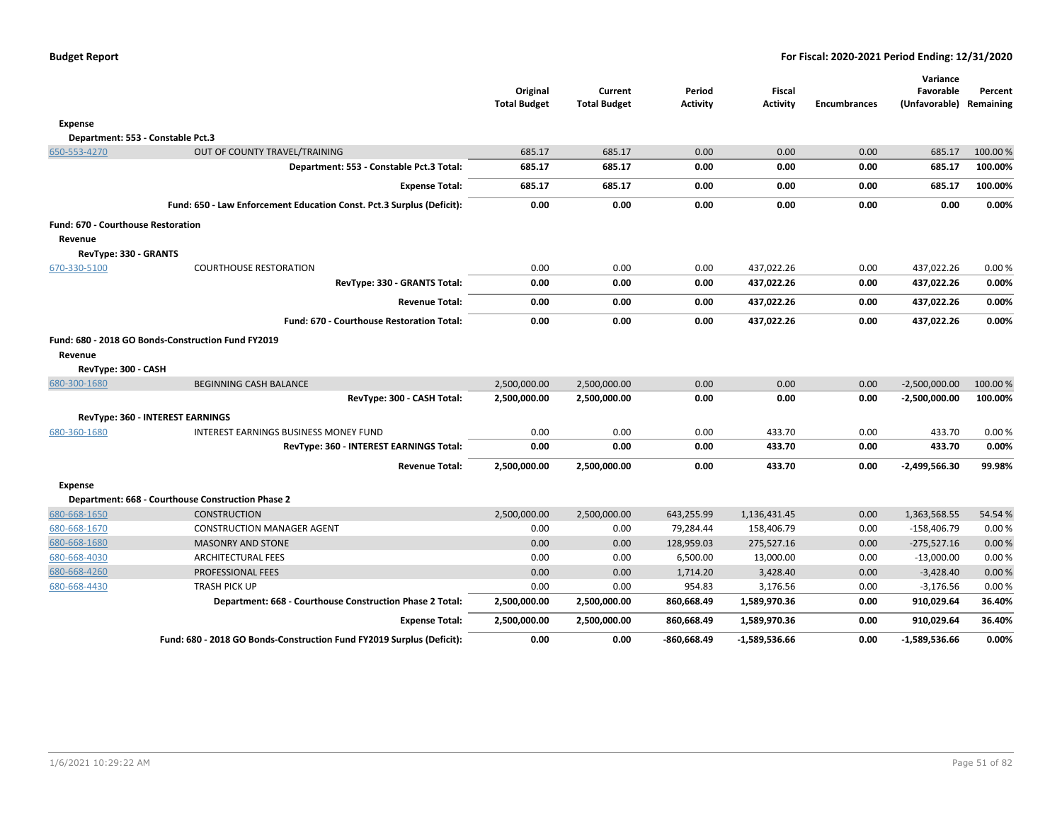| | | Original Total Budget | Current Total Budget | Period Activity | Fiscal Activity | Encumbrances | Variance Favorable (Unfavorable) | Percent Remaining |
|---|---|---|---|---|---|---|---|---|
| **Expense** | | | | | | | | |
| **Department: 553 - Constable Pct.3** | | | | | | | | |
| 650-553-4270 | OUT OF COUNTY TRAVEL/TRAINING | 685.17 | 685.17 | 0.00 | 0.00 | 0.00 | 685.17 | 100.00 % |
| | **Department: 553 - Constable Pct.3 Total:** | **685.17** | **685.17** | **0.00** | **0.00** | **0.00** | **685.17** | **100.00%** |
| | **Expense Total:** | **685.17** | **685.17** | **0.00** | **0.00** | **0.00** | **685.17** | **100.00%** |
| | **Fund: 650 - Law Enforcement Education Const. Pct.3 Surplus (Deficit):** | **0.00** | **0.00** | **0.00** | **0.00** | **0.00** | **0.00** | **0.00%** |
| **Fund: 670 - Courthouse Restoration** | | | | | | | | |
| **Revenue** | | | | | | | | |
| **RevType: 330 - GRANTS** | | | | | | | | |
| 670-330-5100 | COURTHOUSE RESTORATION | 0.00 | 0.00 | 0.00 | 437,022.26 | 0.00 | 437,022.26 | 0.00 % |
| | **RevType: 330 - GRANTS Total:** | **0.00** | **0.00** | **0.00** | **437,022.26** | **0.00** | **437,022.26** | **0.00%** |
| | **Revenue Total:** | **0.00** | **0.00** | **0.00** | **437,022.26** | **0.00** | **437,022.26** | **0.00%** |
| | **Fund: 670 - Courthouse Restoration Total:** | **0.00** | **0.00** | **0.00** | **437,022.26** | **0.00** | **437,022.26** | **0.00%** |
| **Fund: 680 - 2018 GO Bonds-Construction Fund FY2019** | | | | | | | | |
| **Revenue** | | | | | | | | |
| **RevType: 300 - CASH** | | | | | | | | |
| 680-300-1680 | BEGINNING CASH BALANCE | 2,500,000.00 | 2,500,000.00 | 0.00 | 0.00 | 0.00 | -2,500,000.00 | 100.00 % |
| | **RevType: 300 - CASH Total:** | **2,500,000.00** | **2,500,000.00** | **0.00** | **0.00** | **0.00** | **-2,500,000.00** | **100.00%** |
| **RevType: 360 - INTEREST EARNINGS** | | | | | | | | |
| 680-360-1680 | INTEREST EARNINGS BUSINESS MONEY FUND | 0.00 | 0.00 | 0.00 | 433.70 | 0.00 | 433.70 | 0.00 % |
| | **RevType: 360 - INTEREST EARNINGS Total:** | **0.00** | **0.00** | **0.00** | **433.70** | **0.00** | **433.70** | **0.00%** |
| | **Revenue Total:** | **2,500,000.00** | **2,500,000.00** | **0.00** | **433.70** | **0.00** | **-2,499,566.30** | **99.98%** |
| **Expense** | | | | | | | | |
| **Department: 668 - Courthouse Construction Phase 2** | | | | | | | | |
| 680-668-1650 | CONSTRUCTION | 2,500,000.00 | 2,500,000.00 | 643,255.99 | 1,136,431.45 | 0.00 | 1,363,568.55 | 54.54 % |
| 680-668-1670 | CONSTRUCTION MANAGER AGENT | 0.00 | 0.00 | 79,284.44 | 158,406.79 | 0.00 | -158,406.79 | 0.00 % |
| 680-668-1680 | MASONRY AND STONE | 0.00 | 0.00 | 128,959.03 | 275,527.16 | 0.00 | -275,527.16 | 0.00 % |
| 680-668-4030 | ARCHITECTURAL FEES | 0.00 | 0.00 | 6,500.00 | 13,000.00 | 0.00 | -13,000.00 | 0.00 % |
| 680-668-4260 | PROFESSIONAL FEES | 0.00 | 0.00 | 1,714.20 | 3,428.40 | 0.00 | -3,428.40 | 0.00 % |
| 680-668-4430 | TRASH PICK UP | 0.00 | 0.00 | 954.83 | 3,176.56 | 0.00 | -3,176.56 | 0.00 % |
| | **Department: 668 - Courthouse Construction Phase 2 Total:** | **2,500,000.00** | **2,500,000.00** | **860,668.49** | **1,589,970.36** | **0.00** | **910,029.64** | **36.40%** |
| | **Expense Total:** | **2,500,000.00** | **2,500,000.00** | **860,668.49** | **1,589,970.36** | **0.00** | **910,029.64** | **36.40%** |
| | **Fund: 680 - 2018 GO Bonds-Construction Fund FY2019 Surplus (Deficit):** | **0.00** | **0.00** | **-860,668.49** | **-1,589,536.66** | **0.00** | **-1,589,536.66** | **0.00%** |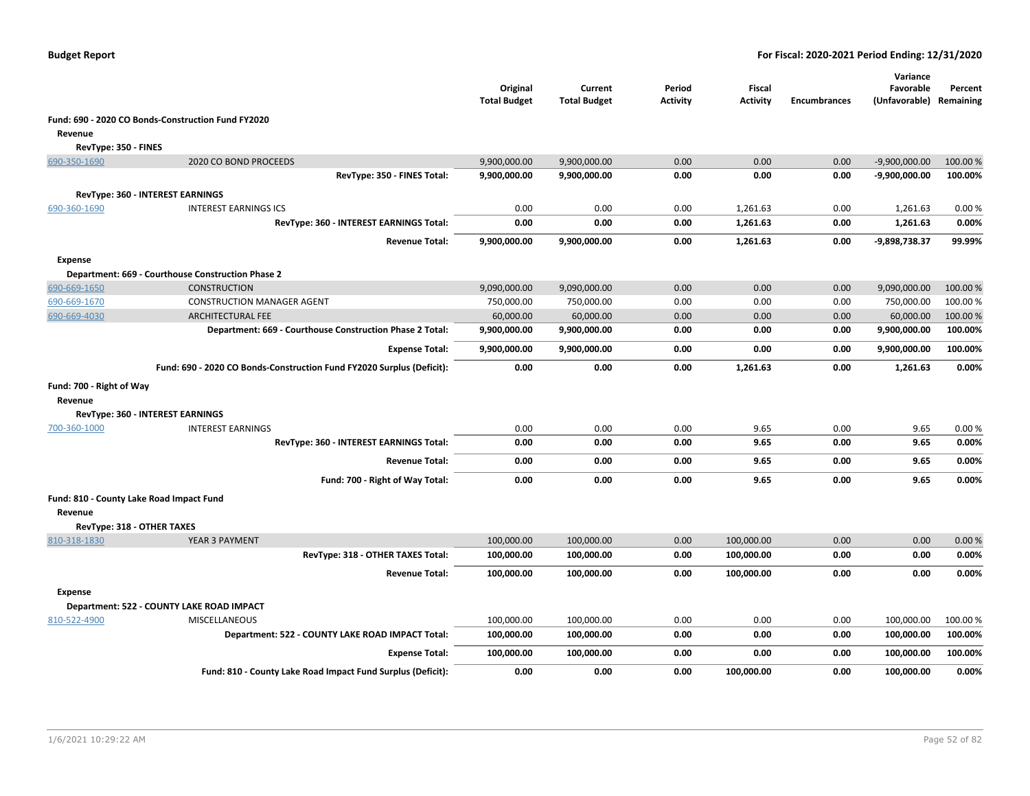**Budget Report** | **For Fiscal: 2020-2021 Period Ending: 12/31/2020**

| | | Original Total Budget | Current Total Budget | Period Activity | Fiscal Activity | Encumbrances | Variance Favorable (Unfavorable) | Percent Remaining |
|---|---|---|---|---|---|---|---|---|
| **Fund: 690 - 2020 CO Bonds-Construction Fund FY2020** | | | | | | | | |
| **Revenue** | | | | | | | | |
| **RevType: 350 - FINES** | | | | | | | | |
| 690-350-1690 | 2020 CO BOND PROCEEDS | 9,900,000.00 | 9,900,000.00 | 0.00 | 0.00 | 0.00 | -9,900,000.00 | 100.00 % |
| | **RevType: 350 - FINES Total:** | **9,900,000.00** | **9,900,000.00** | **0.00** | **0.00** | **0.00** | **-9,900,000.00** | **100.00%** |
| **RevType: 360 - INTEREST EARNINGS** | | | | | | | | |
| 690-360-1690 | INTEREST EARNINGS ICS | 0.00 | 0.00 | 0.00 | 1,261.63 | 0.00 | 1,261.63 | 0.00 % |
| | **RevType: 360 - INTEREST EARNINGS Total:** | **0.00** | **0.00** | **0.00** | **1,261.63** | **0.00** | **1,261.63** | **0.00%** |
| | **Revenue Total:** | **9,900,000.00** | **9,900,000.00** | **0.00** | **1,261.63** | **0.00** | **-9,898,738.37** | **99.99%** |
| **Expense** | | | | | | | | |
| **Department: 669 - Courthouse Construction Phase 2** | | | | | | | | |
| 690-669-1650 | CONSTRUCTION | 9,090,000.00 | 9,090,000.00 | 0.00 | 0.00 | 0.00 | 9,090,000.00 | 100.00 % |
| 690-669-1670 | CONSTRUCTION MANAGER AGENT | 750,000.00 | 750,000.00 | 0.00 | 0.00 | 0.00 | 750,000.00 | 100.00 % |
| 690-669-4030 | ARCHITECTURAL FEE | 60,000.00 | 60,000.00 | 0.00 | 0.00 | 0.00 | 60,000.00 | 100.00 % |
| | **Department: 669 - Courthouse Construction Phase 2 Total:** | **9,900,000.00** | **9,900,000.00** | **0.00** | **0.00** | **0.00** | **9,900,000.00** | **100.00%** |
| | **Expense Total:** | **9,900,000.00** | **9,900,000.00** | **0.00** | **0.00** | **0.00** | **9,900,000.00** | **100.00%** |
| | **Fund: 690 - 2020 CO Bonds-Construction Fund FY2020 Surplus (Deficit):** | **0.00** | **0.00** | **0.00** | **1,261.63** | **0.00** | **1,261.63** | **0.00%** |
| **Fund: 700 - Right of Way** | | | | | | | | |
| **Revenue** | | | | | | | | |
| **RevType: 360 - INTEREST EARNINGS** | | | | | | | | |
| 700-360-1000 | INTEREST EARNINGS | 0.00 | 0.00 | 0.00 | 9.65 | 0.00 | 9.65 | 0.00 % |
| | **RevType: 360 - INTEREST EARNINGS Total:** | **0.00** | **0.00** | **0.00** | **9.65** | **0.00** | **9.65** | **0.00%** |
| | **Revenue Total:** | **0.00** | **0.00** | **0.00** | **9.65** | **0.00** | **9.65** | **0.00%** |
| | **Fund: 700 - Right of Way Total:** | **0.00** | **0.00** | **0.00** | **9.65** | **0.00** | **9.65** | **0.00%** |
| **Fund: 810 - County Lake Road Impact Fund** | | | | | | | | |
| **Revenue** | | | | | | | | |
| **RevType: 318 - OTHER TAXES** | | | | | | | | |
| 810-318-1830 | YEAR 3 PAYMENT | 100,000.00 | 100,000.00 | 0.00 | 100,000.00 | 0.00 | 0.00 | 0.00 % |
| | **RevType: 318 - OTHER TAXES Total:** | **100,000.00** | **100,000.00** | **0.00** | **100,000.00** | **0.00** | **0.00** | **0.00%** |
| | **Revenue Total:** | **100,000.00** | **100,000.00** | **0.00** | **100,000.00** | **0.00** | **0.00** | **0.00%** |
| **Expense** | | | | | | | | |
| **Department: 522 - COUNTY LAKE ROAD IMPACT** | | | | | | | | |
| 810-522-4900 | MISCELLANEOUS | 100,000.00 | 100,000.00 | 0.00 | 0.00 | 0.00 | 100,000.00 | 100.00 % |
| | **Department: 522 - COUNTY LAKE ROAD IMPACT Total:** | **100,000.00** | **100,000.00** | **0.00** | **0.00** | **0.00** | **100,000.00** | **100.00%** |
| | **Expense Total:** | **100,000.00** | **100,000.00** | **0.00** | **0.00** | **0.00** | **100,000.00** | **100.00%** |
| | **Fund: 810 - County Lake Road Impact Fund Surplus (Deficit):** | **0.00** | **0.00** | **0.00** | **100,000.00** | **0.00** | **100,000.00** | **0.00%** |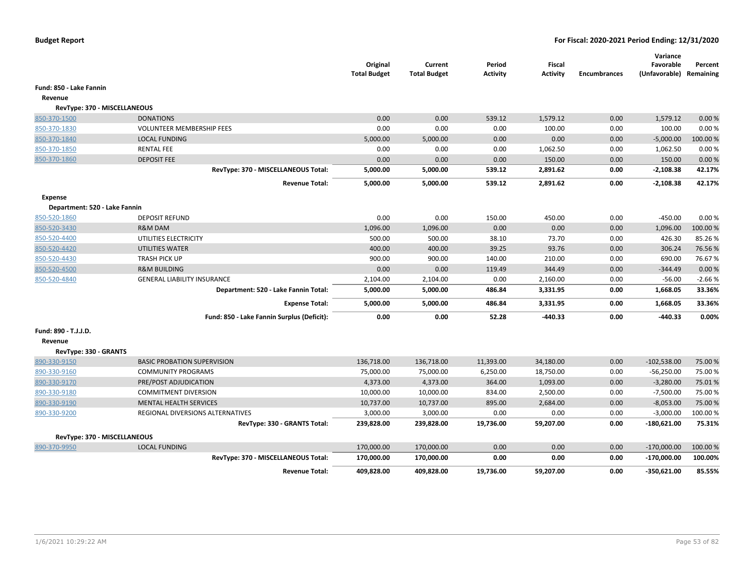**Budget Report** — **For Fiscal: 2020-2021 Period Ending: 12/31/2020**

| | | Original Total Budget | Current Total Budget | Period Activity | Fiscal Activity | Encumbrances | Variance Favorable (Unfavorable) | Percent Remaining |
|---|---|---|---|---|---|---|---|---|
| **Fund: 850 - Lake Fannin** | | | | | | | | |
| **Revenue** | | | | | | | | |
| **RevType: 370 - MISCELLANEOUS** | | | | | | | | |
| 850-370-1500 | DONATIONS | 0.00 | 0.00 | 539.12 | 1,579.12 | 0.00 | 1,579.12 | 0.00 % |
| 850-370-1830 | VOLUNTEER MEMBERSHIP FEES | 0.00 | 0.00 | 0.00 | 100.00 | 0.00 | 100.00 | 0.00 % |
| 850-370-1840 | LOCAL FUNDING | 5,000.00 | 5,000.00 | 0.00 | 0.00 | 0.00 | -5,000.00 | 100.00 % |
| 850-370-1850 | RENTAL FEE | 0.00 | 0.00 | 0.00 | 1,062.50 | 0.00 | 1,062.50 | 0.00 % |
| 850-370-1860 | DEPOSIT FEE | 0.00 | 0.00 | 0.00 | 150.00 | 0.00 | 150.00 | 0.00 % |
| | **RevType: 370 - MISCELLANEOUS Total:** | **5,000.00** | **5,000.00** | **539.12** | **2,891.62** | **0.00** | **-2,108.38** | **42.17%** |
| | **Revenue Total:** | **5,000.00** | **5,000.00** | **539.12** | **2,891.62** | **0.00** | **-2,108.38** | **42.17%** |
| **Expense** | | | | | | | | |
| **Department: 520 - Lake Fannin** | | | | | | | | |
| 850-520-1860 | DEPOSIT REFUND | 0.00 | 0.00 | 150.00 | 450.00 | 0.00 | -450.00 | 0.00 % |
| 850-520-3430 | R&M DAM | 1,096.00 | 1,096.00 | 0.00 | 0.00 | 0.00 | 1,096.00 | 100.00 % |
| 850-520-4400 | UTILITIES ELECTRICITY | 500.00 | 500.00 | 38.10 | 73.70 | 0.00 | 426.30 | 85.26 % |
| 850-520-4420 | UTILITIES WATER | 400.00 | 400.00 | 39.25 | 93.76 | 0.00 | 306.24 | 76.56 % |
| 850-520-4430 | TRASH PICK UP | 900.00 | 900.00 | 140.00 | 210.00 | 0.00 | 690.00 | 76.67 % |
| 850-520-4500 | R&M BUILDING | 0.00 | 0.00 | 119.49 | 344.49 | 0.00 | -344.49 | 0.00 % |
| 850-520-4840 | GENERAL LIABILITY INSURANCE | 2,104.00 | 2,104.00 | 0.00 | 2,160.00 | 0.00 | -56.00 | -2.66 % |
| | **Department: 520 - Lake Fannin Total:** | **5,000.00** | **5,000.00** | **486.84** | **3,331.95** | **0.00** | **1,668.05** | **33.36%** |
| | **Expense Total:** | **5,000.00** | **5,000.00** | **486.84** | **3,331.95** | **0.00** | **1,668.05** | **33.36%** |
| | **Fund: 850 - Lake Fannin Surplus (Deficit):** | **0.00** | **0.00** | **52.28** | **-440.33** | **0.00** | **-440.33** | **0.00%** |
| **Fund: 890 - T.J.J.D.** | | | | | | | | |
| **Revenue** | | | | | | | | |
| **RevType: 330 - GRANTS** | | | | | | | | |
| 890-330-9150 | BASIC PROBATION SUPERVISION | 136,718.00 | 136,718.00 | 11,393.00 | 34,180.00 | 0.00 | -102,538.00 | 75.00 % |
| 890-330-9160 | COMMUNITY PROGRAMS | 75,000.00 | 75,000.00 | 6,250.00 | 18,750.00 | 0.00 | -56,250.00 | 75.00 % |
| 890-330-9170 | PRE/POST ADJUDICATION | 4,373.00 | 4,373.00 | 364.00 | 1,093.00 | 0.00 | -3,280.00 | 75.01 % |
| 890-330-9180 | COMMITMENT DIVERSION | 10,000.00 | 10,000.00 | 834.00 | 2,500.00 | 0.00 | -7,500.00 | 75.00 % |
| 890-330-9190 | MENTAL HEALTH SERVICES | 10,737.00 | 10,737.00 | 895.00 | 2,684.00 | 0.00 | -8,053.00 | 75.00 % |
| 890-330-9200 | REGIONAL DIVERSIONS ALTERNATIVES | 3,000.00 | 3,000.00 | 0.00 | 0.00 | 0.00 | -3,000.00 | 100.00 % |
| | **RevType: 330 - GRANTS Total:** | **239,828.00** | **239,828.00** | **19,736.00** | **59,207.00** | **0.00** | **-180,621.00** | **75.31%** |
| **RevType: 370 - MISCELLANEOUS** | | | | | | | | |
| 890-370-9950 | LOCAL FUNDING | 170,000.00 | 170,000.00 | 0.00 | 0.00 | 0.00 | -170,000.00 | 100.00 % |
| | **RevType: 370 - MISCELLANEOUS Total:** | **170,000.00** | **170,000.00** | **0.00** | **0.00** | **0.00** | **-170,000.00** | **100.00%** |
| | **Revenue Total:** | **409,828.00** | **409,828.00** | **19,736.00** | **59,207.00** | **0.00** | **-350,621.00** | **85.55%** |

1/6/2021 10:29:22 AM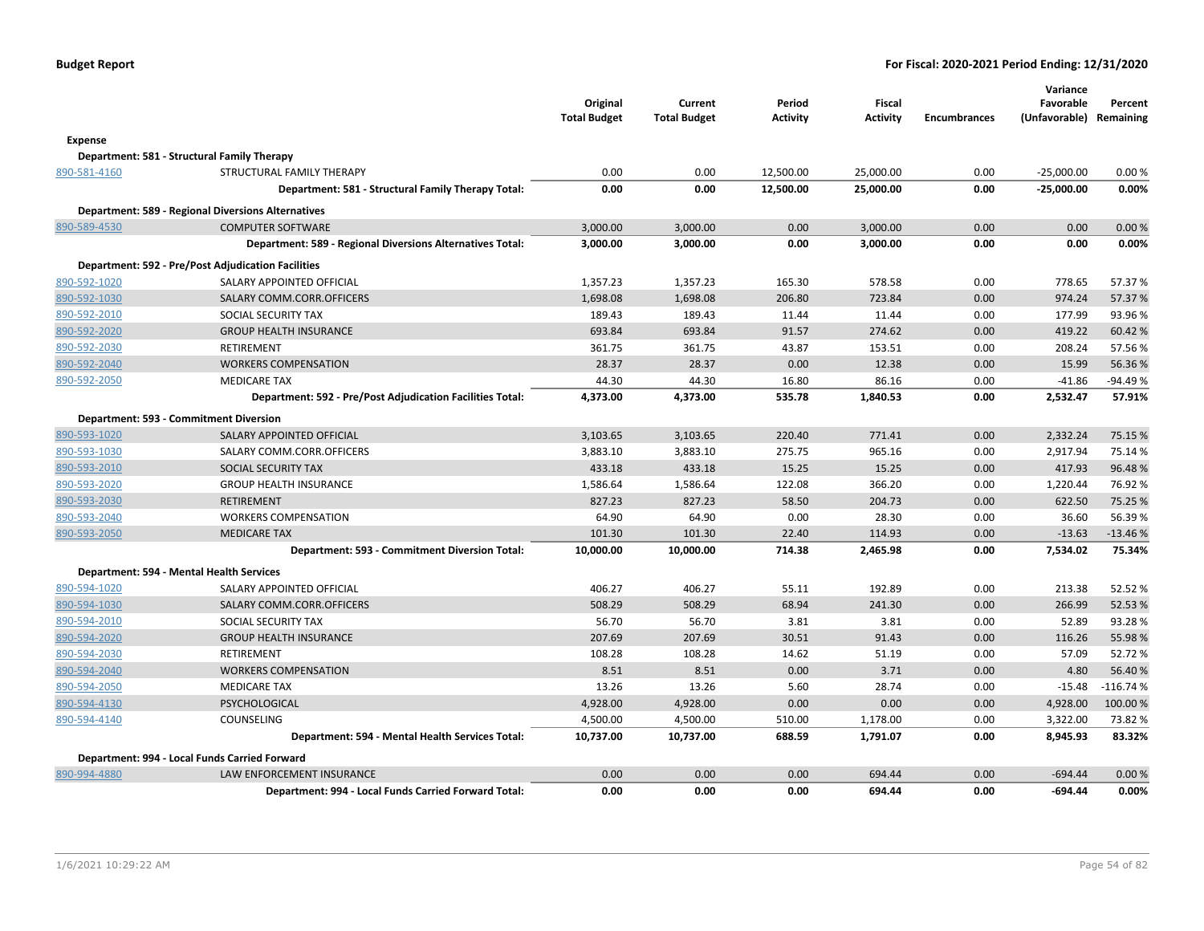**Budget Report** | **For Fiscal: 2020-2021 Period Ending: 12/31/2020**

| | | Original Total Budget | Current Total Budget | Period Activity | Fiscal Activity | Encumbrances | Variance Favorable (Unfavorable) | Percent Remaining |
|---|---|---|---|---|---|---|---|---|
| **Expense** | | | | | | | | |
| **Department: 581 - Structural Family Therapy** | | | | | | | | |
| 890-581-4160 | STRUCTURAL FAMILY THERAPY | 0.00 | 0.00 | 12,500.00 | 25,000.00 | 0.00 | -25,000.00 | 0.00 % |
| | **Department: 581 - Structural Family Therapy Total:** | **0.00** | **0.00** | **12,500.00** | **25,000.00** | **0.00** | **-25,000.00** | **0.00%** |
| **Department: 589 - Regional Diversions Alternatives** | | | | | | | | |
| 890-589-4530 | COMPUTER SOFTWARE | 3,000.00 | 3,000.00 | 0.00 | 3,000.00 | 0.00 | 0.00 | 0.00 % |
| | **Department: 589 - Regional Diversions Alternatives Total:** | **3,000.00** | **3,000.00** | **0.00** | **3,000.00** | **0.00** | **0.00** | **0.00%** |
| **Department: 592 - Pre/Post Adjudication Facilities** | | | | | | | | |
| 890-592-1020 | SALARY APPOINTED OFFICIAL | 1,357.23 | 1,357.23 | 165.30 | 578.58 | 0.00 | 778.65 | 57.37 % |
| 890-592-1030 | SALARY COMM.CORR.OFFICERS | 1,698.08 | 1,698.08 | 206.80 | 723.84 | 0.00 | 974.24 | 57.37 % |
| 890-592-2010 | SOCIAL SECURITY TAX | 189.43 | 189.43 | 11.44 | 11.44 | 0.00 | 177.99 | 93.96 % |
| 890-592-2020 | GROUP HEALTH INSURANCE | 693.84 | 693.84 | 91.57 | 274.62 | 0.00 | 419.22 | 60.42 % |
| 890-592-2030 | RETIREMENT | 361.75 | 361.75 | 43.87 | 153.51 | 0.00 | 208.24 | 57.56 % |
| 890-592-2040 | WORKERS COMPENSATION | 28.37 | 28.37 | 0.00 | 12.38 | 0.00 | 15.99 | 56.36 % |
| 890-592-2050 | MEDICARE TAX | 44.30 | 44.30 | 16.80 | 86.16 | 0.00 | -41.86 | -94.49 % |
| | **Department: 592 - Pre/Post Adjudication Facilities Total:** | **4,373.00** | **4,373.00** | **535.78** | **1,840.53** | **0.00** | **2,532.47** | **57.91%** |
| **Department: 593 - Commitment Diversion** | | | | | | | | |
| 890-593-1020 | SALARY APPOINTED OFFICIAL | 3,103.65 | 3,103.65 | 220.40 | 771.41 | 0.00 | 2,332.24 | 75.15 % |
| 890-593-1030 | SALARY COMM.CORR.OFFICERS | 3,883.10 | 3,883.10 | 275.75 | 965.16 | 0.00 | 2,917.94 | 75.14 % |
| 890-593-2010 | SOCIAL SECURITY TAX | 433.18 | 433.18 | 15.25 | 15.25 | 0.00 | 417.93 | 96.48 % |
| 890-593-2020 | GROUP HEALTH INSURANCE | 1,586.64 | 1,586.64 | 122.08 | 366.20 | 0.00 | 1,220.44 | 76.92 % |
| 890-593-2030 | RETIREMENT | 827.23 | 827.23 | 58.50 | 204.73 | 0.00 | 622.50 | 75.25 % |
| 890-593-2040 | WORKERS COMPENSATION | 64.90 | 64.90 | 0.00 | 28.30 | 0.00 | 36.60 | 56.39 % |
| 890-593-2050 | MEDICARE TAX | 101.30 | 101.30 | 22.40 | 114.93 | 0.00 | -13.63 | -13.46 % |
| | **Department: 593 - Commitment Diversion Total:** | **10,000.00** | **10,000.00** | **714.38** | **2,465.98** | **0.00** | **7,534.02** | **75.34%** |
| **Department: 594 - Mental Health Services** | | | | | | | | |
| 890-594-1020 | SALARY APPOINTED OFFICIAL | 406.27 | 406.27 | 55.11 | 192.89 | 0.00 | 213.38 | 52.52 % |
| 890-594-1030 | SALARY COMM.CORR.OFFICERS | 508.29 | 508.29 | 68.94 | 241.30 | 0.00 | 266.99 | 52.53 % |
| 890-594-2010 | SOCIAL SECURITY TAX | 56.70 | 56.70 | 3.81 | 3.81 | 0.00 | 52.89 | 93.28 % |
| 890-594-2020 | GROUP HEALTH INSURANCE | 207.69 | 207.69 | 30.51 | 91.43 | 0.00 | 116.26 | 55.98 % |
| 890-594-2030 | RETIREMENT | 108.28 | 108.28 | 14.62 | 51.19 | 0.00 | 57.09 | 52.72 % |
| 890-594-2040 | WORKERS COMPENSATION | 8.51 | 8.51 | 0.00 | 3.71 | 0.00 | 4.80 | 56.40 % |
| 890-594-2050 | MEDICARE TAX | 13.26 | 13.26 | 5.60 | 28.74 | 0.00 | -15.48 | -116.74 % |
| 890-594-4130 | PSYCHOLOGICAL | 4,928.00 | 4,928.00 | 0.00 | 0.00 | 0.00 | 4,928.00 | 100.00 % |
| 890-594-4140 | COUNSELING | 4,500.00 | 4,500.00 | 510.00 | 1,178.00 | 0.00 | 3,322.00 | 73.82 % |
| | **Department: 594 - Mental Health Services Total:** | **10,737.00** | **10,737.00** | **688.59** | **1,791.07** | **0.00** | **8,945.93** | **83.32%** |
| **Department: 994 - Local Funds Carried Forward** | | | | | | | | |
| 890-994-4880 | LAW ENFORCEMENT INSURANCE | 0.00 | 0.00 | 0.00 | 694.44 | 0.00 | -694.44 | 0.00 % |
| | **Department: 994 - Local Funds Carried Forward Total:** | **0.00** | **0.00** | **0.00** | **694.44** | **0.00** | **-694.44** | **0.00%** |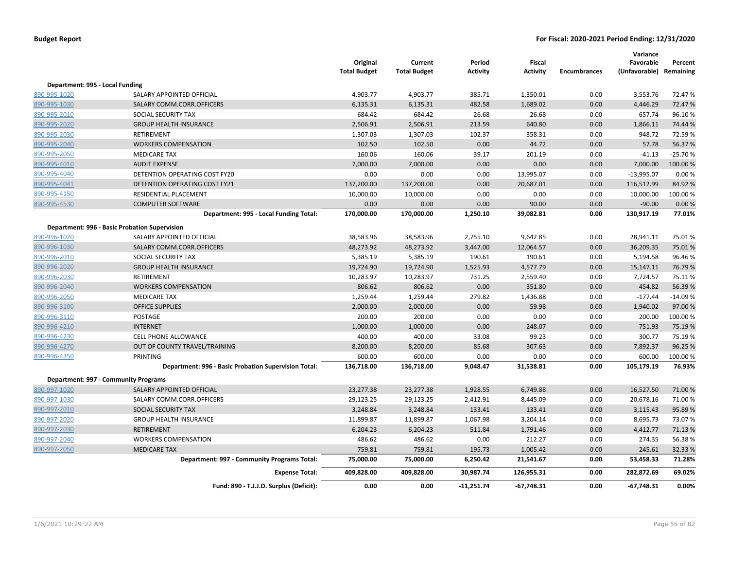**Budget Report** | **For Fiscal: 2020-2021 Period Ending: 12/31/2020**

| | | Original Total Budget | Current Total Budget | Period Activity | Fiscal Activity | Encumbrances | Variance Favorable (Unfavorable) | Percent Remaining |
|---|---|---|---|---|---|---|---|---|
| **Department: 995 - Local Funding** | | | | | | | | |
| 890-995-1020 | SALARY APPOINTED OFFICIAL | 4,903.77 | 4,903.77 | 385.71 | 1,350.01 | 0.00 | 3,553.76 | 72.47 % |
| 890-995-1030 | SALARY COMM.CORR.OFFICERS | 6,135.31 | 6,135.31 | 482.58 | 1,689.02 | 0.00 | 4,446.29 | 72.47 % |
| 890-995-2010 | SOCIAL SECURITY TAX | 684.42 | 684.42 | 26.68 | 26.68 | 0.00 | 657.74 | 96.10 % |
| 890-995-2020 | GROUP HEALTH INSURANCE | 2,506.91 | 2,506.91 | 213.59 | 640.80 | 0.00 | 1,866.11 | 74.44 % |
| 890-995-2030 | RETIREMENT | 1,307.03 | 1,307.03 | 102.37 | 358.31 | 0.00 | 948.72 | 72.59 % |
| 890-995-2040 | WORKERS COMPENSATION | 102.50 | 102.50 | 0.00 | 44.72 | 0.00 | 57.78 | 56.37 % |
| 890-995-2050 | MEDICARE TAX | 160.06 | 160.06 | 39.17 | 201.19 | 0.00 | -41.13 | -25.70 % |
| 890-995-4010 | AUDIT EXPENSE | 7,000.00 | 7,000.00 | 0.00 | 0.00 | 0.00 | 7,000.00 | 100.00 % |
| 890-995-4040 | DETENTION OPERATING COST FY20 | 0.00 | 0.00 | 0.00 | 13,995.07 | 0.00 | -13,995.07 | 0.00 % |
| 890-995-4041 | DETENTION OPERATING COST FY21 | 137,200.00 | 137,200.00 | 0.00 | 20,687.01 | 0.00 | 116,512.99 | 84.92 % |
| 890-995-4150 | RESIDENTIAL PLACEMENT | 10,000.00 | 10,000.00 | 0.00 | 0.00 | 0.00 | 10,000.00 | 100.00 % |
| 890-995-4530 | COMPUTER SOFTWARE | 0.00 | 0.00 | 0.00 | 90.00 | 0.00 | -90.00 | 0.00 % |
| | **Department: 995 - Local Funding Total:** | **170,000.00** | **170,000.00** | **1,250.10** | **39,082.81** | **0.00** | **130,917.19** | **77.01%** |
| **Department: 996 - Basic Probation Supervision** | | | | | | | | |
| 890-996-1020 | SALARY APPOINTED OFFICIAL | 38,583.96 | 38,583.96 | 2,755.10 | 9,642.85 | 0.00 | 28,941.11 | 75.01 % |
| 890-996-1030 | SALARY COMM.CORR.OFFICERS | 48,273.92 | 48,273.92 | 3,447.00 | 12,064.57 | 0.00 | 36,209.35 | 75.01 % |
| 890-996-2010 | SOCIAL SECURITY TAX | 5,385.19 | 5,385.19 | 190.61 | 190.61 | 0.00 | 5,194.58 | 96.46 % |
| 890-996-2020 | GROUP HEALTH INSURANCE | 19,724.90 | 19,724.90 | 1,525.93 | 4,577.79 | 0.00 | 15,147.11 | 76.79 % |
| 890-996-2030 | RETIREMENT | 10,283.97 | 10,283.97 | 731.25 | 2,559.40 | 0.00 | 7,724.57 | 75.11 % |
| 890-996-2040 | WORKERS COMPENSATION | 806.62 | 806.62 | 0.00 | 351.80 | 0.00 | 454.82 | 56.39 % |
| 890-996-2050 | MEDICARE TAX | 1,259.44 | 1,259.44 | 279.82 | 1,436.88 | 0.00 | -177.44 | -14.09 % |
| 890-996-3100 | OFFICE SUPPLIES | 2,000.00 | 2,000.00 | 0.00 | 59.98 | 0.00 | 1,940.02 | 97.00 % |
| 890-996-3110 | POSTAGE | 200.00 | 200.00 | 0.00 | 0.00 | 0.00 | 200.00 | 100.00 % |
| 890-996-4210 | INTERNET | 1,000.00 | 1,000.00 | 0.00 | 248.07 | 0.00 | 751.93 | 75.19 % |
| 890-996-4230 | CELL PHONE ALLOWANCE | 400.00 | 400.00 | 33.08 | 99.23 | 0.00 | 300.77 | 75.19 % |
| 890-996-4270 | OUT OF COUNTY TRAVEL/TRAINING | 8,200.00 | 8,200.00 | 85.68 | 307.63 | 0.00 | 7,892.37 | 96.25 % |
| 890-996-4350 | PRINTING | 600.00 | 600.00 | 0.00 | 0.00 | 0.00 | 600.00 | 100.00 % |
| | **Department: 996 - Basic Probation Supervision Total:** | **136,718.00** | **136,718.00** | **9,048.47** | **31,538.81** | **0.00** | **105,179.19** | **76.93%** |
| **Department: 997 - Community Programs** | | | | | | | | |
| 890-997-1020 | SALARY APPOINTED OFFICIAL | 23,277.38 | 23,277.38 | 1,928.55 | 6,749.88 | 0.00 | 16,527.50 | 71.00 % |
| 890-997-1030 | SALARY COMM.CORR.OFFICERS | 29,123.25 | 29,123.25 | 2,412.91 | 8,445.09 | 0.00 | 20,678.16 | 71.00 % |
| 890-997-2010 | SOCIAL SECURITY TAX | 3,248.84 | 3,248.84 | 133.41 | 133.41 | 0.00 | 3,115.43 | 95.89 % |
| 890-997-2020 | GROUP HEALTH INSURANCE | 11,899.87 | 11,899.87 | 1,067.98 | 3,204.14 | 0.00 | 8,695.73 | 73.07 % |
| 890-997-2030 | RETIREMENT | 6,204.23 | 6,204.23 | 511.84 | 1,791.46 | 0.00 | 4,412.77 | 71.13 % |
| 890-997-2040 | WORKERS COMPENSATION | 486.62 | 486.62 | 0.00 | 212.27 | 0.00 | 274.35 | 56.38 % |
| 890-997-2050 | MEDICARE TAX | 759.81 | 759.81 | 195.73 | 1,005.42 | 0.00 | -245.61 | -32.33 % |
| | **Department: 997 - Community Programs Total:** | **75,000.00** | **75,000.00** | **6,250.42** | **21,541.67** | **0.00** | **53,458.33** | **71.28%** |
| | **Expense Total:** | **409,828.00** | **409,828.00** | **30,987.74** | **126,955.31** | **0.00** | **282,872.69** | **69.02%** |
| | **Fund: 890 - T.J.J.D. Surplus (Deficit):** | **0.00** | **0.00** | **-11,251.74** | **-67,748.31** | **0.00** | **-67,748.31** | **0.00%** |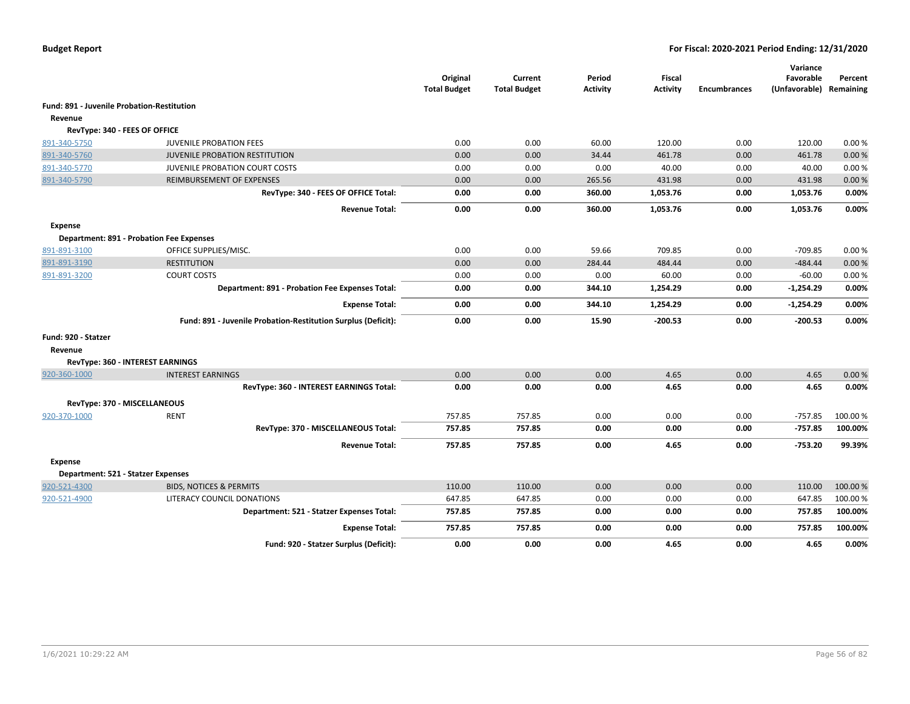**Budget Report** | **For Fiscal: 2020-2021 Period Ending: 12/31/2020**

| | | Original Total Budget | Current Total Budget | Period Activity | Fiscal Activity | Encumbrances | Variance Favorable (Unfavorable) | Percent Remaining |
|---|---|---|---|---|---|---|---|---|
| **Fund: 891 - Juvenile Probation-Restitution** | | | | | | | | |
| **Revenue** | | | | | | | | |
| **RevType: 340 - FEES OF OFFICE** | | | | | | | | |
| 891-340-5750 | JUVENILE PROBATION FEES | 0.00 | 0.00 | 60.00 | 120.00 | 0.00 | 120.00 | 0.00 % |
| 891-340-5760 | JUVENILE PROBATION RESTITUTION | 0.00 | 0.00 | 34.44 | 461.78 | 0.00 | 461.78 | 0.00 % |
| 891-340-5770 | JUVENILE PROBATION COURT COSTS | 0.00 | 0.00 | 0.00 | 40.00 | 0.00 | 40.00 | 0.00 % |
| 891-340-5790 | REIMBURSEMENT OF EXPENSES | 0.00 | 0.00 | 265.56 | 431.98 | 0.00 | 431.98 | 0.00 % |
| | **RevType: 340 - FEES OF OFFICE Total:** | **0.00** | **0.00** | **360.00** | **1,053.76** | **0.00** | **1,053.76** | **0.00%** |
| | **Revenue Total:** | **0.00** | **0.00** | **360.00** | **1,053.76** | **0.00** | **1,053.76** | **0.00%** |
| **Expense** | | | | | | | | |
| **Department: 891 - Probation Fee Expenses** | | | | | | | | |
| 891-891-3100 | OFFICE SUPPLIES/MISC. | 0.00 | 0.00 | 59.66 | 709.85 | 0.00 | -709.85 | 0.00 % |
| 891-891-3190 | RESTITUTION | 0.00 | 0.00 | 284.44 | 484.44 | 0.00 | -484.44 | 0.00 % |
| 891-891-3200 | COURT COSTS | 0.00 | 0.00 | 0.00 | 60.00 | 0.00 | -60.00 | 0.00 % |
| | **Department: 891 - Probation Fee Expenses Total:** | **0.00** | **0.00** | **344.10** | **1,254.29** | **0.00** | **-1,254.29** | **0.00%** |
| | **Expense Total:** | **0.00** | **0.00** | **344.10** | **1,254.29** | **0.00** | **-1,254.29** | **0.00%** |
| | **Fund: 891 - Juvenile Probation-Restitution Surplus (Deficit):** | **0.00** | **0.00** | **15.90** | **-200.53** | **0.00** | **-200.53** | **0.00%** |
| **Fund: 920 - Statzer** | | | | | | | | |
| **Revenue** | | | | | | | | |
| **RevType: 360 - INTEREST EARNINGS** | | | | | | | | |
| 920-360-1000 | INTEREST EARNINGS | 0.00 | 0.00 | 0.00 | 4.65 | 0.00 | 4.65 | 0.00 % |
| | **RevType: 360 - INTEREST EARNINGS Total:** | **0.00** | **0.00** | **0.00** | **4.65** | **0.00** | **4.65** | **0.00%** |
| **RevType: 370 - MISCELLANEOUS** | | | | | | | | |
| 920-370-1000 | RENT | 757.85 | 757.85 | 0.00 | 0.00 | 0.00 | -757.85 | 100.00 % |
| | **RevType: 370 - MISCELLANEOUS Total:** | **757.85** | **757.85** | **0.00** | **0.00** | **0.00** | **-757.85** | **100.00%** |
| | **Revenue Total:** | **757.85** | **757.85** | **0.00** | **4.65** | **0.00** | **-753.20** | **99.39%** |
| **Expense** | | | | | | | | |
| **Department: 521 - Statzer Expenses** | | | | | | | | |
| 920-521-4300 | BIDS, NOTICES & PERMITS | 110.00 | 110.00 | 0.00 | 0.00 | 0.00 | 110.00 | 100.00 % |
| 920-521-4900 | LITERACY COUNCIL DONATIONS | 647.85 | 647.85 | 0.00 | 0.00 | 0.00 | 647.85 | 100.00 % |
| | **Department: 521 - Statzer Expenses Total:** | **757.85** | **757.85** | **0.00** | **0.00** | **0.00** | **757.85** | **100.00%** |
| | **Expense Total:** | **757.85** | **757.85** | **0.00** | **0.00** | **0.00** | **757.85** | **100.00%** |
| | **Fund: 920 - Statzer Surplus (Deficit):** | **0.00** | **0.00** | **0.00** | **4.65** | **0.00** | **4.65** | **0.00%** |

1/6/2021 10:29:22 AM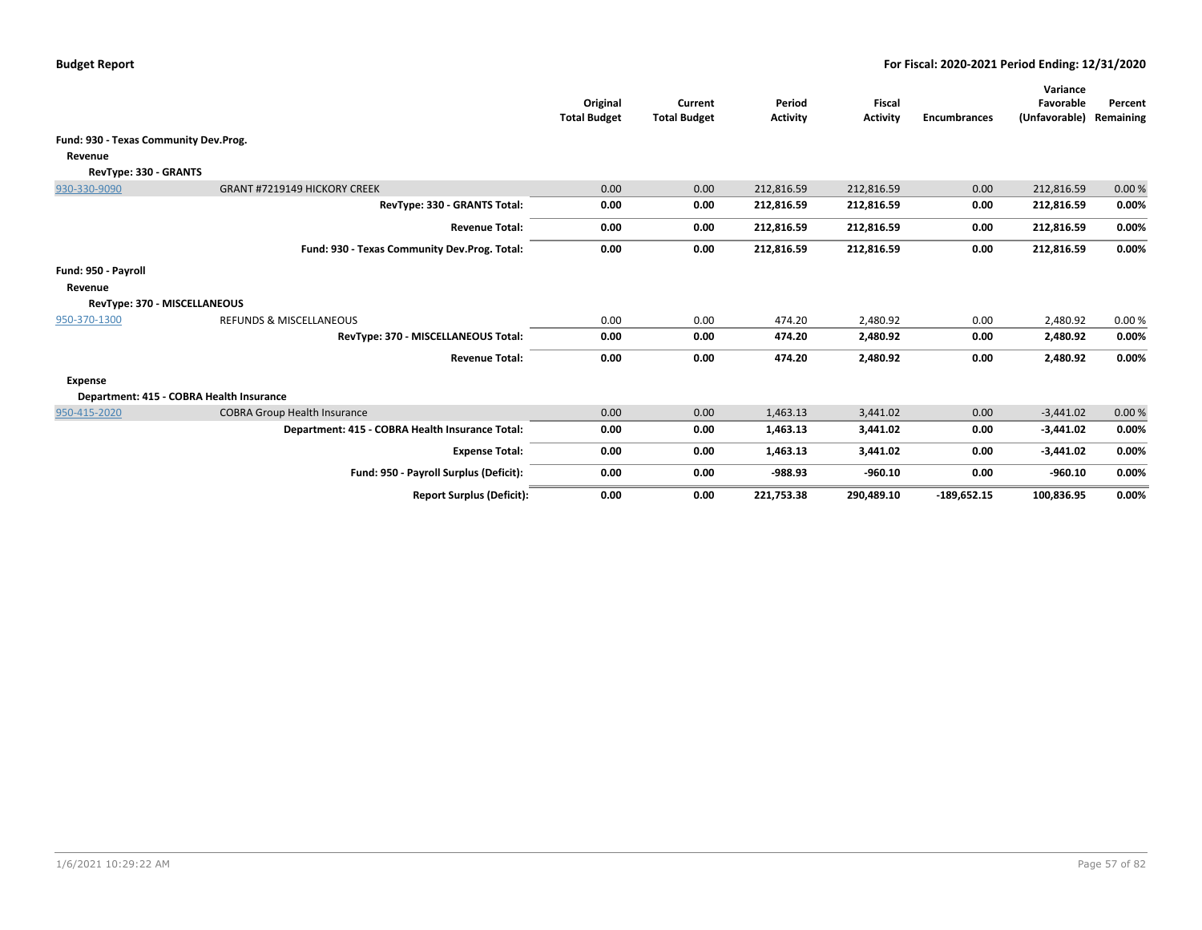**Budget Report** — For Fiscal: 2020-2021 Period Ending: 12/31/2020

| | | Original Total Budget | Current Total Budget | Period Activity | Fiscal Activity | Encumbrances | Variance Favorable (Unfavorable) | Percent Remaining |
|---|---|---|---|---|---|---|---|---|
| **Fund: 930 - Texas Community Dev.Prog.** | | | | | | | | |
| **Revenue** | | | | | | | | |
| **RevType: 330 - GRANTS** | | | | | | | | |
| 930-330-9090 | GRANT #7219149 HICKORY CREEK | 0.00 | 0.00 | 212,816.59 | 212,816.59 | 0.00 | 212,816.59 | 0.00 % |
| | **RevType: 330 - GRANTS Total:** | **0.00** | **0.00** | **212,816.59** | **212,816.59** | **0.00** | **212,816.59** | **0.00%** |
| | **Revenue Total:** | **0.00** | **0.00** | **212,816.59** | **212,816.59** | **0.00** | **212,816.59** | **0.00%** |
| | **Fund: 930 - Texas Community Dev.Prog. Total:** | **0.00** | **0.00** | **212,816.59** | **212,816.59** | **0.00** | **212,816.59** | **0.00%** |
| **Fund: 950 - Payroll** | | | | | | | | |
| **Revenue** | | | | | | | | |
| **RevType: 370 - MISCELLANEOUS** | | | | | | | | |
| 950-370-1300 | REFUNDS & MISCELLANEOUS | 0.00 | 0.00 | 474.20 | 2,480.92 | 0.00 | 2,480.92 | 0.00 % |
| | **RevType: 370 - MISCELLANEOUS Total:** | **0.00** | **0.00** | **474.20** | **2,480.92** | **0.00** | **2,480.92** | **0.00%** |
| | **Revenue Total:** | **0.00** | **0.00** | **474.20** | **2,480.92** | **0.00** | **2,480.92** | **0.00%** |
| **Expense** | | | | | | | | |
| **Department: 415 - COBRA Health Insurance** | | | | | | | | |
| 950-415-2020 | COBRA Group Health Insurance | 0.00 | 0.00 | 1,463.13 | 3,441.02 | 0.00 | -3,441.02 | 0.00 % |
| | **Department: 415 - COBRA Health Insurance Total:** | **0.00** | **0.00** | **1,463.13** | **3,441.02** | **0.00** | **-3,441.02** | **0.00%** |
| | **Expense Total:** | **0.00** | **0.00** | **1,463.13** | **3,441.02** | **0.00** | **-3,441.02** | **0.00%** |
| | **Fund: 950 - Payroll Surplus (Deficit):** | **0.00** | **0.00** | **-988.93** | **-960.10** | **0.00** | **-960.10** | **0.00%** |
| | **Report Surplus (Deficit):** | **0.00** | **0.00** | **221,753.38** | **290,489.10** | **-189,652.15** | **100,836.95** | **0.00%** |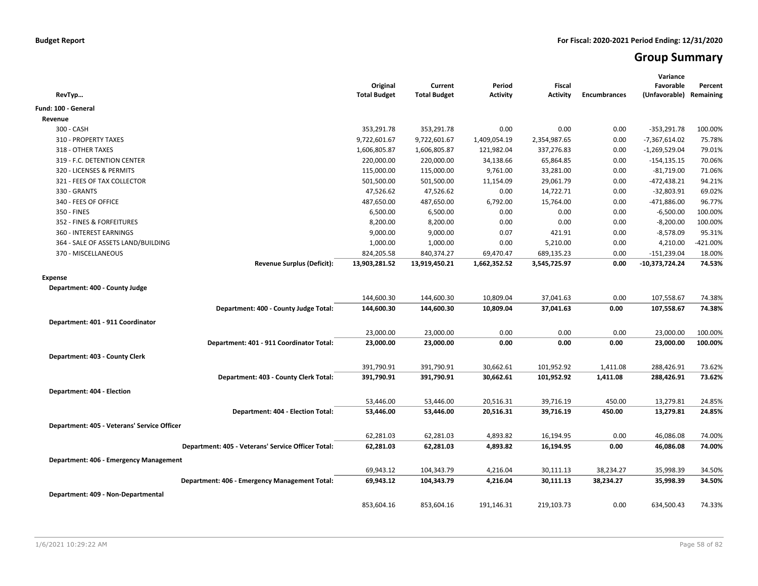**Budget Report** **For Fiscal: 2020-2021 Period Ending: 12/31/2020**

# Group Summary

| RevTyp… | Original Total Budget | Current Total Budget | Period Activity | Fiscal Activity | Encumbrances | Variance Favorable (Unfavorable) | Percent Remaining |
|---|---|---|---|---|---|---|---|
| **Fund: 100 - General** | | | | | | | |
| **Revenue** | | | | | | | |
| 300 - CASH | 353,291.78 | 353,291.78 | 0.00 | 0.00 | 0.00 | -353,291.78 | 100.00% |
| 310 - PROPERTY TAXES | 9,722,601.67 | 9,722,601.67 | 1,409,054.19 | 2,354,987.65 | 0.00 | -7,367,614.02 | 75.78% |
| 318 - OTHER TAXES | 1,606,805.87 | 1,606,805.87 | 121,982.04 | 337,276.83 | 0.00 | -1,269,529.04 | 79.01% |
| 319 - F.C. DETENTION CENTER | 220,000.00 | 220,000.00 | 34,138.66 | 65,864.85 | 0.00 | -154,135.15 | 70.06% |
| 320 - LICENSES & PERMITS | 115,000.00 | 115,000.00 | 9,761.00 | 33,281.00 | 0.00 | -81,719.00 | 71.06% |
| 321 - FEES OF TAX COLLECTOR | 501,500.00 | 501,500.00 | 11,154.09 | 29,061.79 | 0.00 | -472,438.21 | 94.21% |
| 330 - GRANTS | 47,526.62 | 47,526.62 | 0.00 | 14,722.71 | 0.00 | -32,803.91 | 69.02% |
| 340 - FEES OF OFFICE | 487,650.00 | 487,650.00 | 6,792.00 | 15,764.00 | 0.00 | -471,886.00 | 96.77% |
| 350 - FINES | 6,500.00 | 6,500.00 | 0.00 | 0.00 | 0.00 | -6,500.00 | 100.00% |
| 352 - FINES & FORFEITURES | 8,200.00 | 8,200.00 | 0.00 | 0.00 | 0.00 | -8,200.00 | 100.00% |
| 360 - INTEREST EARNINGS | 9,000.00 | 9,000.00 | 0.07 | 421.91 | 0.00 | -8,578.09 | 95.31% |
| 364 - SALE OF ASSETS LAND/BUILDING | 1,000.00 | 1,000.00 | 0.00 | 5,210.00 | 0.00 | 4,210.00 | -421.00% |
| 370 - MISCELLANEOUS | 824,205.58 | 840,374.27 | 69,470.47 | 689,135.23 | 0.00 | -151,239.04 | 18.00% |
| **Revenue Surplus (Deficit):** | **13,903,281.52** | **13,919,450.21** | **1,662,352.52** | **3,545,725.97** | **0.00** | **-10,373,724.24** | **74.53%** |
| **Expense** | | | | | | | |
| **Department: 400 - County Judge** | | | | | | | |
| | 144,600.30 | 144,600.30 | 10,809.04 | 37,041.63 | 0.00 | 107,558.67 | 74.38% |
| **Department: 400 - County Judge Total:** | **144,600.30** | **144,600.30** | **10,809.04** | **37,041.63** | **0.00** | **107,558.67** | **74.38%** |
| **Department: 401 - 911 Coordinator** | | | | | | | |
| | 23,000.00 | 23,000.00 | 0.00 | 0.00 | 0.00 | 23,000.00 | 100.00% |
| **Department: 401 - 911 Coordinator Total:** | **23,000.00** | **23,000.00** | **0.00** | **0.00** | **0.00** | **23,000.00** | **100.00%** |
| **Department: 403 - County Clerk** | | | | | | | |
| | 391,790.91 | 391,790.91 | 30,662.61 | 101,952.92 | 1,411.08 | 288,426.91 | 73.62% |
| **Department: 403 - County Clerk Total:** | **391,790.91** | **391,790.91** | **30,662.61** | **101,952.92** | **1,411.08** | **288,426.91** | **73.62%** |
| **Department: 404 - Election** | | | | | | | |
| | 53,446.00 | 53,446.00 | 20,516.31 | 39,716.19 | 450.00 | 13,279.81 | 24.85% |
| **Department: 404 - Election Total:** | **53,446.00** | **53,446.00** | **20,516.31** | **39,716.19** | **450.00** | **13,279.81** | **24.85%** |
| **Department: 405 - Veterans' Service Officer** | | | | | | | |
| | 62,281.03 | 62,281.03 | 4,893.82 | 16,194.95 | 0.00 | 46,086.08 | 74.00% |
| **Department: 405 - Veterans' Service Officer Total:** | **62,281.03** | **62,281.03** | **4,893.82** | **16,194.95** | **0.00** | **46,086.08** | **74.00%** |
| **Department: 406 - Emergency Management** | | | | | | | |
| | 69,943.12 | 104,343.79 | 4,216.04 | 30,111.13 | 38,234.27 | 35,998.39 | 34.50% |
| **Department: 406 - Emergency Management Total:** | **69,943.12** | **104,343.79** | **4,216.04** | **30,111.13** | **38,234.27** | **35,998.39** | **34.50%** |
| **Department: 409 - Non-Departmental** | | | | | | | |
| | 853,604.16 | 853,604.16 | 191,146.31 | 219,103.73 | 0.00 | 634,500.43 | 74.33% |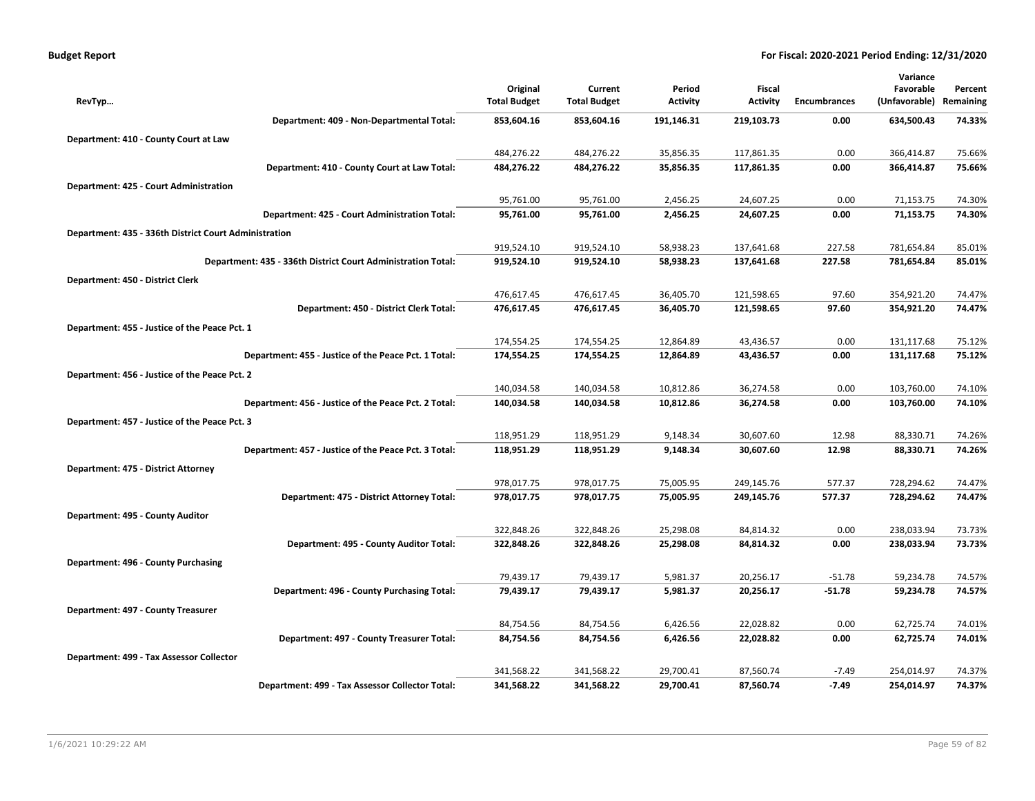| RevTyp… | Original Total Budget | Current Total Budget | Period Activity | Fiscal Activity | Encumbrances | Variance Favorable (Unfavorable) | Percent Remaining |
|---|---|---|---|---|---|---|---|
| **Department: 409 - Non-Departmental Total:** | **853,604.16** | **853,604.16** | **191,146.31** | **219,103.73** | **0.00** | **634,500.43** | **74.33%** |
| **Department: 410 - County Court at Law** | | | | | | | |
| | 484,276.22 | 484,276.22 | 35,856.35 | 117,861.35 | 0.00 | 366,414.87 | 75.66% |
| **Department: 410 - County Court at Law Total:** | **484,276.22** | **484,276.22** | **35,856.35** | **117,861.35** | **0.00** | **366,414.87** | **75.66%** |
| **Department: 425 - Court Administration** | | | | | | | |
| | 95,761.00 | 95,761.00 | 2,456.25 | 24,607.25 | 0.00 | 71,153.75 | 74.30% |
| **Department: 425 - Court Administration Total:** | **95,761.00** | **95,761.00** | **2,456.25** | **24,607.25** | **0.00** | **71,153.75** | **74.30%** |
| **Department: 435 - 336th District Court Administration** | | | | | | | |
| | 919,524.10 | 919,524.10 | 58,938.23 | 137,641.68 | 227.58 | 781,654.84 | 85.01% |
| **Department: 435 - 336th District Court Administration Total:** | **919,524.10** | **919,524.10** | **58,938.23** | **137,641.68** | **227.58** | **781,654.84** | **85.01%** |
| **Department: 450 - District Clerk** | | | | | | | |
| | 476,617.45 | 476,617.45 | 36,405.70 | 121,598.65 | 97.60 | 354,921.20 | 74.47% |
| **Department: 450 - District Clerk Total:** | **476,617.45** | **476,617.45** | **36,405.70** | **121,598.65** | **97.60** | **354,921.20** | **74.47%** |
| **Department: 455 - Justice of the Peace Pct. 1** | | | | | | | |
| | 174,554.25 | 174,554.25 | 12,864.89 | 43,436.57 | 0.00 | 131,117.68 | 75.12% |
| **Department: 455 - Justice of the Peace Pct. 1 Total:** | **174,554.25** | **174,554.25** | **12,864.89** | **43,436.57** | **0.00** | **131,117.68** | **75.12%** |
| **Department: 456 - Justice of the Peace Pct. 2** | | | | | | | |
| | 140,034.58 | 140,034.58 | 10,812.86 | 36,274.58 | 0.00 | 103,760.00 | 74.10% |
| **Department: 456 - Justice of the Peace Pct. 2 Total:** | **140,034.58** | **140,034.58** | **10,812.86** | **36,274.58** | **0.00** | **103,760.00** | **74.10%** |
| **Department: 457 - Justice of the Peace Pct. 3** | | | | | | | |
| | 118,951.29 | 118,951.29 | 9,148.34 | 30,607.60 | 12.98 | 88,330.71 | 74.26% |
| **Department: 457 - Justice of the Peace Pct. 3 Total:** | **118,951.29** | **118,951.29** | **9,148.34** | **30,607.60** | **12.98** | **88,330.71** | **74.26%** |
| **Department: 475 - District Attorney** | | | | | | | |
| | 978,017.75 | 978,017.75 | 75,005.95 | 249,145.76 | 577.37 | 728,294.62 | 74.47% |
| **Department: 475 - District Attorney Total:** | **978,017.75** | **978,017.75** | **75,005.95** | **249,145.76** | **577.37** | **728,294.62** | **74.47%** |
| **Department: 495 - County Auditor** | | | | | | | |
| | 322,848.26 | 322,848.26 | 25,298.08 | 84,814.32 | 0.00 | 238,033.94 | 73.73% |
| **Department: 495 - County Auditor Total:** | **322,848.26** | **322,848.26** | **25,298.08** | **84,814.32** | **0.00** | **238,033.94** | **73.73%** |
| **Department: 496 - County Purchasing** | | | | | | | |
| | 79,439.17 | 79,439.17 | 5,981.37 | 20,256.17 | -51.78 | 59,234.78 | 74.57% |
| **Department: 496 - County Purchasing Total:** | **79,439.17** | **79,439.17** | **5,981.37** | **20,256.17** | **-51.78** | **59,234.78** | **74.57%** |
| **Department: 497 - County Treasurer** | | | | | | | |
| | 84,754.56 | 84,754.56 | 6,426.56 | 22,028.82 | 0.00 | 62,725.74 | 74.01% |
| **Department: 497 - County Treasurer Total:** | **84,754.56** | **84,754.56** | **6,426.56** | **22,028.82** | **0.00** | **62,725.74** | **74.01%** |
| **Department: 499 - Tax Assessor Collector** | | | | | | | |
| | 341,568.22 | 341,568.22 | 29,700.41 | 87,560.74 | -7.49 | 254,014.97 | 74.37% |
| **Department: 499 - Tax Assessor Collector Total:** | **341,568.22** | **341,568.22** | **29,700.41** | **87,560.74** | **-7.49** | **254,014.97** | **74.37%** |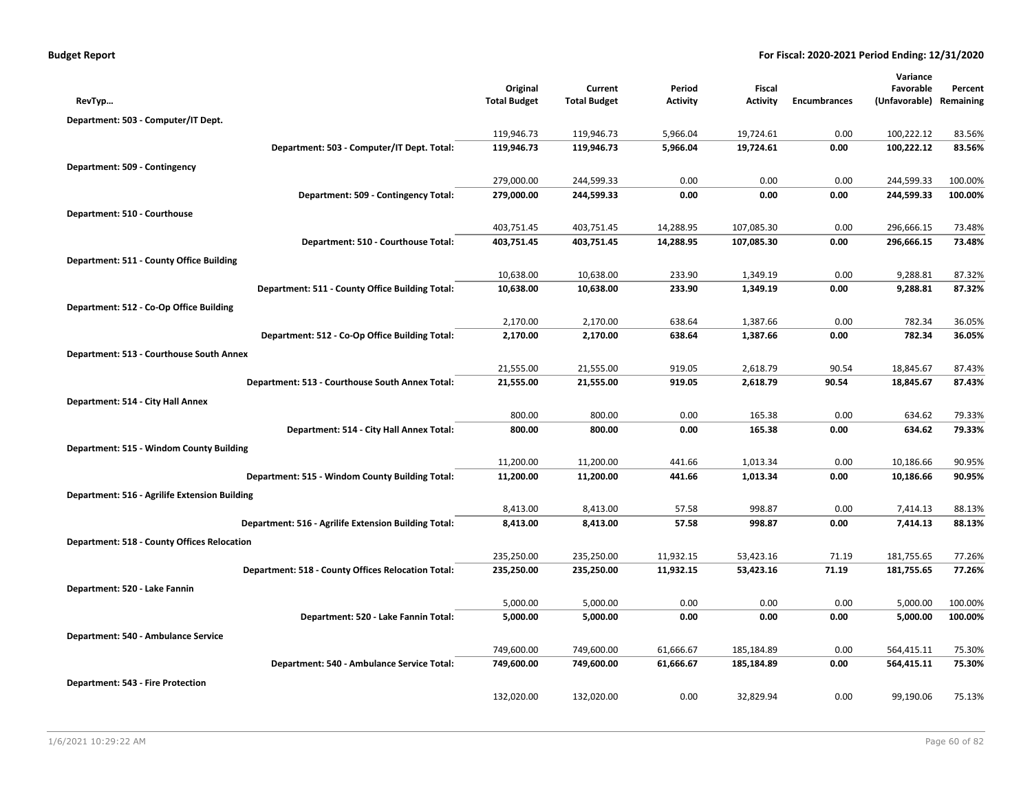**Budget Report** | **For Fiscal: 2020-2021 Period Ending: 12/31/2020**

| RevTyp… | Original Total Budget | Current Total Budget | Period Activity | Fiscal Activity | Encumbrances | Variance Favorable (Unfavorable) | Percent Remaining |
|---|---|---|---|---|---|---|---|
| **Department: 503 - Computer/IT Dept.** | | | | | | | |
| | 119,946.73 | 119,946.73 | 5,966.04 | 19,724.61 | 0.00 | 100,222.12 | 83.56% |
| **Department: 503 - Computer/IT Dept. Total:** | **119,946.73** | **119,946.73** | **5,966.04** | **19,724.61** | **0.00** | **100,222.12** | **83.56%** |
| **Department: 509 - Contingency** | | | | | | | |
| | 279,000.00 | 244,599.33 | 0.00 | 0.00 | 0.00 | 244,599.33 | 100.00% |
| **Department: 509 - Contingency Total:** | **279,000.00** | **244,599.33** | **0.00** | **0.00** | **0.00** | **244,599.33** | **100.00%** |
| **Department: 510 - Courthouse** | | | | | | | |
| | 403,751.45 | 403,751.45 | 14,288.95 | 107,085.30 | 0.00 | 296,666.15 | 73.48% |
| **Department: 510 - Courthouse Total:** | **403,751.45** | **403,751.45** | **14,288.95** | **107,085.30** | **0.00** | **296,666.15** | **73.48%** |
| **Department: 511 - County Office Building** | | | | | | | |
| | 10,638.00 | 10,638.00 | 233.90 | 1,349.19 | 0.00 | 9,288.81 | 87.32% |
| **Department: 511 - County Office Building Total:** | **10,638.00** | **10,638.00** | **233.90** | **1,349.19** | **0.00** | **9,288.81** | **87.32%** |
| **Department: 512 - Co-Op Office Building** | | | | | | | |
| | 2,170.00 | 2,170.00 | 638.64 | 1,387.66 | 0.00 | 782.34 | 36.05% |
| **Department: 512 - Co-Op Office Building Total:** | **2,170.00** | **2,170.00** | **638.64** | **1,387.66** | **0.00** | **782.34** | **36.05%** |
| **Department: 513 - Courthouse South Annex** | | | | | | | |
| | 21,555.00 | 21,555.00 | 919.05 | 2,618.79 | 90.54 | 18,845.67 | 87.43% |
| **Department: 513 - Courthouse South Annex Total:** | **21,555.00** | **21,555.00** | **919.05** | **2,618.79** | **90.54** | **18,845.67** | **87.43%** |
| **Department: 514 - City Hall Annex** | | | | | | | |
| | 800.00 | 800.00 | 0.00 | 165.38 | 0.00 | 634.62 | 79.33% |
| **Department: 514 - City Hall Annex Total:** | **800.00** | **800.00** | **0.00** | **165.38** | **0.00** | **634.62** | **79.33%** |
| **Department: 515 - Windom County Building** | | | | | | | |
| | 11,200.00 | 11,200.00 | 441.66 | 1,013.34 | 0.00 | 10,186.66 | 90.95% |
| **Department: 515 - Windom County Building Total:** | **11,200.00** | **11,200.00** | **441.66** | **1,013.34** | **0.00** | **10,186.66** | **90.95%** |
| **Department: 516 - Agrilife Extension Building** | | | | | | | |
| | 8,413.00 | 8,413.00 | 57.58 | 998.87 | 0.00 | 7,414.13 | 88.13% |
| **Department: 516 - Agrilife Extension Building Total:** | **8,413.00** | **8,413.00** | **57.58** | **998.87** | **0.00** | **7,414.13** | **88.13%** |
| **Department: 518 - County Offices Relocation** | | | | | | | |
| | 235,250.00 | 235,250.00 | 11,932.15 | 53,423.16 | 71.19 | 181,755.65 | 77.26% |
| **Department: 518 - County Offices Relocation Total:** | **235,250.00** | **235,250.00** | **11,932.15** | **53,423.16** | **71.19** | **181,755.65** | **77.26%** |
| **Department: 520 - Lake Fannin** | | | | | | | |
| | 5,000.00 | 5,000.00 | 0.00 | 0.00 | 0.00 | 5,000.00 | 100.00% |
| **Department: 520 - Lake Fannin Total:** | **5,000.00** | **5,000.00** | **0.00** | **0.00** | **0.00** | **5,000.00** | **100.00%** |
| **Department: 540 - Ambulance Service** | | | | | | | |
| | 749,600.00 | 749,600.00 | 61,666.67 | 185,184.89 | 0.00 | 564,415.11 | 75.30% |
| **Department: 540 - Ambulance Service Total:** | **749,600.00** | **749,600.00** | **61,666.67** | **185,184.89** | **0.00** | **564,415.11** | **75.30%** |
| **Department: 543 - Fire Protection** | | | | | | | |
| | 132,020.00 | 132,020.00 | 0.00 | 32,829.94 | 0.00 | 99,190.06 | 75.13% |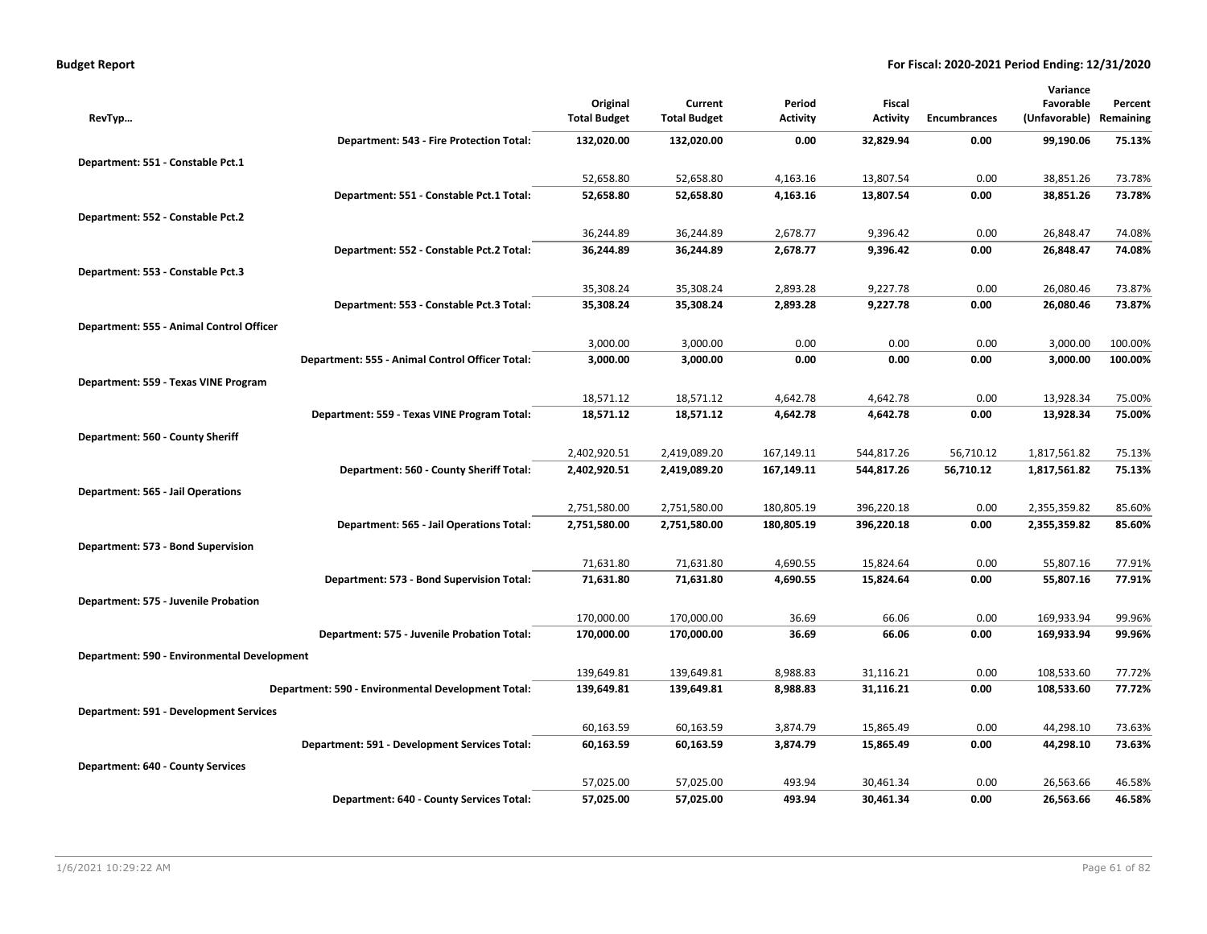| RevTyp… | Original Total Budget | Current Total Budget | Period Activity | Fiscal Activity | Encumbrances | Variance Favorable (Unfavorable) | Percent Remaining |
|---|---|---|---|---|---|---|---|
| **Department: 543 - Fire Protection Total:** | **132,020.00** | **132,020.00** | **0.00** | **32,829.94** | **0.00** | **99,190.06** | **75.13%** |
| **Department: 551 - Constable Pct.1** | | | | | | | |
| | 52,658.80 | 52,658.80 | 4,163.16 | 13,807.54 | 0.00 | 38,851.26 | 73.78% |
| **Department: 551 - Constable Pct.1 Total:** | **52,658.80** | **52,658.80** | **4,163.16** | **13,807.54** | **0.00** | **38,851.26** | **73.78%** |
| **Department: 552 - Constable Pct.2** | | | | | | | |
| | 36,244.89 | 36,244.89 | 2,678.77 | 9,396.42 | 0.00 | 26,848.47 | 74.08% |
| **Department: 552 - Constable Pct.2 Total:** | **36,244.89** | **36,244.89** | **2,678.77** | **9,396.42** | **0.00** | **26,848.47** | **74.08%** |
| **Department: 553 - Constable Pct.3** | | | | | | | |
| | 35,308.24 | 35,308.24 | 2,893.28 | 9,227.78 | 0.00 | 26,080.46 | 73.87% |
| **Department: 553 - Constable Pct.3 Total:** | **35,308.24** | **35,308.24** | **2,893.28** | **9,227.78** | **0.00** | **26,080.46** | **73.87%** |
| **Department: 555 - Animal Control Officer** | | | | | | | |
| | 3,000.00 | 3,000.00 | 0.00 | 0.00 | 0.00 | 3,000.00 | 100.00% |
| **Department: 555 - Animal Control Officer Total:** | **3,000.00** | **3,000.00** | **0.00** | **0.00** | **0.00** | **3,000.00** | **100.00%** |
| **Department: 559 - Texas VINE Program** | | | | | | | |
| | 18,571.12 | 18,571.12 | 4,642.78 | 4,642.78 | 0.00 | 13,928.34 | 75.00% |
| **Department: 559 - Texas VINE Program Total:** | **18,571.12** | **18,571.12** | **4,642.78** | **4,642.78** | **0.00** | **13,928.34** | **75.00%** |
| **Department: 560 - County Sheriff** | | | | | | | |
| | 2,402,920.51 | 2,419,089.20 | 167,149.11 | 544,817.26 | 56,710.12 | 1,817,561.82 | 75.13% |
| **Department: 560 - County Sheriff Total:** | **2,402,920.51** | **2,419,089.20** | **167,149.11** | **544,817.26** | **56,710.12** | **1,817,561.82** | **75.13%** |
| **Department: 565 - Jail Operations** | | | | | | | |
| | 2,751,580.00 | 2,751,580.00 | 180,805.19 | 396,220.18 | 0.00 | 2,355,359.82 | 85.60% |
| **Department: 565 - Jail Operations Total:** | **2,751,580.00** | **2,751,580.00** | **180,805.19** | **396,220.18** | **0.00** | **2,355,359.82** | **85.60%** |
| **Department: 573 - Bond Supervision** | | | | | | | |
| | 71,631.80 | 71,631.80 | 4,690.55 | 15,824.64 | 0.00 | 55,807.16 | 77.91% |
| **Department: 573 - Bond Supervision Total:** | **71,631.80** | **71,631.80** | **4,690.55** | **15,824.64** | **0.00** | **55,807.16** | **77.91%** |
| **Department: 575 - Juvenile Probation** | | | | | | | |
| | 170,000.00 | 170,000.00 | 36.69 | 66.06 | 0.00 | 169,933.94 | 99.96% |
| **Department: 575 - Juvenile Probation Total:** | **170,000.00** | **170,000.00** | **36.69** | **66.06** | **0.00** | **169,933.94** | **99.96%** |
| **Department: 590 - Environmental Development** | | | | | | | |
| | 139,649.81 | 139,649.81 | 8,988.83 | 31,116.21 | 0.00 | 108,533.60 | 77.72% |
| **Department: 590 - Environmental Development Total:** | **139,649.81** | **139,649.81** | **8,988.83** | **31,116.21** | **0.00** | **108,533.60** | **77.72%** |
| **Department: 591 - Development Services** | | | | | | | |
| | 60,163.59 | 60,163.59 | 3,874.79 | 15,865.49 | 0.00 | 44,298.10 | 73.63% |
| **Department: 591 - Development Services Total:** | **60,163.59** | **60,163.59** | **3,874.79** | **15,865.49** | **0.00** | **44,298.10** | **73.63%** |
| **Department: 640 - County Services** | | | | | | | |
| | 57,025.00 | 57,025.00 | 493.94 | 30,461.34 | 0.00 | 26,563.66 | 46.58% |
| **Department: 640 - County Services Total:** | **57,025.00** | **57,025.00** | **493.94** | **30,461.34** | **0.00** | **26,563.66** | **46.58%** |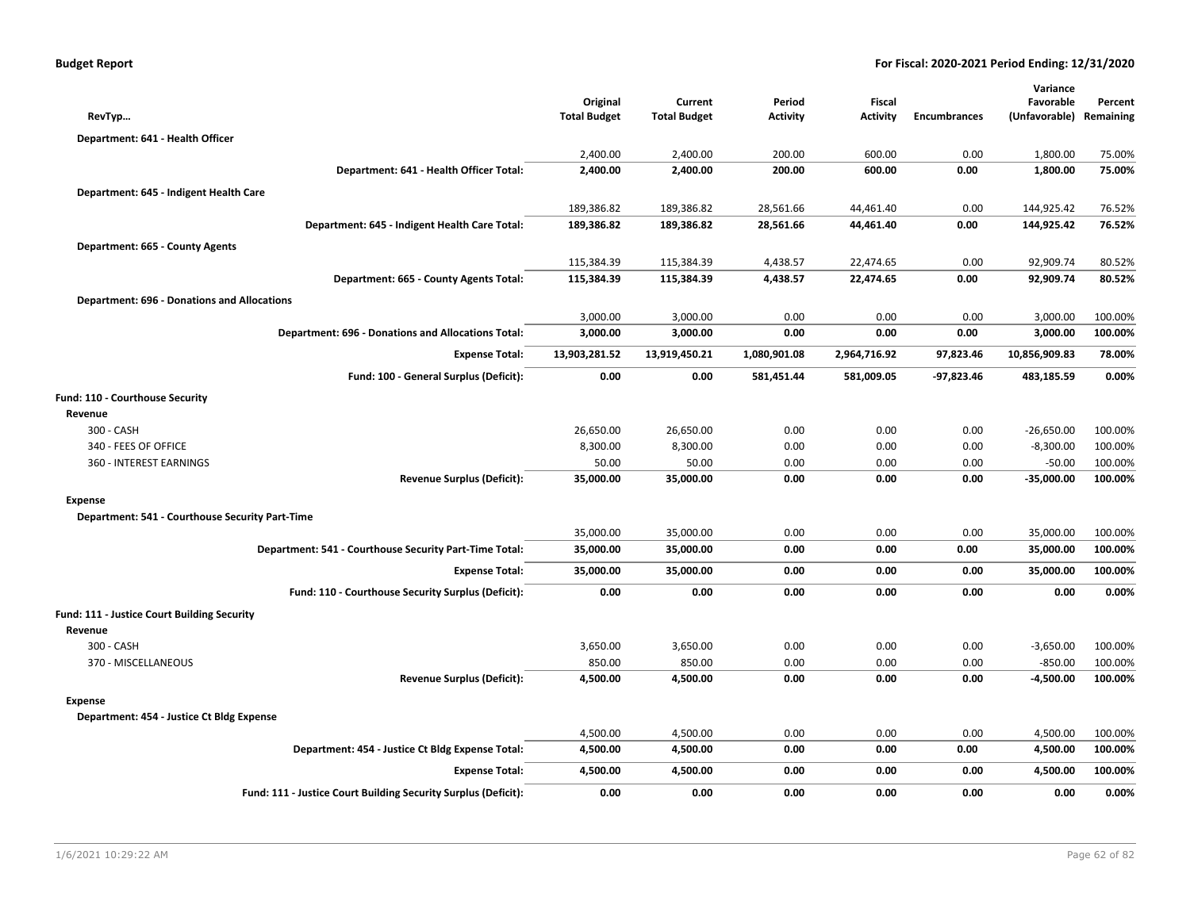| RevTyp… | Original Total Budget | Current Total Budget | Period Activity | Fiscal Activity | Encumbrances | Variance Favorable (Unfavorable) | Percent Remaining |
|---|---|---|---|---|---|---|---|
| **Department: 641 - Health Officer** | | | | | | | |
| | 2,400.00 | 2,400.00 | 200.00 | 600.00 | 0.00 | 1,800.00 | 75.00% |
| **Department: 641 - Health Officer Total:** | **2,400.00** | **2,400.00** | **200.00** | **600.00** | **0.00** | **1,800.00** | **75.00%** |
| **Department: 645 - Indigent Health Care** | | | | | | | |
| | 189,386.82 | 189,386.82 | 28,561.66 | 44,461.40 | 0.00 | 144,925.42 | 76.52% |
| **Department: 645 - Indigent Health Care Total:** | **189,386.82** | **189,386.82** | **28,561.66** | **44,461.40** | **0.00** | **144,925.42** | **76.52%** |
| **Department: 665 - County Agents** | | | | | | | |
| | 115,384.39 | 115,384.39 | 4,438.57 | 22,474.65 | 0.00 | 92,909.74 | 80.52% |
| **Department: 665 - County Agents Total:** | **115,384.39** | **115,384.39** | **4,438.57** | **22,474.65** | **0.00** | **92,909.74** | **80.52%** |
| **Department: 696 - Donations and Allocations** | | | | | | | |
| | 3,000.00 | 3,000.00 | 0.00 | 0.00 | 0.00 | 3,000.00 | 100.00% |
| **Department: 696 - Donations and Allocations Total:** | **3,000.00** | **3,000.00** | **0.00** | **0.00** | **0.00** | **3,000.00** | **100.00%** |
| **Expense Total:** | **13,903,281.52** | **13,919,450.21** | **1,080,901.08** | **2,964,716.92** | **97,823.46** | **10,856,909.83** | **78.00%** |
| **Fund: 100 - General Surplus (Deficit):** | **0.00** | **0.00** | **581,451.44** | **581,009.05** | **-97,823.46** | **483,185.59** | **0.00%** |
| **Fund: 110 - Courthouse Security** | | | | | | | |
| **Revenue** | | | | | | | |
| 300 - CASH | 26,650.00 | 26,650.00 | 0.00 | 0.00 | 0.00 | -26,650.00 | 100.00% |
| 340 - FEES OF OFFICE | 8,300.00 | 8,300.00 | 0.00 | 0.00 | 0.00 | -8,300.00 | 100.00% |
| 360 - INTEREST EARNINGS | 50.00 | 50.00 | 0.00 | 0.00 | 0.00 | -50.00 | 100.00% |
| **Revenue Surplus (Deficit):** | **35,000.00** | **35,000.00** | **0.00** | **0.00** | **0.00** | **-35,000.00** | **100.00%** |
| **Expense** | | | | | | | |
| **Department: 541 - Courthouse Security Part-Time** | | | | | | | |
| | 35,000.00 | 35,000.00 | 0.00 | 0.00 | 0.00 | 35,000.00 | 100.00% |
| **Department: 541 - Courthouse Security Part-Time Total:** | **35,000.00** | **35,000.00** | **0.00** | **0.00** | **0.00** | **35,000.00** | **100.00%** |
| **Expense Total:** | **35,000.00** | **35,000.00** | **0.00** | **0.00** | **0.00** | **35,000.00** | **100.00%** |
| **Fund: 110 - Courthouse Security Surplus (Deficit):** | **0.00** | **0.00** | **0.00** | **0.00** | **0.00** | **0.00** | **0.00%** |
| **Fund: 111 - Justice Court Building Security** | | | | | | | |
| **Revenue** | | | | | | | |
| 300 - CASH | 3,650.00 | 3,650.00 | 0.00 | 0.00 | 0.00 | -3,650.00 | 100.00% |
| 370 - MISCELLANEOUS | 850.00 | 850.00 | 0.00 | 0.00 | 0.00 | -850.00 | 100.00% |
| **Revenue Surplus (Deficit):** | **4,500.00** | **4,500.00** | **0.00** | **0.00** | **0.00** | **-4,500.00** | **100.00%** |
| **Expense** | | | | | | | |
| **Department: 454 - Justice Ct Bldg Expense** | | | | | | | |
| | 4,500.00 | 4,500.00 | 0.00 | 0.00 | 0.00 | 4,500.00 | 100.00% |
| **Department: 454 - Justice Ct Bldg Expense Total:** | **4,500.00** | **4,500.00** | **0.00** | **0.00** | **0.00** | **4,500.00** | **100.00%** |
| **Expense Total:** | **4,500.00** | **4,500.00** | **0.00** | **0.00** | **0.00** | **4,500.00** | **100.00%** |
| **Fund: 111 - Justice Court Building Security Surplus (Deficit):** | **0.00** | **0.00** | **0.00** | **0.00** | **0.00** | **0.00** | **0.00%** |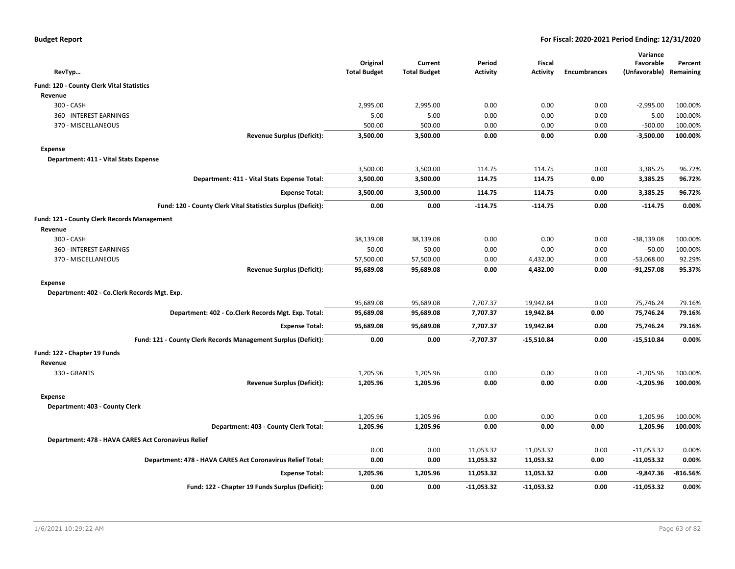**Budget Report** — For Fiscal: 2020-2021 Period Ending: 12/31/2020

| RevTyp… | Original Total Budget | Current Total Budget | Period Activity | Fiscal Activity | Encumbrances | Variance Favorable (Unfavorable) | Percent Remaining |
|---|---|---|---|---|---|---|---|
| **Fund: 120 - County Clerk Vital Statistics** | | | | | | | |
| **Revenue** | | | | | | | |
| 300 - CASH | 2,995.00 | 2,995.00 | 0.00 | 0.00 | 0.00 | -2,995.00 | 100.00% |
| 360 - INTEREST EARNINGS | 5.00 | 5.00 | 0.00 | 0.00 | 0.00 | -5.00 | 100.00% |
| 370 - MISCELLANEOUS | 500.00 | 500.00 | 0.00 | 0.00 | 0.00 | -500.00 | 100.00% |
| **Revenue Surplus (Deficit):** | **3,500.00** | **3,500.00** | **0.00** | **0.00** | **0.00** | **-3,500.00** | **100.00%** |
| **Expense** | | | | | | | |
| **Department: 411 - Vital Stats Expense** | | | | | | | |
| | 3,500.00 | 3,500.00 | 114.75 | 114.75 | 0.00 | 3,385.25 | 96.72% |
| **Department: 411 - Vital Stats Expense Total:** | **3,500.00** | **3,500.00** | **114.75** | **114.75** | **0.00** | **3,385.25** | **96.72%** |
| **Expense Total:** | **3,500.00** | **3,500.00** | **114.75** | **114.75** | **0.00** | **3,385.25** | **96.72%** |
| **Fund: 120 - County Clerk Vital Statistics Surplus (Deficit):** | **0.00** | **0.00** | **-114.75** | **-114.75** | **0.00** | **-114.75** | **0.00%** |
| **Fund: 121 - County Clerk Records Management** | | | | | | | |
| **Revenue** | | | | | | | |
| 300 - CASH | 38,139.08 | 38,139.08 | 0.00 | 0.00 | 0.00 | -38,139.08 | 100.00% |
| 360 - INTEREST EARNINGS | 50.00 | 50.00 | 0.00 | 0.00 | 0.00 | -50.00 | 100.00% |
| 370 - MISCELLANEOUS | 57,500.00 | 57,500.00 | 0.00 | 4,432.00 | 0.00 | -53,068.00 | 92.29% |
| **Revenue Surplus (Deficit):** | **95,689.08** | **95,689.08** | **0.00** | **4,432.00** | **0.00** | **-91,257.08** | **95.37%** |
| **Expense** | | | | | | | |
| **Department: 402 - Co.Clerk Records Mgt. Exp.** | | | | | | | |
| | 95,689.08 | 95,689.08 | 7,707.37 | 19,942.84 | 0.00 | 75,746.24 | 79.16% |
| **Department: 402 - Co.Clerk Records Mgt. Exp. Total:** | **95,689.08** | **95,689.08** | **7,707.37** | **19,942.84** | **0.00** | **75,746.24** | **79.16%** |
| **Expense Total:** | **95,689.08** | **95,689.08** | **7,707.37** | **19,942.84** | **0.00** | **75,746.24** | **79.16%** |
| **Fund: 121 - County Clerk Records Management Surplus (Deficit):** | **0.00** | **0.00** | **-7,707.37** | **-15,510.84** | **0.00** | **-15,510.84** | **0.00%** |
| **Fund: 122 - Chapter 19 Funds** | | | | | | | |
| **Revenue** | | | | | | | |
| 330 - GRANTS | 1,205.96 | 1,205.96 | 0.00 | 0.00 | 0.00 | -1,205.96 | 100.00% |
| **Revenue Surplus (Deficit):** | **1,205.96** | **1,205.96** | **0.00** | **0.00** | **0.00** | **-1,205.96** | **100.00%** |
| **Expense** | | | | | | | |
| **Department: 403 - County Clerk** | | | | | | | |
| | 1,205.96 | 1,205.96 | 0.00 | 0.00 | 0.00 | 1,205.96 | 100.00% |
| **Department: 403 - County Clerk Total:** | **1,205.96** | **1,205.96** | **0.00** | **0.00** | **0.00** | **1,205.96** | **100.00%** |
| **Department: 478 - HAVA CARES Act Coronavirus Relief** | | | | | | | |
| | 0.00 | 0.00 | 11,053.32 | 11,053.32 | 0.00 | -11,053.32 | 0.00% |
| **Department: 478 - HAVA CARES Act Coronavirus Relief Total:** | **0.00** | **0.00** | **11,053.32** | **11,053.32** | **0.00** | **-11,053.32** | **0.00%** |
| **Expense Total:** | **1,205.96** | **1,205.96** | **11,053.32** | **11,053.32** | **0.00** | **-9,847.36** | **-816.56%** |
| **Fund: 122 - Chapter 19 Funds Surplus (Deficit):** | **0.00** | **0.00** | **-11,053.32** | **-11,053.32** | **0.00** | **-11,053.32** | **0.00%** |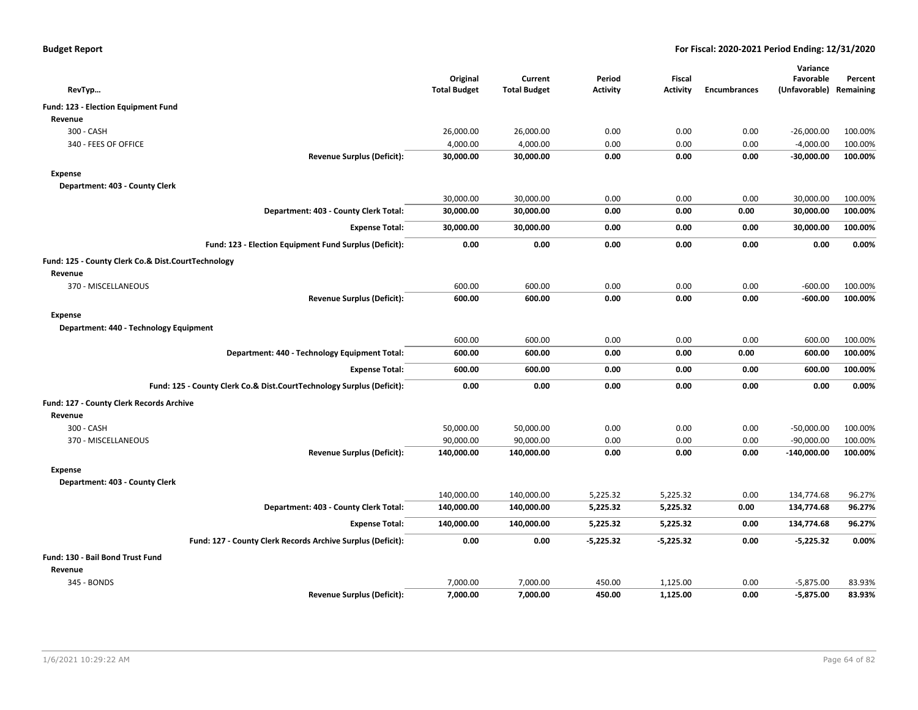**Budget Report** — **For Fiscal: 2020-2021 Period Ending: 12/31/2020**

| RevTyp… | Original Total Budget | Current Total Budget | Period Activity | Fiscal Activity | Encumbrances | Variance Favorable (Unfavorable) | Percent Remaining |
|---|---|---|---|---|---|---|---|
| **Fund: 123 - Election Equipment Fund** | | | | | | | |
| **Revenue** | | | | | | | |
| 300 - CASH | 26,000.00 | 26,000.00 | 0.00 | 0.00 | 0.00 | -26,000.00 | 100.00% |
| 340 - FEES OF OFFICE | 4,000.00 | 4,000.00 | 0.00 | 0.00 | 0.00 | -4,000.00 | 100.00% |
| **Revenue Surplus (Deficit):** | **30,000.00** | **30,000.00** | **0.00** | **0.00** | **0.00** | **-30,000.00** | **100.00%** |
| **Expense** | | | | | | | |
| **Department: 403 - County Clerk** | | | | | | | |
| | 30,000.00 | 30,000.00 | 0.00 | 0.00 | 0.00 | 30,000.00 | 100.00% |
| **Department: 403 - County Clerk Total:** | **30,000.00** | **30,000.00** | **0.00** | **0.00** | **0.00** | **30,000.00** | **100.00%** |
| **Expense Total:** | **30,000.00** | **30,000.00** | **0.00** | **0.00** | **0.00** | **30,000.00** | **100.00%** |
| **Fund: 123 - Election Equipment Fund Surplus (Deficit):** | **0.00** | **0.00** | **0.00** | **0.00** | **0.00** | **0.00** | **0.00%** |
| **Fund: 125 - County Clerk Co.& Dist.CourtTechnology** | | | | | | | |
| **Revenue** | | | | | | | |
| 370 - MISCELLANEOUS | 600.00 | 600.00 | 0.00 | 0.00 | 0.00 | -600.00 | 100.00% |
| **Revenue Surplus (Deficit):** | **600.00** | **600.00** | **0.00** | **0.00** | **0.00** | **-600.00** | **100.00%** |
| **Expense** | | | | | | | |
| **Department: 440 - Technology Equipment** | | | | | | | |
| | 600.00 | 600.00 | 0.00 | 0.00 | 0.00 | 600.00 | 100.00% |
| **Department: 440 - Technology Equipment Total:** | **600.00** | **600.00** | **0.00** | **0.00** | **0.00** | **600.00** | **100.00%** |
| **Expense Total:** | **600.00** | **600.00** | **0.00** | **0.00** | **0.00** | **600.00** | **100.00%** |
| **Fund: 125 - County Clerk Co.& Dist.CourtTechnology Surplus (Deficit):** | **0.00** | **0.00** | **0.00** | **0.00** | **0.00** | **0.00** | **0.00%** |
| **Fund: 127 - County Clerk Records Archive** | | | | | | | |
| **Revenue** | | | | | | | |
| 300 - CASH | 50,000.00 | 50,000.00 | 0.00 | 0.00 | 0.00 | -50,000.00 | 100.00% |
| 370 - MISCELLANEOUS | 90,000.00 | 90,000.00 | 0.00 | 0.00 | 0.00 | -90,000.00 | 100.00% |
| **Revenue Surplus (Deficit):** | **140,000.00** | **140,000.00** | **0.00** | **0.00** | **0.00** | **-140,000.00** | **100.00%** |
| **Expense** | | | | | | | |
| **Department: 403 - County Clerk** | | | | | | | |
| | 140,000.00 | 140,000.00 | 5,225.32 | 5,225.32 | 0.00 | 134,774.68 | 96.27% |
| **Department: 403 - County Clerk Total:** | **140,000.00** | **140,000.00** | **5,225.32** | **5,225.32** | **0.00** | **134,774.68** | **96.27%** |
| **Expense Total:** | **140,000.00** | **140,000.00** | **5,225.32** | **5,225.32** | **0.00** | **134,774.68** | **96.27%** |
| **Fund: 127 - County Clerk Records Archive Surplus (Deficit):** | **0.00** | **0.00** | **-5,225.32** | **-5,225.32** | **0.00** | **-5,225.32** | **0.00%** |
| **Fund: 130 - Bail Bond Trust Fund** | | | | | | | |
| **Revenue** | | | | | | | |
| 345 - BONDS | 7,000.00 | 7,000.00 | 450.00 | 1,125.00 | 0.00 | -5,875.00 | 83.93% |
| **Revenue Surplus (Deficit):** | **7,000.00** | **7,000.00** | **450.00** | **1,125.00** | **0.00** | **-5,875.00** | **83.93%** |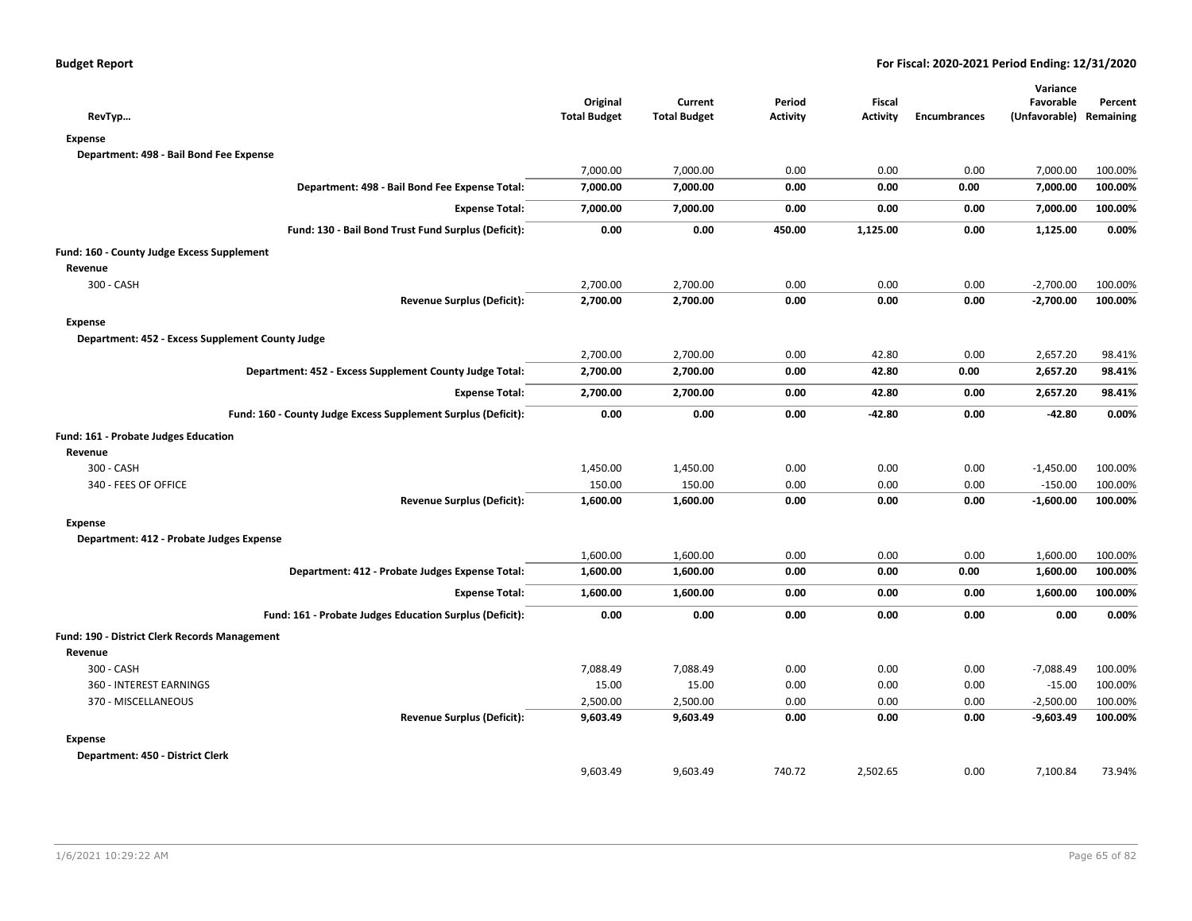| RevTyp… | Original Total Budget | Current Total Budget | Period Activity | Fiscal Activity | Encumbrances | Variance Favorable (Unfavorable) | Percent Remaining |
|---|---|---|---|---|---|---|---|
| **Expense** | | | | | | | |
| **Department: 498 - Bail Bond Fee Expense** | | | | | | | |
| | 7,000.00 | 7,000.00 | 0.00 | 0.00 | 0.00 | 7,000.00 | 100.00% |
| **Department: 498 - Bail Bond Fee Expense Total:** | **7,000.00** | **7,000.00** | **0.00** | **0.00** | **0.00** | **7,000.00** | **100.00%** |
| **Expense Total:** | **7,000.00** | **7,000.00** | **0.00** | **0.00** | **0.00** | **7,000.00** | **100.00%** |
| **Fund: 130 - Bail Bond Trust Fund Surplus (Deficit):** | **0.00** | **0.00** | **450.00** | **1,125.00** | **0.00** | **1,125.00** | **0.00%** |
| **Fund: 160 - County Judge Excess Supplement** | | | | | | | |
| **Revenue** | | | | | | | |
| 300 - CASH | 2,700.00 | 2,700.00 | 0.00 | 0.00 | 0.00 | -2,700.00 | 100.00% |
| **Revenue Surplus (Deficit):** | **2,700.00** | **2,700.00** | **0.00** | **0.00** | **0.00** | **-2,700.00** | **100.00%** |
| **Expense** | | | | | | | |
| **Department: 452 - Excess Supplement County Judge** | | | | | | | |
| | 2,700.00 | 2,700.00 | 0.00 | 42.80 | 0.00 | 2,657.20 | 98.41% |
| **Department: 452 - Excess Supplement County Judge Total:** | **2,700.00** | **2,700.00** | **0.00** | **42.80** | **0.00** | **2,657.20** | **98.41%** |
| **Expense Total:** | **2,700.00** | **2,700.00** | **0.00** | **42.80** | **0.00** | **2,657.20** | **98.41%** |
| **Fund: 160 - County Judge Excess Supplement Surplus (Deficit):** | **0.00** | **0.00** | **0.00** | **-42.80** | **0.00** | **-42.80** | **0.00%** |
| **Fund: 161 - Probate Judges Education** | | | | | | | |
| **Revenue** | | | | | | | |
| 300 - CASH | 1,450.00 | 1,450.00 | 0.00 | 0.00 | 0.00 | -1,450.00 | 100.00% |
| 340 - FEES OF OFFICE | 150.00 | 150.00 | 0.00 | 0.00 | 0.00 | -150.00 | 100.00% |
| **Revenue Surplus (Deficit):** | **1,600.00** | **1,600.00** | **0.00** | **0.00** | **0.00** | **-1,600.00** | **100.00%** |
| **Expense** | | | | | | | |
| **Department: 412 - Probate Judges Expense** | | | | | | | |
| | 1,600.00 | 1,600.00 | 0.00 | 0.00 | 0.00 | 1,600.00 | 100.00% |
| **Department: 412 - Probate Judges Expense Total:** | **1,600.00** | **1,600.00** | **0.00** | **0.00** | **0.00** | **1,600.00** | **100.00%** |
| **Expense Total:** | **1,600.00** | **1,600.00** | **0.00** | **0.00** | **0.00** | **1,600.00** | **100.00%** |
| **Fund: 161 - Probate Judges Education Surplus (Deficit):** | **0.00** | **0.00** | **0.00** | **0.00** | **0.00** | **0.00** | **0.00%** |
| **Fund: 190 - District Clerk Records Management** | | | | | | | |
| **Revenue** | | | | | | | |
| 300 - CASH | 7,088.49 | 7,088.49 | 0.00 | 0.00 | 0.00 | -7,088.49 | 100.00% |
| 360 - INTEREST EARNINGS | 15.00 | 15.00 | 0.00 | 0.00 | 0.00 | -15.00 | 100.00% |
| 370 - MISCELLANEOUS | 2,500.00 | 2,500.00 | 0.00 | 0.00 | 0.00 | -2,500.00 | 100.00% |
| **Revenue Surplus (Deficit):** | **9,603.49** | **9,603.49** | **0.00** | **0.00** | **0.00** | **-9,603.49** | **100.00%** |
| **Expense** | | | | | | | |
| **Department: 450 - District Clerk** | | | | | | | |
| | 9,603.49 | 9,603.49 | 740.72 | 2,502.65 | 0.00 | 7,100.84 | 73.94% |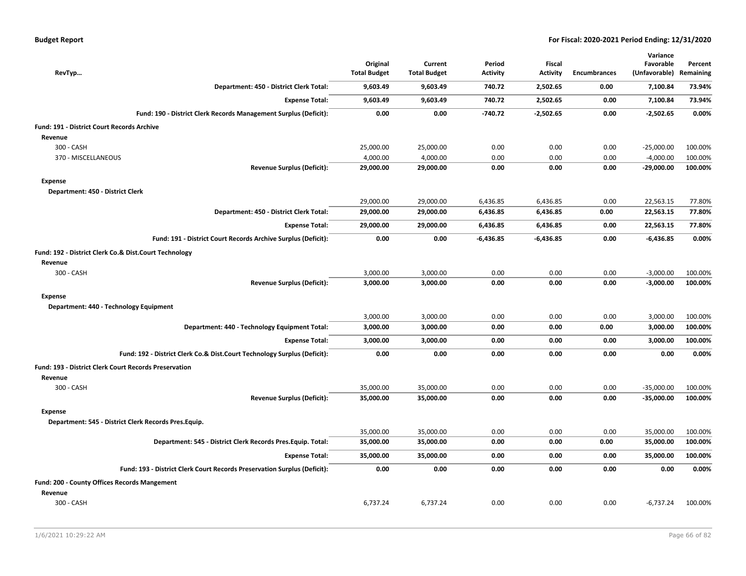| RevTyp... | Original Total Budget | Current Total Budget | Period Activity | Fiscal Activity | Encumbrances | Variance Favorable (Unfavorable) | Percent Remaining |
|---|---|---|---|---|---|---|---|
| **Department: 450 - District Clerk Total:** | **9,603.49** | **9,603.49** | **740.72** | **2,502.65** | **0.00** | **7,100.84** | **73.94%** |
| **Expense Total:** | **9,603.49** | **9,603.49** | **740.72** | **2,502.65** | **0.00** | **7,100.84** | **73.94%** |
| **Fund: 190 - District Clerk Records Management Surplus (Deficit):** | **0.00** | **0.00** | **-740.72** | **-2,502.65** | **0.00** | **-2,502.65** | **0.00%** |
| **Fund: 191 - District Court Records Archive** | | | | | | | |
| **Revenue** | | | | | | | |
| 300 - CASH | 25,000.00 | 25,000.00 | 0.00 | 0.00 | 0.00 | -25,000.00 | 100.00% |
| 370 - MISCELLANEOUS | 4,000.00 | 4,000.00 | 0.00 | 0.00 | 0.00 | -4,000.00 | 100.00% |
| **Revenue Surplus (Deficit):** | **29,000.00** | **29,000.00** | **0.00** | **0.00** | **0.00** | **-29,000.00** | **100.00%** |
| **Expense** | | | | | | | |
| **Department: 450 - District Clerk** | | | | | | | |
| | 29,000.00 | 29,000.00 | 6,436.85 | 6,436.85 | 0.00 | 22,563.15 | 77.80% |
| **Department: 450 - District Clerk Total:** | **29,000.00** | **29,000.00** | **6,436.85** | **6,436.85** | **0.00** | **22,563.15** | **77.80%** |
| **Expense Total:** | **29,000.00** | **29,000.00** | **6,436.85** | **6,436.85** | **0.00** | **22,563.15** | **77.80%** |
| **Fund: 191 - District Court Records Archive Surplus (Deficit):** | **0.00** | **0.00** | **-6,436.85** | **-6,436.85** | **0.00** | **-6,436.85** | **0.00%** |
| **Fund: 192 - District Clerk Co.& Dist.Court Technology** | | | | | | | |
| **Revenue** | | | | | | | |
| 300 - CASH | 3,000.00 | 3,000.00 | 0.00 | 0.00 | 0.00 | -3,000.00 | 100.00% |
| **Revenue Surplus (Deficit):** | **3,000.00** | **3,000.00** | **0.00** | **0.00** | **0.00** | **-3,000.00** | **100.00%** |
| **Expense** | | | | | | | |
| **Department: 440 - Technology Equipment** | | | | | | | |
| | 3,000.00 | 3,000.00 | 0.00 | 0.00 | 0.00 | 3,000.00 | 100.00% |
| **Department: 440 - Technology Equipment Total:** | **3,000.00** | **3,000.00** | **0.00** | **0.00** | **0.00** | **3,000.00** | **100.00%** |
| **Expense Total:** | **3,000.00** | **3,000.00** | **0.00** | **0.00** | **0.00** | **3,000.00** | **100.00%** |
| **Fund: 192 - District Clerk Co.& Dist.Court Technology Surplus (Deficit):** | **0.00** | **0.00** | **0.00** | **0.00** | **0.00** | **0.00** | **0.00%** |
| **Fund: 193 - District Clerk Court Records Preservation** | | | | | | | |
| **Revenue** | | | | | | | |
| 300 - CASH | 35,000.00 | 35,000.00 | 0.00 | 0.00 | 0.00 | -35,000.00 | 100.00% |
| **Revenue Surplus (Deficit):** | **35,000.00** | **35,000.00** | **0.00** | **0.00** | **0.00** | **-35,000.00** | **100.00%** |
| **Expense** | | | | | | | |
| **Department: 545 - District Clerk Records Pres.Equip.** | | | | | | | |
| | 35,000.00 | 35,000.00 | 0.00 | 0.00 | 0.00 | 35,000.00 | 100.00% |
| **Department: 545 - District Clerk Records Pres.Equip. Total:** | **35,000.00** | **35,000.00** | **0.00** | **0.00** | **0.00** | **35,000.00** | **100.00%** |
| **Expense Total:** | **35,000.00** | **35,000.00** | **0.00** | **0.00** | **0.00** | **35,000.00** | **100.00%** |
| **Fund: 193 - District Clerk Court Records Preservation Surplus (Deficit):** | **0.00** | **0.00** | **0.00** | **0.00** | **0.00** | **0.00** | **0.00%** |
| **Fund: 200 - County Offices Records Mangement** | | | | | | | |
| **Revenue** | | | | | | | |
| 300 - CASH | 6,737.24 | 6,737.24 | 0.00 | 0.00 | 0.00 | -6,737.24 | 100.00% |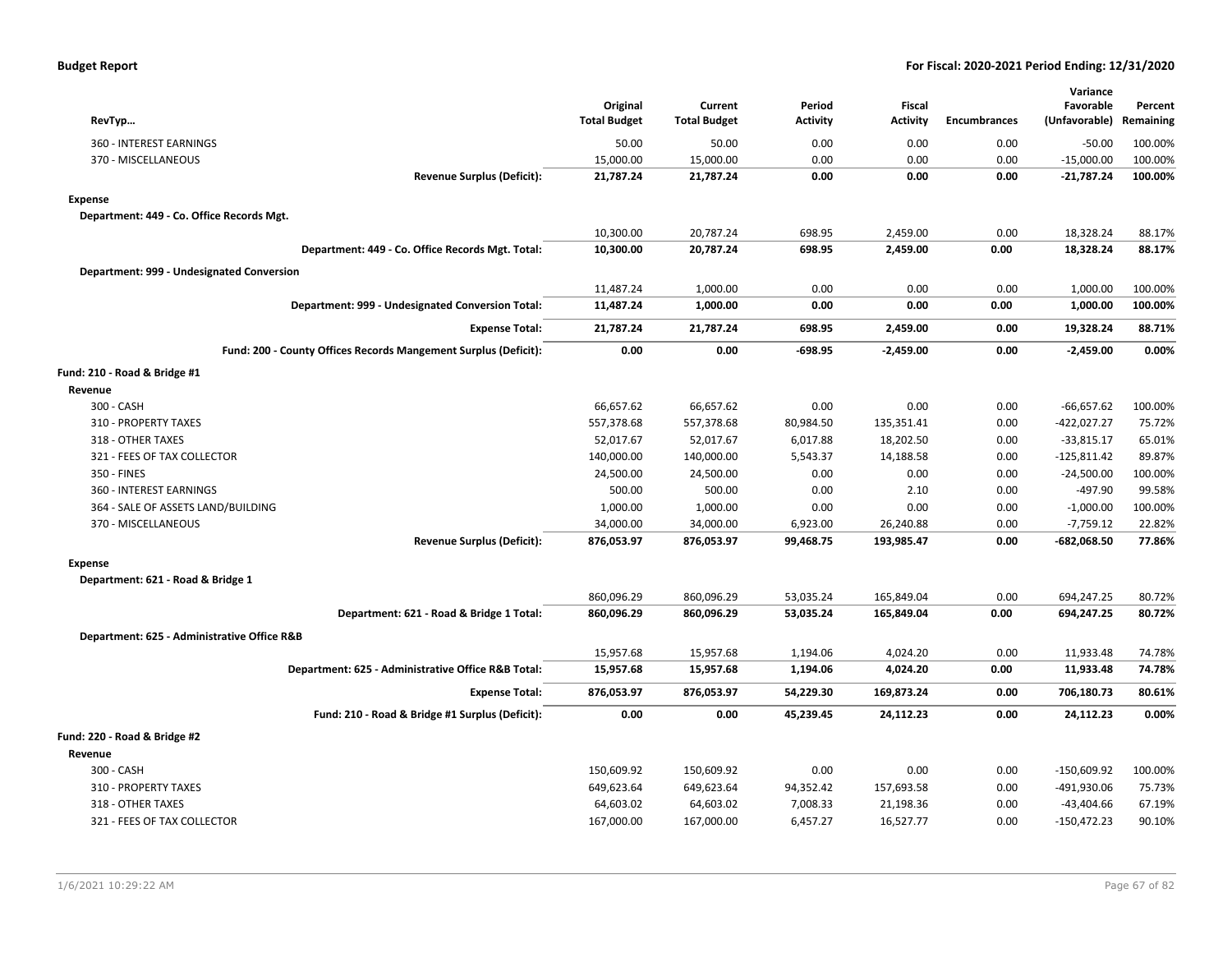**Budget Report** | **For Fiscal: 2020-2021 Period Ending: 12/31/2020**

| RevTyp… | Original Total Budget | Current Total Budget | Period Activity | Fiscal Activity | Encumbrances | Variance Favorable (Unfavorable) | Percent Remaining |
|---|---|---|---|---|---|---|---|
| 360 - INTEREST EARNINGS | 50.00 | 50.00 | 0.00 | 0.00 | 0.00 | -50.00 | 100.00% |
| 370 - MISCELLANEOUS | 15,000.00 | 15,000.00 | 0.00 | 0.00 | 0.00 | -15,000.00 | 100.00% |
| **Revenue Surplus (Deficit):** | **21,787.24** | **21,787.24** | **0.00** | **0.00** | **0.00** | **-21,787.24** | **100.00%** |
| **Expense** | | | | | | | |
| **Department: 449 - Co. Office Records Mgt.** | | | | | | | |
| | 10,300.00 | 20,787.24 | 698.95 | 2,459.00 | 0.00 | 18,328.24 | 88.17% |
| **Department: 449 - Co. Office Records Mgt. Total:** | **10,300.00** | **20,787.24** | **698.95** | **2,459.00** | **0.00** | **18,328.24** | **88.17%** |
| **Department: 999 - Undesignated Conversion** | | | | | | | |
| | 11,487.24 | 1,000.00 | 0.00 | 0.00 | 0.00 | 1,000.00 | 100.00% |
| **Department: 999 - Undesignated Conversion Total:** | **11,487.24** | **1,000.00** | **0.00** | **0.00** | **0.00** | **1,000.00** | **100.00%** |
| **Expense Total:** | **21,787.24** | **21,787.24** | **698.95** | **2,459.00** | **0.00** | **19,328.24** | **88.71%** |
| **Fund: 200 - County Offices Records Mangement Surplus (Deficit):** | **0.00** | **0.00** | **-698.95** | **-2,459.00** | **0.00** | **-2,459.00** | **0.00%** |
| **Fund: 210 - Road & Bridge #1** | | | | | | | |
| **Revenue** | | | | | | | |
| 300 - CASH | 66,657.62 | 66,657.62 | 0.00 | 0.00 | 0.00 | -66,657.62 | 100.00% |
| 310 - PROPERTY TAXES | 557,378.68 | 557,378.68 | 80,984.50 | 135,351.41 | 0.00 | -422,027.27 | 75.72% |
| 318 - OTHER TAXES | 52,017.67 | 52,017.67 | 6,017.88 | 18,202.50 | 0.00 | -33,815.17 | 65.01% |
| 321 - FEES OF TAX COLLECTOR | 140,000.00 | 140,000.00 | 5,543.37 | 14,188.58 | 0.00 | -125,811.42 | 89.87% |
| 350 - FINES | 24,500.00 | 24,500.00 | 0.00 | 0.00 | 0.00 | -24,500.00 | 100.00% |
| 360 - INTEREST EARNINGS | 500.00 | 500.00 | 0.00 | 2.10 | 0.00 | -497.90 | 99.58% |
| 364 - SALE OF ASSETS LAND/BUILDING | 1,000.00 | 1,000.00 | 0.00 | 0.00 | 0.00 | -1,000.00 | 100.00% |
| 370 - MISCELLANEOUS | 34,000.00 | 34,000.00 | 6,923.00 | 26,240.88 | 0.00 | -7,759.12 | 22.82% |
| **Revenue Surplus (Deficit):** | **876,053.97** | **876,053.97** | **99,468.75** | **193,985.47** | **0.00** | **-682,068.50** | **77.86%** |
| **Expense** | | | | | | | |
| **Department: 621 - Road & Bridge 1** | | | | | | | |
| | 860,096.29 | 860,096.29 | 53,035.24 | 165,849.04 | 0.00 | 694,247.25 | 80.72% |
| **Department: 621 - Road & Bridge 1 Total:** | **860,096.29** | **860,096.29** | **53,035.24** | **165,849.04** | **0.00** | **694,247.25** | **80.72%** |
| **Department: 625 - Administrative Office R&B** | | | | | | | |
| | 15,957.68 | 15,957.68 | 1,194.06 | 4,024.20 | 0.00 | 11,933.48 | 74.78% |
| **Department: 625 - Administrative Office R&B Total:** | **15,957.68** | **15,957.68** | **1,194.06** | **4,024.20** | **0.00** | **11,933.48** | **74.78%** |
| **Expense Total:** | **876,053.97** | **876,053.97** | **54,229.30** | **169,873.24** | **0.00** | **706,180.73** | **80.61%** |
| **Fund: 210 - Road & Bridge #1 Surplus (Deficit):** | **0.00** | **0.00** | **45,239.45** | **24,112.23** | **0.00** | **24,112.23** | **0.00%** |
| **Fund: 220 - Road & Bridge #2** | | | | | | | |
| **Revenue** | | | | | | | |
| 300 - CASH | 150,609.92 | 150,609.92 | 0.00 | 0.00 | 0.00 | -150,609.92 | 100.00% |
| 310 - PROPERTY TAXES | 649,623.64 | 649,623.64 | 94,352.42 | 157,693.58 | 0.00 | -491,930.06 | 75.73% |
| 318 - OTHER TAXES | 64,603.02 | 64,603.02 | 7,008.33 | 21,198.36 | 0.00 | -43,404.66 | 67.19% |
| 321 - FEES OF TAX COLLECTOR | 167,000.00 | 167,000.00 | 6,457.27 | 16,527.77 | 0.00 | -150,472.23 | 90.10% |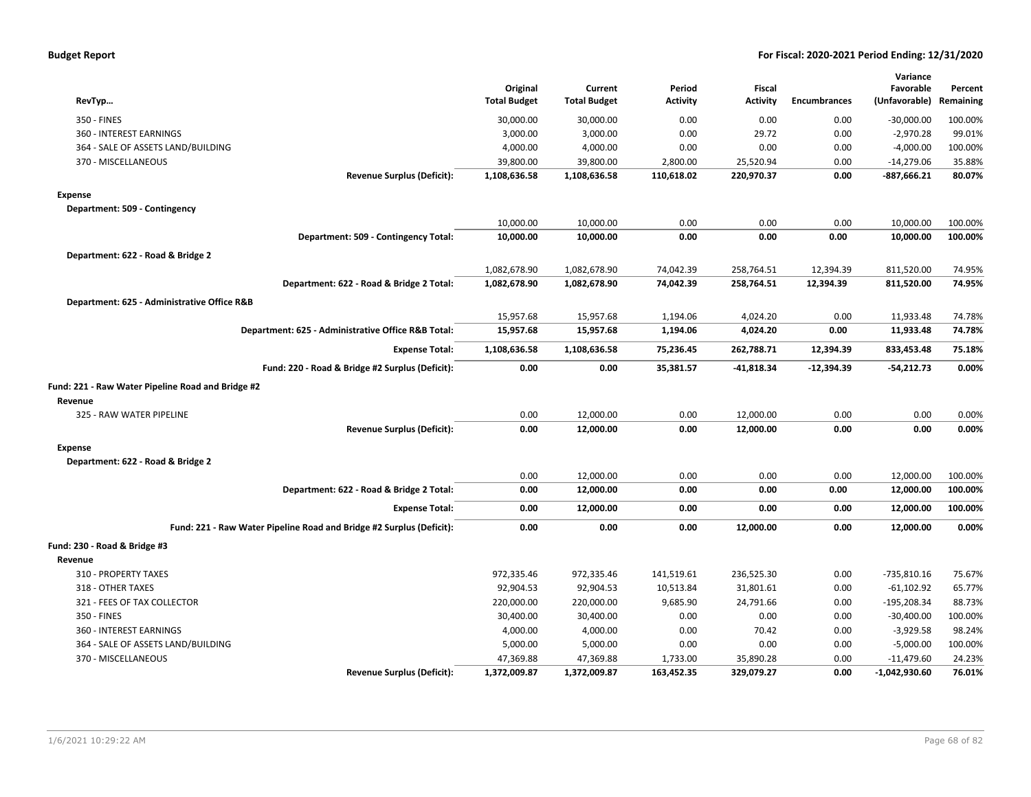| RevTyp… | Original Total Budget | Current Total Budget | Period Activity | Fiscal Activity | Encumbrances | Variance Favorable (Unfavorable) | Percent Remaining |
|---|---|---|---|---|---|---|---|
| 350 - FINES | 30,000.00 | 30,000.00 | 0.00 | 0.00 | 0.00 | -30,000.00 | 100.00% |
| 360 - INTEREST EARNINGS | 3,000.00 | 3,000.00 | 0.00 | 29.72 | 0.00 | -2,970.28 | 99.01% |
| 364 - SALE OF ASSETS LAND/BUILDING | 4,000.00 | 4,000.00 | 0.00 | 0.00 | 0.00 | -4,000.00 | 100.00% |
| 370 - MISCELLANEOUS | 39,800.00 | 39,800.00 | 2,800.00 | 25,520.94 | 0.00 | -14,279.06 | 35.88% |
| **Revenue Surplus (Deficit):** | **1,108,636.58** | **1,108,636.58** | **110,618.02** | **220,970.37** | **0.00** | **-887,666.21** | **80.07%** |
| **Expense** | | | | | | | |
| **Department: 509 - Contingency** | | | | | | | |
| | 10,000.00 | 10,000.00 | 0.00 | 0.00 | 0.00 | 10,000.00 | 100.00% |
| **Department: 509 - Contingency Total:** | **10,000.00** | **10,000.00** | **0.00** | **0.00** | **0.00** | **10,000.00** | **100.00%** |
| **Department: 622 - Road & Bridge 2** | | | | | | | |
| | 1,082,678.90 | 1,082,678.90 | 74,042.39 | 258,764.51 | 12,394.39 | 811,520.00 | 74.95% |
| **Department: 622 - Road & Bridge 2 Total:** | **1,082,678.90** | **1,082,678.90** | **74,042.39** | **258,764.51** | **12,394.39** | **811,520.00** | **74.95%** |
| **Department: 625 - Administrative Office R&B** | | | | | | | |
| | 15,957.68 | 15,957.68 | 1,194.06 | 4,024.20 | 0.00 | 11,933.48 | 74.78% |
| **Department: 625 - Administrative Office R&B Total:** | **15,957.68** | **15,957.68** | **1,194.06** | **4,024.20** | **0.00** | **11,933.48** | **74.78%** |
| **Expense Total:** | **1,108,636.58** | **1,108,636.58** | **75,236.45** | **262,788.71** | **12,394.39** | **833,453.48** | **75.18%** |
| **Fund: 220 - Road & Bridge #2 Surplus (Deficit):** | **0.00** | **0.00** | **35,381.57** | **-41,818.34** | **-12,394.39** | **-54,212.73** | **0.00%** |
| **Fund: 221 - Raw Water Pipeline Road and Bridge #2** | | | | | | | |
| **Revenue** | | | | | | | |
| 325 - RAW WATER PIPELINE | 0.00 | 12,000.00 | 0.00 | 12,000.00 | 0.00 | 0.00 | 0.00% |
| **Revenue Surplus (Deficit):** | **0.00** | **12,000.00** | **0.00** | **12,000.00** | **0.00** | **0.00** | **0.00%** |
| **Expense** | | | | | | | |
| **Department: 622 - Road & Bridge 2** | | | | | | | |
| | 0.00 | 12,000.00 | 0.00 | 0.00 | 0.00 | 12,000.00 | 100.00% |
| **Department: 622 - Road & Bridge 2 Total:** | **0.00** | **12,000.00** | **0.00** | **0.00** | **0.00** | **12,000.00** | **100.00%** |
| **Expense Total:** | **0.00** | **12,000.00** | **0.00** | **0.00** | **0.00** | **12,000.00** | **100.00%** |
| **Fund: 221 - Raw Water Pipeline Road and Bridge #2 Surplus (Deficit):** | **0.00** | **0.00** | **0.00** | **12,000.00** | **0.00** | **12,000.00** | **0.00%** |
| **Fund: 230 - Road & Bridge #3** | | | | | | | |
| **Revenue** | | | | | | | |
| 310 - PROPERTY TAXES | 972,335.46 | 972,335.46 | 141,519.61 | 236,525.30 | 0.00 | -735,810.16 | 75.67% |
| 318 - OTHER TAXES | 92,904.53 | 92,904.53 | 10,513.84 | 31,801.61 | 0.00 | -61,102.92 | 65.77% |
| 321 - FEES OF TAX COLLECTOR | 220,000.00 | 220,000.00 | 9,685.90 | 24,791.66 | 0.00 | -195,208.34 | 88.73% |
| 350 - FINES | 30,400.00 | 30,400.00 | 0.00 | 0.00 | 0.00 | -30,400.00 | 100.00% |
| 360 - INTEREST EARNINGS | 4,000.00 | 4,000.00 | 0.00 | 70.42 | 0.00 | -3,929.58 | 98.24% |
| 364 - SALE OF ASSETS LAND/BUILDING | 5,000.00 | 5,000.00 | 0.00 | 0.00 | 0.00 | -5,000.00 | 100.00% |
| 370 - MISCELLANEOUS | 47,369.88 | 47,369.88 | 1,733.00 | 35,890.28 | 0.00 | -11,479.60 | 24.23% |
| **Revenue Surplus (Deficit):** | **1,372,009.87** | **1,372,009.87** | **163,452.35** | **329,079.27** | **0.00** | **-1,042,930.60** | **76.01%** |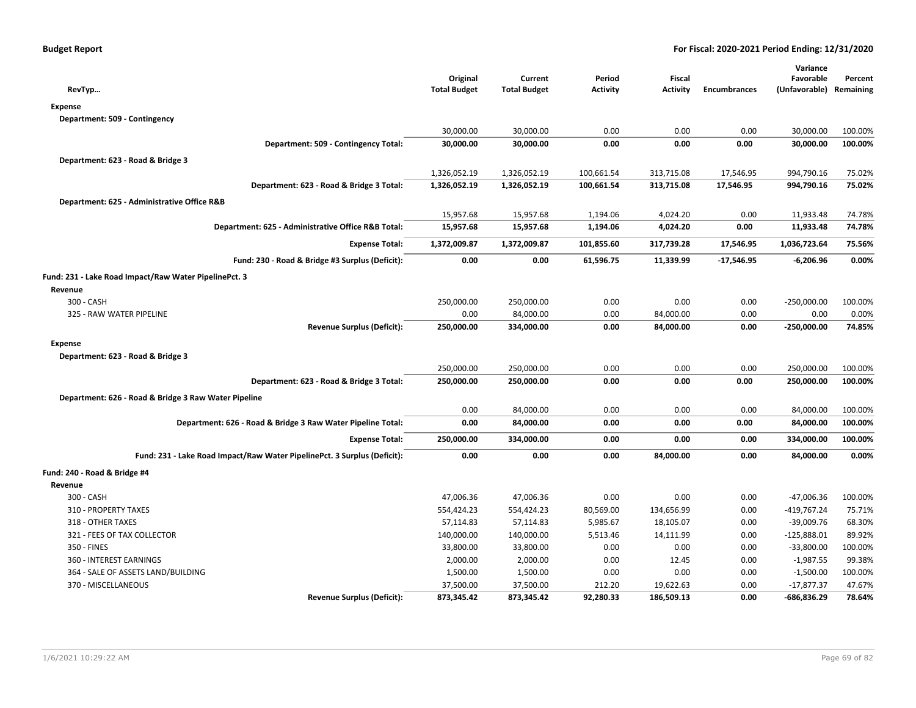**Budget Report** — For Fiscal: 2020-2021 Period Ending: 12/31/2020

| RevTyp… | Original Total Budget | Current Total Budget | Period Activity | Fiscal Activity | Encumbrances | Variance Favorable (Unfavorable) | Percent Remaining |
|---|---|---|---|---|---|---|---|
| **Expense** | | | | | | | |
| **Department: 509 - Contingency** | | | | | | | |
| | 30,000.00 | 30,000.00 | 0.00 | 0.00 | 0.00 | 30,000.00 | 100.00% |
| **Department: 509 - Contingency Total:** | **30,000.00** | **30,000.00** | **0.00** | **0.00** | **0.00** | **30,000.00** | **100.00%** |
| **Department: 623 - Road & Bridge 3** | | | | | | | |
| | 1,326,052.19 | 1,326,052.19 | 100,661.54 | 313,715.08 | 17,546.95 | 994,790.16 | 75.02% |
| **Department: 623 - Road & Bridge 3 Total:** | **1,326,052.19** | **1,326,052.19** | **100,661.54** | **313,715.08** | **17,546.95** | **994,790.16** | **75.02%** |
| **Department: 625 - Administrative Office R&B** | | | | | | | |
| | 15,957.68 | 15,957.68 | 1,194.06 | 4,024.20 | 0.00 | 11,933.48 | 74.78% |
| **Department: 625 - Administrative Office R&B Total:** | **15,957.68** | **15,957.68** | **1,194.06** | **4,024.20** | **0.00** | **11,933.48** | **74.78%** |
| **Expense Total:** | **1,372,009.87** | **1,372,009.87** | **101,855.60** | **317,739.28** | **17,546.95** | **1,036,723.64** | **75.56%** |
| **Fund: 230 - Road & Bridge #3 Surplus (Deficit):** | **0.00** | **0.00** | **61,596.75** | **11,339.99** | **-17,546.95** | **-6,206.96** | **0.00%** |
| **Fund: 231 - Lake Road Impact/Raw Water PipelinePct. 3** | | | | | | | |
| **Revenue** | | | | | | | |
| 300 - CASH | 250,000.00 | 250,000.00 | 0.00 | 0.00 | 0.00 | -250,000.00 | 100.00% |
| 325 - RAW WATER PIPELINE | 0.00 | 84,000.00 | 0.00 | 84,000.00 | 0.00 | 0.00 | 0.00% |
| **Revenue Surplus (Deficit):** | **250,000.00** | **334,000.00** | **0.00** | **84,000.00** | **0.00** | **-250,000.00** | **74.85%** |
| **Expense** | | | | | | | |
| **Department: 623 - Road & Bridge 3** | | | | | | | |
| | 250,000.00 | 250,000.00 | 0.00 | 0.00 | 0.00 | 250,000.00 | 100.00% |
| **Department: 623 - Road & Bridge 3 Total:** | **250,000.00** | **250,000.00** | **0.00** | **0.00** | **0.00** | **250,000.00** | **100.00%** |
| **Department: 626 - Road & Bridge 3 Raw Water Pipeline** | | | | | | | |
| | 0.00 | 84,000.00 | 0.00 | 0.00 | 0.00 | 84,000.00 | 100.00% |
| **Department: 626 - Road & Bridge 3 Raw Water Pipeline Total:** | **0.00** | **84,000.00** | **0.00** | **0.00** | **0.00** | **84,000.00** | **100.00%** |
| **Expense Total:** | **250,000.00** | **334,000.00** | **0.00** | **0.00** | **0.00** | **334,000.00** | **100.00%** |
| **Fund: 231 - Lake Road Impact/Raw Water PipelinePct. 3 Surplus (Deficit):** | **0.00** | **0.00** | **0.00** | **84,000.00** | **0.00** | **84,000.00** | **0.00%** |
| **Fund: 240 - Road & Bridge #4** | | | | | | | |
| **Revenue** | | | | | | | |
| 300 - CASH | 47,006.36 | 47,006.36 | 0.00 | 0.00 | 0.00 | -47,006.36 | 100.00% |
| 310 - PROPERTY TAXES | 554,424.23 | 554,424.23 | 80,569.00 | 134,656.99 | 0.00 | -419,767.24 | 75.71% |
| 318 - OTHER TAXES | 57,114.83 | 57,114.83 | 5,985.67 | 18,105.07 | 0.00 | -39,009.76 | 68.30% |
| 321 - FEES OF TAX COLLECTOR | 140,000.00 | 140,000.00 | 5,513.46 | 14,111.99 | 0.00 | -125,888.01 | 89.92% |
| 350 - FINES | 33,800.00 | 33,800.00 | 0.00 | 0.00 | 0.00 | -33,800.00 | 100.00% |
| 360 - INTEREST EARNINGS | 2,000.00 | 2,000.00 | 0.00 | 12.45 | 0.00 | -1,987.55 | 99.38% |
| 364 - SALE OF ASSETS LAND/BUILDING | 1,500.00 | 1,500.00 | 0.00 | 0.00 | 0.00 | -1,500.00 | 100.00% |
| 370 - MISCELLANEOUS | 37,500.00 | 37,500.00 | 212.20 | 19,622.63 | 0.00 | -17,877.37 | 47.67% |
| **Revenue Surplus (Deficit):** | **873,345.42** | **873,345.42** | **92,280.33** | **186,509.13** | **0.00** | **-686,836.29** | **78.64%** |

1/6/2021 10:29:22 AM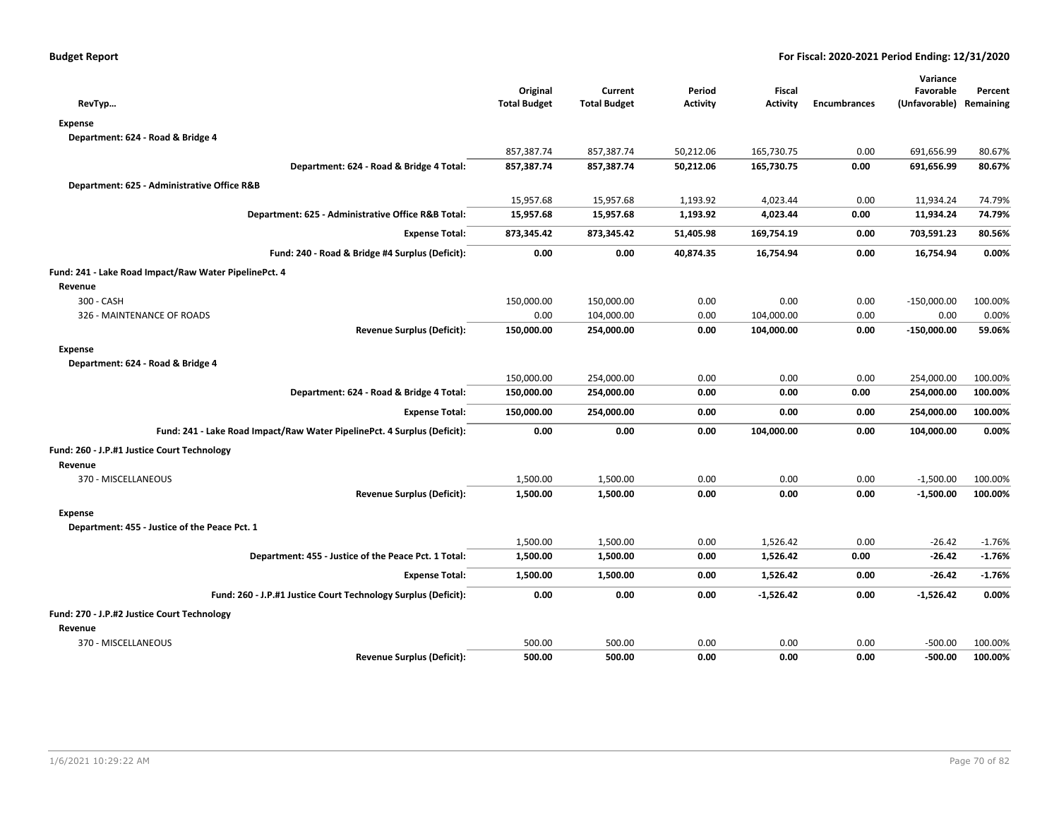**Budget Report** — For Fiscal: 2020-2021 Period Ending: 12/31/2020

| RevTyp… | Original Total Budget | Current Total Budget | Period Activity | Fiscal Activity | Encumbrances | Variance Favorable (Unfavorable) | Percent Remaining |
|---|---|---|---|---|---|---|---|
| **Expense** | | | | | | | |
| **Department: 624 - Road & Bridge 4** | | | | | | | |
| | 857,387.74 | 857,387.74 | 50,212.06 | 165,730.75 | 0.00 | 691,656.99 | 80.67% |
| **Department: 624 - Road & Bridge 4 Total:** | **857,387.74** | **857,387.74** | **50,212.06** | **165,730.75** | **0.00** | **691,656.99** | **80.67%** |
| **Department: 625 - Administrative Office R&B** | | | | | | | |
| | 15,957.68 | 15,957.68 | 1,193.92 | 4,023.44 | 0.00 | 11,934.24 | 74.79% |
| **Department: 625 - Administrative Office R&B Total:** | **15,957.68** | **15,957.68** | **1,193.92** | **4,023.44** | **0.00** | **11,934.24** | **74.79%** |
| **Expense Total:** | **873,345.42** | **873,345.42** | **51,405.98** | **169,754.19** | **0.00** | **703,591.23** | **80.56%** |
| **Fund: 240 - Road & Bridge #4 Surplus (Deficit):** | **0.00** | **0.00** | **40,874.35** | **16,754.94** | **0.00** | **16,754.94** | **0.00%** |
| **Fund: 241 - Lake Road Impact/Raw Water PipelinePct. 4** | | | | | | | |
| **Revenue** | | | | | | | |
| 300 - CASH | 150,000.00 | 150,000.00 | 0.00 | 0.00 | 0.00 | -150,000.00 | 100.00% |
| 326 - MAINTENANCE OF ROADS | 0.00 | 104,000.00 | 0.00 | 104,000.00 | 0.00 | 0.00 | 0.00% |
| **Revenue Surplus (Deficit):** | **150,000.00** | **254,000.00** | **0.00** | **104,000.00** | **0.00** | **-150,000.00** | **59.06%** |
| **Expense** | | | | | | | |
| **Department: 624 - Road & Bridge 4** | | | | | | | |
| | 150,000.00 | 254,000.00 | 0.00 | 0.00 | 0.00 | 254,000.00 | 100.00% |
| **Department: 624 - Road & Bridge 4 Total:** | **150,000.00** | **254,000.00** | **0.00** | **0.00** | **0.00** | **254,000.00** | **100.00%** |
| **Expense Total:** | **150,000.00** | **254,000.00** | **0.00** | **0.00** | **0.00** | **254,000.00** | **100.00%** |
| **Fund: 241 - Lake Road Impact/Raw Water PipelinePct. 4 Surplus (Deficit):** | **0.00** | **0.00** | **0.00** | **104,000.00** | **0.00** | **104,000.00** | **0.00%** |
| **Fund: 260 - J.P.#1 Justice Court Technology** | | | | | | | |
| **Revenue** | | | | | | | |
| 370 - MISCELLANEOUS | 1,500.00 | 1,500.00 | 0.00 | 0.00 | 0.00 | -1,500.00 | 100.00% |
| **Revenue Surplus (Deficit):** | **1,500.00** | **1,500.00** | **0.00** | **0.00** | **0.00** | **-1,500.00** | **100.00%** |
| **Expense** | | | | | | | |
| **Department: 455 - Justice of the Peace Pct. 1** | | | | | | | |
| | 1,500.00 | 1,500.00 | 0.00 | 1,526.42 | 0.00 | -26.42 | -1.76% |
| **Department: 455 - Justice of the Peace Pct. 1 Total:** | **1,500.00** | **1,500.00** | **0.00** | **1,526.42** | **0.00** | **-26.42** | **-1.76%** |
| **Expense Total:** | **1,500.00** | **1,500.00** | **0.00** | **1,526.42** | **0.00** | **-26.42** | **-1.76%** |
| **Fund: 260 - J.P.#1 Justice Court Technology Surplus (Deficit):** | **0.00** | **0.00** | **0.00** | **-1,526.42** | **0.00** | **-1,526.42** | **0.00%** |
| **Fund: 270 - J.P.#2 Justice Court Technology** | | | | | | | |
| **Revenue** | | | | | | | |
| 370 - MISCELLANEOUS | 500.00 | 500.00 | 0.00 | 0.00 | 0.00 | -500.00 | 100.00% |
| **Revenue Surplus (Deficit):** | **500.00** | **500.00** | **0.00** | **0.00** | **0.00** | **-500.00** | **100.00%** |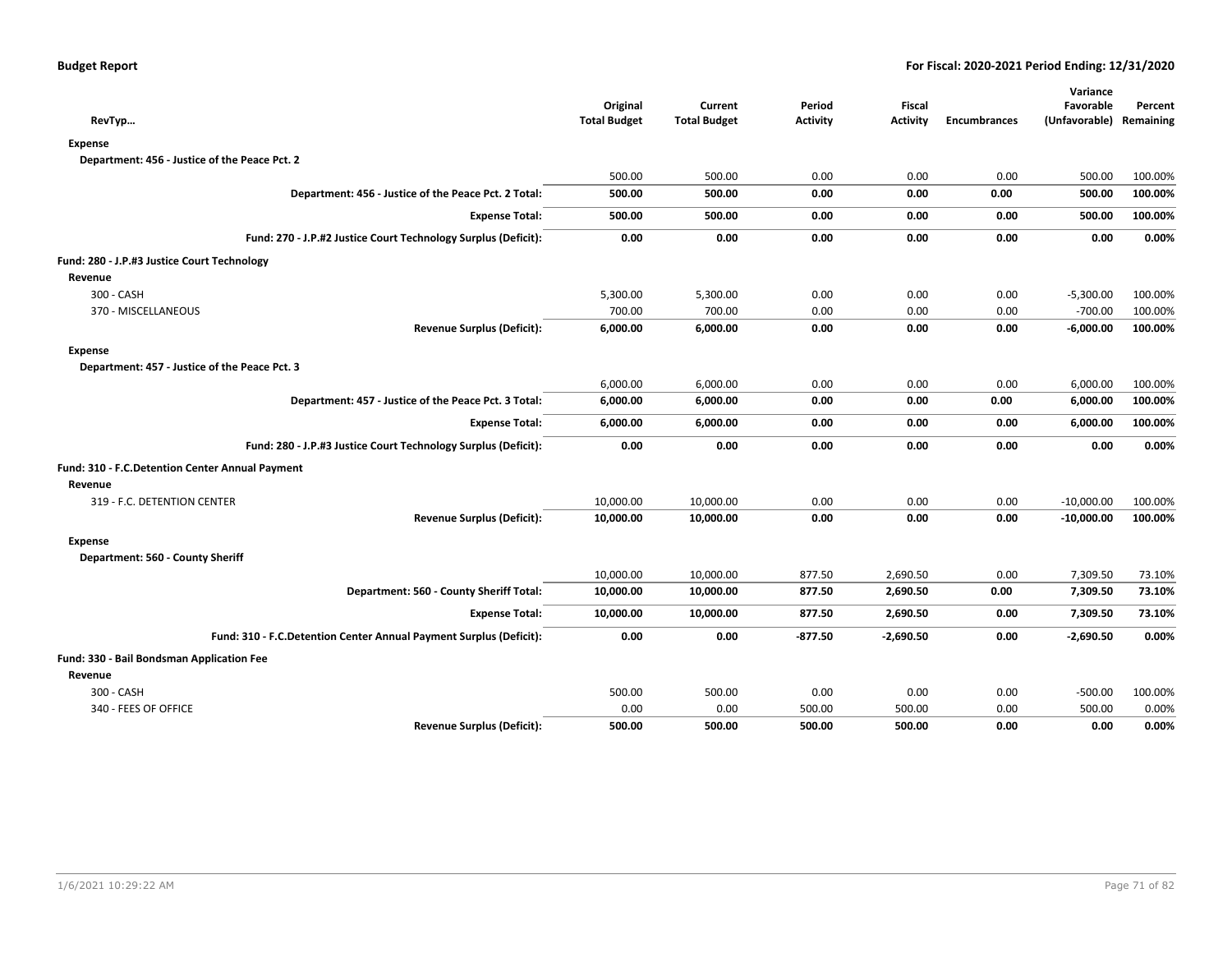| RevTyp… | Original Total Budget | Current Total Budget | Period Activity | Fiscal Activity | Encumbrances | Variance Favorable (Unfavorable) | Percent Remaining |
|---|---|---|---|---|---|---|---|
| **Expense** | | | | | | | |
| **Department: 456 - Justice of the Peace Pct. 2** | | | | | | | |
| | 500.00 | 500.00 | 0.00 | 0.00 | 0.00 | 500.00 | 100.00% |
| **Department: 456 - Justice of the Peace Pct. 2 Total:** | **500.00** | **500.00** | **0.00** | **0.00** | **0.00** | **500.00** | **100.00%** |
| **Expense Total:** | **500.00** | **500.00** | **0.00** | **0.00** | **0.00** | **500.00** | **100.00%** |
| **Fund: 270 - J.P.#2 Justice Court Technology Surplus (Deficit):** | **0.00** | **0.00** | **0.00** | **0.00** | **0.00** | **0.00** | **0.00%** |
| **Fund: 280 - J.P.#3 Justice Court Technology** | | | | | | | |
| **Revenue** | | | | | | | |
| 300 - CASH | 5,300.00 | 5,300.00 | 0.00 | 0.00 | 0.00 | -5,300.00 | 100.00% |
| 370 - MISCELLANEOUS | 700.00 | 700.00 | 0.00 | 0.00 | 0.00 | -700.00 | 100.00% |
| **Revenue Surplus (Deficit):** | **6,000.00** | **6,000.00** | **0.00** | **0.00** | **0.00** | **-6,000.00** | **100.00%** |
| **Expense** | | | | | | | |
| **Department: 457 - Justice of the Peace Pct. 3** | | | | | | | |
| | 6,000.00 | 6,000.00 | 0.00 | 0.00 | 0.00 | 6,000.00 | 100.00% |
| **Department: 457 - Justice of the Peace Pct. 3 Total:** | **6,000.00** | **6,000.00** | **0.00** | **0.00** | **0.00** | **6,000.00** | **100.00%** |
| **Expense Total:** | **6,000.00** | **6,000.00** | **0.00** | **0.00** | **0.00** | **6,000.00** | **100.00%** |
| **Fund: 280 - J.P.#3 Justice Court Technology Surplus (Deficit):** | **0.00** | **0.00** | **0.00** | **0.00** | **0.00** | **0.00** | **0.00%** |
| **Fund: 310 - F.C.Detention Center Annual Payment** | | | | | | | |
| **Revenue** | | | | | | | |
| 319 - F.C. DETENTION CENTER | 10,000.00 | 10,000.00 | 0.00 | 0.00 | 0.00 | -10,000.00 | 100.00% |
| **Revenue Surplus (Deficit):** | **10,000.00** | **10,000.00** | **0.00** | **0.00** | **0.00** | **-10,000.00** | **100.00%** |
| **Expense** | | | | | | | |
| **Department: 560 - County Sheriff** | | | | | | | |
| | 10,000.00 | 10,000.00 | 877.50 | 2,690.50 | 0.00 | 7,309.50 | 73.10% |
| **Department: 560 - County Sheriff Total:** | **10,000.00** | **10,000.00** | **877.50** | **2,690.50** | **0.00** | **7,309.50** | **73.10%** |
| **Expense Total:** | **10,000.00** | **10,000.00** | **877.50** | **2,690.50** | **0.00** | **7,309.50** | **73.10%** |
| **Fund: 310 - F.C.Detention Center Annual Payment Surplus (Deficit):** | **0.00** | **0.00** | **-877.50** | **-2,690.50** | **0.00** | **-2,690.50** | **0.00%** |
| **Fund: 330 - Bail Bondsman Application Fee** | | | | | | | |
| **Revenue** | | | | | | | |
| 300 - CASH | 500.00 | 500.00 | 0.00 | 0.00 | 0.00 | -500.00 | 100.00% |
| 340 - FEES OF OFFICE | 0.00 | 0.00 | 500.00 | 500.00 | 0.00 | 500.00 | 0.00% |
| **Revenue Surplus (Deficit):** | **500.00** | **500.00** | **500.00** | **500.00** | **0.00** | **0.00** | **0.00%** |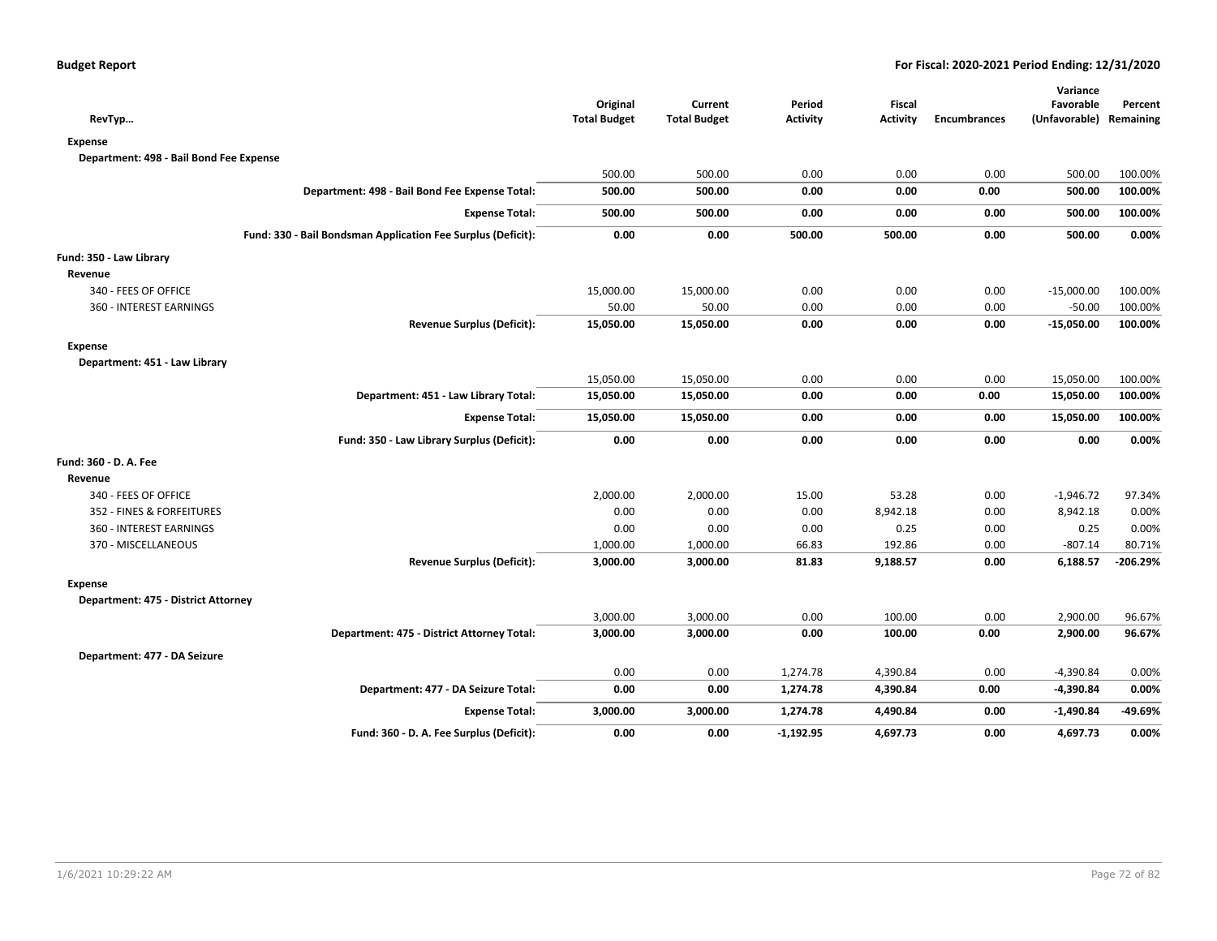| RevTyp… | Original Total Budget | Current Total Budget | Period Activity | Fiscal Activity | Encumbrances | Variance Favorable (Unfavorable) | Percent Remaining |
|---|---|---|---|---|---|---|---|
| **Expense** | | | | | | | |
| **Department: 498 - Bail Bond Fee Expense** | | | | | | | |
| | 500.00 | 500.00 | 0.00 | 0.00 | 0.00 | 500.00 | 100.00% |
| **Department: 498 - Bail Bond Fee Expense Total:** | **500.00** | **500.00** | **0.00** | **0.00** | **0.00** | **500.00** | **100.00%** |
| **Expense Total:** | **500.00** | **500.00** | **0.00** | **0.00** | **0.00** | **500.00** | **100.00%** |
| **Fund: 330 - Bail Bondsman Application Fee Surplus (Deficit):** | **0.00** | **0.00** | **500.00** | **500.00** | **0.00** | **500.00** | **0.00%** |
| **Fund: 350 - Law Library** | | | | | | | |
| **Revenue** | | | | | | | |
| 340 - FEES OF OFFICE | 15,000.00 | 15,000.00 | 0.00 | 0.00 | 0.00 | -15,000.00 | 100.00% |
| 360 - INTEREST EARNINGS | 50.00 | 50.00 | 0.00 | 0.00 | 0.00 | -50.00 | 100.00% |
| **Revenue Surplus (Deficit):** | **15,050.00** | **15,050.00** | **0.00** | **0.00** | **0.00** | **-15,050.00** | **100.00%** |
| **Expense** | | | | | | | |
| **Department: 451 - Law Library** | | | | | | | |
| | 15,050.00 | 15,050.00 | 0.00 | 0.00 | 0.00 | 15,050.00 | 100.00% |
| **Department: 451 - Law Library Total:** | **15,050.00** | **15,050.00** | **0.00** | **0.00** | **0.00** | **15,050.00** | **100.00%** |
| **Expense Total:** | **15,050.00** | **15,050.00** | **0.00** | **0.00** | **0.00** | **15,050.00** | **100.00%** |
| **Fund: 350 - Law Library Surplus (Deficit):** | **0.00** | **0.00** | **0.00** | **0.00** | **0.00** | **0.00** | **0.00%** |
| **Fund: 360 - D. A. Fee** | | | | | | | |
| **Revenue** | | | | | | | |
| 340 - FEES OF OFFICE | 2,000.00 | 2,000.00 | 15.00 | 53.28 | 0.00 | -1,946.72 | 97.34% |
| 352 - FINES & FORFEITURES | 0.00 | 0.00 | 0.00 | 8,942.18 | 0.00 | 8,942.18 | 0.00% |
| 360 - INTEREST EARNINGS | 0.00 | 0.00 | 0.00 | 0.25 | 0.00 | 0.25 | 0.00% |
| 370 - MISCELLANEOUS | 1,000.00 | 1,000.00 | 66.83 | 192.86 | 0.00 | -807.14 | 80.71% |
| **Revenue Surplus (Deficit):** | **3,000.00** | **3,000.00** | **81.83** | **9,188.57** | **0.00** | **6,188.57** | **-206.29%** |
| **Expense** | | | | | | | |
| **Department: 475 - District Attorney** | | | | | | | |
| | 3,000.00 | 3,000.00 | 0.00 | 100.00 | 0.00 | 2,900.00 | 96.67% |
| **Department: 475 - District Attorney Total:** | **3,000.00** | **3,000.00** | **0.00** | **100.00** | **0.00** | **2,900.00** | **96.67%** |
| **Department: 477 - DA Seizure** | | | | | | | |
| | 0.00 | 0.00 | 1,274.78 | 4,390.84 | 0.00 | -4,390.84 | 0.00% |
| **Department: 477 - DA Seizure Total:** | **0.00** | **0.00** | **1,274.78** | **4,390.84** | **0.00** | **-4,390.84** | **0.00%** |
| **Expense Total:** | **3,000.00** | **3,000.00** | **1,274.78** | **4,490.84** | **0.00** | **-1,490.84** | **-49.69%** |
| **Fund: 360 - D. A. Fee Surplus (Deficit):** | **0.00** | **0.00** | **-1,192.95** | **4,697.73** | **0.00** | **4,697.73** | **0.00%** |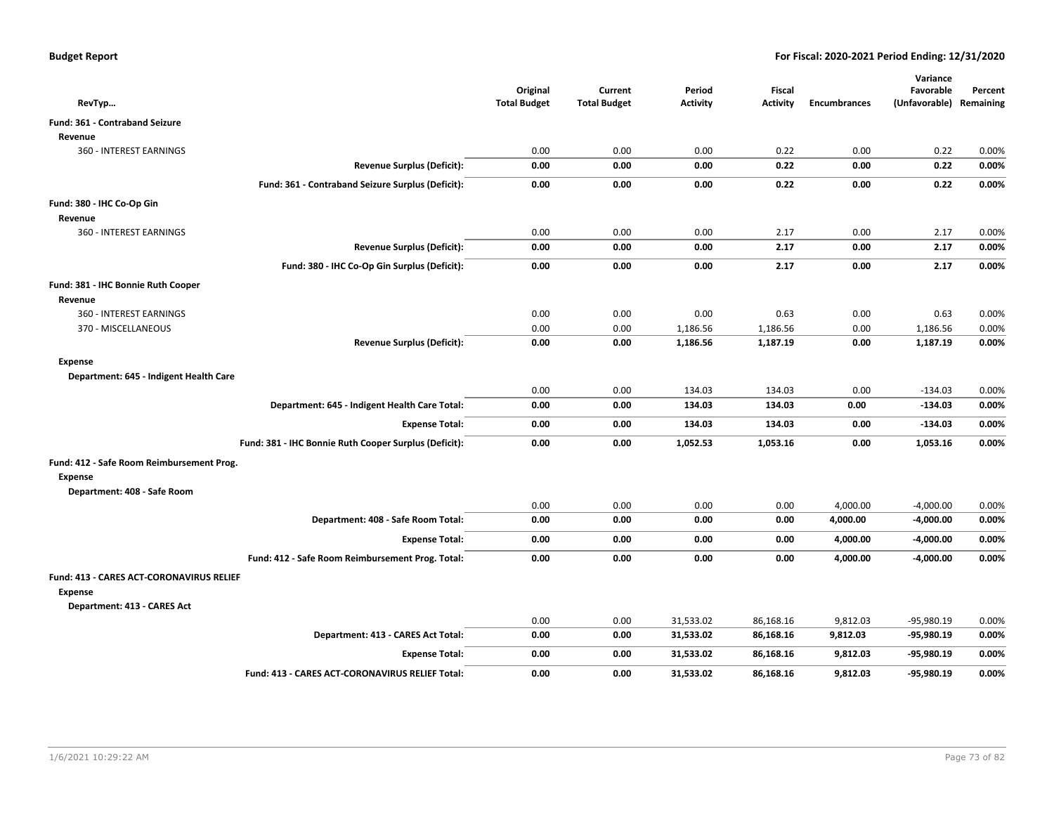**Budget Report** | **For Fiscal: 2020-2021 Period Ending: 12/31/2020**

| RevTyp… | Original Total Budget | Current Total Budget | Period Activity | Fiscal Activity | Encumbrances | Variance Favorable (Unfavorable) | Percent Remaining |
|---|---|---|---|---|---|---|---|
| **Fund: 361 - Contraband Seizure** | | | | | | | |
| **Revenue** | | | | | | | |
| 360 - INTEREST EARNINGS | 0.00 | 0.00 | 0.00 | 0.22 | 0.00 | 0.22 | 0.00% |
| **Revenue Surplus (Deficit):** | **0.00** | **0.00** | **0.00** | **0.22** | **0.00** | **0.22** | **0.00%** |
| **Fund: 361 - Contraband Seizure Surplus (Deficit):** | **0.00** | **0.00** | **0.00** | **0.22** | **0.00** | **0.22** | **0.00%** |
| **Fund: 380 - IHC Co-Op Gin** | | | | | | | |
| **Revenue** | | | | | | | |
| 360 - INTEREST EARNINGS | 0.00 | 0.00 | 0.00 | 2.17 | 0.00 | 2.17 | 0.00% |
| **Revenue Surplus (Deficit):** | **0.00** | **0.00** | **0.00** | **2.17** | **0.00** | **2.17** | **0.00%** |
| **Fund: 380 - IHC Co-Op Gin Surplus (Deficit):** | **0.00** | **0.00** | **0.00** | **2.17** | **0.00** | **2.17** | **0.00%** |
| **Fund: 381 - IHC Bonnie Ruth Cooper** | | | | | | | |
| **Revenue** | | | | | | | |
| 360 - INTEREST EARNINGS | 0.00 | 0.00 | 0.00 | 0.63 | 0.00 | 0.63 | 0.00% |
| 370 - MISCELLANEOUS | 0.00 | 0.00 | 1,186.56 | 1,186.56 | 0.00 | 1,186.56 | 0.00% |
| **Revenue Surplus (Deficit):** | **0.00** | **0.00** | **1,186.56** | **1,187.19** | **0.00** | **1,187.19** | **0.00%** |
| **Expense** | | | | | | | |
| **Department: 645 - Indigent Health Care** | | | | | | | |
| | 0.00 | 0.00 | 134.03 | 134.03 | 0.00 | -134.03 | 0.00% |
| **Department: 645 - Indigent Health Care Total:** | **0.00** | **0.00** | **134.03** | **134.03** | **0.00** | **-134.03** | **0.00%** |
| **Expense Total:** | **0.00** | **0.00** | **134.03** | **134.03** | **0.00** | **-134.03** | **0.00%** |
| **Fund: 381 - IHC Bonnie Ruth Cooper Surplus (Deficit):** | **0.00** | **0.00** | **1,052.53** | **1,053.16** | **0.00** | **1,053.16** | **0.00%** |
| **Fund: 412 - Safe Room Reimbursement Prog.** | | | | | | | |
| **Expense** | | | | | | | |
| **Department: 408 - Safe Room** | | | | | | | |
| | 0.00 | 0.00 | 0.00 | 0.00 | 4,000.00 | -4,000.00 | 0.00% |
| **Department: 408 - Safe Room Total:** | **0.00** | **0.00** | **0.00** | **0.00** | **4,000.00** | **-4,000.00** | **0.00%** |
| **Expense Total:** | **0.00** | **0.00** | **0.00** | **0.00** | **4,000.00** | **-4,000.00** | **0.00%** |
| **Fund: 412 - Safe Room Reimbursement Prog. Total:** | **0.00** | **0.00** | **0.00** | **0.00** | **4,000.00** | **-4,000.00** | **0.00%** |
| **Fund: 413 - CARES ACT-CORONAVIRUS RELIEF** | | | | | | | |
| **Expense** | | | | | | | |
| **Department: 413 - CARES Act** | | | | | | | |
| | 0.00 | 0.00 | 31,533.02 | 86,168.16 | 9,812.03 | -95,980.19 | 0.00% |
| **Department: 413 - CARES Act Total:** | **0.00** | **0.00** | **31,533.02** | **86,168.16** | **9,812.03** | **-95,980.19** | **0.00%** |
| **Expense Total:** | **0.00** | **0.00** | **31,533.02** | **86,168.16** | **9,812.03** | **-95,980.19** | **0.00%** |
| **Fund: 413 - CARES ACT-CORONAVIRUS RELIEF Total:** | **0.00** | **0.00** | **31,533.02** | **86,168.16** | **9,812.03** | **-95,980.19** | **0.00%** |

1/6/2021 10:29:22 AM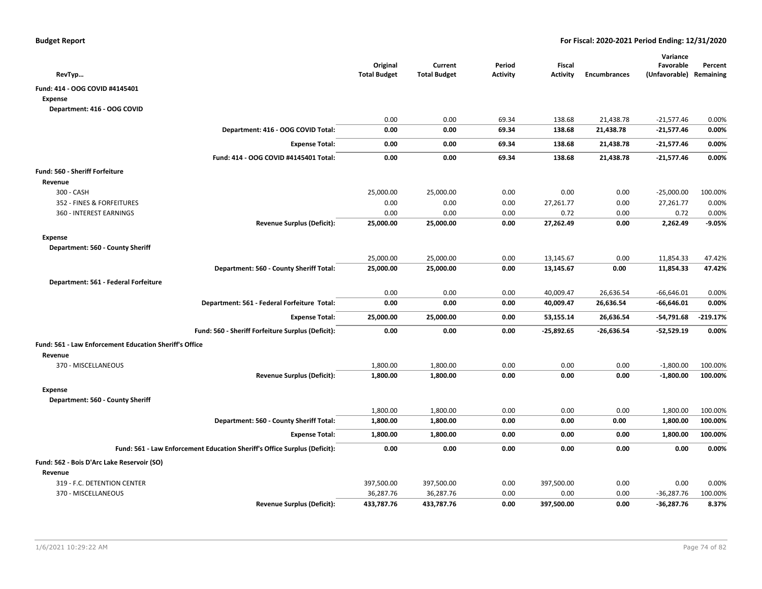| RevTyp… | Original Total Budget | Current Total Budget | Period Activity | Fiscal Activity | Encumbrances | Variance Favorable (Unfavorable) | Percent Remaining |
|---|---|---|---|---|---|---|---|
| **Fund: 414 - OOG COVID #4145401** | | | | | | | |
| **Expense** | | | | | | | |
| **Department: 416 - OOG COVID** | | | | | | | |
| | 0.00 | 0.00 | 69.34 | 138.68 | 21,438.78 | -21,577.46 | 0.00% |
| **Department: 416 - OOG COVID Total:** | **0.00** | **0.00** | **69.34** | **138.68** | **21,438.78** | **-21,577.46** | **0.00%** |
| **Expense Total:** | **0.00** | **0.00** | **69.34** | **138.68** | **21,438.78** | **-21,577.46** | **0.00%** |
| **Fund: 414 - OOG COVID #4145401 Total:** | **0.00** | **0.00** | **69.34** | **138.68** | **21,438.78** | **-21,577.46** | **0.00%** |
| **Fund: 560 - Sheriff Forfeiture** | | | | | | | |
| **Revenue** | | | | | | | |
| 300 - CASH | 25,000.00 | 25,000.00 | 0.00 | 0.00 | 0.00 | -25,000.00 | 100.00% |
| 352 - FINES & FORFEITURES | 0.00 | 0.00 | 0.00 | 27,261.77 | 0.00 | 27,261.77 | 0.00% |
| 360 - INTEREST EARNINGS | 0.00 | 0.00 | 0.00 | 0.72 | 0.00 | 0.72 | 0.00% |
| **Revenue Surplus (Deficit):** | **25,000.00** | **25,000.00** | **0.00** | **27,262.49** | **0.00** | **2,262.49** | **-9.05%** |
| **Expense** | | | | | | | |
| **Department: 560 - County Sheriff** | | | | | | | |
| | 25,000.00 | 25,000.00 | 0.00 | 13,145.67 | 0.00 | 11,854.33 | 47.42% |
| **Department: 560 - County Sheriff Total:** | **25,000.00** | **25,000.00** | **0.00** | **13,145.67** | **0.00** | **11,854.33** | **47.42%** |
| **Department: 561 - Federal Forfeiture** | | | | | | | |
| | 0.00 | 0.00 | 0.00 | 40,009.47 | 26,636.54 | -66,646.01 | 0.00% |
| **Department: 561 - Federal Forfeiture Total:** | **0.00** | **0.00** | **0.00** | **40,009.47** | **26,636.54** | **-66,646.01** | **0.00%** |
| **Expense Total:** | **25,000.00** | **25,000.00** | **0.00** | **53,155.14** | **26,636.54** | **-54,791.68** | **-219.17%** |
| **Fund: 560 - Sheriff Forfeiture Surplus (Deficit):** | **0.00** | **0.00** | **0.00** | **-25,892.65** | **-26,636.54** | **-52,529.19** | **0.00%** |
| **Fund: 561 - Law Enforcement Education Sheriff's Office** | | | | | | | |
| **Revenue** | | | | | | | |
| 370 - MISCELLANEOUS | 1,800.00 | 1,800.00 | 0.00 | 0.00 | 0.00 | -1,800.00 | 100.00% |
| **Revenue Surplus (Deficit):** | **1,800.00** | **1,800.00** | **0.00** | **0.00** | **0.00** | **-1,800.00** | **100.00%** |
| **Expense** | | | | | | | |
| **Department: 560 - County Sheriff** | | | | | | | |
| | 1,800.00 | 1,800.00 | 0.00 | 0.00 | 0.00 | 1,800.00 | 100.00% |
| **Department: 560 - County Sheriff Total:** | **1,800.00** | **1,800.00** | **0.00** | **0.00** | **0.00** | **1,800.00** | **100.00%** |
| **Expense Total:** | **1,800.00** | **1,800.00** | **0.00** | **0.00** | **0.00** | **1,800.00** | **100.00%** |
| **Fund: 561 - Law Enforcement Education Sheriff's Office Surplus (Deficit):** | **0.00** | **0.00** | **0.00** | **0.00** | **0.00** | **0.00** | **0.00%** |
| **Fund: 562 - Bois D'Arc Lake Reservoir (SO)** | | | | | | | |
| **Revenue** | | | | | | | |
| 319 - F.C. DETENTION CENTER | 397,500.00 | 397,500.00 | 0.00 | 397,500.00 | 0.00 | 0.00 | 0.00% |
| 370 - MISCELLANEOUS | 36,287.76 | 36,287.76 | 0.00 | 0.00 | 0.00 | -36,287.76 | 100.00% |
| **Revenue Surplus (Deficit):** | **433,787.76** | **433,787.76** | **0.00** | **397,500.00** | **0.00** | **-36,287.76** | **8.37%** |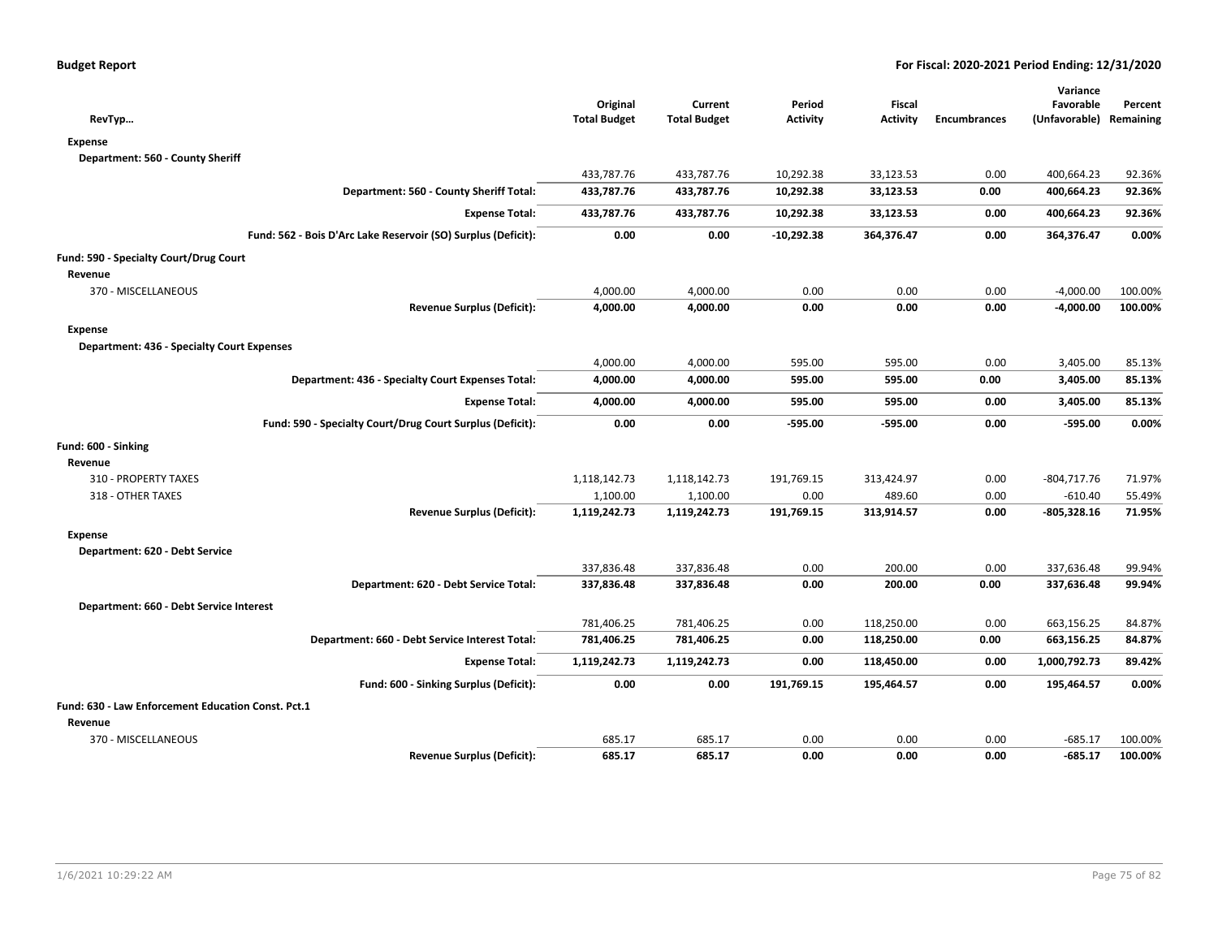**Budget Report** **For Fiscal: 2020-2021 Period Ending: 12/31/2020**

| RevTyp… | Original Total Budget | Current Total Budget | Period Activity | Fiscal Activity | Encumbrances | Variance Favorable (Unfavorable) | Percent Remaining |
|---|---|---|---|---|---|---|---|
| **Expense** | | | | | | | |
| **Department: 560 - County Sheriff** | | | | | | | |
| | 433,787.76 | 433,787.76 | 10,292.38 | 33,123.53 | 0.00 | 400,664.23 | 92.36% |
| **Department: 560 - County Sheriff Total:** | **433,787.76** | **433,787.76** | **10,292.38** | **33,123.53** | **0.00** | **400,664.23** | **92.36%** |
| **Expense Total:** | **433,787.76** | **433,787.76** | **10,292.38** | **33,123.53** | **0.00** | **400,664.23** | **92.36%** |
| **Fund: 562 - Bois D'Arc Lake Reservoir (SO) Surplus (Deficit):** | **0.00** | **0.00** | **-10,292.38** | **364,376.47** | **0.00** | **364,376.47** | **0.00%** |
| **Fund: 590 - Specialty Court/Drug Court** | | | | | | | |
| **Revenue** | | | | | | | |
| 370 - MISCELLANEOUS | 4,000.00 | 4,000.00 | 0.00 | 0.00 | 0.00 | -4,000.00 | 100.00% |
| **Revenue Surplus (Deficit):** | **4,000.00** | **4,000.00** | **0.00** | **0.00** | **0.00** | **-4,000.00** | **100.00%** |
| **Expense** | | | | | | | |
| **Department: 436 - Specialty Court Expenses** | | | | | | | |
| | 4,000.00 | 4,000.00 | 595.00 | 595.00 | 0.00 | 3,405.00 | 85.13% |
| **Department: 436 - Specialty Court Expenses Total:** | **4,000.00** | **4,000.00** | **595.00** | **595.00** | **0.00** | **3,405.00** | **85.13%** |
| **Expense Total:** | **4,000.00** | **4,000.00** | **595.00** | **595.00** | **0.00** | **3,405.00** | **85.13%** |
| **Fund: 590 - Specialty Court/Drug Court Surplus (Deficit):** | **0.00** | **0.00** | **-595.00** | **-595.00** | **0.00** | **-595.00** | **0.00%** |
| **Fund: 600 - Sinking** | | | | | | | |
| **Revenue** | | | | | | | |
| 310 - PROPERTY TAXES | 1,118,142.73 | 1,118,142.73 | 191,769.15 | 313,424.97 | 0.00 | -804,717.76 | 71.97% |
| 318 - OTHER TAXES | 1,100.00 | 1,100.00 | 0.00 | 489.60 | 0.00 | -610.40 | 55.49% |
| **Revenue Surplus (Deficit):** | **1,119,242.73** | **1,119,242.73** | **191,769.15** | **313,914.57** | **0.00** | **-805,328.16** | **71.95%** |
| **Expense** | | | | | | | |
| **Department: 620 - Debt Service** | | | | | | | |
| | 337,836.48 | 337,836.48 | 0.00 | 200.00 | 0.00 | 337,636.48 | 99.94% |
| **Department: 620 - Debt Service Total:** | **337,836.48** | **337,836.48** | **0.00** | **200.00** | **0.00** | **337,636.48** | **99.94%** |
| **Department: 660 - Debt Service Interest** | | | | | | | |
| | 781,406.25 | 781,406.25 | 0.00 | 118,250.00 | 0.00 | 663,156.25 | 84.87% |
| **Department: 660 - Debt Service Interest Total:** | **781,406.25** | **781,406.25** | **0.00** | **118,250.00** | **0.00** | **663,156.25** | **84.87%** |
| **Expense Total:** | **1,119,242.73** | **1,119,242.73** | **0.00** | **118,450.00** | **0.00** | **1,000,792.73** | **89.42%** |
| **Fund: 600 - Sinking Surplus (Deficit):** | **0.00** | **0.00** | **191,769.15** | **195,464.57** | **0.00** | **195,464.57** | **0.00%** |
| **Fund: 630 - Law Enforcement Education Const. Pct.1** | | | | | | | |
| **Revenue** | | | | | | | |
| 370 - MISCELLANEOUS | 685.17 | 685.17 | 0.00 | 0.00 | 0.00 | -685.17 | 100.00% |
| **Revenue Surplus (Deficit):** | **685.17** | **685.17** | **0.00** | **0.00** | **0.00** | **-685.17** | **100.00%** |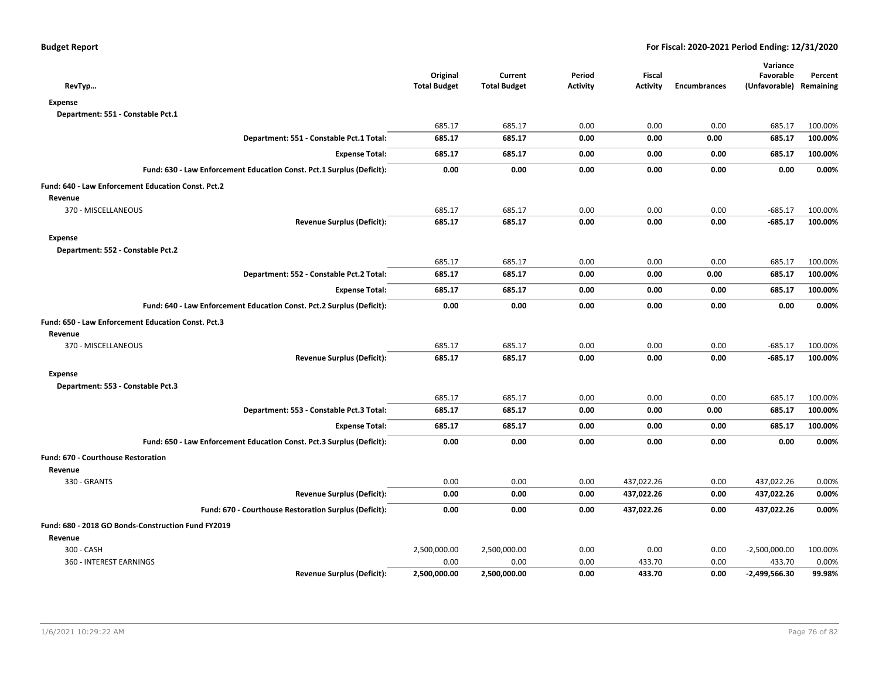**Budget Report** — For Fiscal: 2020-2021 Period Ending: 12/31/2020

| RevTyp… | Original Total Budget | Current Total Budget | Period Activity | Fiscal Activity | Encumbrances | Variance Favorable (Unfavorable) | Percent Remaining |
|---|---|---|---|---|---|---|---|
| **Expense** | | | | | | | |
| **Department: 551 - Constable Pct.1** | | | | | | | |
| | 685.17 | 685.17 | 0.00 | 0.00 | 0.00 | 685.17 | 100.00% |
| **Department: 551 - Constable Pct.1 Total:** | **685.17** | **685.17** | **0.00** | **0.00** | **0.00** | **685.17** | **100.00%** |
| **Expense Total:** | **685.17** | **685.17** | **0.00** | **0.00** | **0.00** | **685.17** | **100.00%** |
| **Fund: 630 - Law Enforcement Education Const. Pct.1 Surplus (Deficit):** | **0.00** | **0.00** | **0.00** | **0.00** | **0.00** | **0.00** | **0.00%** |
| **Fund: 640 - Law Enforcement Education Const. Pct.2** | | | | | | | |
| **Revenue** | | | | | | | |
| 370 - MISCELLANEOUS | 685.17 | 685.17 | 0.00 | 0.00 | 0.00 | -685.17 | 100.00% |
| **Revenue Surplus (Deficit):** | **685.17** | **685.17** | **0.00** | **0.00** | **0.00** | **-685.17** | **100.00%** |
| **Expense** | | | | | | | |
| **Department: 552 - Constable Pct.2** | | | | | | | |
| | 685.17 | 685.17 | 0.00 | 0.00 | 0.00 | 685.17 | 100.00% |
| **Department: 552 - Constable Pct.2 Total:** | **685.17** | **685.17** | **0.00** | **0.00** | **0.00** | **685.17** | **100.00%** |
| **Expense Total:** | **685.17** | **685.17** | **0.00** | **0.00** | **0.00** | **685.17** | **100.00%** |
| **Fund: 640 - Law Enforcement Education Const. Pct.2 Surplus (Deficit):** | **0.00** | **0.00** | **0.00** | **0.00** | **0.00** | **0.00** | **0.00%** |
| **Fund: 650 - Law Enforcement Education Const. Pct.3** | | | | | | | |
| **Revenue** | | | | | | | |
| 370 - MISCELLANEOUS | 685.17 | 685.17 | 0.00 | 0.00 | 0.00 | -685.17 | 100.00% |
| **Revenue Surplus (Deficit):** | **685.17** | **685.17** | **0.00** | **0.00** | **0.00** | **-685.17** | **100.00%** |
| **Expense** | | | | | | | |
| **Department: 553 - Constable Pct.3** | | | | | | | |
| | 685.17 | 685.17 | 0.00 | 0.00 | 0.00 | 685.17 | 100.00% |
| **Department: 553 - Constable Pct.3 Total:** | **685.17** | **685.17** | **0.00** | **0.00** | **0.00** | **685.17** | **100.00%** |
| **Expense Total:** | **685.17** | **685.17** | **0.00** | **0.00** | **0.00** | **685.17** | **100.00%** |
| **Fund: 650 - Law Enforcement Education Const. Pct.3 Surplus (Deficit):** | **0.00** | **0.00** | **0.00** | **0.00** | **0.00** | **0.00** | **0.00%** |
| **Fund: 670 - Courthouse Restoration** | | | | | | | |
| **Revenue** | | | | | | | |
| 330 - GRANTS | 0.00 | 0.00 | 0.00 | 437,022.26 | 0.00 | 437,022.26 | 0.00% |
| **Revenue Surplus (Deficit):** | **0.00** | **0.00** | **0.00** | **437,022.26** | **0.00** | **437,022.26** | **0.00%** |
| **Fund: 670 - Courthouse Restoration Surplus (Deficit):** | **0.00** | **0.00** | **0.00** | **437,022.26** | **0.00** | **437,022.26** | **0.00%** |
| **Fund: 680 - 2018 GO Bonds-Construction Fund FY2019** | | | | | | | |
| **Revenue** | | | | | | | |
| 300 - CASH | 2,500,000.00 | 2,500,000.00 | 0.00 | 0.00 | 0.00 | -2,500,000.00 | 100.00% |
| 360 - INTEREST EARNINGS | 0.00 | 0.00 | 0.00 | 433.70 | 0.00 | 433.70 | 0.00% |
| **Revenue Surplus (Deficit):** | **2,500,000.00** | **2,500,000.00** | **0.00** | **433.70** | **0.00** | **-2,499,566.30** | **99.98%** |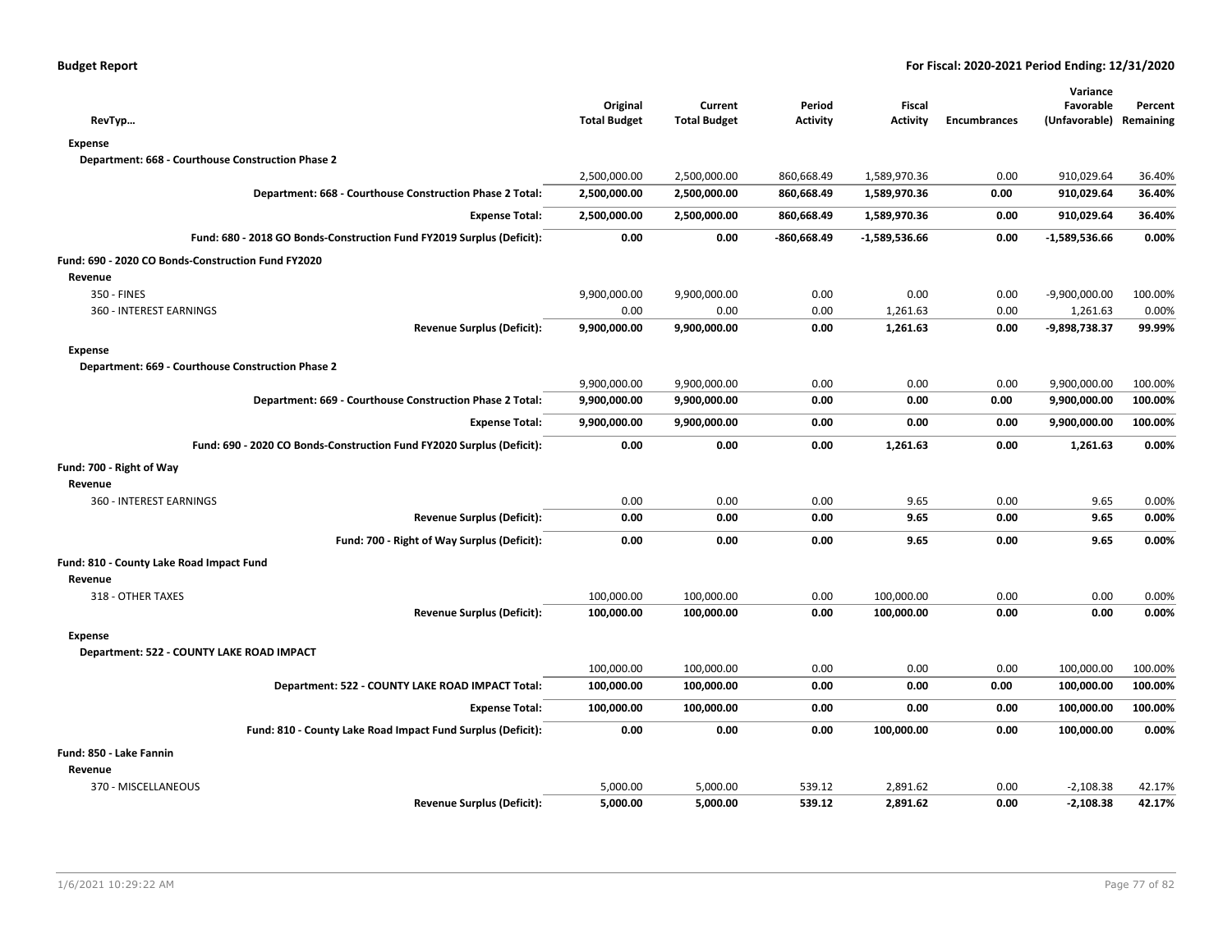| RevTyp... | Original Total Budget | Current Total Budget | Period Activity | Fiscal Activity | Encumbrances | Variance Favorable (Unfavorable) | Percent Remaining |
|---|---|---|---|---|---|---|---|
| **Expense** | | | | | | | |
| **Department: 668 - Courthouse Construction Phase 2** | | | | | | | |
| | 2,500,000.00 | 2,500,000.00 | 860,668.49 | 1,589,970.36 | 0.00 | 910,029.64 | 36.40% |
| **Department: 668 - Courthouse Construction Phase 2 Total:** | **2,500,000.00** | **2,500,000.00** | **860,668.49** | **1,589,970.36** | **0.00** | **910,029.64** | **36.40%** |
| **Expense Total:** | **2,500,000.00** | **2,500,000.00** | **860,668.49** | **1,589,970.36** | **0.00** | **910,029.64** | **36.40%** |
| **Fund: 680 - 2018 GO Bonds-Construction Fund FY2019 Surplus (Deficit):** | **0.00** | **0.00** | **-860,668.49** | **-1,589,536.66** | **0.00** | **-1,589,536.66** | **0.00%** |
| **Fund: 690 - 2020 CO Bonds-Construction Fund FY2020** | | | | | | | |
| **Revenue** | | | | | | | |
| 350 - FINES | 9,900,000.00 | 9,900,000.00 | 0.00 | 0.00 | 0.00 | -9,900,000.00 | 100.00% |
| 360 - INTEREST EARNINGS | 0.00 | 0.00 | 0.00 | 1,261.63 | 0.00 | 1,261.63 | 0.00% |
| **Revenue Surplus (Deficit):** | **9,900,000.00** | **9,900,000.00** | **0.00** | **1,261.63** | **0.00** | **-9,898,738.37** | **99.99%** |
| **Expense** | | | | | | | |
| **Department: 669 - Courthouse Construction Phase 2** | | | | | | | |
| | 9,900,000.00 | 9,900,000.00 | 0.00 | 0.00 | 0.00 | 9,900,000.00 | 100.00% |
| **Department: 669 - Courthouse Construction Phase 2 Total:** | **9,900,000.00** | **9,900,000.00** | **0.00** | **0.00** | **0.00** | **9,900,000.00** | **100.00%** |
| **Expense Total:** | **9,900,000.00** | **9,900,000.00** | **0.00** | **0.00** | **0.00** | **9,900,000.00** | **100.00%** |
| **Fund: 690 - 2020 CO Bonds-Construction Fund FY2020 Surplus (Deficit):** | **0.00** | **0.00** | **0.00** | **1,261.63** | **0.00** | **1,261.63** | **0.00%** |
| **Fund: 700 - Right of Way** | | | | | | | |
| **Revenue** | | | | | | | |
| 360 - INTEREST EARNINGS | 0.00 | 0.00 | 0.00 | 9.65 | 0.00 | 9.65 | 0.00% |
| **Revenue Surplus (Deficit):** | **0.00** | **0.00** | **0.00** | **9.65** | **0.00** | **9.65** | **0.00%** |
| **Fund: 700 - Right of Way Surplus (Deficit):** | **0.00** | **0.00** | **0.00** | **9.65** | **0.00** | **9.65** | **0.00%** |
| **Fund: 810 - County Lake Road Impact Fund** | | | | | | | |
| **Revenue** | | | | | | | |
| 318 - OTHER TAXES | 100,000.00 | 100,000.00 | 0.00 | 100,000.00 | 0.00 | 0.00 | 0.00% |
| **Revenue Surplus (Deficit):** | **100,000.00** | **100,000.00** | **0.00** | **100,000.00** | **0.00** | **0.00** | **0.00%** |
| **Expense** | | | | | | | |
| **Department: 522 - COUNTY LAKE ROAD IMPACT** | | | | | | | |
| | 100,000.00 | 100,000.00 | 0.00 | 0.00 | 0.00 | 100,000.00 | 100.00% |
| **Department: 522 - COUNTY LAKE ROAD IMPACT Total:** | **100,000.00** | **100,000.00** | **0.00** | **0.00** | **0.00** | **100,000.00** | **100.00%** |
| **Expense Total:** | **100,000.00** | **100,000.00** | **0.00** | **0.00** | **0.00** | **100,000.00** | **100.00%** |
| **Fund: 810 - County Lake Road Impact Fund Surplus (Deficit):** | **0.00** | **0.00** | **0.00** | **100,000.00** | **0.00** | **100,000.00** | **0.00%** |
| **Fund: 850 - Lake Fannin** | | | | | | | |
| **Revenue** | | | | | | | |
| 370 - MISCELLANEOUS | 5,000.00 | 5,000.00 | 539.12 | 2,891.62 | 0.00 | -2,108.38 | 42.17% |
| **Revenue Surplus (Deficit):** | **5,000.00** | **5,000.00** | **539.12** | **2,891.62** | **0.00** | **-2,108.38** | **42.17%** |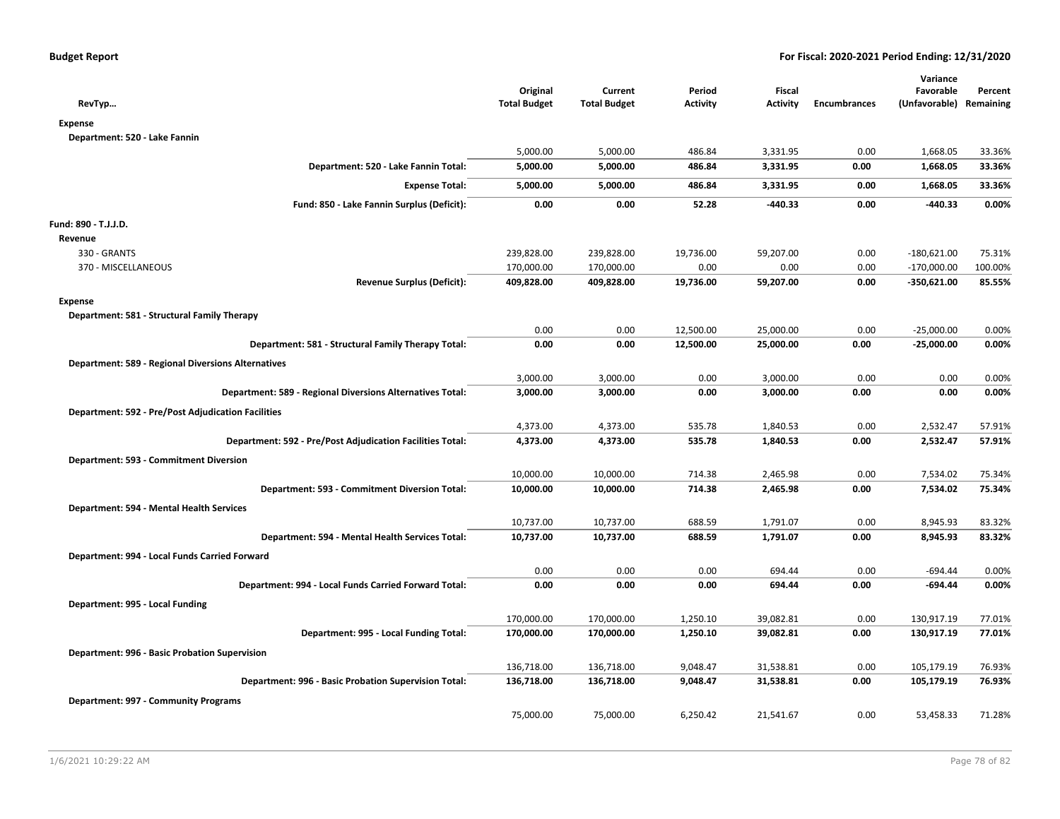| RevTyp... | Original Total Budget | Current Total Budget | Period Activity | Fiscal Activity | Encumbrances | Variance Favorable (Unfavorable) | Percent Remaining |
|---|---|---|---|---|---|---|---|
| **Expense** | | | | | | | |
| **Department: 520 - Lake Fannin** | | | | | | | |
| | 5,000.00 | 5,000.00 | 486.84 | 3,331.95 | 0.00 | 1,668.05 | 33.36% |
| **Department: 520 - Lake Fannin Total:** | **5,000.00** | **5,000.00** | **486.84** | **3,331.95** | **0.00** | **1,668.05** | **33.36%** |
| **Expense Total:** | **5,000.00** | **5,000.00** | **486.84** | **3,331.95** | **0.00** | **1,668.05** | **33.36%** |
| **Fund: 850 - Lake Fannin Surplus (Deficit):** | **0.00** | **0.00** | **52.28** | **-440.33** | **0.00** | **-440.33** | **0.00%** |
| **Fund: 890 - T.J.J.D.** | | | | | | | |
| **Revenue** | | | | | | | |
| 330 - GRANTS | 239,828.00 | 239,828.00 | 19,736.00 | 59,207.00 | 0.00 | -180,621.00 | 75.31% |
| 370 - MISCELLANEOUS | 170,000.00 | 170,000.00 | 0.00 | 0.00 | 0.00 | -170,000.00 | 100.00% |
| **Revenue Surplus (Deficit):** | **409,828.00** | **409,828.00** | **19,736.00** | **59,207.00** | **0.00** | **-350,621.00** | **85.55%** |
| **Expense** | | | | | | | |
| **Department: 581 - Structural Family Therapy** | | | | | | | |
| | 0.00 | 0.00 | 12,500.00 | 25,000.00 | 0.00 | -25,000.00 | 0.00% |
| **Department: 581 - Structural Family Therapy Total:** | **0.00** | **0.00** | **12,500.00** | **25,000.00** | **0.00** | **-25,000.00** | **0.00%** |
| **Department: 589 - Regional Diversions Alternatives** | | | | | | | |
| | 3,000.00 | 3,000.00 | 0.00 | 3,000.00 | 0.00 | 0.00 | 0.00% |
| **Department: 589 - Regional Diversions Alternatives Total:** | **3,000.00** | **3,000.00** | **0.00** | **3,000.00** | **0.00** | **0.00** | **0.00%** |
| **Department: 592 - Pre/Post Adjudication Facilities** | | | | | | | |
| | 4,373.00 | 4,373.00 | 535.78 | 1,840.53 | 0.00 | 2,532.47 | 57.91% |
| **Department: 592 - Pre/Post Adjudication Facilities Total:** | **4,373.00** | **4,373.00** | **535.78** | **1,840.53** | **0.00** | **2,532.47** | **57.91%** |
| **Department: 593 - Commitment Diversion** | | | | | | | |
| | 10,000.00 | 10,000.00 | 714.38 | 2,465.98 | 0.00 | 7,534.02 | 75.34% |
| **Department: 593 - Commitment Diversion Total:** | **10,000.00** | **10,000.00** | **714.38** | **2,465.98** | **0.00** | **7,534.02** | **75.34%** |
| **Department: 594 - Mental Health Services** | | | | | | | |
| | 10,737.00 | 10,737.00 | 688.59 | 1,791.07 | 0.00 | 8,945.93 | 83.32% |
| **Department: 594 - Mental Health Services Total:** | **10,737.00** | **10,737.00** | **688.59** | **1,791.07** | **0.00** | **8,945.93** | **83.32%** |
| **Department: 994 - Local Funds Carried Forward** | | | | | | | |
| | 0.00 | 0.00 | 0.00 | 694.44 | 0.00 | -694.44 | 0.00% |
| **Department: 994 - Local Funds Carried Forward Total:** | **0.00** | **0.00** | **0.00** | **694.44** | **0.00** | **-694.44** | **0.00%** |
| **Department: 995 - Local Funding** | | | | | | | |
| | 170,000.00 | 170,000.00 | 1,250.10 | 39,082.81 | 0.00 | 130,917.19 | 77.01% |
| **Department: 995 - Local Funding Total:** | **170,000.00** | **170,000.00** | **1,250.10** | **39,082.81** | **0.00** | **130,917.19** | **77.01%** |
| **Department: 996 - Basic Probation Supervision** | | | | | | | |
| | 136,718.00 | 136,718.00 | 9,048.47 | 31,538.81 | 0.00 | 105,179.19 | 76.93% |
| **Department: 996 - Basic Probation Supervision Total:** | **136,718.00** | **136,718.00** | **9,048.47** | **31,538.81** | **0.00** | **105,179.19** | **76.93%** |
| **Department: 997 - Community Programs** | | | | | | | |
| | 75,000.00 | 75,000.00 | 6,250.42 | 21,541.67 | 0.00 | 53,458.33 | 71.28% |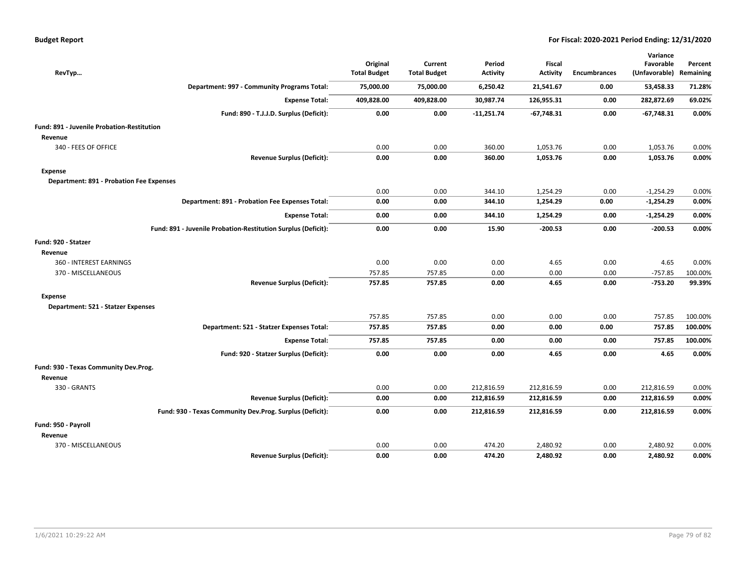| RevTyp... | Original Total Budget | Current Total Budget | Period Activity | Fiscal Activity | Encumbrances | Variance Favorable (Unfavorable) | Percent Remaining |
|---|---|---|---|---|---|---|---|
| **Department: 997 - Community Programs Total:** | **75,000.00** | **75,000.00** | **6,250.42** | **21,541.67** | **0.00** | **53,458.33** | **71.28%** |
| **Expense Total:** | **409,828.00** | **409,828.00** | **30,987.74** | **126,955.31** | **0.00** | **282,872.69** | **69.02%** |
| **Fund: 890 - T.J.J.D. Surplus (Deficit):** | **0.00** | **0.00** | **-11,251.74** | **-67,748.31** | **0.00** | **-67,748.31** | **0.00%** |
| **Fund: 891 - Juvenile Probation-Restitution** | | | | | | | |
| **Revenue** | | | | | | | |
| 340 - FEES OF OFFICE | 0.00 | 0.00 | 360.00 | 1,053.76 | 0.00 | 1,053.76 | 0.00% |
| **Revenue Surplus (Deficit):** | **0.00** | **0.00** | **360.00** | **1,053.76** | **0.00** | **1,053.76** | **0.00%** |
| **Expense** | | | | | | | |
| **Department: 891 - Probation Fee Expenses** | | | | | | | |
| | 0.00 | 0.00 | 344.10 | 1,254.29 | 0.00 | -1,254.29 | 0.00% |
| **Department: 891 - Probation Fee Expenses Total:** | **0.00** | **0.00** | **344.10** | **1,254.29** | **0.00** | **-1,254.29** | **0.00%** |
| **Expense Total:** | **0.00** | **0.00** | **344.10** | **1,254.29** | **0.00** | **-1,254.29** | **0.00%** |
| **Fund: 891 - Juvenile Probation-Restitution Surplus (Deficit):** | **0.00** | **0.00** | **15.90** | **-200.53** | **0.00** | **-200.53** | **0.00%** |
| **Fund: 920 - Statzer** | | | | | | | |
| **Revenue** | | | | | | | |
| 360 - INTEREST EARNINGS | 0.00 | 0.00 | 0.00 | 4.65 | 0.00 | 4.65 | 0.00% |
| 370 - MISCELLANEOUS | 757.85 | 757.85 | 0.00 | 0.00 | 0.00 | -757.85 | 100.00% |
| **Revenue Surplus (Deficit):** | **757.85** | **757.85** | **0.00** | **4.65** | **0.00** | **-753.20** | **99.39%** |
| **Expense** | | | | | | | |
| **Department: 521 - Statzer Expenses** | | | | | | | |
| | 757.85 | 757.85 | 0.00 | 0.00 | 0.00 | 757.85 | 100.00% |
| **Department: 521 - Statzer Expenses Total:** | **757.85** | **757.85** | **0.00** | **0.00** | **0.00** | **757.85** | **100.00%** |
| **Expense Total:** | **757.85** | **757.85** | **0.00** | **0.00** | **0.00** | **757.85** | **100.00%** |
| **Fund: 920 - Statzer Surplus (Deficit):** | **0.00** | **0.00** | **0.00** | **4.65** | **0.00** | **4.65** | **0.00%** |
| **Fund: 930 - Texas Community Dev.Prog.** | | | | | | | |
| **Revenue** | | | | | | | |
| 330 - GRANTS | 0.00 | 0.00 | 212,816.59 | 212,816.59 | 0.00 | 212,816.59 | 0.00% |
| **Revenue Surplus (Deficit):** | **0.00** | **0.00** | **212,816.59** | **212,816.59** | **0.00** | **212,816.59** | **0.00%** |
| **Fund: 930 - Texas Community Dev.Prog. Surplus (Deficit):** | **0.00** | **0.00** | **212,816.59** | **212,816.59** | **0.00** | **212,816.59** | **0.00%** |
| **Fund: 950 - Payroll** | | | | | | | |
| **Revenue** | | | | | | | |
| 370 - MISCELLANEOUS | 0.00 | 0.00 | 474.20 | 2,480.92 | 0.00 | 2,480.92 | 0.00% |
| **Revenue Surplus (Deficit):** | **0.00** | **0.00** | **474.20** | **2,480.92** | **0.00** | **2,480.92** | **0.00%** |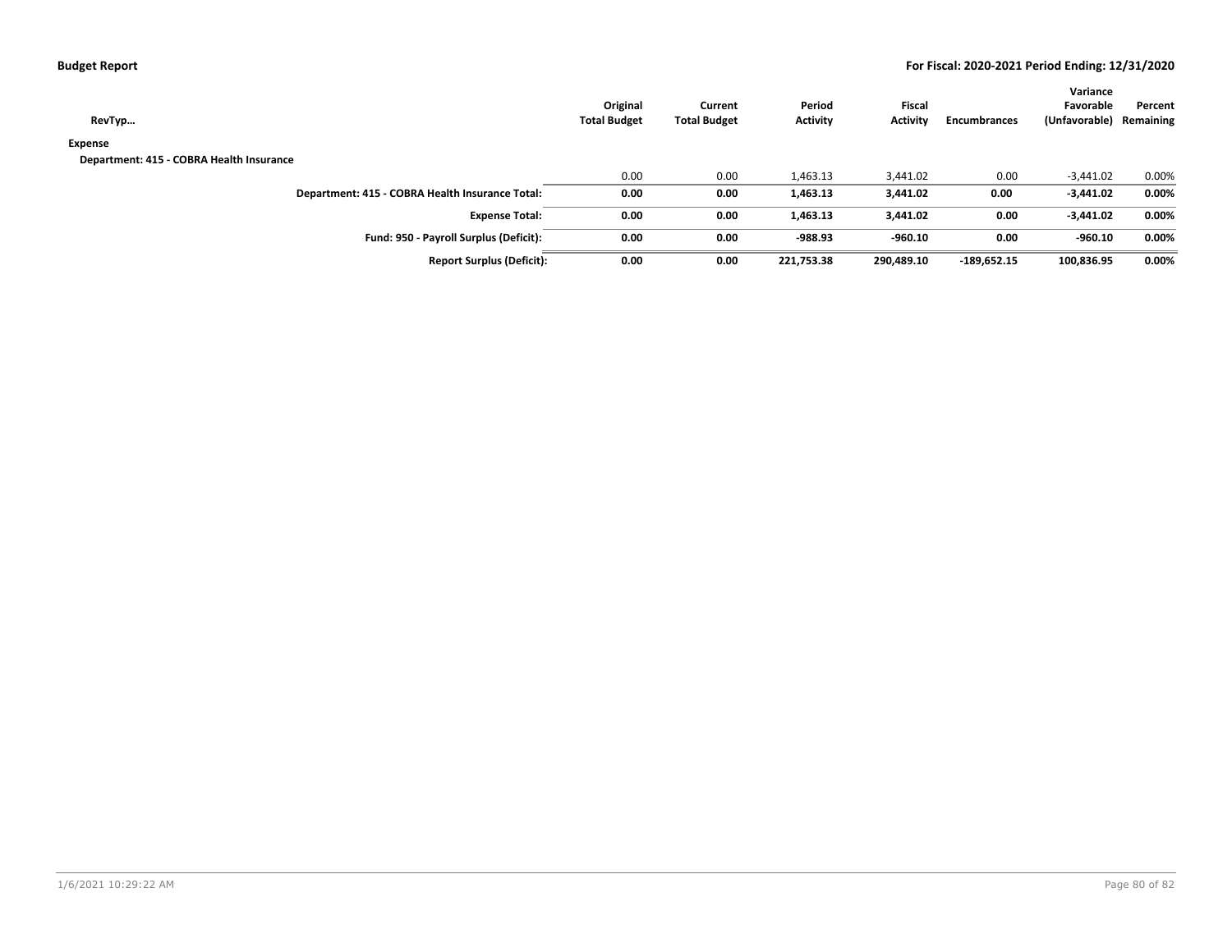| RevTyp... | Original Total Budget | Current Total Budget | Period Activity | Fiscal Activity | Encumbrances | Variance Favorable (Unfavorable) | Percent Remaining |
|---|---|---|---|---|---|---|---|
| **Expense** | | | | | | | |
| **Department: 415 - COBRA Health Insurance** | | | | | | | |
| | 0.00 | 0.00 | 1,463.13 | 3,441.02 | 0.00 | -3,441.02 | 0.00% |
| **Department: 415 - COBRA Health Insurance Total:** | **0.00** | **0.00** | **1,463.13** | **3,441.02** | **0.00** | **-3,441.02** | **0.00%** |
| **Expense Total:** | **0.00** | **0.00** | **1,463.13** | **3,441.02** | **0.00** | **-3,441.02** | **0.00%** |
| **Fund: 950 - Payroll Surplus (Deficit):** | **0.00** | **0.00** | **-988.93** | **-960.10** | **0.00** | **-960.10** | **0.00%** |
| **Report Surplus (Deficit):** | **0.00** | **0.00** | **221,753.38** | **290,489.10** | **-189,652.15** | **100,836.95** | **0.00%** |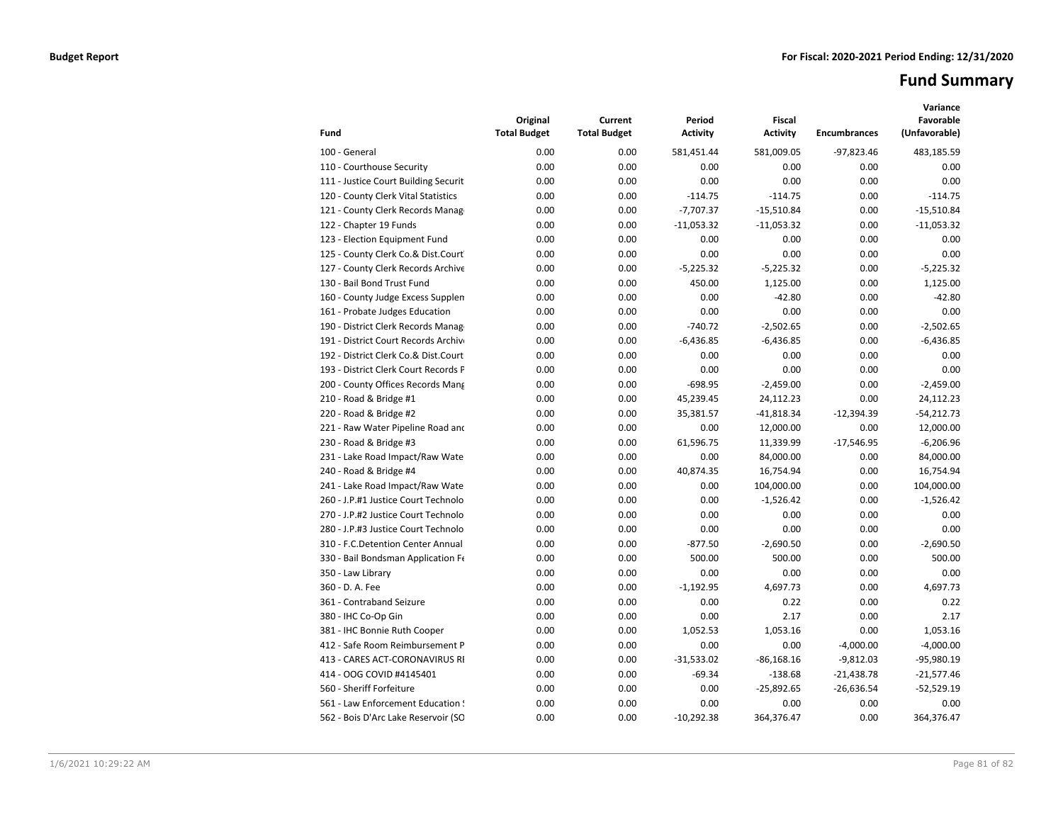**Budget Report** 

**For Fiscal: 2020-2021 Period Ending: 12/31/2020**

# Fund Summary

| Fund | Original Total Budget | Current Total Budget | Period Activity | Fiscal Activity | Encumbrances | Variance Favorable (Unfavorable) |
|---|---|---|---|---|---|---|
| 100 - General | 0.00 | 0.00 | 581,451.44 | 581,009.05 | -97,823.46 | 483,185.59 |
| 110 - Courthouse Security | 0.00 | 0.00 | 0.00 | 0.00 | 0.00 | 0.00 |
| 111 - Justice Court Building Securit | 0.00 | 0.00 | 0.00 | 0.00 | 0.00 | 0.00 |
| 120 - County Clerk Vital Statistics | 0.00 | 0.00 | -114.75 | -114.75 | 0.00 | -114.75 |
| 121 - County Clerk Records Manag | 0.00 | 0.00 | -7,707.37 | -15,510.84 | 0.00 | -15,510.84 |
| 122 - Chapter 19 Funds | 0.00 | 0.00 | -11,053.32 | -11,053.32 | 0.00 | -11,053.32 |
| 123 - Election Equipment Fund | 0.00 | 0.00 | 0.00 | 0.00 | 0.00 | 0.00 |
| 125 - County Clerk Co.& Dist.Court | 0.00 | 0.00 | 0.00 | 0.00 | 0.00 | 0.00 |
| 127 - County Clerk Records Archive | 0.00 | 0.00 | -5,225.32 | -5,225.32 | 0.00 | -5,225.32 |
| 130 - Bail Bond Trust Fund | 0.00 | 0.00 | 450.00 | 1,125.00 | 0.00 | 1,125.00 |
| 160 - County Judge Excess Supplen | 0.00 | 0.00 | 0.00 | -42.80 | 0.00 | -42.80 |
| 161 - Probate Judges Education | 0.00 | 0.00 | 0.00 | 0.00 | 0.00 | 0.00 |
| 190 - District Clerk Records Manag | 0.00 | 0.00 | -740.72 | -2,502.65 | 0.00 | -2,502.65 |
| 191 - District Court Records Archiv | 0.00 | 0.00 | -6,436.85 | -6,436.85 | 0.00 | -6,436.85 |
| 192 - District Clerk Co.& Dist.Court | 0.00 | 0.00 | 0.00 | 0.00 | 0.00 | 0.00 |
| 193 - District Clerk Court Records P | 0.00 | 0.00 | 0.00 | 0.00 | 0.00 | 0.00 |
| 200 - County Offices Records Mang | 0.00 | 0.00 | -698.95 | -2,459.00 | 0.00 | -2,459.00 |
| 210 - Road & Bridge #1 | 0.00 | 0.00 | 45,239.45 | 24,112.23 | 0.00 | 24,112.23 |
| 220 - Road & Bridge #2 | 0.00 | 0.00 | 35,381.57 | -41,818.34 | -12,394.39 | -54,212.73 |
| 221 - Raw Water Pipeline Road anc | 0.00 | 0.00 | 0.00 | 12,000.00 | 0.00 | 12,000.00 |
| 230 - Road & Bridge #3 | 0.00 | 0.00 | 61,596.75 | 11,339.99 | -17,546.95 | -6,206.96 |
| 231 - Lake Road Impact/Raw Wate | 0.00 | 0.00 | 0.00 | 84,000.00 | 0.00 | 84,000.00 |
| 240 - Road & Bridge #4 | 0.00 | 0.00 | 40,874.35 | 16,754.94 | 0.00 | 16,754.94 |
| 241 - Lake Road Impact/Raw Wate | 0.00 | 0.00 | 0.00 | 104,000.00 | 0.00 | 104,000.00 |
| 260 - J.P.#1 Justice Court Technolo | 0.00 | 0.00 | 0.00 | -1,526.42 | 0.00 | -1,526.42 |
| 270 - J.P.#2 Justice Court Technolo | 0.00 | 0.00 | 0.00 | 0.00 | 0.00 | 0.00 |
| 280 - J.P.#3 Justice Court Technolo | 0.00 | 0.00 | 0.00 | 0.00 | 0.00 | 0.00 |
| 310 - F.C.Detention Center Annual | 0.00 | 0.00 | -877.50 | -2,690.50 | 0.00 | -2,690.50 |
| 330 - Bail Bondsman Application Fe | 0.00 | 0.00 | 500.00 | 500.00 | 0.00 | 500.00 |
| 350 - Law Library | 0.00 | 0.00 | 0.00 | 0.00 | 0.00 | 0.00 |
| 360 - D. A. Fee | 0.00 | 0.00 | -1,192.95 | 4,697.73 | 0.00 | 4,697.73 |
| 361 - Contraband Seizure | 0.00 | 0.00 | 0.00 | 0.22 | 0.00 | 0.22 |
| 380 - IHC Co-Op Gin | 0.00 | 0.00 | 0.00 | 2.17 | 0.00 | 2.17 |
| 381 - IHC Bonnie Ruth Cooper | 0.00 | 0.00 | 1,052.53 | 1,053.16 | 0.00 | 1,053.16 |
| 412 - Safe Room Reimbursement P | 0.00 | 0.00 | 0.00 | 0.00 | -4,000.00 | -4,000.00 |
| 413 - CARES ACT-CORONAVIRUS RI | 0.00 | 0.00 | -31,533.02 | -86,168.16 | -9,812.03 | -95,980.19 |
| 414 - OOG COVID #4145401 | 0.00 | 0.00 | -69.34 | -138.68 | -21,438.78 | -21,577.46 |
| 560 - Sheriff Forfeiture | 0.00 | 0.00 | 0.00 | -25,892.65 | -26,636.54 | -52,529.19 |
| 561 - Law Enforcement Education ! | 0.00 | 0.00 | 0.00 | 0.00 | 0.00 | 0.00 |
| 562 - Bois D'Arc Lake Reservoir (SO | 0.00 | 0.00 | -10,292.38 | 364,376.47 | 0.00 | 364,376.47 |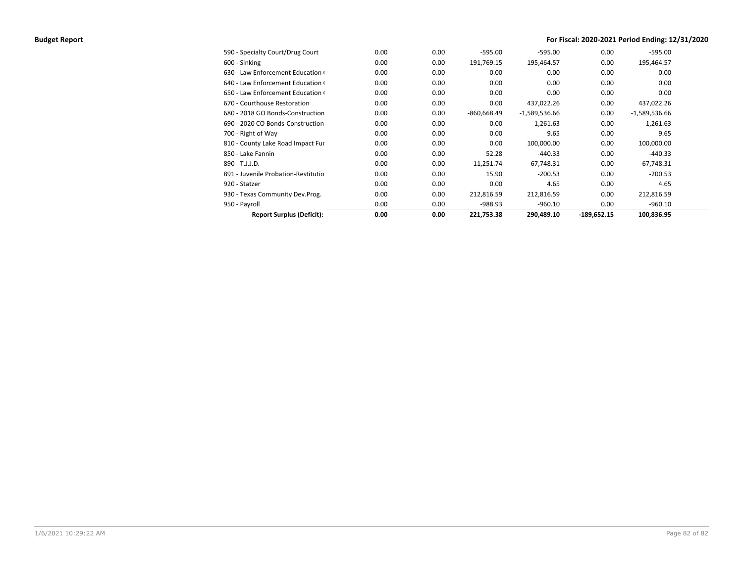| | | | | | | |
|---|---|---|---|---|---|---|
| 590 - Specialty Court/Drug Court | 0.00 | 0.00 | -595.00 | -595.00 | 0.00 | -595.00 |
| 600 - Sinking | 0.00 | 0.00 | 191,769.15 | 195,464.57 | 0.00 | 195,464.57 |
| 630 - Law Enforcement Education ( | 0.00 | 0.00 | 0.00 | 0.00 | 0.00 | 0.00 |
| 640 - Law Enforcement Education ( | 0.00 | 0.00 | 0.00 | 0.00 | 0.00 | 0.00 |
| 650 - Law Enforcement Education ( | 0.00 | 0.00 | 0.00 | 0.00 | 0.00 | 0.00 |
| 670 - Courthouse Restoration | 0.00 | 0.00 | 0.00 | 437,022.26 | 0.00 | 437,022.26 |
| 680 - 2018 GO Bonds-Construction | 0.00 | 0.00 | -860,668.49 | -1,589,536.66 | 0.00 | -1,589,536.66 |
| 690 - 2020 CO Bonds-Construction | 0.00 | 0.00 | 0.00 | 1,261.63 | 0.00 | 1,261.63 |
| 700 - Right of Way | 0.00 | 0.00 | 0.00 | 9.65 | 0.00 | 9.65 |
| 810 - County Lake Road Impact Fur | 0.00 | 0.00 | 0.00 | 100,000.00 | 0.00 | 100,000.00 |
| 850 - Lake Fannin | 0.00 | 0.00 | 52.28 | -440.33 | 0.00 | -440.33 |
| 890 - T.J.J.D. | 0.00 | 0.00 | -11,251.74 | -67,748.31 | 0.00 | -67,748.31 |
| 891 - Juvenile Probation-Restitutio | 0.00 | 0.00 | 15.90 | -200.53 | 0.00 | -200.53 |
| 920 - Statzer | 0.00 | 0.00 | 0.00 | 4.65 | 0.00 | 4.65 |
| 930 - Texas Community Dev.Prog. | 0.00 | 0.00 | 212,816.59 | 212,816.59 | 0.00 | 212,816.59 |
| 950 - Payroll | 0.00 | 0.00 | -988.93 | -960.10 | 0.00 | -960.10 |
| **Report Surplus (Deficit):** | **0.00** | **0.00** | **221,753.38** | **290,489.10** | **-189,652.15** | **100,836.95** |